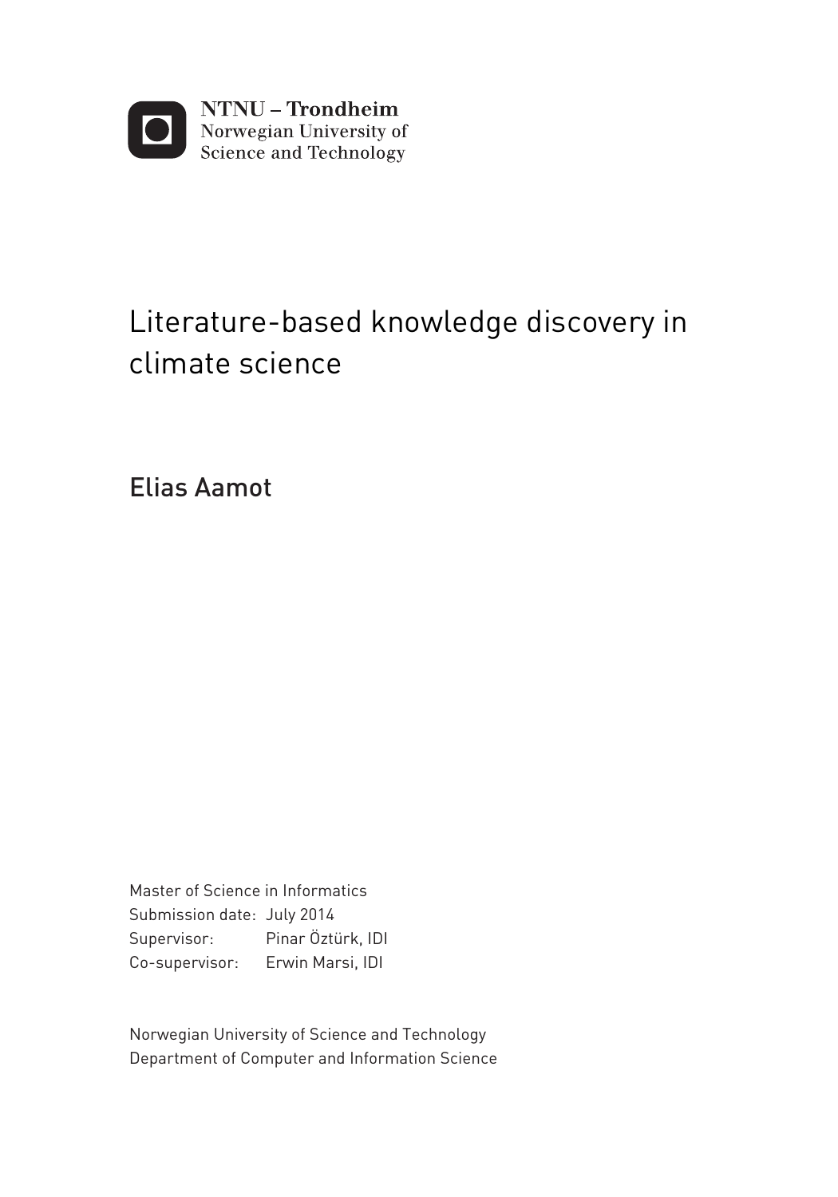NTNU – Trondheim
Norwegian University of
Science and Technology

# Literature-based knowledge discovery in climate science

## Elias Aamot

Master of Science in Informatics
Submission date: July 2014
Supervisor: Pinar Öztürk, IDI
Co-supervisor: Erwin Marsi, IDI

Norwegian University of Science and Technology
Department of Computer and Information Science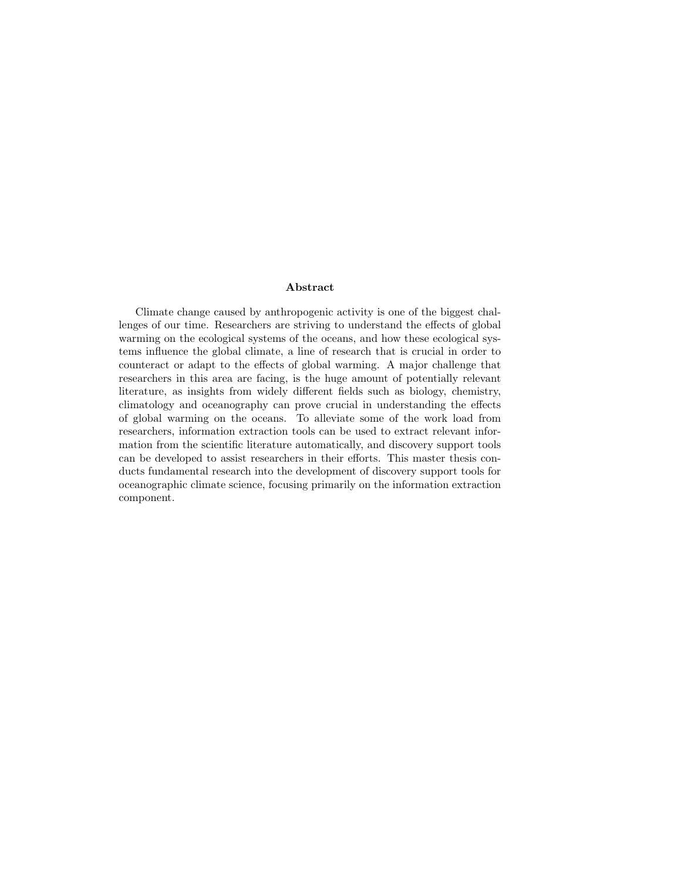## Abstract

Climate change caused by anthropogenic activity is one of the biggest challenges of our time. Researchers are striving to understand the effects of global warming on the ecological systems of the oceans, and how these ecological systems influence the global climate, a line of research that is crucial in order to counteract or adapt to the effects of global warming. A major challenge that researchers in this area are facing, is the huge amount of potentially relevant literature, as insights from widely different fields such as biology, chemistry, climatology and oceanography can prove crucial in understanding the effects of global warming on the oceans. To alleviate some of the work load from researchers, information extraction tools can be used to extract relevant information from the scientific literature automatically, and discovery support tools can be developed to assist researchers in their efforts. This master thesis conducts fundamental research into the development of discovery support tools for oceanographic climate science, focusing primarily on the information extraction component.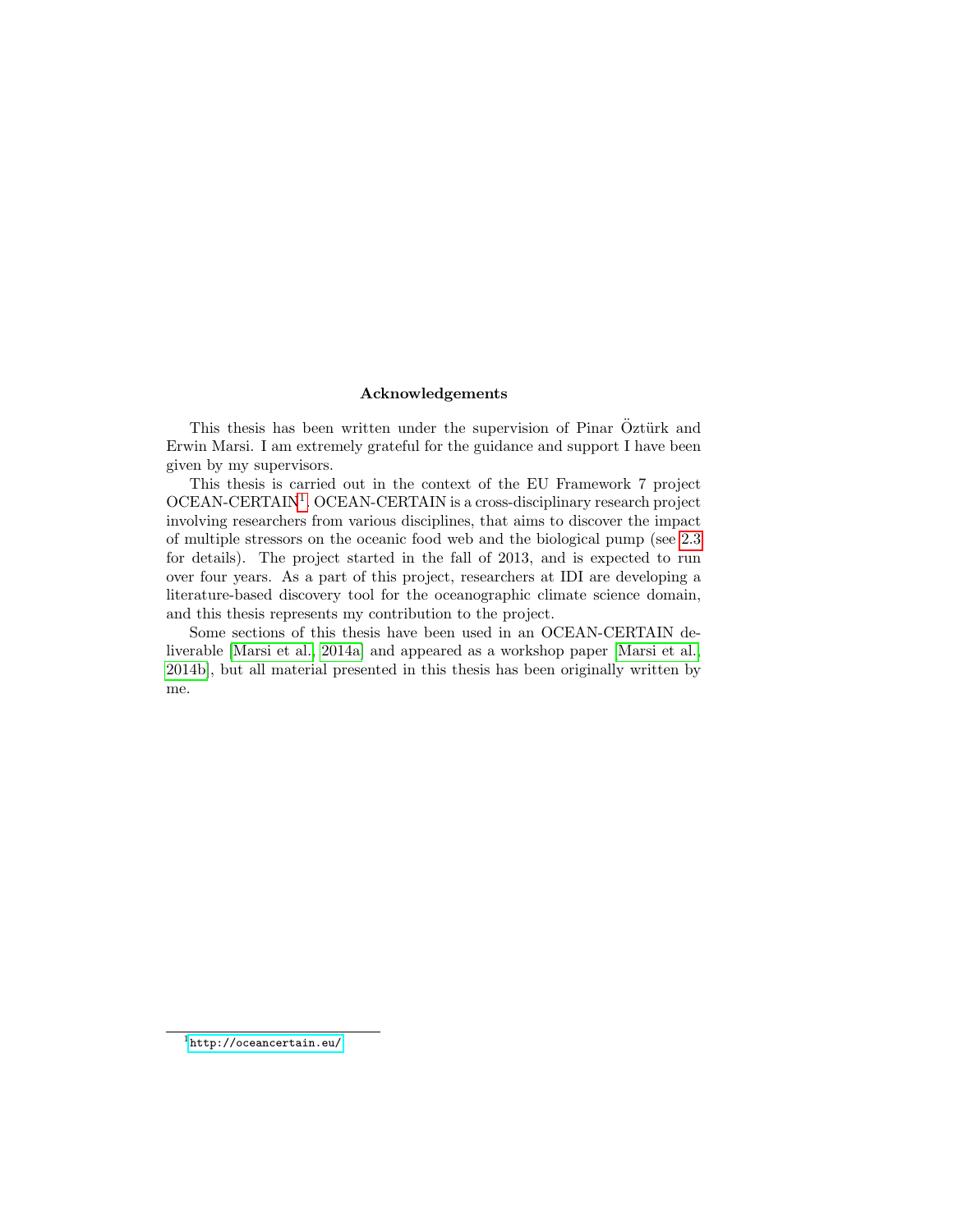## Acknowledgements

This thesis has been written under the supervision of Pinar Öztürk and Erwin Marsi. I am extremely grateful for the guidance and support I have been given by my supervisors.

This thesis is carried out in the context of the EU Framework 7 project OCEAN-CERTAIN[1]. OCEAN-CERTAIN is a cross-disciplinary research project involving researchers from various disciplines, that aims to discover the impact of multiple stressors on the oceanic food web and the biological pump (see 2.3 for details). The project started in the fall of 2013, and is expected to run over four years. As a part of this project, researchers at IDI are developing a literature-based discovery tool for the oceanographic climate science domain, and this thesis represents my contribution to the project.

Some sections of this thesis have been used in an OCEAN-CERTAIN deliverable [Marsi et al., 2014a] and appeared as a workshop paper [Marsi et al., 2014b], but all material presented in this thesis has been originally written by me.

---

[1] http://oceancertain.eu/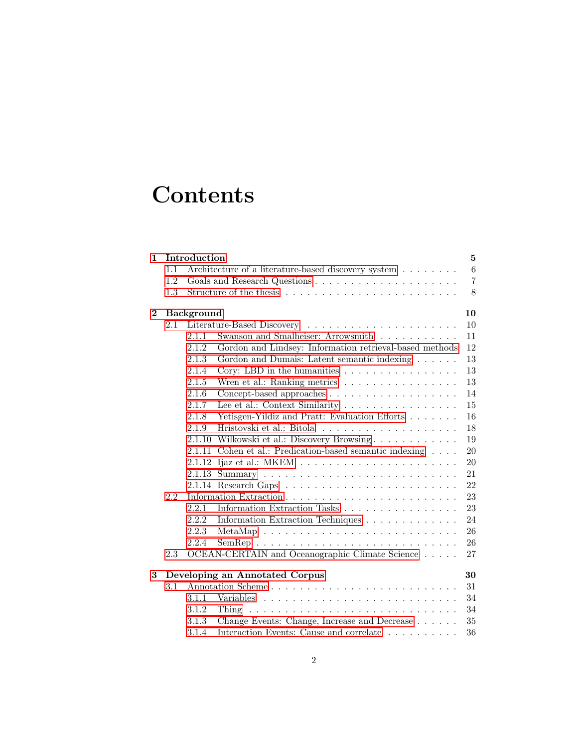# Contents

**1 Introduction** 5
- 1.1 Architecture of a literature-based discovery system . . . . . . . . 6
- 1.2 Goals and Research Questions . . . . . . . . . . . . . . . . . . . . 7
- 1.3 Structure of the thesis . . . . . . . . . . . . . . . . . . . . . . . . 8

**2 Background** 10
- 2.1 Literature-Based Discovery . . . . . . . . . . . . . . . . . . . . . 10
  - 2.1.1 Swanson and Smalheiser: Arrowsmith . . . . . . . . . . . . 11
  - 2.1.2 Gordon and Lindsey: Information retrieval-based methods 12
  - 2.1.3 Gordon and Dumais: Latent semantic indexing . . . . . . 13
  - 2.1.4 Cory: LBD in the humanities . . . . . . . . . . . . . . . . 13
  - 2.1.5 Wren et al.: Ranking metrics . . . . . . . . . . . . . . . . 13
  - 2.1.6 Concept-based approaches . . . . . . . . . . . . . . . . . . 14
  - 2.1.7 Lee et al.: Context Similarity . . . . . . . . . . . . . . . . 15
  - 2.1.8 Yetisgen-Yildiz and Pratt: Evaluation Efforts . . . . . . . 16
  - 2.1.9 Hristovski et al.: Bitola . . . . . . . . . . . . . . . . . . . 18
  - 2.1.10 Wilkowski et al.: Discovery Browsing . . . . . . . . . . . . 19
  - 2.1.11 Cohen et al.: Predication-based semantic indexing . . . . 20
  - 2.1.12 Ijaz et al.: MKEM . . . . . . . . . . . . . . . . . . . . . . 20
  - 2.1.13 Summary . . . . . . . . . . . . . . . . . . . . . . . . . . . 21
  - 2.1.14 Research Gaps . . . . . . . . . . . . . . . . . . . . . . . . 22
- 2.2 Information Extraction . . . . . . . . . . . . . . . . . . . . . . . 23
  - 2.2.1 Information Extraction Tasks . . . . . . . . . . . . . . . . 23
  - 2.2.2 Information Extraction Techniques . . . . . . . . . . . . . 24
  - 2.2.3 MetaMap . . . . . . . . . . . . . . . . . . . . . . . . . . . 26
  - 2.2.4 SemRep . . . . . . . . . . . . . . . . . . . . . . . . . . . . 26
- 2.3 OCEAN-CERTAIN and Oceanographic Climate Science . . . . . 27

**3 Developing an Annotated Corpus** 30
- 3.1 Annotation Scheme . . . . . . . . . . . . . . . . . . . . . . . . . . 31
  - 3.1.1 Variables . . . . . . . . . . . . . . . . . . . . . . . . . . . . 34
  - 3.1.2 Thing . . . . . . . . . . . . . . . . . . . . . . . . . . . . . 34
  - 3.1.3 Change Events: Change, Increase and Decrease . . . . . . 35
  - 3.1.4 Interaction Events: Cause and correlate . . . . . . . . . . 36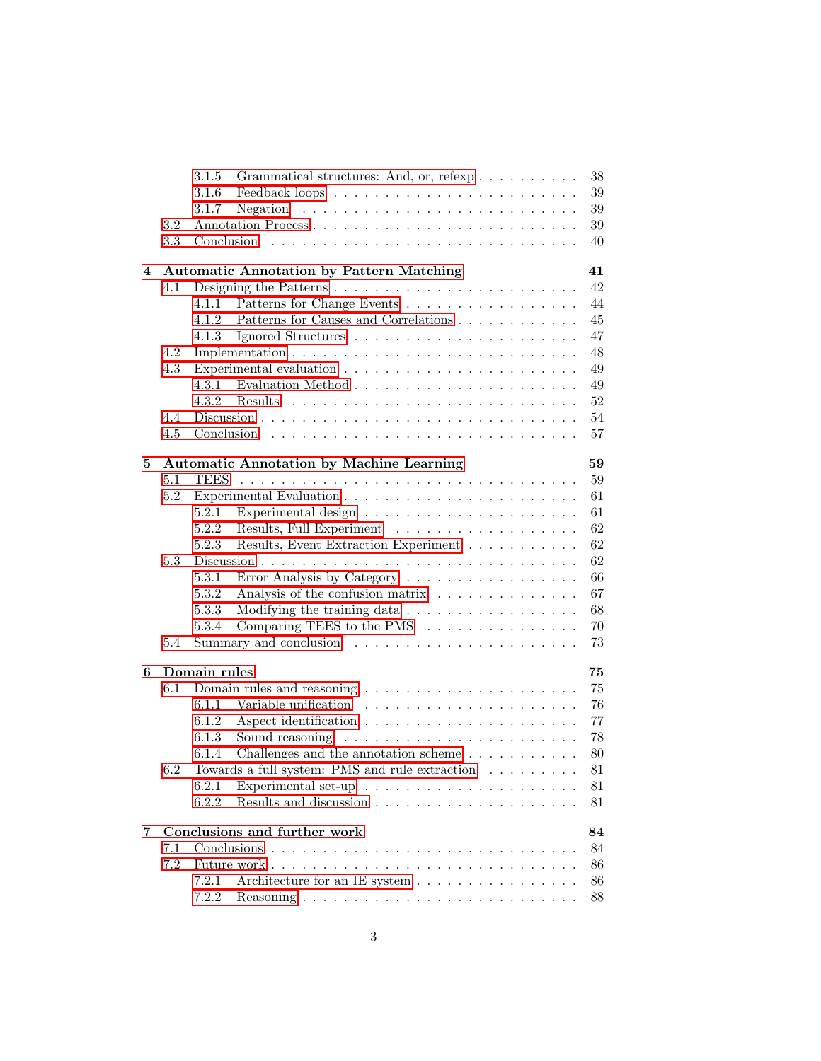3.1.5 Grammatical structures: And, or, refexp . . . . . . . . . . 38
3.1.6 Feedback loops . . . . . . . . . . . . . . . . . . . . . . . . 39
3.1.7 Negation . . . . . . . . . . . . . . . . . . . . . . . . . . 39
3.2 Annotation Process . . . . . . . . . . . . . . . . . . . . . . . . 39
3.3 Conclusion . . . . . . . . . . . . . . . . . . . . . . . . . . . . 40

**4 Automatic Annotation by Pattern Matching 41**
4.1 Designing the Patterns . . . . . . . . . . . . . . . . . . . . . . 42
4.1.1 Patterns for Change Events . . . . . . . . . . . . . . . . 44
4.1.2 Patterns for Causes and Correlations . . . . . . . . . . . . 45
4.1.3 Ignored Structures . . . . . . . . . . . . . . . . . . . . . 47
4.2 Implementation . . . . . . . . . . . . . . . . . . . . . . . . . . 48
4.3 Experimental evaluation . . . . . . . . . . . . . . . . . . . . . . 49
4.3.1 Evaluation Method . . . . . . . . . . . . . . . . . . . . . 49
4.3.2 Results . . . . . . . . . . . . . . . . . . . . . . . . . . . 52
4.4 Discussion . . . . . . . . . . . . . . . . . . . . . . . . . . . . . 54
4.5 Conclusion . . . . . . . . . . . . . . . . . . . . . . . . . . . . 57

**5 Automatic Annotation by Machine Learning 59**
5.1 TEES . . . . . . . . . . . . . . . . . . . . . . . . . . . . . . . 59
5.2 Experimental Evaluation . . . . . . . . . . . . . . . . . . . . . . 61
5.2.1 Experimental design . . . . . . . . . . . . . . . . . . . . 61
5.2.2 Results, Full Experiment . . . . . . . . . . . . . . . . . . 62
5.2.3 Results, Event Extraction Experiment . . . . . . . . . . . . 62
5.3 Discussion . . . . . . . . . . . . . . . . . . . . . . . . . . . . . 62
5.3.1 Error Analysis by Category . . . . . . . . . . . . . . . . . 66
5.3.2 Analysis of the confusion matrix . . . . . . . . . . . . . . 67
5.3.3 Modifying the training data . . . . . . . . . . . . . . . . . 68
5.3.4 Comparing TEES to the PMS . . . . . . . . . . . . . . . . 70
5.4 Summary and conclusion . . . . . . . . . . . . . . . . . . . . . 73

**6 Domain rules 75**
6.1 Domain rules and reasoning . . . . . . . . . . . . . . . . . . . . 75
6.1.1 Variable unification . . . . . . . . . . . . . . . . . . . . . 76
6.1.2 Aspect identification . . . . . . . . . . . . . . . . . . . . 77
6.1.3 Sound reasoning . . . . . . . . . . . . . . . . . . . . . . 78
6.1.4 Challenges and the annotation scheme . . . . . . . . . . . 80
6.2 Towards a full system: PMS and rule extraction . . . . . . . . . 81
6.2.1 Experimental set-up . . . . . . . . . . . . . . . . . . . . . 81
6.2.2 Results and discussion . . . . . . . . . . . . . . . . . . . 81

**7 Conclusions and further work 84**
7.1 Conclusions . . . . . . . . . . . . . . . . . . . . . . . . . . . . 84
7.2 Future work . . . . . . . . . . . . . . . . . . . . . . . . . . . . 86
7.2.1 Architecture for an IE system . . . . . . . . . . . . . . . . 86
7.2.2 Reasoning . . . . . . . . . . . . . . . . . . . . . . . . . . 88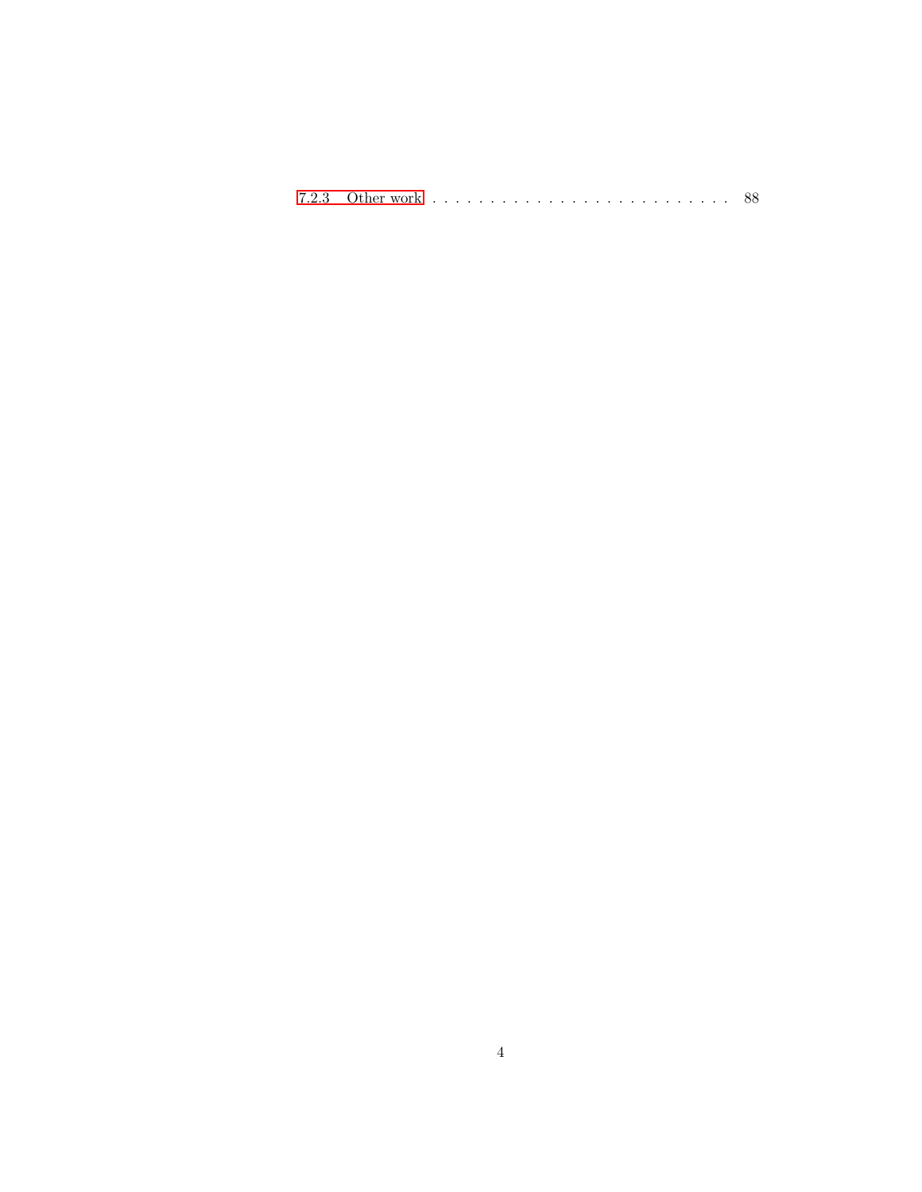7.2.3 Other work . . . . . . . . . . . . . . . . . . . . . . . . . . . 88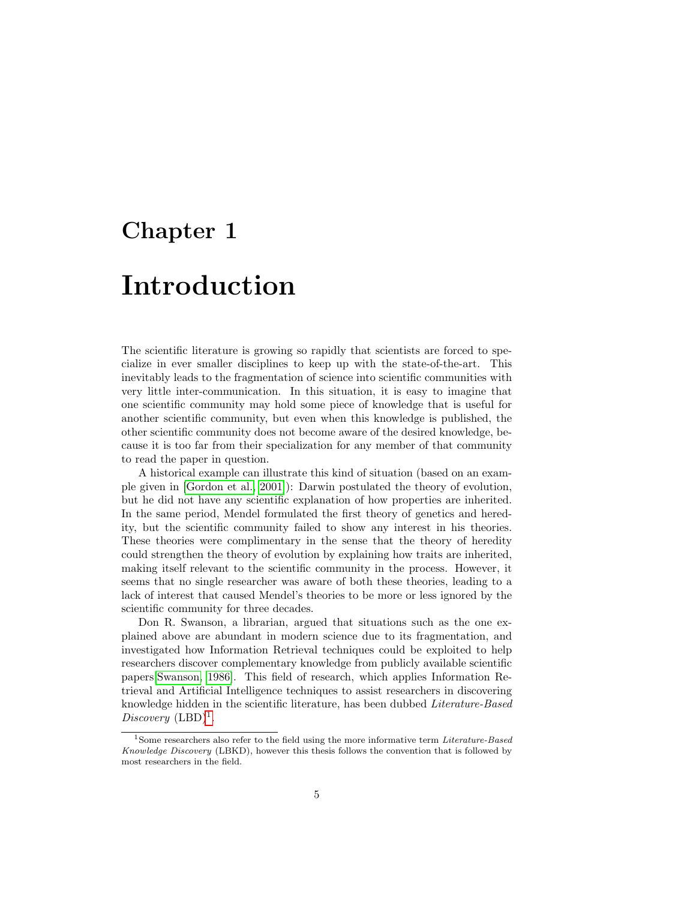# Chapter 1

# Introduction

The scientific literature is growing so rapidly that scientists are forced to specialize in ever smaller disciplines to keep up with the state-of-the-art. This inevitably leads to the fragmentation of science into scientific communities with very little inter-communication. In this situation, it is easy to imagine that one scientific community may hold some piece of knowledge that is useful for another scientific community, but even when this knowledge is published, the other scientific community does not become aware of the desired knowledge, because it is too far from their specialization for any member of that community to read the paper in question.

A historical example can illustrate this kind of situation (based on an example given in [Gordon et al., 2001]): Darwin postulated the theory of evolution, but he did not have any scientific explanation of how properties are inherited. In the same period, Mendel formulated the first theory of genetics and heredity, but the scientific community failed to show any interest in his theories. These theories were complimentary in the sense that the theory of heredity could strengthen the theory of evolution by explaining how traits are inherited, making itself relevant to the scientific community in the process. However, it seems that no single researcher was aware of both these theories, leading to a lack of interest that caused Mendel's theories to be more or less ignored by the scientific community for three decades.

Don R. Swanson, a librarian, argued that situations such as the one explained above are abundant in modern science due to its fragmentation, and investigated how Information Retrieval techniques could be exploited to help researchers discover complementary knowledge from publicly available scientific papers[Swanson, 1986]. This field of research, which applies Information Retrieval and Artificial Intelligence techniques to assist researchers in discovering knowledge hidden in the scientific literature, has been dubbed *Literature-Based Discovery* (LBD)[1].

---

[1] Some researchers also refer to the field using the more informative term *Literature-Based Knowledge Discovery* (LBKD), however this thesis follows the convention that is followed by most researchers in the field.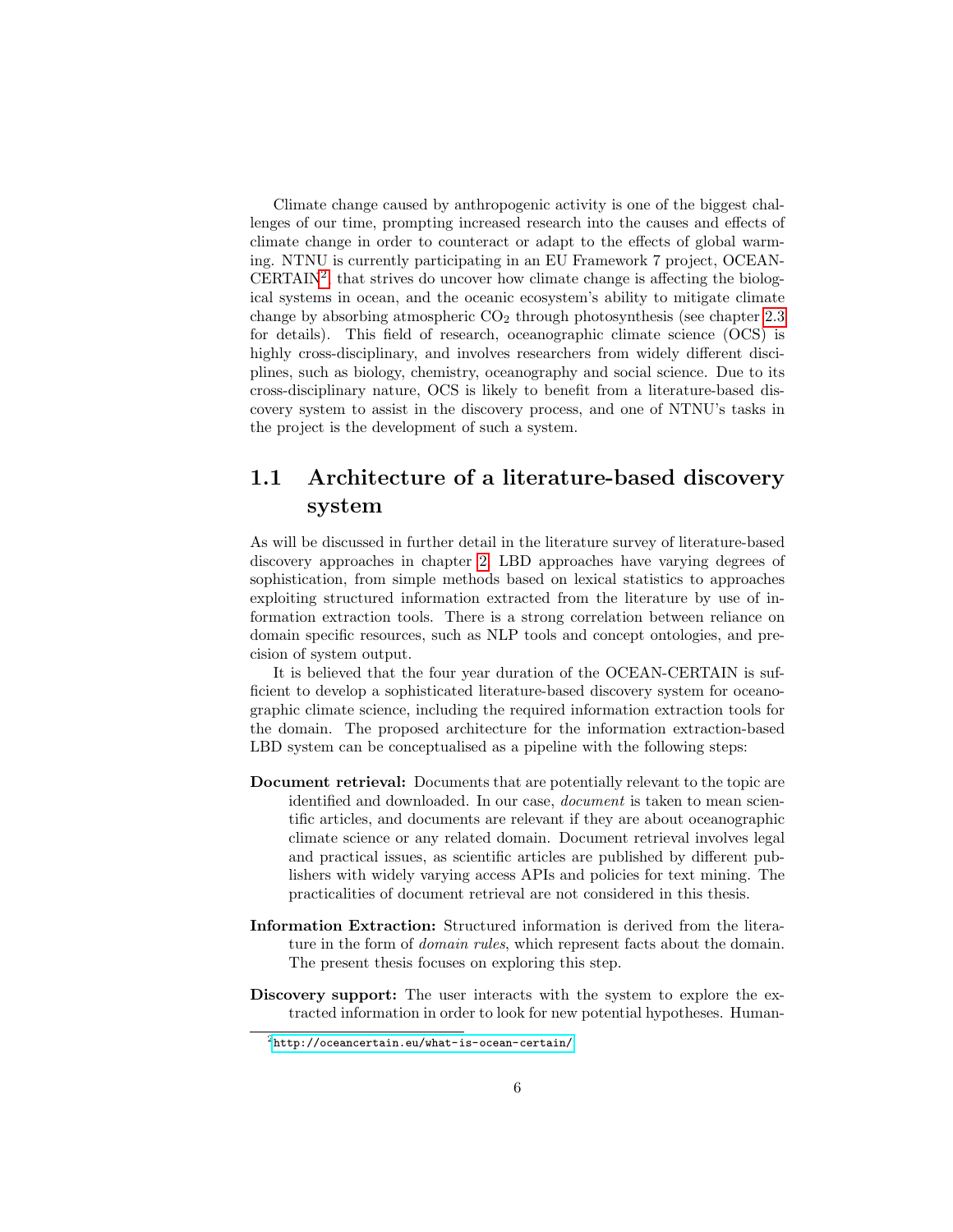Climate change caused by anthropogenic activity is one of the biggest challenges of our time, prompting increased research into the causes and effects of climate change in order to counteract or adapt to the effects of global warming. NTNU is currently participating in an EU Framework 7 project, OCEAN-CERTAIN[2] that strives do uncover how climate change is affecting the biological systems in ocean, and the oceanic ecosystem's ability to mitigate climate change by absorbing atmospheric $CO_2$ through photosynthesis (see chapter 2.3 for details). This field of research, oceanographic climate science (OCS) is highly cross-disciplinary, and involves researchers from widely different disciplines, such as biology, chemistry, oceanography and social science. Due to its cross-disciplinary nature, OCS is likely to benefit from a literature-based discovery system to assist in the discovery process, and one of NTNU's tasks in the project is the development of such a system.

## 1.1 Architecture of a literature-based discovery system

As will be discussed in further detail in the literature survey of literature-based discovery approaches in chapter 2, LBD approaches have varying degrees of sophistication, from simple methods based on lexical statistics to approaches exploiting structured information extracted from the literature by use of information extraction tools. There is a strong correlation between reliance on domain specific resources, such as NLP tools and concept ontologies, and precision of system output.

It is believed that the four year duration of the OCEAN-CERTAIN is sufficient to develop a sophisticated literature-based discovery system for oceanographic climate science, including the required information extraction tools for the domain. The proposed architecture for the information extraction-based LBD system can be conceptualised as a pipeline with the following steps:

**Document retrieval:** Documents that are potentially relevant to the topic are identified and downloaded. In our case, *document* is taken to mean scientific articles, and documents are relevant if they are about oceanographic climate science or any related domain. Document retrieval involves legal and practical issues, as scientific articles are published by different publishers with widely varying access APIs and policies for text mining. The practicalities of document retrieval are not considered in this thesis.

**Information Extraction:** Structured information is derived from the literature in the form of *domain rules*, which represent facts about the domain. The present thesis focuses on exploring this step.

**Discovery support:** The user interacts with the system to explore the extracted information in order to look for new potential hypotheses. Human-

[2] http://oceancertain.eu/what-is-ocean-certain/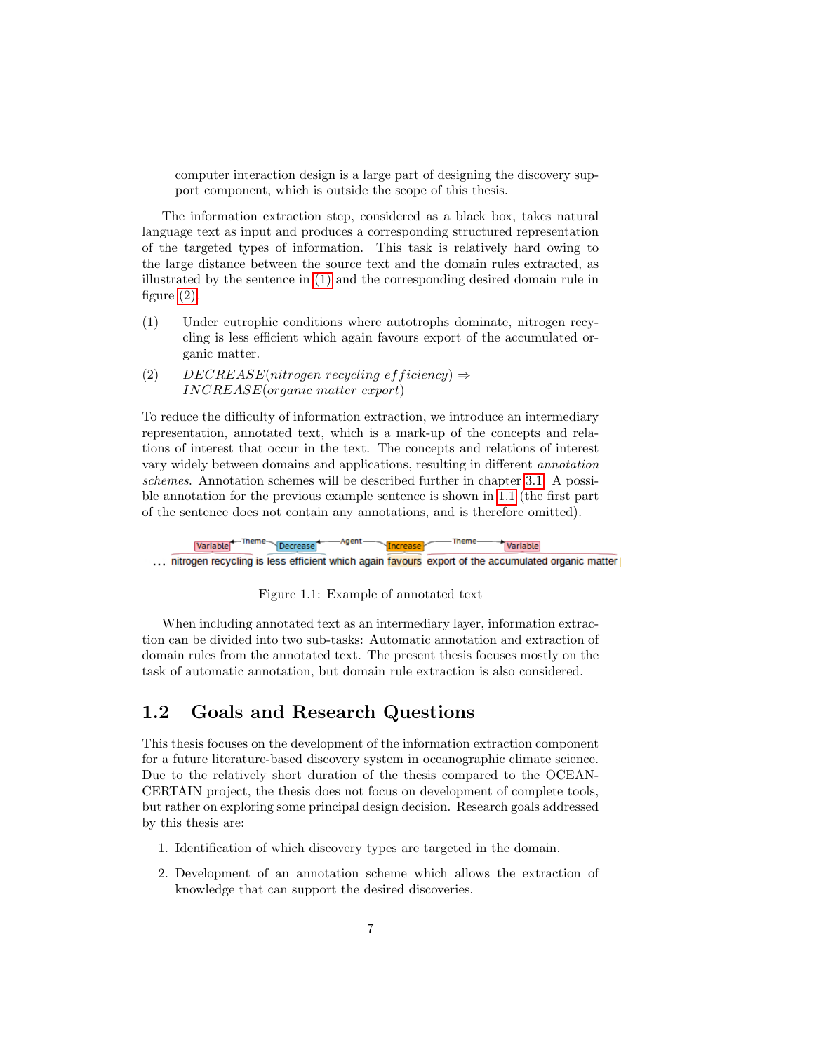computer interaction design is a large part of designing the discovery support component, which is outside the scope of this thesis.

The information extraction step, considered as a black box, takes natural language text as input and produces a corresponding structured representation of the targeted types of information. This task is relatively hard owing to the large distance between the source text and the domain rules extracted, as illustrated by the sentence in (1) and the corresponding desired domain rule in figure (2).

(1) Under eutrophic conditions where autotrophs dominate, nitrogen recycling is less efficient which again favours export of the accumulated organic matter.

(2) $DECREASE(nitrogen\ recycling\ efficiency) \Rightarrow$
$INCREASE(organic\ matter\ export)$

To reduce the difficulty of information extraction, we introduce an intermediary representation, annotated text, which is a mark-up of the concepts and relations of interest that occur in the text. The concepts and relations of interest vary widely between domains and applications, resulting in different *annotation schemes*. Annotation schemes will be described further in chapter 3.1. A possible annotation for the previous example sentence is shown in 1.1 (the first part of the sentence does not contain any annotations, and is therefore omitted).

... nitrogen recycling is less efficient which again favours export of the accumulated organic matter

Figure 1.1: Example of annotated text

When including annotated text as an intermediary layer, information extraction can be divided into two sub-tasks: Automatic annotation and extraction of domain rules from the annotated text. The present thesis focuses mostly on the task of automatic annotation, but domain rule extraction is also considered.

## 1.2 Goals and Research Questions

This thesis focuses on the development of the information extraction component for a future literature-based discovery system in oceanographic climate science. Due to the relatively short duration of the thesis compared to the OCEAN-CERTAIN project, the thesis does not focus on development of complete tools, but rather on exploring some principal design decision. Research goals addressed by this thesis are:

1. Identification of which discovery types are targeted in the domain.
2. Development of an annotation scheme which allows the extraction of knowledge that can support the desired discoveries.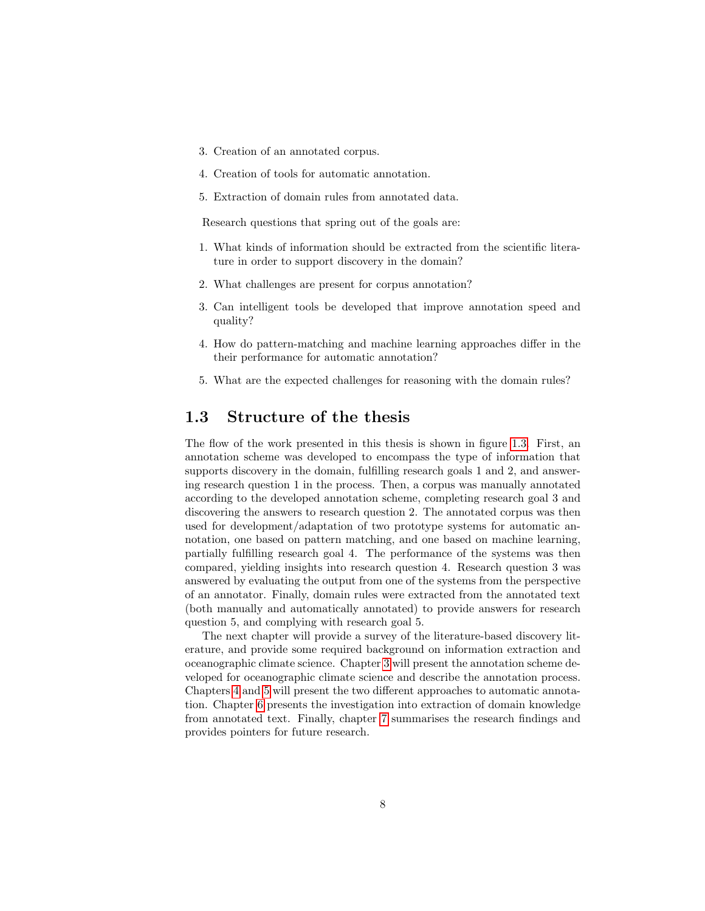3. Creation of an annotated corpus.
4. Creation of tools for automatic annotation.
5. Extraction of domain rules from annotated data.

Research questions that spring out of the goals are:

1. What kinds of information should be extracted from the scientific literature in order to support discovery in the domain?
2. What challenges are present for corpus annotation?
3. Can intelligent tools be developed that improve annotation speed and quality?
4. How do pattern-matching and machine learning approaches differ in the their performance for automatic annotation?
5. What are the expected challenges for reasoning with the domain rules?

## 1.3 Structure of the thesis

The flow of the work presented in this thesis is shown in figure 1.3. First, an annotation scheme was developed to encompass the type of information that supports discovery in the domain, fulfilling research goals 1 and 2, and answering research question 1 in the process. Then, a corpus was manually annotated according to the developed annotation scheme, completing research goal 3 and discovering the answers to research question 2. The annotated corpus was then used for development/adaptation of two prototype systems for automatic annotation, one based on pattern matching, and one based on machine learning, partially fulfilling research goal 4. The performance of the systems was then compared, yielding insights into research question 4. Research question 3 was answered by evaluating the output from one of the systems from the perspective of an annotator. Finally, domain rules were extracted from the annotated text (both manually and automatically annotated) to provide answers for research question 5, and complying with research goal 5.

The next chapter will provide a survey of the literature-based discovery literature, and provide some required background on information extraction and oceanographic climate science. Chapter 3 will present the annotation scheme developed for oceanographic climate science and describe the annotation process. Chapters 4 and 5 will present the two different approaches to automatic annotation. Chapter 6 presents the investigation into extraction of domain knowledge from annotated text. Finally, chapter 7 summarises the research findings and provides pointers for future research.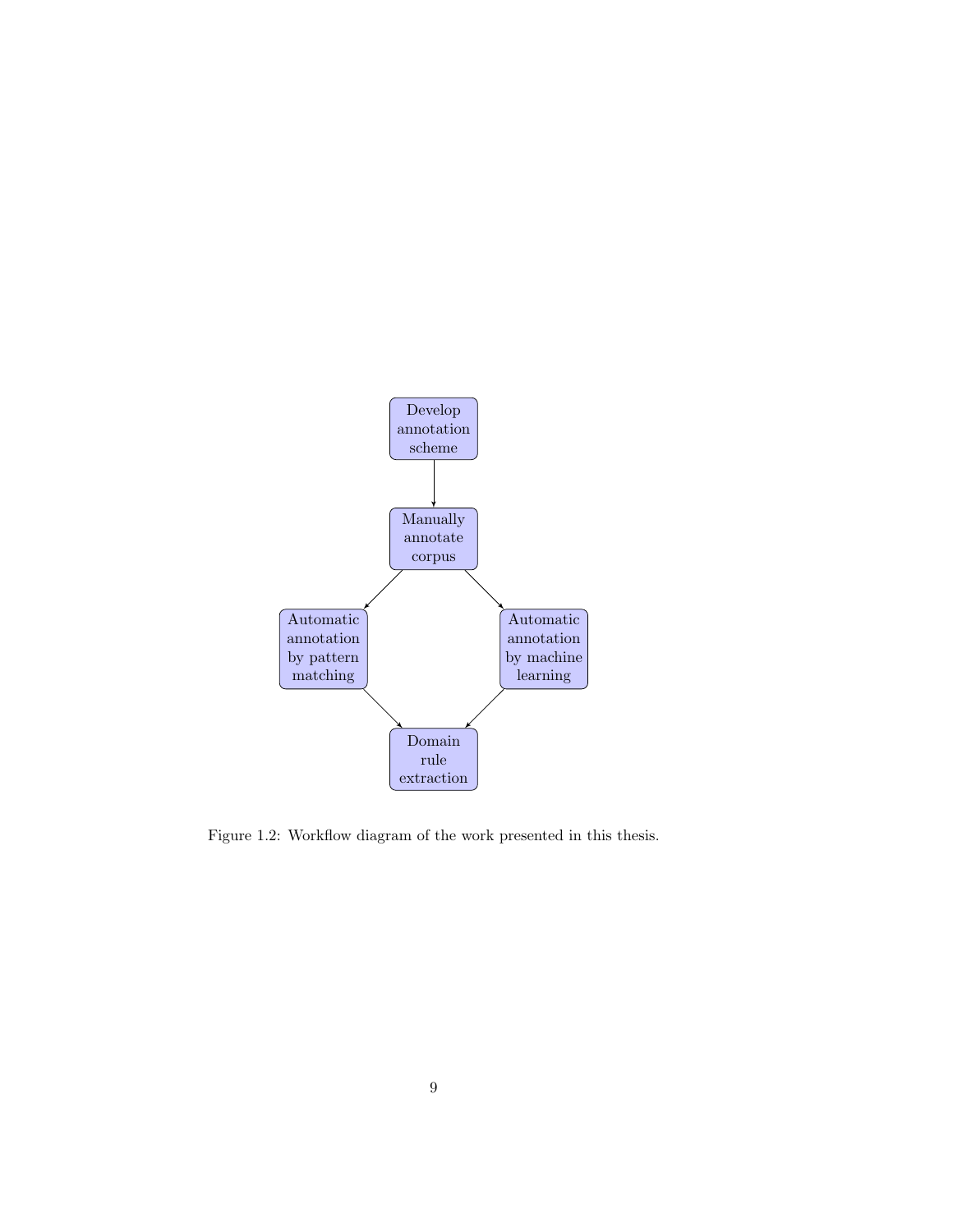Develop annotation scheme

Manually annotate corpus

Automatic annotation by pattern matching

Automatic annotation by machine learning

Domain rule extraction

Figure 1.2: Workflow diagram of the work presented in this thesis.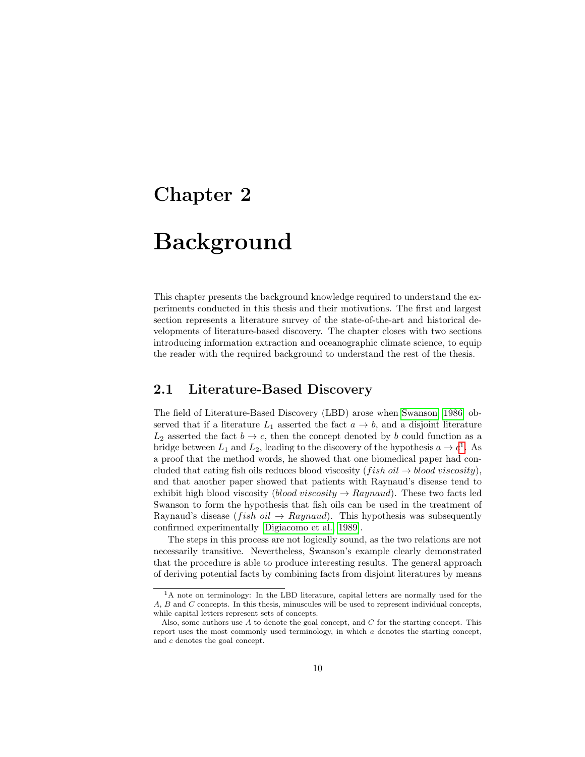# Chapter 2

# Background

This chapter presents the background knowledge required to understand the experiments conducted in this thesis and their motivations. The first and largest section represents a literature survey of the state-of-the-art and historical developments of literature-based discovery. The chapter closes with two sections introducing information extraction and oceanographic climate science, to equip the reader with the required background to understand the rest of the thesis.

## 2.1 Literature-Based Discovery

The field of Literature-Based Discovery (LBD) arose when Swanson [1986] observed that if a literature $L_1$ asserted the fact $a \rightarrow b$, and a disjoint literature $L_2$ asserted the fact $b \rightarrow c$, then the concept denoted by $b$ could function as a bridge between $L_1$ and $L_2$, leading to the discovery of the hypothesis $a \rightarrow c$[1]. As a proof that the method words, he showed that one biomedical paper had concluded that eating fish oils reduces blood viscosity ($fish\ oil \rightarrow blood\ viscosity$), and that another paper showed that patients with Raynaud's disease tend to exhibit high blood viscosity ($blood\ viscosity \rightarrow Raynaud$). These two facts led Swanson to form the hypothesis that fish oils can be used in the treatment of Raynaud's disease ($fish\ oil \rightarrow Raynaud$). This hypothesis was subsequently confirmed experimentally [Digiacomo et al., 1989].

The steps in this process are not logically sound, as the two relations are not necessarily transitive. Nevertheless, Swanson's example clearly demonstrated that the procedure is able to produce interesting results. The general approach of deriving potential facts by combining facts from disjoint literatures by means

[1] A note on terminology: In the LBD literature, capital letters are normally used for the $A$, $B$ and $C$ concepts. In this thesis, minuscules will be used to represent individual concepts, while capital letters represent sets of concepts.

Also, some authors use $A$ to denote the goal concept, and $C$ for the starting concept. This report uses the most commonly used terminology, in which $a$ denotes the starting concept, and $c$ denotes the goal concept.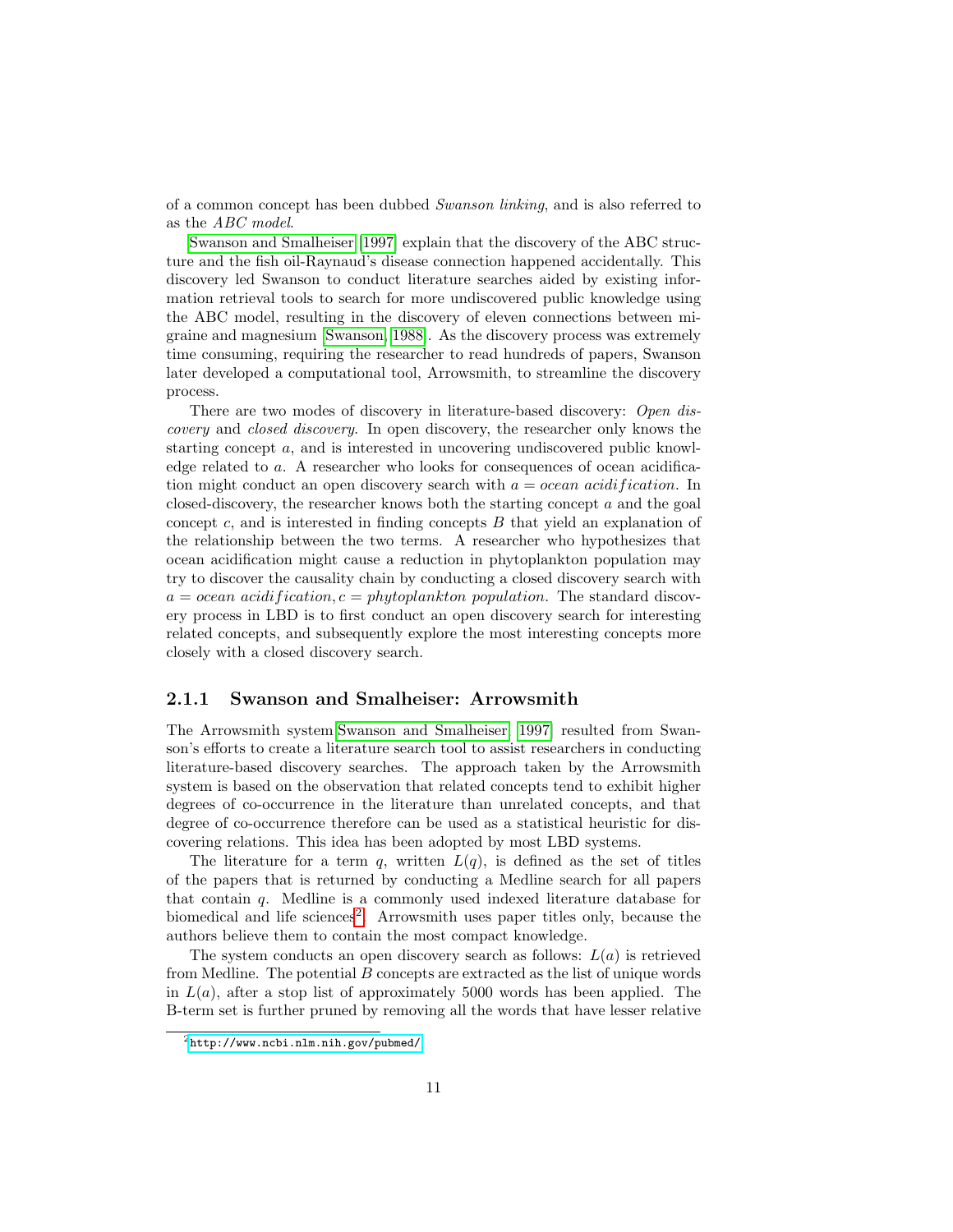of a common concept has been dubbed *Swanson linking*, and is also referred to as the *ABC model*.

Swanson and Smalheiser [1997] explain that the discovery of the ABC structure and the fish oil-Raynaud's disease connection happened accidentally. This discovery led Swanson to conduct literature searches aided by existing information retrieval tools to search for more undiscovered public knowledge using the ABC model, resulting in the discovery of eleven connections between migraine and magnesium [Swanson, 1988]. As the discovery process was extremely time consuming, requiring the researcher to read hundreds of papers, Swanson later developed a computational tool, Arrowsmith, to streamline the discovery process.

There are two modes of discovery in literature-based discovery: *Open discovery* and *closed discovery*. In open discovery, the researcher only knows the starting concept $a$, and is interested in uncovering undiscovered public knowledge related to $a$. A researcher who looks for consequences of ocean acidification might conduct an open discovery search with $a = ocean\ acidification$. In closed-discovery, the researcher knows both the starting concept $a$ and the goal concept $c$, and is interested in finding concepts $B$ that yield an explanation of the relationship between the two terms. A researcher who hypothesizes that ocean acidification might cause a reduction in phytoplankton population may try to discover the causality chain by conducting a closed discovery search with $a = ocean\ acidification, c = phytoplankton\ population$. The standard discovery process in LBD is to first conduct an open discovery search for interesting related concepts, and subsequently explore the most interesting concepts more closely with a closed discovery search.

### 2.1.1 Swanson and Smalheiser: Arrowsmith

The Arrowsmith system Swanson and Smalheiser [1997] resulted from Swanson's efforts to create a literature search tool to assist researchers in conducting literature-based discovery searches. The approach taken by the Arrowsmith system is based on the observation that related concepts tend to exhibit higher degrees of co-occurrence in the literature than unrelated concepts, and that degree of co-occurrence therefore can be used as a statistical heuristic for discovering relations. This idea has been adopted by most LBD systems.

The literature for a term $q$, written $L(q)$, is defined as the set of titles of the papers that is returned by conducting a Medline search for all papers that contain $q$. Medline is a commonly used indexed literature database for biomedical and life sciences[2]. Arrowsmith uses paper titles only, because the authors believe them to contain the most compact knowledge.

The system conducts an open discovery search as follows: $L(a)$ is retrieved from Medline. The potential $B$ concepts are extracted as the list of unique words in $L(a)$, after a stop list of approximately 5000 words has been applied. The B-term set is further pruned by removing all the words that have lesser relative

[2] http://www.ncbi.nlm.nih.gov/pubmed/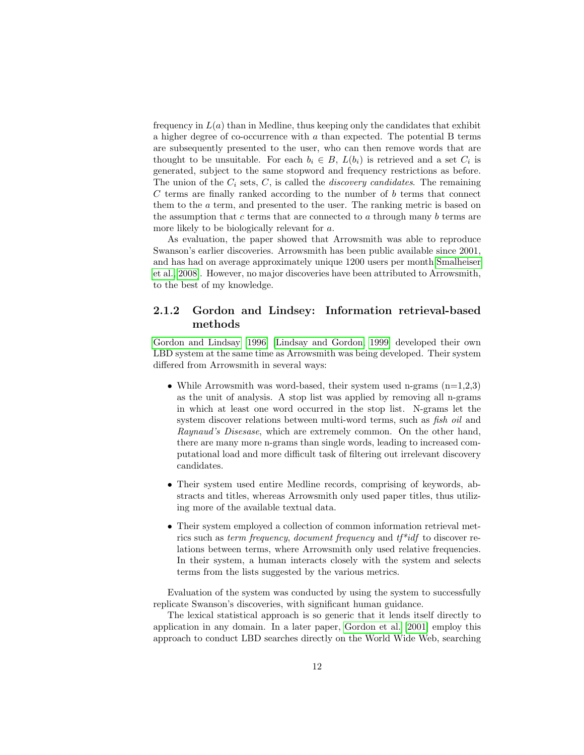frequency in $L(a)$ than in Medline, thus keeping only the candidates that exhibit a higher degree of co-occurrence with $a$ than expected. The potential B terms are subsequently presented to the user, who can then remove words that are thought to be unsuitable. For each $b_i \in B$, $L(b_i)$ is retrieved and a set $C_i$ is generated, subject to the same stopword and frequency restrictions as before. The union of the $C_i$ sets, $C$, is called the *discovery candidates*. The remaining $C$ terms are finally ranked according to the number of $b$ terms that connect them to the $a$ term, and presented to the user. The ranking metric is based on the assumption that $c$ terms that are connected to $a$ through many $b$ terms are more likely to be biologically relevant for $a$.

As evaluation, the paper showed that Arrowsmith was able to reproduce Swanson's earlier discoveries. Arrowsmith has been public available since 2001, and has had on average approximately unique 1200 users per month Smalheiser et al. 2008. However, no major discoveries have been attributed to Arrowsmith, to the best of my knowledge.

### 2.1.2 Gordon and Lindsey: Information retrieval-based methods

Gordon and Lindsay 1996 [Lindsay and Gordon, 1999] developed their own LBD system at the same time as Arrowsmith was being developed. Their system differed from Arrowsmith in several ways:

- While Arrowsmith was word-based, their system used n-grams (n=1,2,3) as the unit of analysis. A stop list was applied by removing all n-grams in which at least one word occurred in the stop list. N-grams let the system discover relations between multi-word terms, such as *fish oil* and *Raynaud's Disesase*, which are extremely common. On the other hand, there are many more n-grams than single words, leading to increased computational load and more difficult task of filtering out irrelevant discovery candidates.

- Their system used entire Medline records, comprising of keywords, abstracts and titles, whereas Arrowsmith only used paper titles, thus utilizing more of the available textual data.

- Their system employed a collection of common information retrieval metrics such as *term frequency*, *document frequency* and *tf*idf* to discover relations between terms, where Arrowsmith only used relative frequencies. In their system, a human interacts closely with the system and selects terms from the lists suggested by the various metrics.

Evaluation of the system was conducted by using the system to successfully replicate Swanson's discoveries, with significant human guidance.

The lexical statistical approach is so generic that it lends itself directly to application in any domain. In a later paper, Gordon et al. 2001 employ this approach to conduct LBD searches directly on the World Wide Web, searching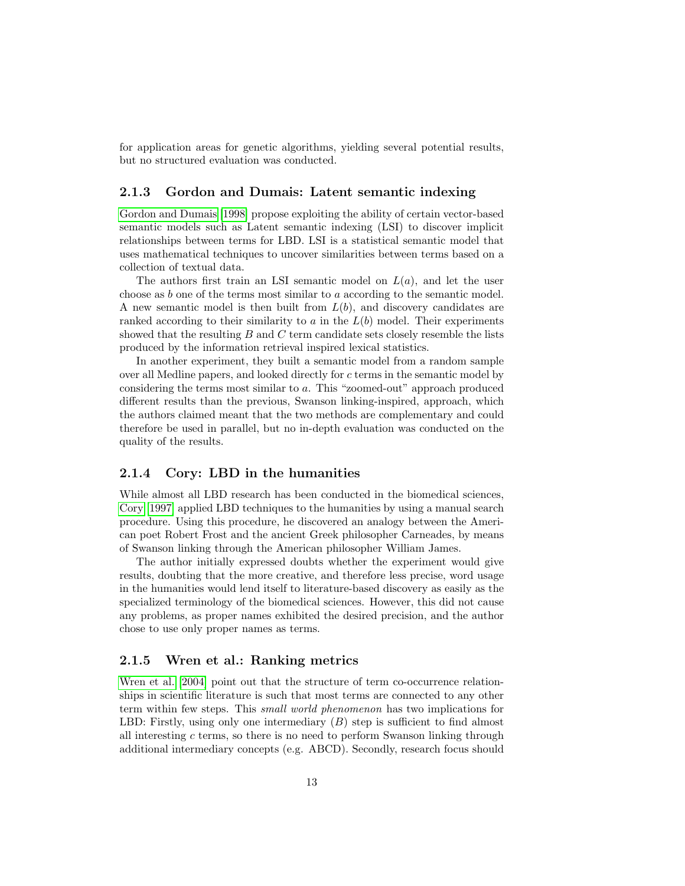for application areas for genetic algorithms, yielding several potential results, but no structured evaluation was conducted.

### 2.1.3 Gordon and Dumais: Latent semantic indexing

Gordon and Dumais [1998] propose exploiting the ability of certain vector-based semantic models such as Latent semantic indexing (LSI) to discover implicit relationships between terms for LBD. LSI is a statistical semantic model that uses mathematical techniques to uncover similarities between terms based on a collection of textual data.

The authors first train an LSI semantic model on $L(a)$, and let the user choose as $b$ one of the terms most similar to $a$ according to the semantic model. A new semantic model is then built from $L(b)$, and discovery candidates are ranked according to their similarity to $a$ in the $L(b)$ model. Their experiments showed that the resulting $B$ and $C$ term candidate sets closely resemble the lists produced by the information retrieval inspired lexical statistics.

In another experiment, they built a semantic model from a random sample over all Medline papers, and looked directly for $c$ terms in the semantic model by considering the terms most similar to $a$. This "zoomed-out" approach produced different results than the previous, Swanson linking-inspired, approach, which the authors claimed meant that the two methods are complementary and could therefore be used in parallel, but no in-depth evaluation was conducted on the quality of the results.

### 2.1.4 Cory: LBD in the humanities

While almost all LBD research has been conducted in the biomedical sciences, Cory [1997] applied LBD techniques to the humanities by using a manual search procedure. Using this procedure, he discovered an analogy between the American poet Robert Frost and the ancient Greek philosopher Carneades, by means of Swanson linking through the American philosopher William James.

The author initially expressed doubts whether the experiment would give results, doubting that the more creative, and therefore less precise, word usage in the humanities would lend itself to literature-based discovery as easily as the specialized terminology of the biomedical sciences. However, this did not cause any problems, as proper names exhibited the desired precision, and the author chose to use only proper names as terms.

### 2.1.5 Wren et al.: Ranking metrics

Wren et al. [2004] point out that the structure of term co-occurrence relationships in scientific literature is such that most terms are connected to any other term within few steps. This *small world phenomenon* has two implications for LBD: Firstly, using only one intermediary ($B$) step is sufficient to find almost all interesting $c$ terms, so there is no need to perform Swanson linking through additional intermediary concepts (e.g. ABCD). Secondly, research focus should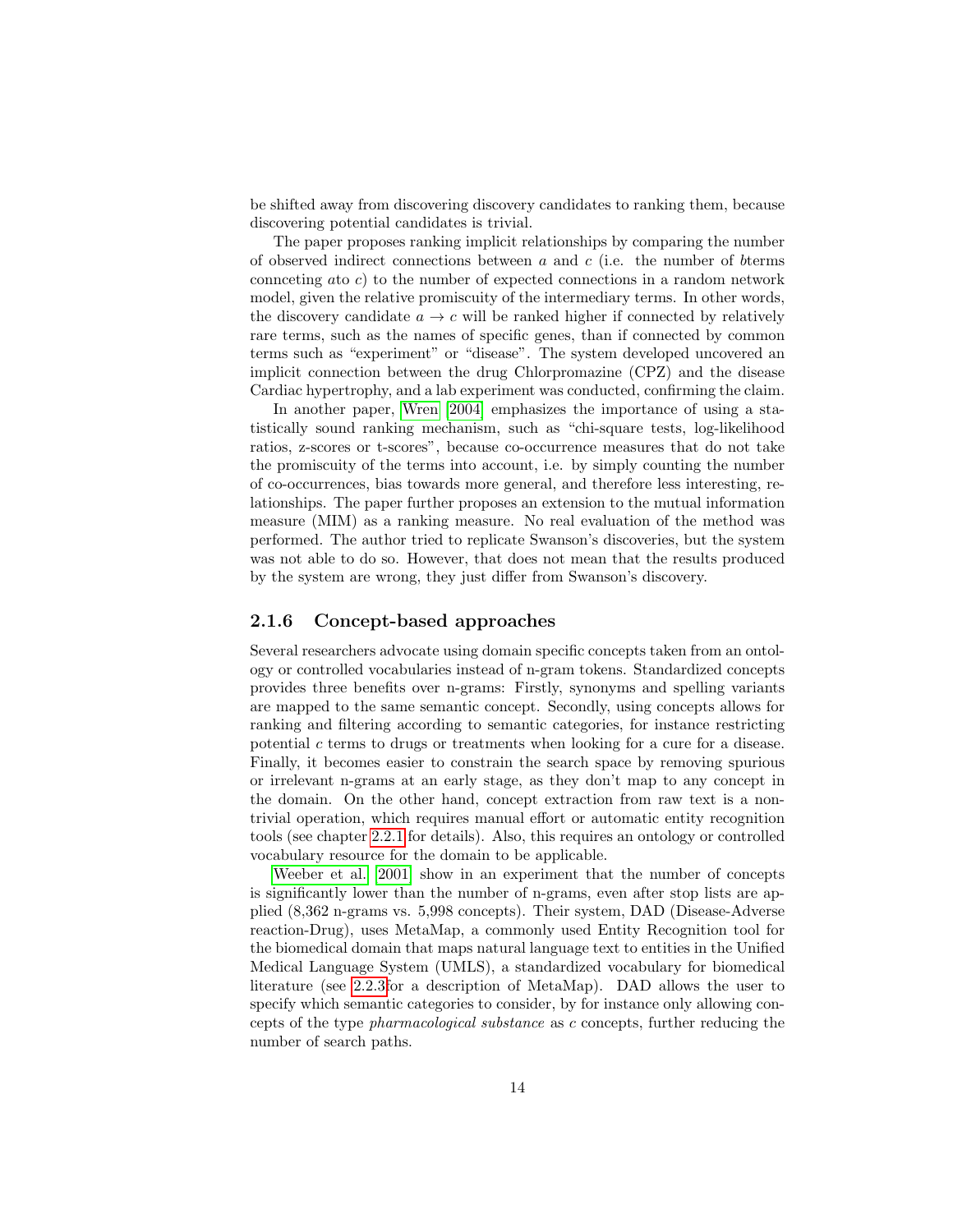be shifted away from discovering discovery candidates to ranking them, because discovering potential candidates is trivial.

The paper proposes ranking implicit relationships by comparing the number of observed indirect connections between $a$ and $c$ (i.e. the number of $b$terms connceting $a$to $c$) to the number of expected connections in a random network model, given the relative promiscuity of the intermediary terms. In other words, the discovery candidate $a \rightarrow c$ will be ranked higher if connected by relatively rare terms, such as the names of specific genes, than if connected by common terms such as "experiment" or "disease". The system developed uncovered an implicit connection between the drug Chlorpromazine (CPZ) and the disease Cardiac hypertrophy, and a lab experiment was conducted, confirming the claim.

In another paper, Wren [2004] emphasizes the importance of using a statistically sound ranking mechanism, such as "chi-square tests, log-likelihood ratios, z-scores or t-scores", because co-occurrence measures that do not take the promiscuity of the terms into account, i.e. by simply counting the number of co-occurrences, bias towards more general, and therefore less interesting, relationships. The paper further proposes an extension to the mutual information measure (MIM) as a ranking measure. No real evaluation of the method was performed. The author tried to replicate Swanson's discoveries, but the system was not able to do so. However, that does not mean that the results produced by the system are wrong, they just differ from Swanson's discovery.

### 2.1.6 Concept-based approaches

Several researchers advocate using domain specific concepts taken from an ontology or controlled vocabularies instead of n-gram tokens. Standardized concepts provides three benefits over n-grams: Firstly, synonyms and spelling variants are mapped to the same semantic concept. Secondly, using concepts allows for ranking and filtering according to semantic categories, for instance restricting potential $c$ terms to drugs or treatments when looking for a cure for a disease. Finally, it becomes easier to constrain the search space by removing spurious or irrelevant n-grams at an early stage, as they don't map to any concept in the domain. On the other hand, concept extraction from raw text is a non-trivial operation, which requires manual effort or automatic entity recognition tools (see chapter 2.2.1 for details). Also, this requires an ontology or controlled vocabulary resource for the domain to be applicable.

Weeber et al. [2001] show in an experiment that the number of concepts is significantly lower than the number of n-grams, even after stop lists are applied (8,362 n-grams vs. 5,998 concepts). Their system, DAD (Disease-Adverse reaction-Drug), uses MetaMap, a commonly used Entity Recognition tool for the biomedical domain that maps natural language text to entities in the Unified Medical Language System (UMLS), a standardized vocabulary for biomedical literature (see 2.2.3for a description of MetaMap). DAD allows the user to specify which semantic categories to consider, by for instance only allowing concepts of the type *pharmacological substance* as $c$ concepts, further reducing the number of search paths.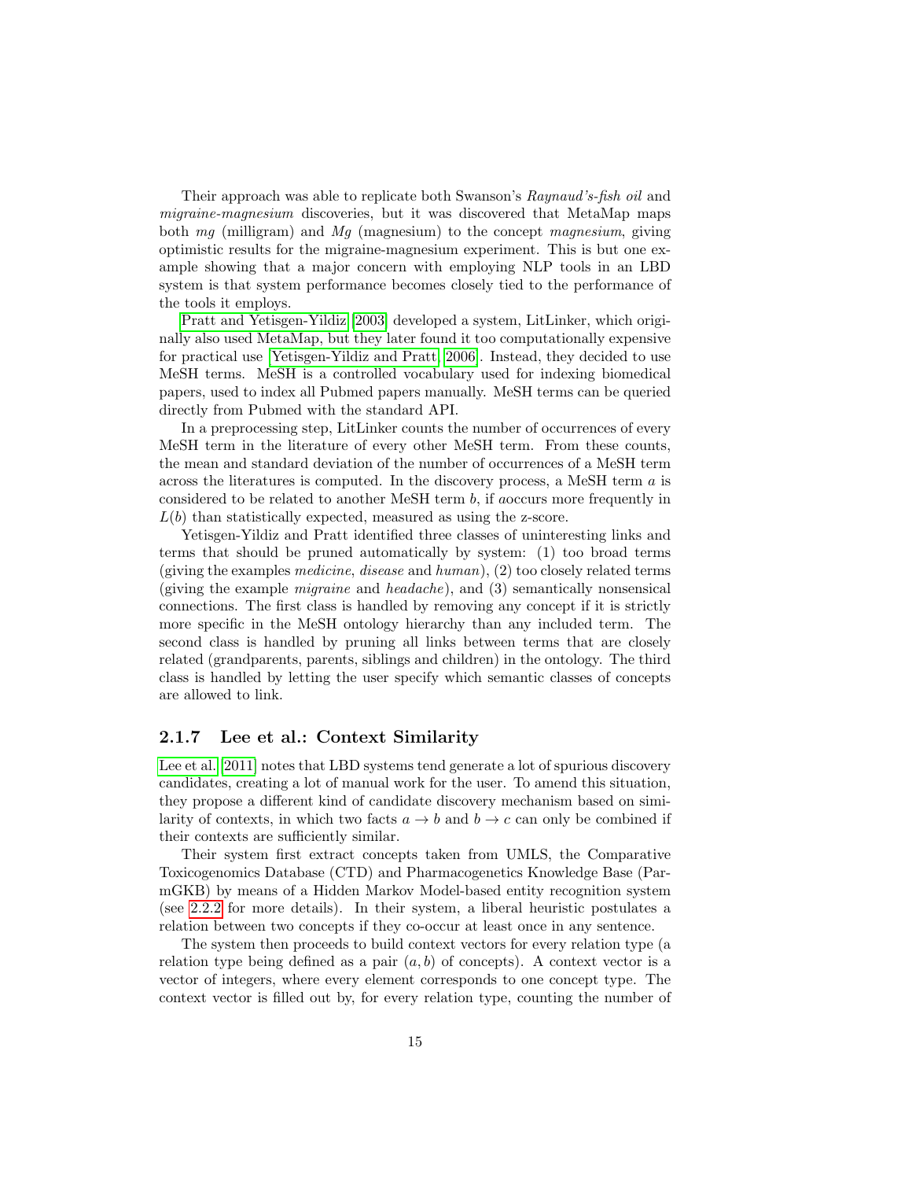Their approach was able to replicate both Swanson's *Raynaud's-fish oil* and *migraine-magnesium* discoveries, but it was discovered that MetaMap maps both *mg* (milligram) and *Mg* (magnesium) to the concept *magnesium*, giving optimistic results for the migraine-magnesium experiment. This is but one example showing that a major concern with employing NLP tools in an LBD system is that system performance becomes closely tied to the performance of the tools it employs.

Pratt and Yetisgen-Yildiz [2003] developed a system, LitLinker, which originally also used MetaMap, but they later found it too computationally expensive for practical use [Yetisgen-Yildiz and Pratt, 2006]. Instead, they decided to use MeSH terms. MeSH is a controlled vocabulary used for indexing biomedical papers, used to index all Pubmed papers manually. MeSH terms can be queried directly from Pubmed with the standard API.

In a preprocessing step, LitLinker counts the number of occurrences of every MeSH term in the literature of every other MeSH term. From these counts, the mean and standard deviation of the number of occurrences of a MeSH term across the literatures is computed. In the discovery process, a MeSH term $a$ is considered to be related to another MeSH term $b$, if $a$occurs more frequently in $L(b)$ than statistically expected, measured as using the z-score.

Yetisgen-Yildiz and Pratt identified three classes of uninteresting links and terms that should be pruned automatically by system: (1) too broad terms (giving the examples *medicine*, *disease* and *human*), (2) too closely related terms (giving the example *migraine* and *headache*), and (3) semantically nonsensical connections. The first class is handled by removing any concept if it is strictly more specific in the MeSH ontology hierarchy than any included term. The second class is handled by pruning all links between terms that are closely related (grandparents, parents, siblings and children) in the ontology. The third class is handled by letting the user specify which semantic classes of concepts are allowed to link.

### 2.1.7 Lee et al.: Context Similarity

Lee et al. [2011] notes that LBD systems tend generate a lot of spurious discovery candidates, creating a lot of manual work for the user. To amend this situation, they propose a different kind of candidate discovery mechanism based on similarity of contexts, in which two facts $a \rightarrow b$ and $b \rightarrow c$ can only be combined if their contexts are sufficiently similar.

Their system first extract concepts taken from UMLS, the Comparative Toxicogenomics Database (CTD) and Pharmacogenetics Knowledge Base (ParmGKB) by means of a Hidden Markov Model-based entity recognition system (see 2.2.2 for more details). In their system, a liberal heuristic postulates a relation between two concepts if they co-occur at least once in any sentence.

The system then proceeds to build context vectors for every relation type (a relation type being defined as a pair $(a, b)$ of concepts). A context vector is a vector of integers, where every element corresponds to one concept type. The context vector is filled out by, for every relation type, counting the number of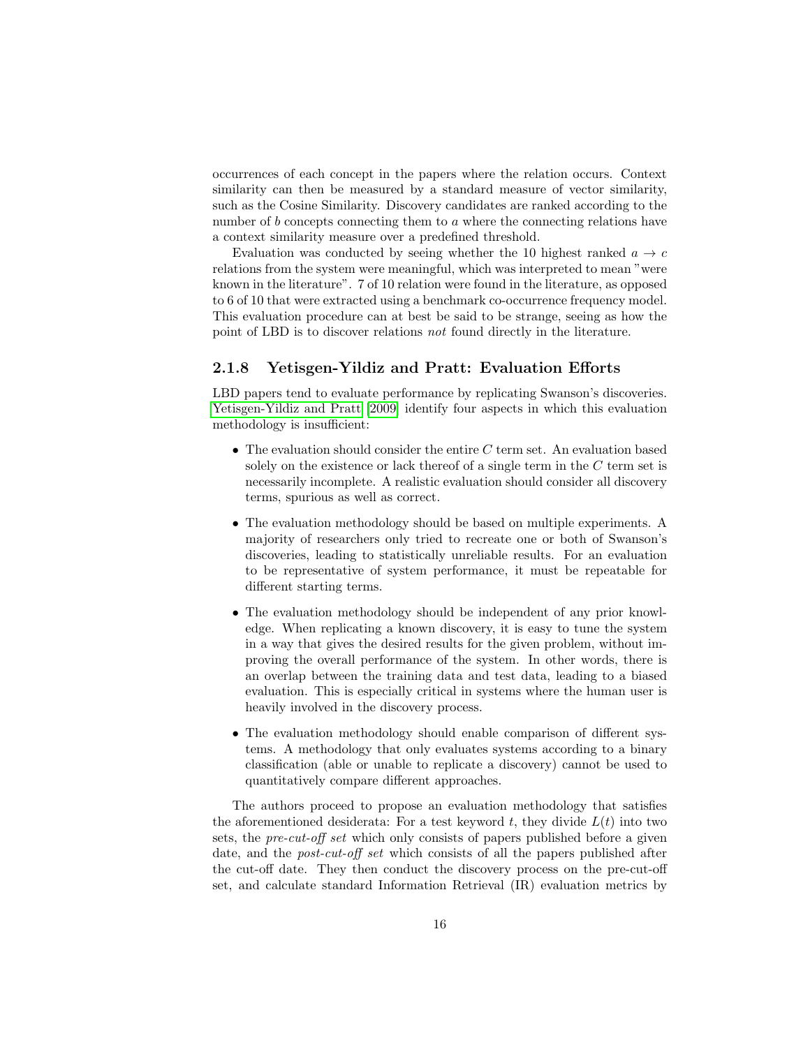occurrences of each concept in the papers where the relation occurs. Context similarity can then be measured by a standard measure of vector similarity, such as the Cosine Similarity. Discovery candidates are ranked according to the number of $b$ concepts connecting them to $a$ where the connecting relations have a context similarity measure over a predefined threshold.

Evaluation was conducted by seeing whether the 10 highest ranked $a \rightarrow c$ relations from the system were meaningful, which was interpreted to mean "were known in the literature". 7 of 10 relation were found in the literature, as opposed to 6 of 10 that were extracted using a benchmark co-occurrence frequency model. This evaluation procedure can at best be said to be strange, seeing as how the point of LBD is to discover relations *not* found directly in the literature.

### 2.1.8 Yetisgen-Yildiz and Pratt: Evaluation Efforts

LBD papers tend to evaluate performance by replicating Swanson's discoveries. Yetisgen-Yildiz and Pratt [2009] identify four aspects in which this evaluation methodology is insufficient:

- The evaluation should consider the entire $C$ term set. An evaluation based solely on the existence or lack thereof of a single term in the $C$ term set is necessarily incomplete. A realistic evaluation should consider all discovery terms, spurious as well as correct.
- The evaluation methodology should be based on multiple experiments. A majority of researchers only tried to recreate one or both of Swanson's discoveries, leading to statistically unreliable results. For an evaluation to be representative of system performance, it must be repeatable for different starting terms.
- The evaluation methodology should be independent of any prior knowledge. When replicating a known discovery, it is easy to tune the system in a way that gives the desired results for the given problem, without improving the overall performance of the system. In other words, there is an overlap between the training data and test data, leading to a biased evaluation. This is especially critical in systems where the human user is heavily involved in the discovery process.
- The evaluation methodology should enable comparison of different systems. A methodology that only evaluates systems according to a binary classification (able or unable to replicate a discovery) cannot be used to quantitatively compare different approaches.

The authors proceed to propose an evaluation methodology that satisfies the aforementioned desiderata: For a test keyword $t$, they divide $L(t)$ into two sets, the *pre-cut-off set* which only consists of papers published before a given date, and the *post-cut-off set* which consists of all the papers published after the cut-off date. They then conduct the discovery process on the pre-cut-off set, and calculate standard Information Retrieval (IR) evaluation metrics by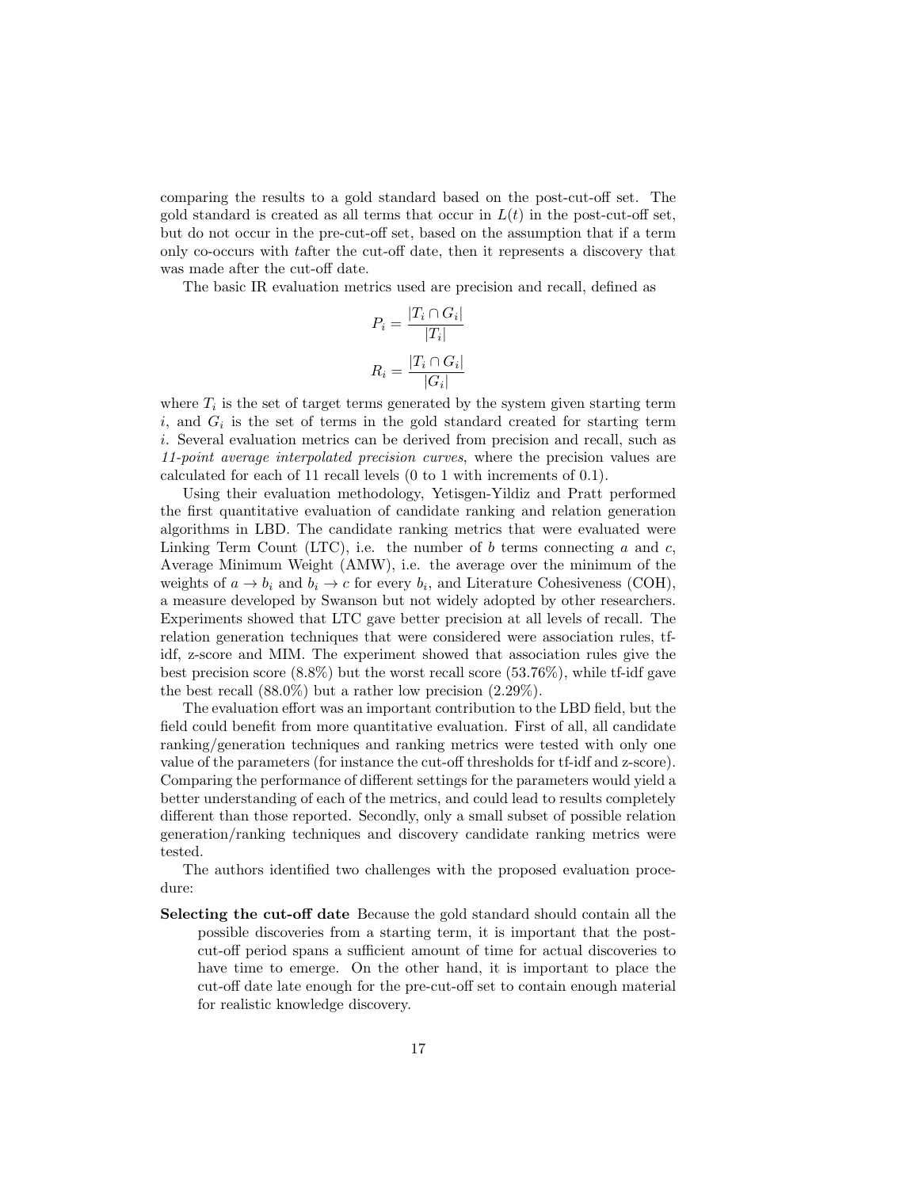comparing the results to a gold standard based on the post-cut-off set. The gold standard is created as all terms that occur in $L(t)$ in the post-cut-off set, but do not occur in the pre-cut-off set, based on the assumption that if a term only co-occurs with $t$after the cut-off date, then it represents a discovery that was made after the cut-off date.

The basic IR evaluation metrics used are precision and recall, defined as

$$P_i = \frac{|T_i \cap G_i|}{|T_i|}$$

$$R_i = \frac{|T_i \cap G_i|}{|G_i|}$$

where $T_i$ is the set of target terms generated by the system given starting term $i$, and $G_i$ is the set of terms in the gold standard created for starting term $i$. Several evaluation metrics can be derived from precision and recall, such as *11-point average interpolated precision curves*, where the precision values are calculated for each of 11 recall levels (0 to 1 with increments of 0.1).

Using their evaluation methodology, Yetisgen-Yildiz and Pratt performed the first quantitative evaluation of candidate ranking and relation generation algorithms in LBD. The candidate ranking metrics that were evaluated were Linking Term Count (LTC), i.e. the number of $b$ terms connecting $a$ and $c$, Average Minimum Weight (AMW), i.e. the average over the minimum of the weights of $a \rightarrow b_i$ and $b_i \rightarrow c$ for every $b_i$, and Literature Cohesiveness (COH), a measure developed by Swanson but not widely adopted by other researchers. Experiments showed that LTC gave better precision at all levels of recall. The relation generation techniques that were considered were association rules, tf-idf, z-score and MIM. The experiment showed that association rules give the best precision score (8.8%) but the worst recall score (53.76%), while tf-idf gave the best recall (88.0%) but a rather low precision (2.29%).

The evaluation effort was an important contribution to the LBD field, but the field could benefit from more quantitative evaluation. First of all, all candidate ranking/generation techniques and ranking metrics were tested with only one value of the parameters (for instance the cut-off thresholds for tf-idf and z-score). Comparing the performance of different settings for the parameters would yield a better understanding of each of the metrics, and could lead to results completely different than those reported. Secondly, only a small subset of possible relation generation/ranking techniques and discovery candidate ranking metrics were tested.

The authors identified two challenges with the proposed evaluation procedure:

**Selecting the cut-off date** Because the gold standard should contain all the possible discoveries from a starting term, it is important that the post-cut-off period spans a sufficient amount of time for actual discoveries to have time to emerge. On the other hand, it is important to place the cut-off date late enough for the pre-cut-off set to contain enough material for realistic knowledge discovery.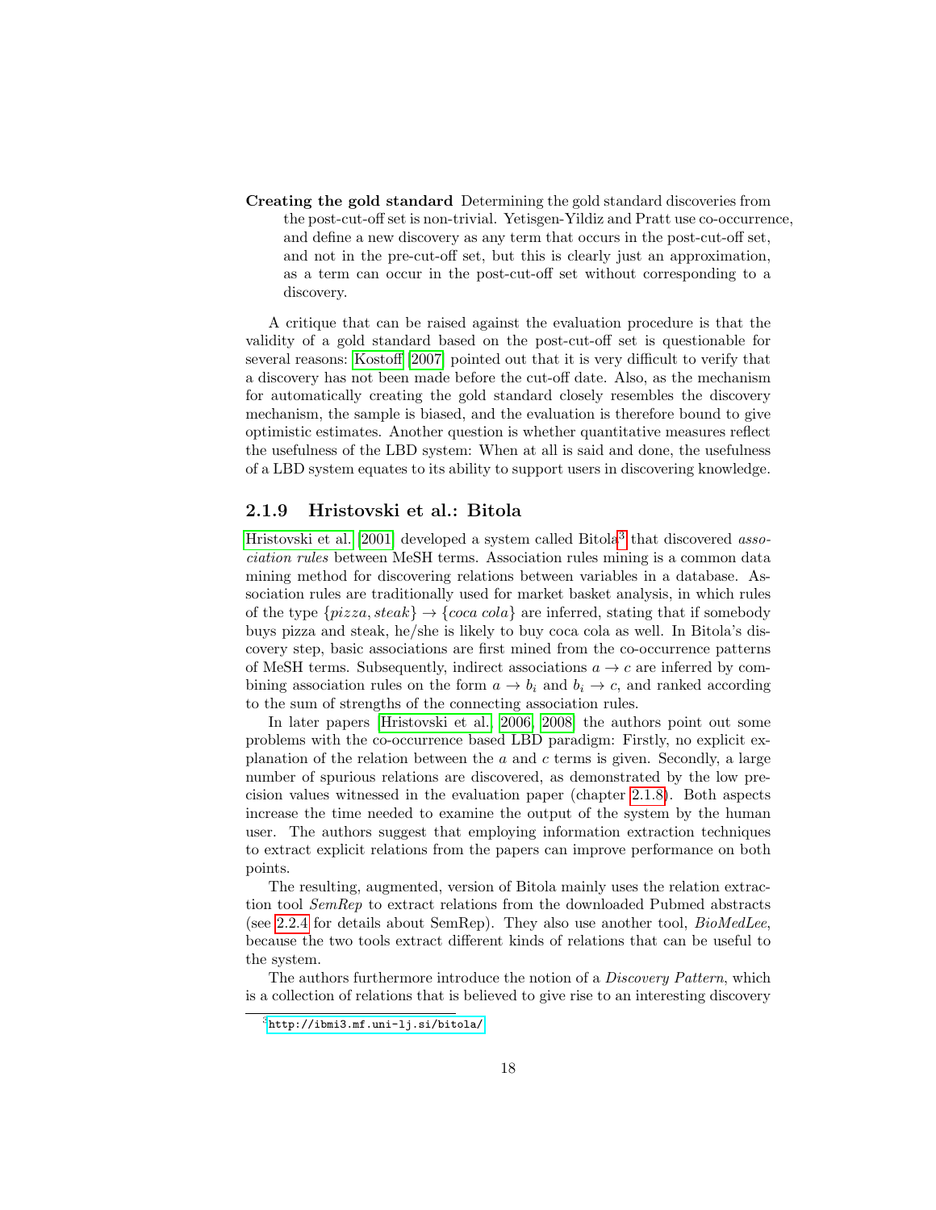**Creating the gold standard** Determining the gold standard discoveries from the post-cut-off set is non-trivial. Yetisgen-Yildiz and Pratt use co-occurrence, and define a new discovery as any term that occurs in the post-cut-off set, and not in the pre-cut-off set, but this is clearly just an approximation, as a term can occur in the post-cut-off set without corresponding to a discovery.

A critique that can be raised against the evaluation procedure is that the validity of a gold standard based on the post-cut-off set is questionable for several reasons: Kostoff [2007] pointed out that it is very difficult to verify that a discovery has not been made before the cut-off date. Also, as the mechanism for automatically creating the gold standard closely resembles the discovery mechanism, the sample is biased, and the evaluation is therefore bound to give optimistic estimates. Another question is whether quantitative measures reflect the usefulness of the LBD system: When at all is said and done, the usefulness of a LBD system equates to its ability to support users in discovering knowledge.

### 2.1.9 Hristovski et al.: Bitola

Hristovski et al. [2001] developed a system called Bitola[3] that discovered *association rules* between MeSH terms. Association rules mining is a common data mining method for discovering relations between variables in a database. Association rules are traditionally used for market basket analysis, in which rules of the type $\{pizza, steak\} \rightarrow \{coca\ cola\}$ are inferred, stating that if somebody buys pizza and steak, he/she is likely to buy coca cola as well. In Bitola's discovery step, basic associations are first mined from the co-occurrence patterns of MeSH terms. Subsequently, indirect associations $a \rightarrow c$ are inferred by combining association rules on the form $a \rightarrow b_i$ and $b_i \rightarrow c$, and ranked according to the sum of strengths of the connecting association rules.

In later papers [Hristovski et al., 2006, 2008] the authors point out some problems with the co-occurrence based LBD paradigm: Firstly, no explicit explanation of the relation between the $a$ and $c$ terms is given. Secondly, a large number of spurious relations are discovered, as demonstrated by the low precision values witnessed in the evaluation paper (chapter 2.1.8). Both aspects increase the time needed to examine the output of the system by the human user. The authors suggest that employing information extraction techniques to extract explicit relations from the papers can improve performance on both points.

The resulting, augmented, version of Bitola mainly uses the relation extraction tool *SemRep* to extract relations from the downloaded Pubmed abstracts (see 2.2.4 for details about SemRep). They also use another tool, *BioMedLee*, because the two tools extract different kinds of relations that can be useful to the system.

The authors furthermore introduce the notion of a *Discovery Pattern*, which is a collection of relations that is believed to give rise to an interesting discovery

[3] http://ibmi3.mf.uni-lj.si/bitola/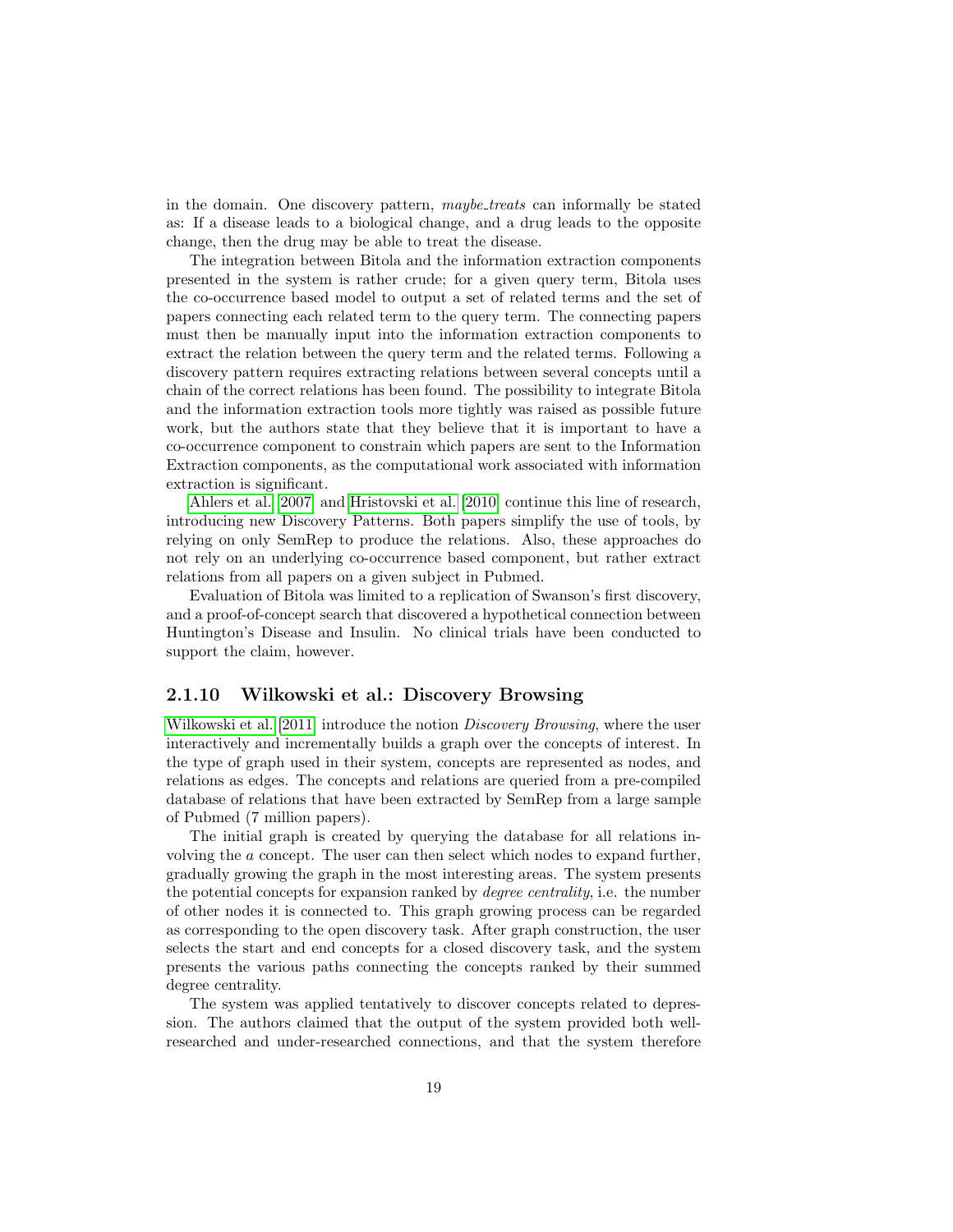in the domain. One discovery pattern, *maybe_treats* can informally be stated as: If a disease leads to a biological change, and a drug leads to the opposite change, then the drug may be able to treat the disease.

The integration between Bitola and the information extraction components presented in the system is rather crude; for a given query term, Bitola uses the co-occurrence based model to output a set of related terms and the set of papers connecting each related term to the query term. The connecting papers must then be manually input into the information extraction components to extract the relation between the query term and the related terms. Following a discovery pattern requires extracting relations between several concepts until a chain of the correct relations has been found. The possibility to integrate Bitola and the information extraction tools more tightly was raised as possible future work, but the authors state that they believe that it is important to have a co-occurrence component to constrain which papers are sent to the Information Extraction components, as the computational work associated with information extraction is significant.

Ahlers et al. [2007] and Hristovski et al. [2010] continue this line of research, introducing new Discovery Patterns. Both papers simplify the use of tools, by relying on only SemRep to produce the relations. Also, these approaches do not rely on an underlying co-occurrence based component, but rather extract relations from all papers on a given subject in Pubmed.

Evaluation of Bitola was limited to a replication of Swanson's first discovery, and a proof-of-concept search that discovered a hypothetical connection between Huntington's Disease and Insulin. No clinical trials have been conducted to support the claim, however.

### 2.1.10 Wilkowski et al.: Discovery Browsing

Wilkowski et al. [2011] introduce the notion *Discovery Browsing*, where the user interactively and incrementally builds a graph over the concepts of interest. In the type of graph used in their system, concepts are represented as nodes, and relations as edges. The concepts and relations are queried from a pre-compiled database of relations that have been extracted by SemRep from a large sample of Pubmed (7 million papers).

The initial graph is created by querying the database for all relations involving the $a$ concept. The user can then select which nodes to expand further, gradually growing the graph in the most interesting areas. The system presents the potential concepts for expansion ranked by *degree centrality*, i.e. the number of other nodes it is connected to. This graph growing process can be regarded as corresponding to the open discovery task. After graph construction, the user selects the start and end concepts for a closed discovery task, and the system presents the various paths connecting the concepts ranked by their summed degree centrality.

The system was applied tentatively to discover concepts related to depression. The authors claimed that the output of the system provided both well-researched and under-researched connections, and that the system therefore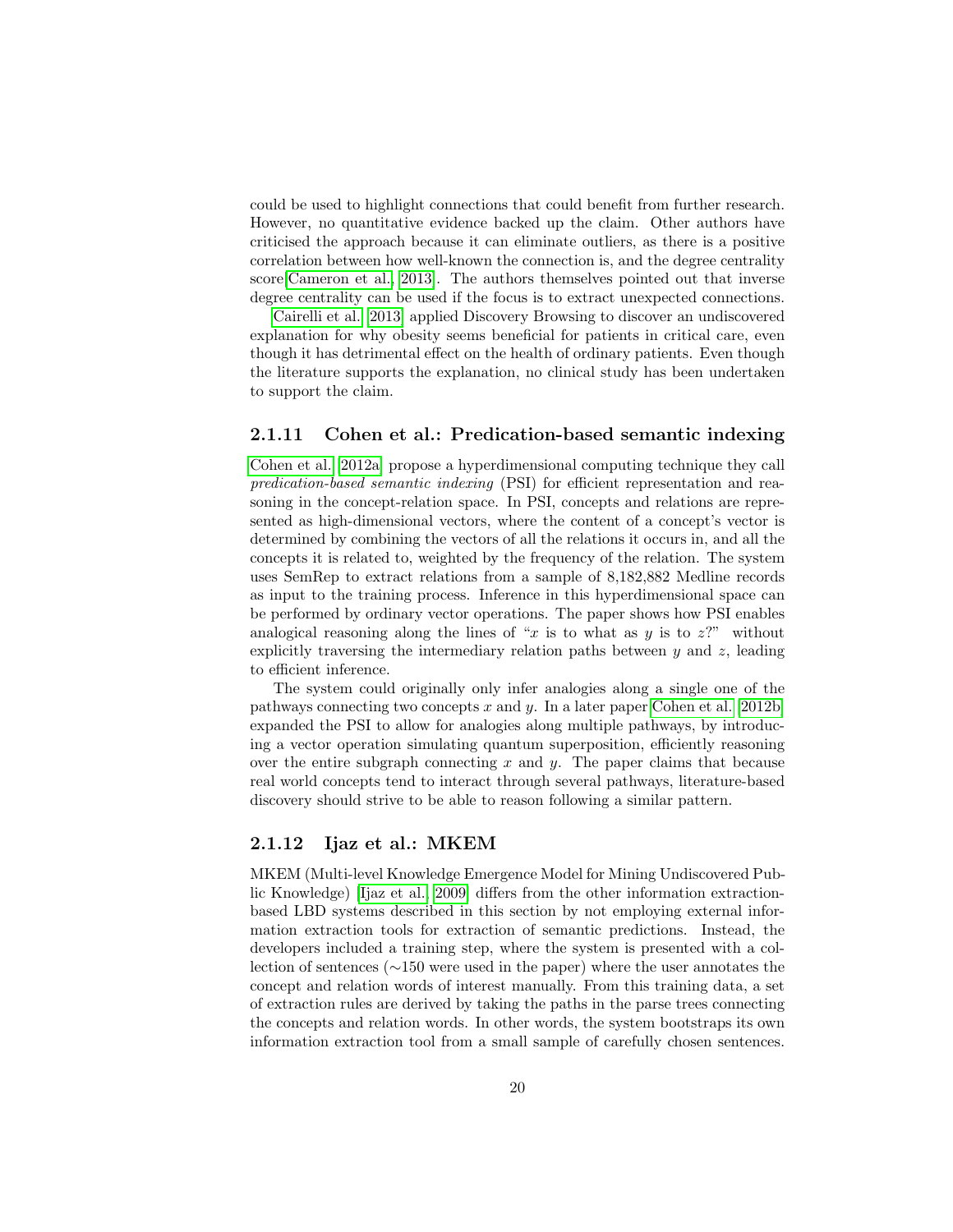could be used to highlight connections that could benefit from further research. However, no quantitative evidence backed up the claim. Other authors have criticised the approach because it can eliminate outliers, as there is a positive correlation between how well-known the connection is, and the degree centrality score[Cameron et al., 2013]. The authors themselves pointed out that inverse degree centrality can be used if the focus is to extract unexpected connections.

Cairelli et al. [2013] applied Discovery Browsing to discover an undiscovered explanation for why obesity seems beneficial for patients in critical care, even though it has detrimental effect on the health of ordinary patients. Even though the literature supports the explanation, no clinical study has been undertaken to support the claim.

### 2.1.11 Cohen et al.: Predication-based semantic indexing

Cohen et al. [2012a] propose a hyperdimensional computing technique they call *predication-based semantic indexing* (PSI) for efficient representation and reasoning in the concept-relation space. In PSI, concepts and relations are represented as high-dimensional vectors, where the content of a concept's vector is determined by combining the vectors of all the relations it occurs in, and all the concepts it is related to, weighted by the frequency of the relation. The system uses SemRep to extract relations from a sample of 8,182,882 Medline records as input to the training process. Inference in this hyperdimensional space can be performed by ordinary vector operations. The paper shows how PSI enables analogical reasoning along the lines of "$x$ is to what as $y$ is to $z$?" without explicitly traversing the intermediary relation paths between $y$ and $z$, leading to efficient inference.

The system could originally only infer analogies along a single one of the pathways connecting two concepts $x$ and $y$. In a later paper Cohen et al. [2012b] expanded the PSI to allow for analogies along multiple pathways, by introducing a vector operation simulating quantum superposition, efficiently reasoning over the entire subgraph connecting $x$ and $y$. The paper claims that because real world concepts tend to interact through several pathways, literature-based discovery should strive to be able to reason following a similar pattern.

### 2.1.12 Ijaz et al.: MKEM

MKEM (Multi-level Knowledge Emergence Model for Mining Undiscovered Public Knowledge) [Ijaz et al., 2009] differs from the other information extraction-based LBD systems described in this section by not employing external information extraction tools for extraction of semantic predictions. Instead, the developers included a training step, where the system is presented with a collection of sentences (∼150 were used in the paper) where the user annotates the concept and relation words of interest manually. From this training data, a set of extraction rules are derived by taking the paths in the parse trees connecting the concepts and relation words. In other words, the system bootstraps its own information extraction tool from a small sample of carefully chosen sentences.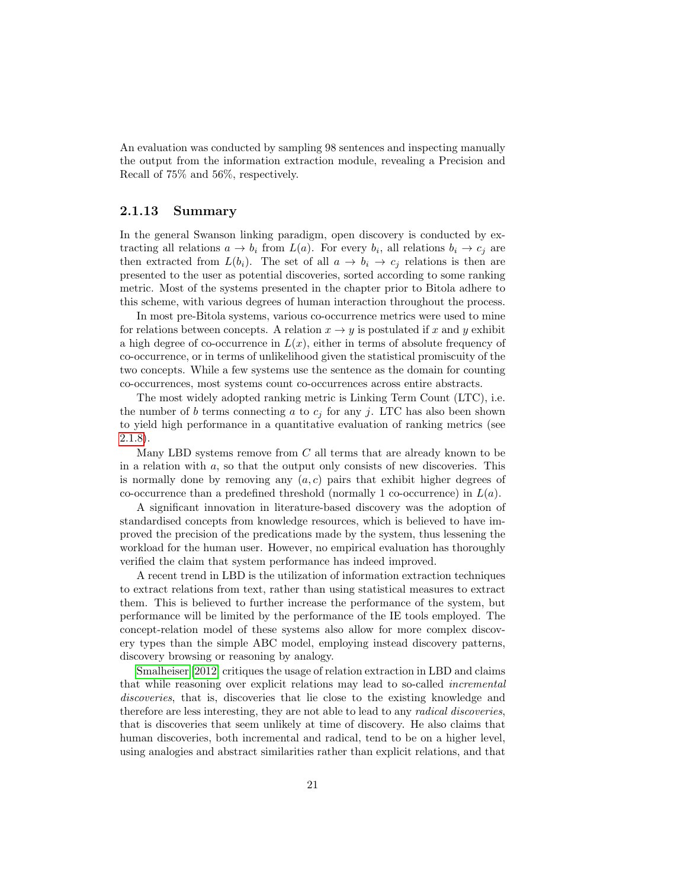An evaluation was conducted by sampling 98 sentences and inspecting manually the output from the information extraction module, revealing a Precision and Recall of 75% and 56%, respectively.

### 2.1.13 Summary

In the general Swanson linking paradigm, open discovery is conducted by extracting all relations $a \rightarrow b_i$ from $L(a)$. For every $b_i$, all relations $b_i \rightarrow c_j$ are then extracted from $L(b_i)$. The set of all $a \rightarrow b_i \rightarrow c_j$ relations is then are presented to the user as potential discoveries, sorted according to some ranking metric. Most of the systems presented in the chapter prior to Bitola adhere to this scheme, with various degrees of human interaction throughout the process.

In most pre-Bitola systems, various co-occurrence metrics were used to mine for relations between concepts. A relation $x \rightarrow y$ is postulated if $x$ and $y$ exhibit a high degree of co-occurrence in $L(x)$, either in terms of absolute frequency of co-occurrence, or in terms of unlikelihood given the statistical promiscuity of the two concepts. While a few systems use the sentence as the domain for counting co-occurrences, most systems count co-occurrences across entire abstracts.

The most widely adopted ranking metric is Linking Term Count (LTC), i.e. the number of $b$ terms connecting $a$ to $c_j$ for any $j$. LTC has also been shown to yield high performance in a quantitative evaluation of ranking metrics (see 2.1.8).

Many LBD systems remove from $C$ all terms that are already known to be in a relation with $a$, so that the output only consists of new discoveries. This is normally done by removing any $(a, c)$ pairs that exhibit higher degrees of co-occurrence than a predefined threshold (normally 1 co-occurrence) in $L(a)$.

A significant innovation in literature-based discovery was the adoption of standardised concepts from knowledge resources, which is believed to have improved the precision of the predications made by the system, thus lessening the workload for the human user. However, no empirical evaluation has thoroughly verified the claim that system performance has indeed improved.

A recent trend in LBD is the utilization of information extraction techniques to extract relations from text, rather than using statistical measures to extract them. This is believed to further increase the performance of the system, but performance will be limited by the performance of the IE tools employed. The concept-relation model of these systems also allow for more complex discovery types than the simple ABC model, employing instead discovery patterns, discovery browsing or reasoning by analogy.

Smalheiser [2012] critiques the usage of relation extraction in LBD and claims that while reasoning over explicit relations may lead to so-called *incremental discoveries*, that is, discoveries that lie close to the existing knowledge and therefore are less interesting, they are not able to lead to any *radical discoveries*, that is discoveries that seem unlikely at time of discovery. He also claims that human discoveries, both incremental and radical, tend to be on a higher level, using analogies and abstract similarities rather than explicit relations, and that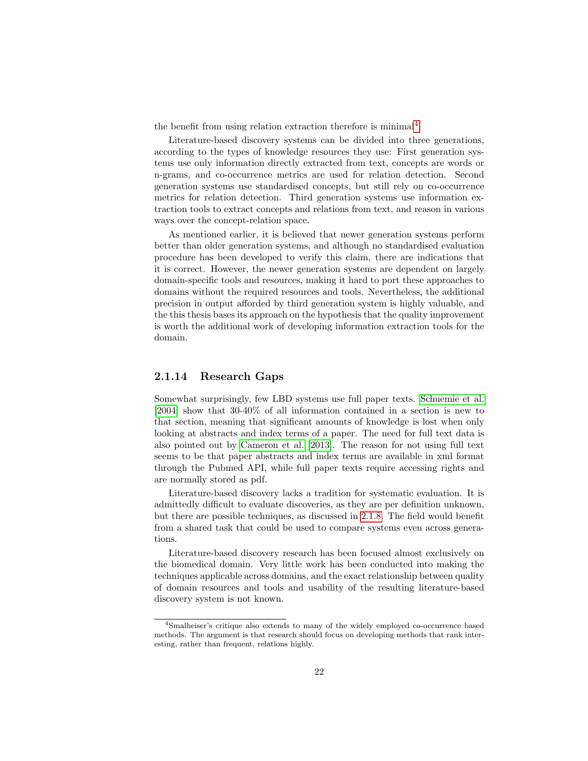the benefit from using relation extraction therefore is minimal[4].

Literature-based discovery systems can be divided into three generations, according to the types of knowledge resources they use: First generation systems use only information directly extracted from text, concepts are words or n-grams, and co-occurrence metrics are used for relation detection. Second generation systems use standardised concepts, but still rely on co-occurrence metrics for relation detection. Third generation systems use information extraction tools to extract concepts and relations from text, and reason in various ways over the concept-relation space.

As mentioned earlier, it is believed that newer generation systems perform better than older generation systems, and although no standardised evaluation procedure has been developed to verify this claim, there are indications that it is correct. However, the newer generation systems are dependent on largely domain-specific tools and resources, making it hard to port these approaches to domains without the required resources and tools. Nevertheless, the additional precision in output afforded by third generation system is highly valuable, and the this thesis bases its approach on the hypothesis that the quality improvement is worth the additional work of developing information extraction tools for the domain.

### 2.1.14 Research Gaps

Somewhat surprisingly, few LBD systems use full paper texts. Schuemie et al. [2004] show that 30-40% of all information contained in a section is new to that section, meaning that significant amounts of knowledge is lost when only looking at abstracts and index terms of a paper. The need for full text data is also pointed out by Cameron et al. [2013]. The reason for not using full text seems to be that paper abstracts and index terms are available in xml format through the Pubmed API, while full paper texts require accessing rights and are normally stored as pdf.

Literature-based discovery lacks a tradition for systematic evaluation. It is admittedly difficult to evaluate discoveries, as they are per definition unknown, but there are possible techniques, as discussed in 2.1.8. The field would benefit from a shared task that could be used to compare systems even across generations.

Literature-based discovery research has been focused almost exclusively on the biomedical domain. Very little work has been conducted into making the techniques applicable across domains, and the exact relationship between quality of domain resources and tools and usability of the resulting literature-based discovery system is not known.

[4] Smalheiser's critique also extends to many of the widely employed co-occurrence based methods. The argument is that research should focus on developing methods that rank interesting, rather than frequent, relations highly.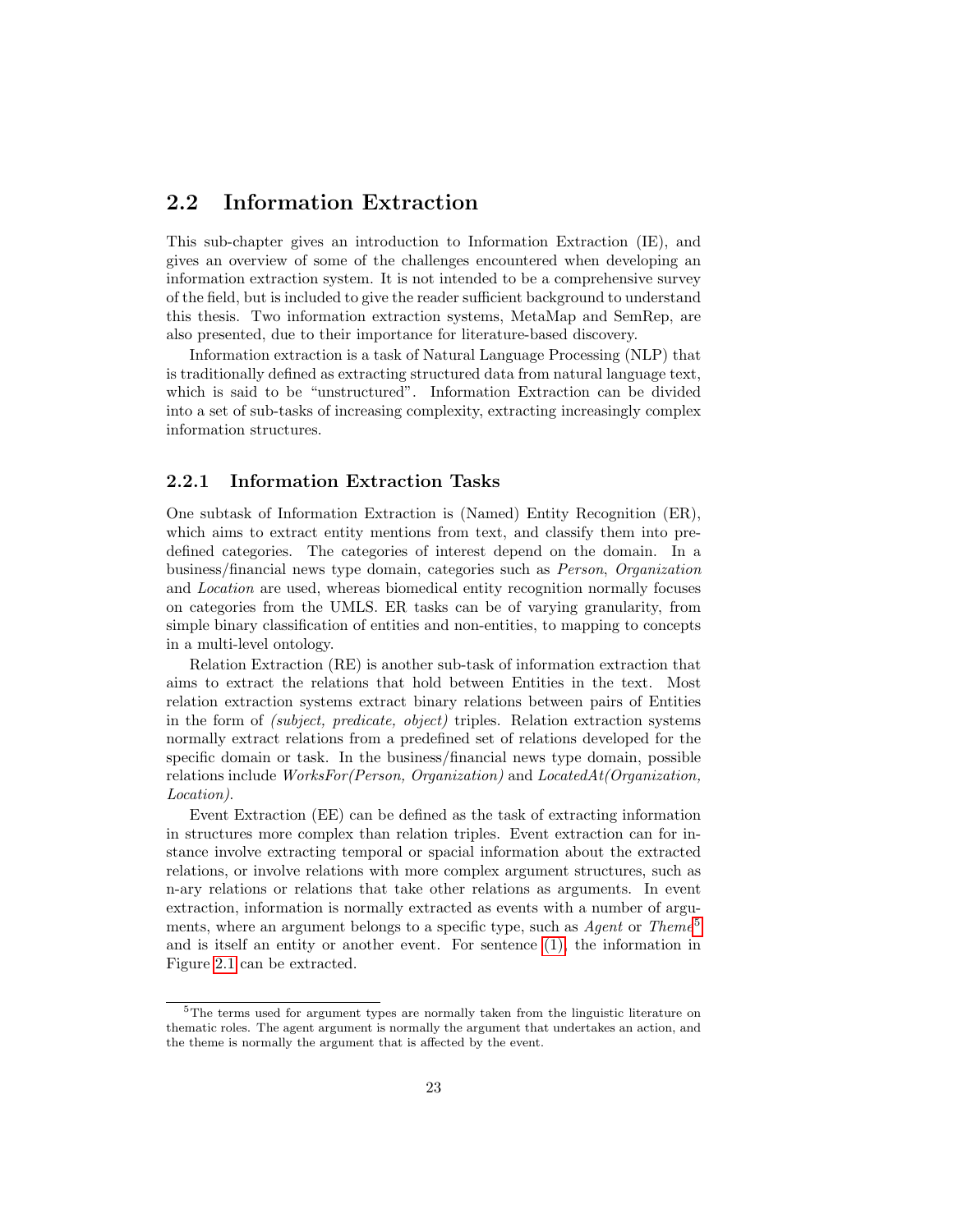## 2.2 Information Extraction

This sub-chapter gives an introduction to Information Extraction (IE), and gives an overview of some of the challenges encountered when developing an information extraction system. It is not intended to be a comprehensive survey of the field, but is included to give the reader sufficient background to understand this thesis. Two information extraction systems, MetaMap and SemRep, are also presented, due to their importance for literature-based discovery.

Information extraction is a task of Natural Language Processing (NLP) that is traditionally defined as extracting structured data from natural language text, which is said to be "unstructured". Information Extraction can be divided into a set of sub-tasks of increasing complexity, extracting increasingly complex information structures.

### 2.2.1 Information Extraction Tasks

One subtask of Information Extraction is (Named) Entity Recognition (ER), which aims to extract entity mentions from text, and classify them into predefined categories. The categories of interest depend on the domain. In a business/financial news type domain, categories such as *Person*, *Organization* and *Location* are used, whereas biomedical entity recognition normally focuses on categories from the UMLS. ER tasks can be of varying granularity, from simple binary classification of entities and non-entities, to mapping to concepts in a multi-level ontology.

Relation Extraction (RE) is another sub-task of information extraction that aims to extract the relations that hold between Entities in the text. Most relation extraction systems extract binary relations between pairs of Entities in the form of *(subject, predicate, object)* triples. Relation extraction systems normally extract relations from a predefined set of relations developed for the specific domain or task. In the business/financial news type domain, possible relations include *WorksFor(Person, Organization)* and *LocatedAt(Organization, Location)*.

Event Extraction (EE) can be defined as the task of extracting information in structures more complex than relation triples. Event extraction can for instance involve extracting temporal or spacial information about the extracted relations, or involve relations with more complex argument structures, such as n-ary relations or relations that take other relations as arguments. In event extraction, information is normally extracted as events with a number of arguments, where an argument belongs to a specific type, such as *Agent* or *Theme*[5] and is itself an entity or another event. For sentence (1), the information in Figure 2.1 can be extracted.

[5] The terms used for argument types are normally taken from the linguistic literature on thematic roles. The agent argument is normally the argument that undertakes an action, and the theme is normally the argument that is affected by the event.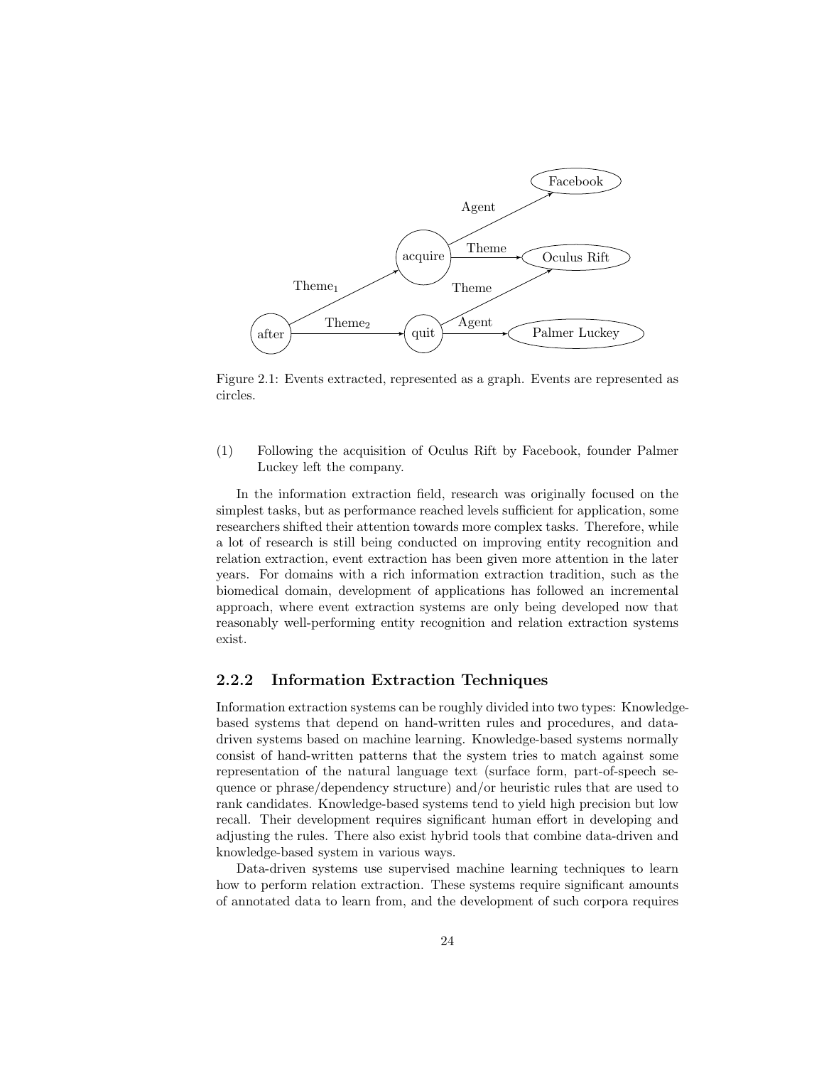Figure 2.1: Events extracted, represented as a graph. Events are represented as circles.

(1) Following the acquisition of Oculus Rift by Facebook, founder Palmer Luckey left the company.

In the information extraction field, research was originally focused on the simplest tasks, but as performance reached levels sufficient for application, some researchers shifted their attention towards more complex tasks. Therefore, while a lot of research is still being conducted on improving entity recognition and relation extraction, event extraction has been given more attention in the later years. For domains with a rich information extraction tradition, such as the biomedical domain, development of applications has followed an incremental approach, where event extraction systems are only being developed now that reasonably well-performing entity recognition and relation extraction systems exist.

### 2.2.2 Information Extraction Techniques

Information extraction systems can be roughly divided into two types: Knowledge-based systems that depend on hand-written rules and procedures, and data-driven systems based on machine learning. Knowledge-based systems normally consist of hand-written patterns that the system tries to match against some representation of the natural language text (surface form, part-of-speech sequence or phrase/dependency structure) and/or heuristic rules that are used to rank candidates. Knowledge-based systems tend to yield high precision but low recall. Their development requires significant human effort in developing and adjusting the rules. There also exist hybrid tools that combine data-driven and knowledge-based system in various ways.

Data-driven systems use supervised machine learning techniques to learn how to perform relation extraction. These systems require significant amounts of annotated data to learn from, and the development of such corpora requires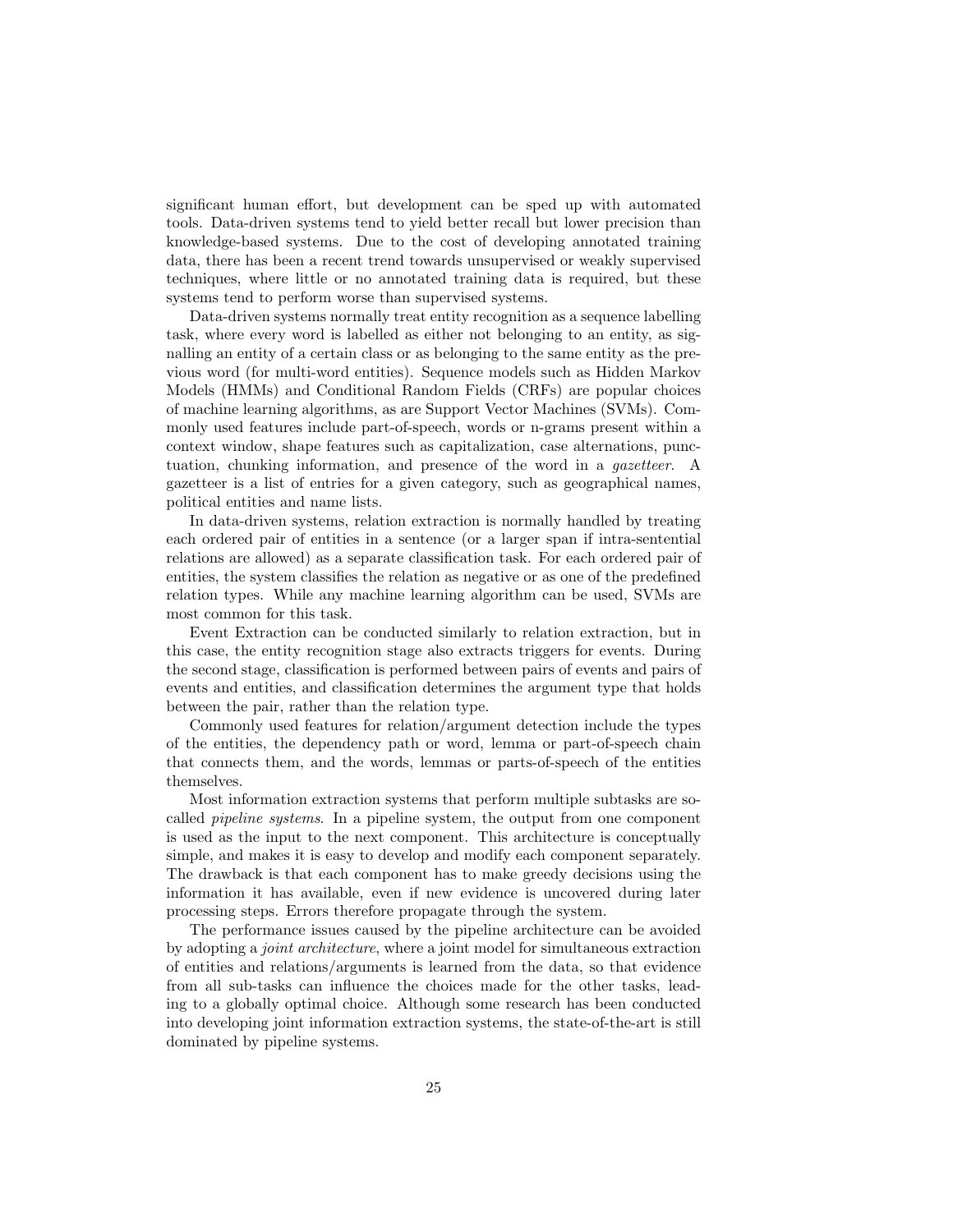significant human effort, but development can be sped up with automated tools. Data-driven systems tend to yield better recall but lower precision than knowledge-based systems. Due to the cost of developing annotated training data, there has been a recent trend towards unsupervised or weakly supervised techniques, where little or no annotated training data is required, but these systems tend to perform worse than supervised systems.

Data-driven systems normally treat entity recognition as a sequence labelling task, where every word is labelled as either not belonging to an entity, as signalling an entity of a certain class or as belonging to the same entity as the previous word (for multi-word entities). Sequence models such as Hidden Markov Models (HMMs) and Conditional Random Fields (CRFs) are popular choices of machine learning algorithms, as are Support Vector Machines (SVMs). Commonly used features include part-of-speech, words or n-grams present within a context window, shape features such as capitalization, case alternations, punctuation, chunking information, and presence of the word in a *gazetteer*. A gazetteer is a list of entries for a given category, such as geographical names, political entities and name lists.

In data-driven systems, relation extraction is normally handled by treating each ordered pair of entities in a sentence (or a larger span if intra-sentential relations are allowed) as a separate classification task. For each ordered pair of entities, the system classifies the relation as negative or as one of the predefined relation types. While any machine learning algorithm can be used, SVMs are most common for this task.

Event Extraction can be conducted similarly to relation extraction, but in this case, the entity recognition stage also extracts triggers for events. During the second stage, classification is performed between pairs of events and pairs of events and entities, and classification determines the argument type that holds between the pair, rather than the relation type.

Commonly used features for relation/argument detection include the types of the entities, the dependency path or word, lemma or part-of-speech chain that connects them, and the words, lemmas or parts-of-speech of the entities themselves.

Most information extraction systems that perform multiple subtasks are so-called *pipeline systems*. In a pipeline system, the output from one component is used as the input to the next component. This architecture is conceptually simple, and makes it is easy to develop and modify each component separately. The drawback is that each component has to make greedy decisions using the information it has available, even if new evidence is uncovered during later processing steps. Errors therefore propagate through the system.

The performance issues caused by the pipeline architecture can be avoided by adopting a *joint architecture*, where a joint model for simultaneous extraction of entities and relations/arguments is learned from the data, so that evidence from all sub-tasks can influence the choices made for the other tasks, leading to a globally optimal choice. Although some research has been conducted into developing joint information extraction systems, the state-of-the-art is still dominated by pipeline systems.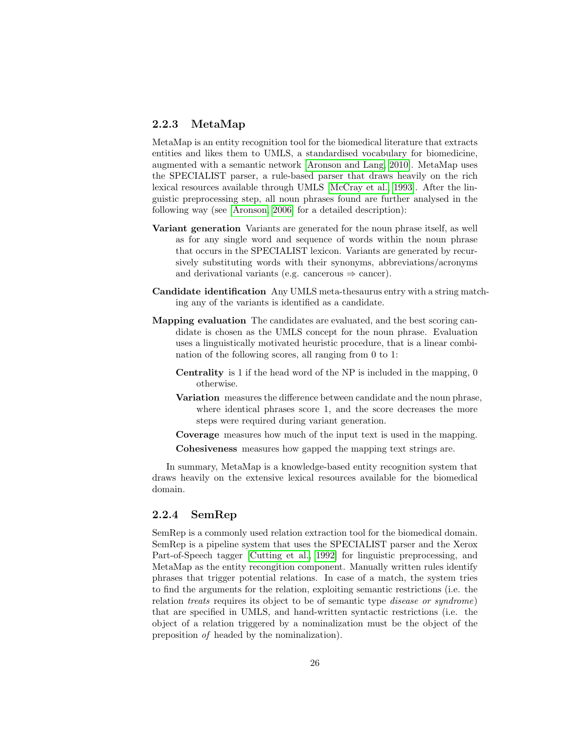### 2.2.3 MetaMap

MetaMap is an entity recognition tool for the biomedical literature that extracts entities and likes them to UMLS, a standardised vocabulary for biomedicine, augmented with a semantic network [Aronson and Lang, 2010]. MetaMap uses the SPECIALIST parser, a rule-based parser that draws heavily on the rich lexical resources available through UMLS [McCray et al., 1993]. After the linguistic preprocessing step, all noun phrases found are further analysed in the following way (see [Aronson, 2006] for a detailed description):

**Variant generation** Variants are generated for the noun phrase itself, as well as for any single word and sequence of words within the noun phrase that occurs in the SPECIALIST lexicon. Variants are generated by recursively substituting words with their synonyms, abbreviations/acronyms and derivational variants (e.g. cancerous ⇒ cancer).

**Candidate identification** Any UMLS meta-thesaurus entry with a string matching any of the variants is identified as a candidate.

**Mapping evaluation** The candidates are evaluated, and the best scoring candidate is chosen as the UMLS concept for the noun phrase. Evaluation uses a linguistically motivated heuristic procedure, that is a linear combination of the following scores, all ranging from 0 to 1:

- **Centrality** is 1 if the head word of the NP is included in the mapping, 0 otherwise.
- **Variation** measures the difference between candidate and the noun phrase, where identical phrases score 1, and the score decreases the more steps were required during variant generation.
- **Coverage** measures how much of the input text is used in the mapping.
- **Cohesiveness** measures how gapped the mapping text strings are.

In summary, MetaMap is a knowledge-based entity recognition system that draws heavily on the extensive lexical resources available for the biomedical domain.

### 2.2.4 SemRep

SemRep is a commonly used relation extraction tool for the biomedical domain. SemRep is a pipeline system that uses the SPECIALIST parser and the Xerox Part-of-Speech tagger [Cutting et al., 1992] for linguistic preprocessing, and MetaMap as the entity recognition component. Manually written rules identify phrases that trigger potential relations. In case of a match, the system tries to find the arguments for the relation, exploiting semantic restrictions (i.e. the relation *treats* requires its object to be of semantic type *disease or syndrome*) that are specified in UMLS, and hand-written syntactic restrictions (i.e. the object of a relation triggered by a nominalization must be the object of the preposition *of* headed by the nominalization).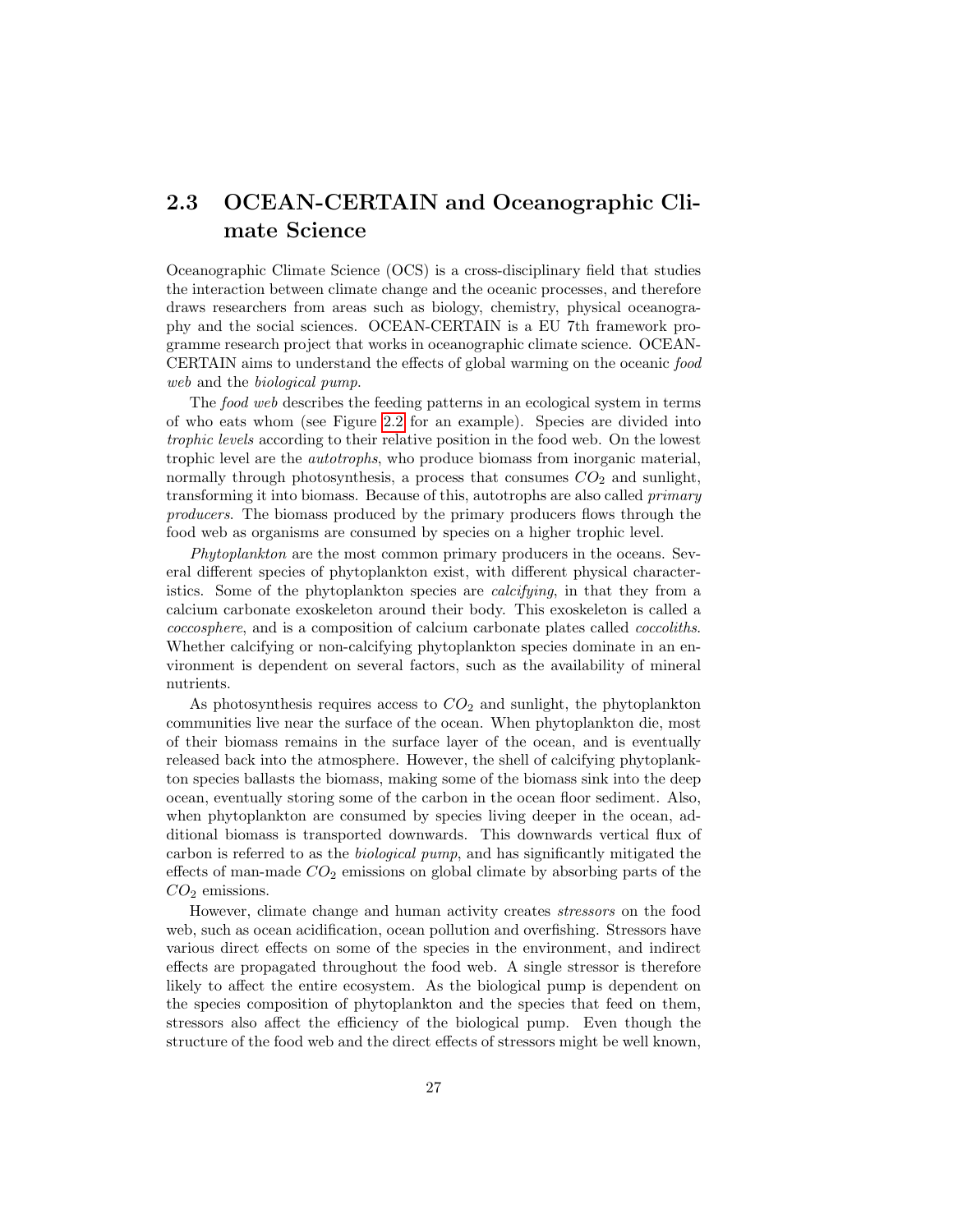## 2.3 OCEAN-CERTAIN and Oceanographic Climate Science

Oceanographic Climate Science (OCS) is a cross-disciplinary field that studies the interaction between climate change and the oceanic processes, and therefore draws researchers from areas such as biology, chemistry, physical oceanography and the social sciences. OCEAN-CERTAIN is a EU 7th framework programme research project that works in oceanographic climate science. OCEAN-CERTAIN aims to understand the effects of global warming on the oceanic *food web* and the *biological pump*.

The *food web* describes the feeding patterns in an ecological system in terms of who eats whom (see Figure 2.2 for an example). Species are divided into *trophic levels* according to their relative position in the food web. On the lowest trophic level are the *autotrophs*, who produce biomass from inorganic material, normally through photosynthesis, a process that consumes $CO_2$ and sunlight, transforming it into biomass. Because of this, autotrophs are also called *primary producers*. The biomass produced by the primary producers flows through the food web as organisms are consumed by species on a higher trophic level.

*Phytoplankton* are the most common primary producers in the oceans. Several different species of phytoplankton exist, with different physical characteristics. Some of the phytoplankton species are *calcifying*, in that they from a calcium carbonate exoskeleton around their body. This exoskeleton is called a *coccosphere*, and is a composition of calcium carbonate plates called *coccoliths*. Whether calcifying or non-calcifying phytoplankton species dominate in an environment is dependent on several factors, such as the availability of mineral nutrients.

As photosynthesis requires access to $CO_2$ and sunlight, the phytoplankton communities live near the surface of the ocean. When phytoplankton die, most of their biomass remains in the surface layer of the ocean, and is eventually released back into the atmosphere. However, the shell of calcifying phytoplankton species ballasts the biomass, making some of the biomass sink into the deep ocean, eventually storing some of the carbon in the ocean floor sediment. Also, when phytoplankton are consumed by species living deeper in the ocean, additional biomass is transported downwards. This downwards vertical flux of carbon is referred to as the *biological pump*, and has significantly mitigated the effects of man-made $CO_2$ emissions on global climate by absorbing parts of the $CO_2$ emissions.

However, climate change and human activity creates *stressors* on the food web, such as ocean acidification, ocean pollution and overfishing. Stressors have various direct effects on some of the species in the environment, and indirect effects are propagated throughout the food web. A single stressor is therefore likely to affect the entire ecosystem. As the biological pump is dependent on the species composition of phytoplankton and the species that feed on them, stressors also affect the efficiency of the biological pump. Even though the structure of the food web and the direct effects of stressors might be well known,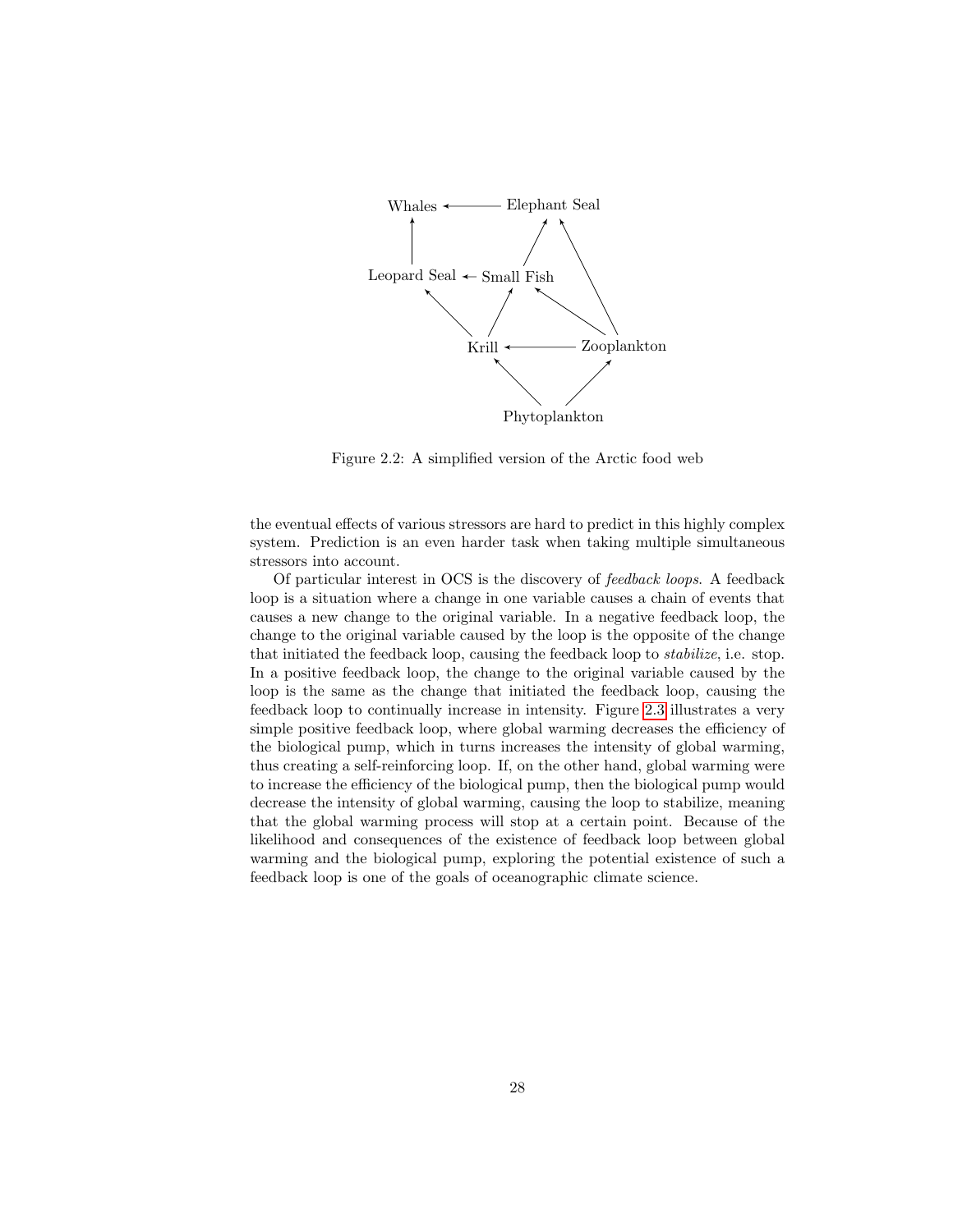Whales ← Elephant Seal

Leopard Seal ← Small Fish

Krill ← Zooplankton

Phytoplankton

Figure 2.2: A simplified version of the Arctic food web

the eventual effects of various stressors are hard to predict in this highly complex system. Prediction is an even harder task when taking multiple simultaneous stressors into account.

Of particular interest in OCS is the discovery of *feedback loops*. A feedback loop is a situation where a change in one variable causes a chain of events that causes a new change to the original variable. In a negative feedback loop, the change to the original variable caused by the loop is the opposite of the change that initiated the feedback loop, causing the feedback loop to *stabilize*, i.e. stop. In a positive feedback loop, the change to the original variable caused by the loop is the same as the change that initiated the feedback loop, causing the feedback loop to continually increase in intensity. Figure 2.3 illustrates a very simple positive feedback loop, where global warming decreases the efficiency of the biological pump, which in turns increases the intensity of global warming, thus creating a self-reinforcing loop. If, on the other hand, global warming were to increase the efficiency of the biological pump, then the biological pump would decrease the intensity of global warming, causing the loop to stabilize, meaning that the global warming process will stop at a certain point. Because of the likelihood and consequences of the existence of feedback loop between global warming and the biological pump, exploring the potential existence of such a feedback loop is one of the goals of oceanographic climate science.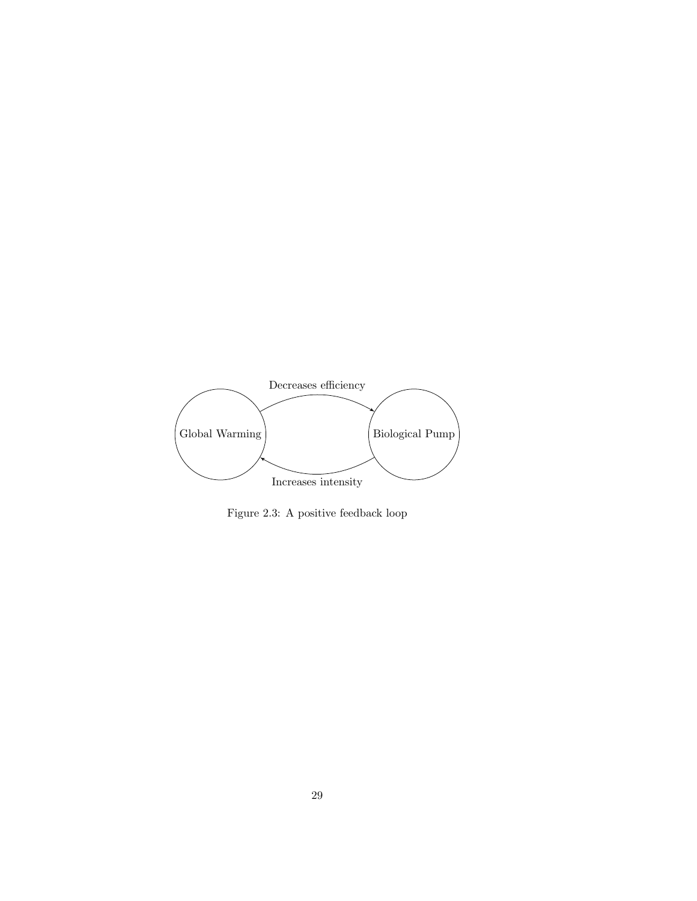Figure 2.3: A positive feedback loop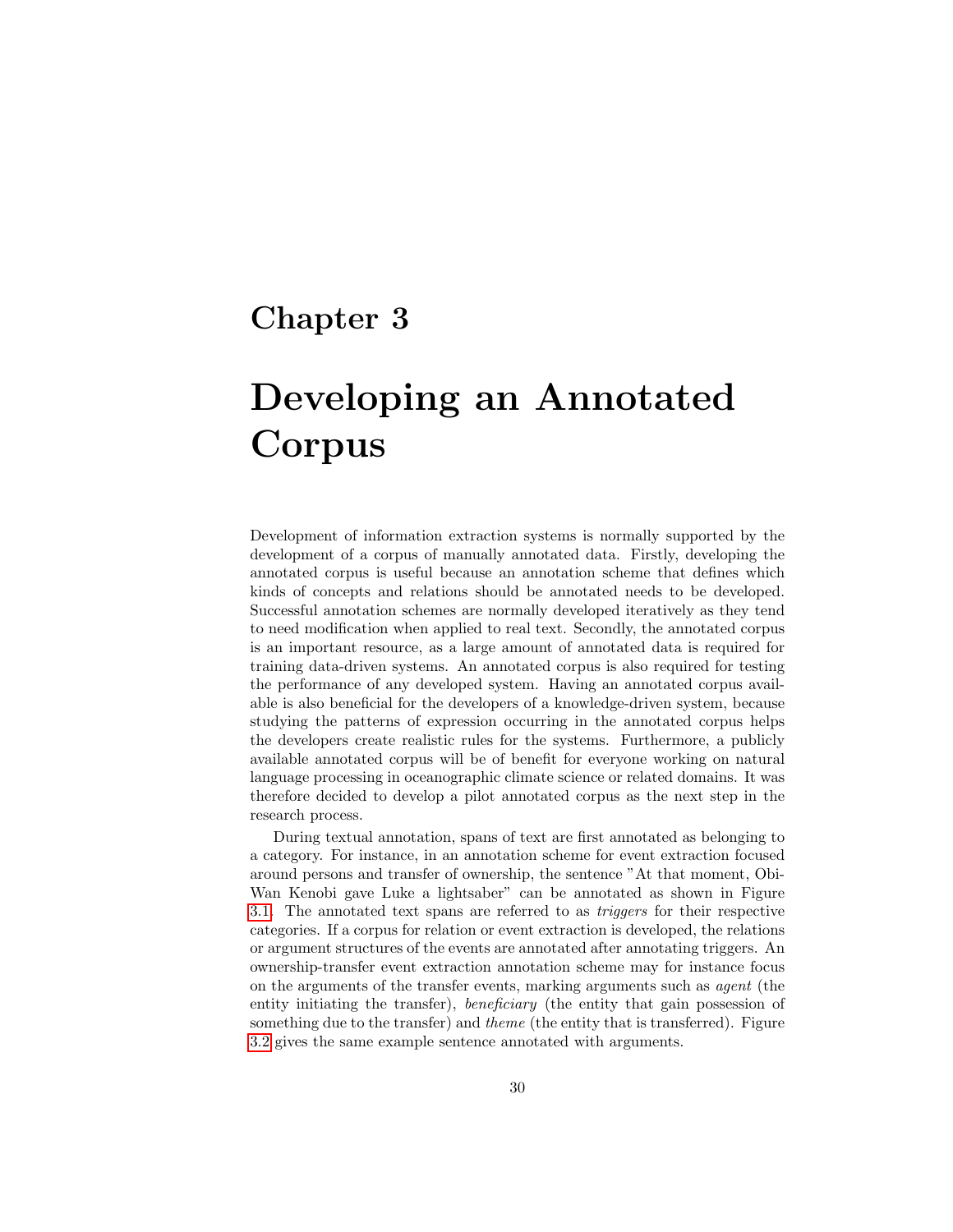# Chapter 3

# Developing an Annotated Corpus

Development of information extraction systems is normally supported by the development of a corpus of manually annotated data. Firstly, developing the annotated corpus is useful because an annotation scheme that defines which kinds of concepts and relations should be annotated needs to be developed. Successful annotation schemes are normally developed iteratively as they tend to need modification when applied to real text. Secondly, the annotated corpus is an important resource, as a large amount of annotated data is required for training data-driven systems. An annotated corpus is also required for testing the performance of any developed system. Having an annotated corpus available is also beneficial for the developers of a knowledge-driven system, because studying the patterns of expression occurring in the annotated corpus helps the developers create realistic rules for the systems. Furthermore, a publicly available annotated corpus will be of benefit for everyone working on natural language processing in oceanographic climate science or related domains. It was therefore decided to develop a pilot annotated corpus as the next step in the research process.

During textual annotation, spans of text are first annotated as belonging to a category. For instance, in an annotation scheme for event extraction focused around persons and transfer of ownership, the sentence "At that moment, Obi-Wan Kenobi gave Luke a lightsaber" can be annotated as shown in Figure 3.1. The annotated text spans are referred to as *triggers* for their respective categories. If a corpus for relation or event extraction is developed, the relations or argument structures of the events are annotated after annotating triggers. An ownership-transfer event extraction annotation scheme may for instance focus on the arguments of the transfer events, marking arguments such as *agent* (the entity initiating the transfer), *beneficiary* (the entity that gain possession of something due to the transfer) and *theme* (the entity that is transferred). Figure 3.2 gives the same example sentence annotated with arguments.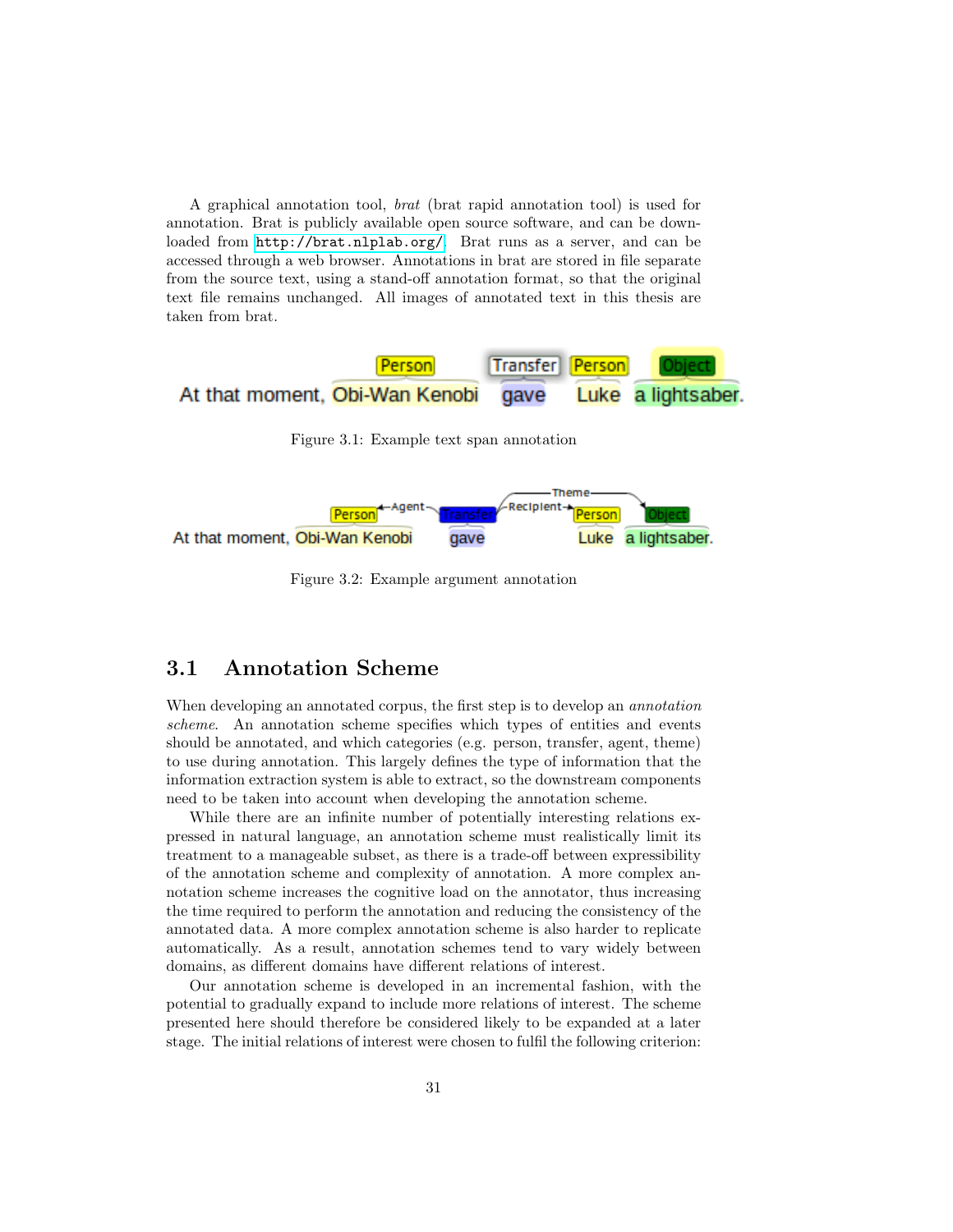A graphical annotation tool, *brat* (brat rapid annotation tool) is used for annotation. Brat is publicly available open source software, and can be downloaded from http://brat.nlplab.org/. Brat runs as a server, and can be accessed through a web browser. Annotations in brat are stored in file separate from the source text, using a stand-off annotation format, so that the original text file remains unchanged. All images of annotated text in this thesis are taken from brat.

Figure 3.1: Example text span annotation

Figure 3.2: Example argument annotation

## 3.1 Annotation Scheme

When developing an annotated corpus, the first step is to develop an *annotation scheme*. An annotation scheme specifies which types of entities and events should be annotated, and which categories (e.g. person, transfer, agent, theme) to use during annotation. This largely defines the type of information that the information extraction system is able to extract, so the downstream components need to be taken into account when developing the annotation scheme.

While there are an infinite number of potentially interesting relations expressed in natural language, an annotation scheme must realistically limit its treatment to a manageable subset, as there is a trade-off between expressibility of the annotation scheme and complexity of annotation. A more complex annotation scheme increases the cognitive load on the annotator, thus increasing the time required to perform the annotation and reducing the consistency of the annotated data. A more complex annotation scheme is also harder to replicate automatically. As a result, annotation schemes tend to vary widely between domains, as different domains have different relations of interest.

Our annotation scheme is developed in an incremental fashion, with the potential to gradually expand to include more relations of interest. The scheme presented here should therefore be considered likely to be expanded at a later stage. The initial relations of interest were chosen to fulfil the following criterion: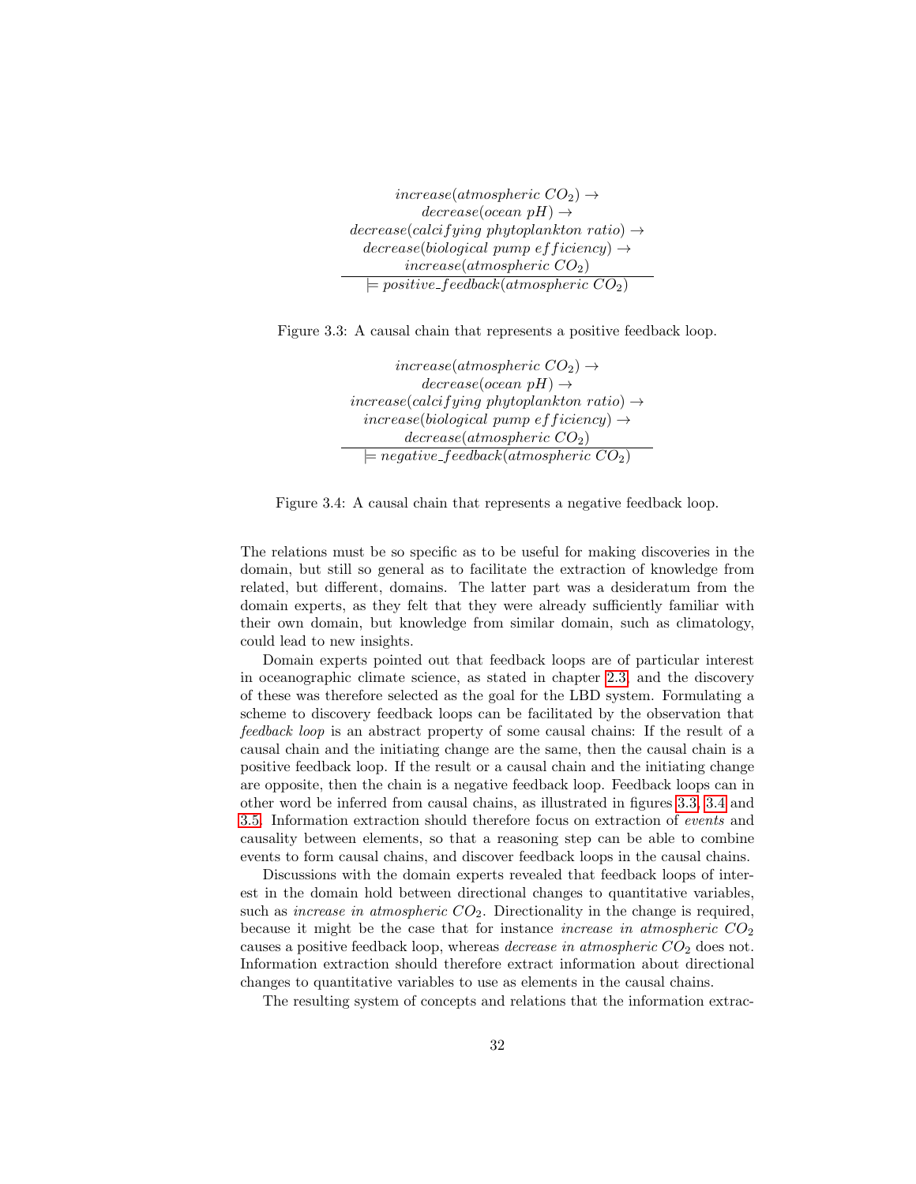$$
\frac{
\begin{array}{c}
increase(atmospheric\ CO_2) \rightarrow \\
decrease(ocean\ pH) \rightarrow \\
decrease(calcifying\ phytoplankton\ ratio) \rightarrow \\
decrease(biological\ pump\ efficiency) \rightarrow \\
increase(atmospheric\ CO_2)
\end{array}
}{
\models positive\_feedback(atmospheric\ CO_2)
}
$$

Figure 3.3: A causal chain that represents a positive feedback loop.

$$
\frac{
\begin{array}{c}
increase(atmospheric\ CO_2) \rightarrow \\
decrease(ocean\ pH) \rightarrow \\
increase(calcifying\ phytoplankton\ ratio) \rightarrow \\
increase(biological\ pump\ efficiency) \rightarrow \\
decrease(atmospheric\ CO_2)
\end{array}
}{
\models negative\_feedback(atmospheric\ CO_2)
}
$$

Figure 3.4: A causal chain that represents a negative feedback loop.

The relations must be so specific as to be useful for making discoveries in the domain, but still so general as to facilitate the extraction of knowledge from related, but different, domains. The latter part was a desideratum from the domain experts, as they felt that they were already sufficiently familiar with their own domain, but knowledge from similar domain, such as climatology, could lead to new insights.

Domain experts pointed out that feedback loops are of particular interest in oceanographic climate science, as stated in chapter 2.3, and the discovery of these was therefore selected as the goal for the LBD system. Formulating a scheme to discovery feedback loops can be facilitated by the observation that *feedback loop* is an abstract property of some causal chains: If the result of a causal chain and the initiating change are the same, then the causal chain is a positive feedback loop. If the result or a causal chain and the initiating change are opposite, then the chain is a negative feedback loop. Feedback loops can in other word be inferred from causal chains, as illustrated in figures 3.3, 3.4 and 3.5. Information extraction should therefore focus on extraction of *events* and causality between elements, so that a reasoning step can be able to combine events to form causal chains, and discover feedback loops in the causal chains.

Discussions with the domain experts revealed that feedback loops of interest in the domain hold between directional changes to quantitative variables, such as *increase in atmospheric* $CO_2$. Directionality in the change is required, because it might be the case that for instance *increase in atmospheric* $CO_2$ causes a positive feedback loop, whereas *decrease in atmospheric* $CO_2$ does not. Information extraction should therefore extract information about directional changes to quantitative variables to use as elements in the causal chains.

The resulting system of concepts and relations that the information extrac-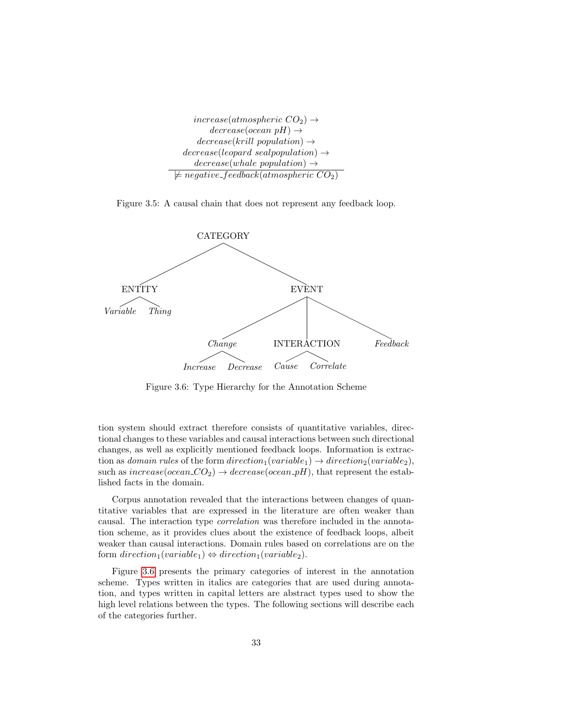$$\frac{\begin{array}{c} increase(atmospheric\ CO_2) \rightarrow \\ decrease(ocean\ pH) \rightarrow \\ decrease(krill\ population) \rightarrow \\ decrease(leopard\ sealpopulation) \rightarrow \\ decrease(whale\ population) \rightarrow \end{array}}{\not\models negative\_feedback(atmospheric\ CO_2)}$$

Figure 3.5: A causal chain that does not represent any feedback loop.

```
CATEGORY
├── ENTITY
│   ├── Variable
│   └── Thing
└── EVENT
    ├── Change
    │   ├── Increase
    │   └── Decrease
    ├── INTERACTION
    │   ├── Cause
    │   └── Correlate
    └── Feedback
```

Figure 3.6: Type Hierarchy for the Annotation Scheme

tion system should extract therefore consists of quantitative variables, directional changes to these variables and causal interactions between such directional changes, as well as explicitly mentioned feedback loops. Information is extraction as *domain rules* of the form $direction_1(variable_1) \rightarrow direction_2(variable_2)$, such as $increase(ocean\_CO_2) \rightarrow decrease(ocean\_pH)$, that represent the established facts in the domain.

Corpus annotation revealed that the interactions between changes of quantitative variables that are expressed in the literature are often weaker than causal. The interaction type *correlation* was therefore included in the annotation scheme, as it provides clues about the existence of feedback loops, albeit weaker than causal interactions. Domain rules based on correlations are on the form $direction_1(variable_1) \Leftrightarrow direction_1(variable_2)$.

Figure 3.6 presents the primary categories of interest in the annotation scheme. Types written in italics are categories that are used during annotation, and types written in capital letters are abstract types used to show the high level relations between the types. The following sections will describe each of the categories further.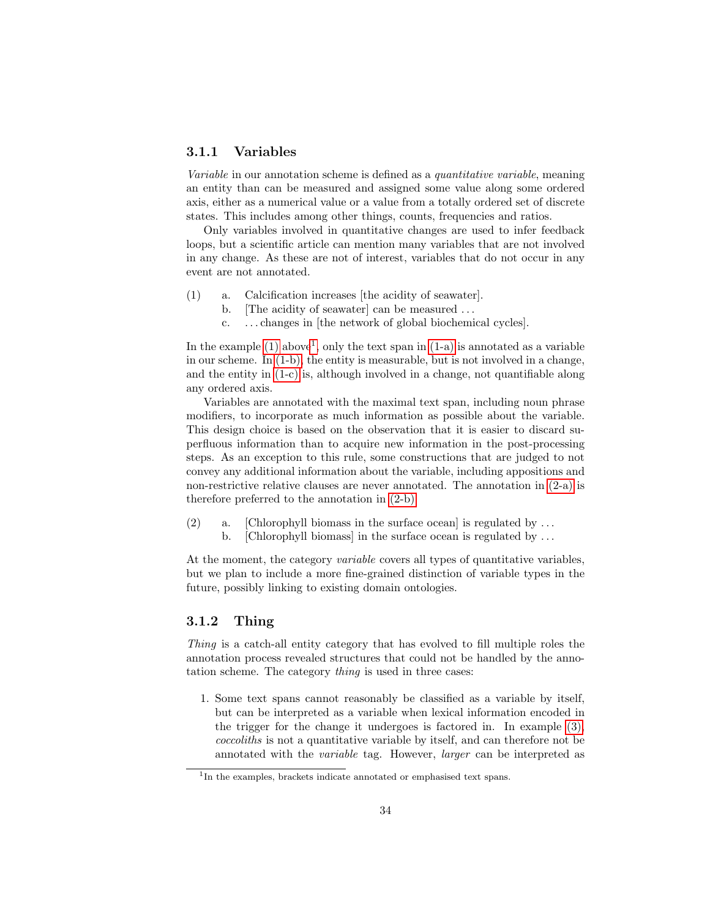### 3.1.1 Variables

*Variable* in our annotation scheme is defined as a *quantitative variable*, meaning an entity than can be measured and assigned some value along some ordered axis, either as a numerical value or a value from a totally ordered set of discrete states. This includes among other things, counts, frequencies and ratios.

Only variables involved in quantitative changes are used to infer feedback loops, but a scientific article can mention many variables that are not involved in any change. As these are not of interest, variables that do not occur in any event are not annotated.

(1) a. Calcification increases [the acidity of seawater].  
    b. [The acidity of seawater] can be measured ...  
    c. ... changes in [the network of global biochemical cycles].

In the example (1) above[1], only the text span in (1-a) is annotated as a variable in our scheme. In (1-b), the entity is measurable, but is not involved in a change, and the entity in (1-c) is, although involved in a change, not quantifiable along any ordered axis.

Variables are annotated with the maximal text span, including noun phrase modifiers, to incorporate as much information as possible about the variable. This design choice is based on the observation that it is easier to discard superfluous information than to acquire new information in the post-processing steps. As an exception to this rule, some constructions that are judged to not convey any additional information about the variable, including appositions and non-restrictive relative clauses are never annotated. The annotation in (2-a) is therefore preferred to the annotation in (2-b).

(2) a. [Chlorophyll biomass in the surface ocean] is regulated by ...  
    b. [Chlorophyll biomass] in the surface ocean is regulated by ...

At the moment, the category *variable* covers all types of quantitative variables, but we plan to include a more fine-grained distinction of variable types in the future, possibly linking to existing domain ontologies.

### 3.1.2 Thing

*Thing* is a catch-all entity category that has evolved to fill multiple roles the annotation process revealed structures that could not be handled by the annotation scheme. The category *thing* is used in three cases:

1. Some text spans cannot reasonably be classified as a variable by itself, but can be interpreted as a variable when lexical information encoded in the trigger for the change it undergoes is factored in. In example (3), *coccoliths* is not a quantitative variable by itself, and can therefore not be annotated with the *variable* tag. However, *larger* can be interpreted as

[1] In the examples, brackets indicate annotated or emphasised text spans.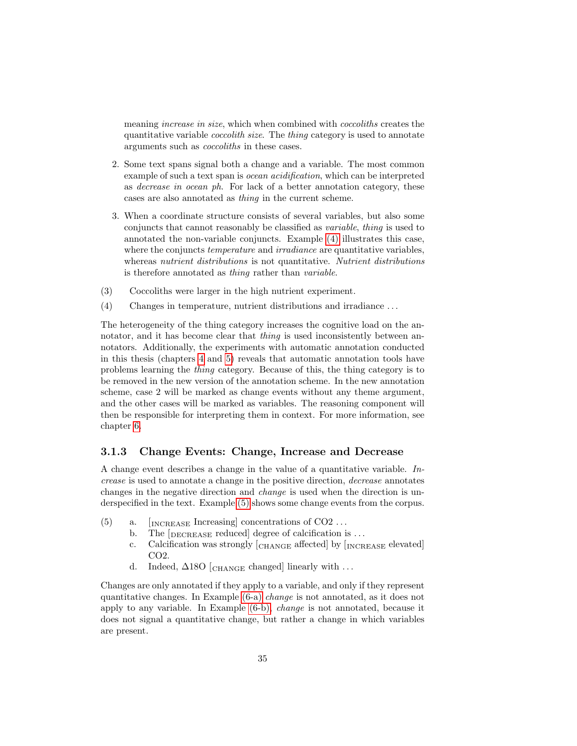meaning *increase in size*, which when combined with *coccoliths* creates the quantitative variable *coccolith size*. The *thing* category is used to annotate arguments such as *coccoliths* in these cases.

2. Some text spans signal both a change and a variable. The most common example of such a text span is *ocean acidification*, which can be interpreted as *decrease in ocean ph*. For lack of a better annotation category, these cases are also annotated as *thing* in the current scheme.

3. When a coordinate structure consists of several variables, but also some conjuncts that cannot reasonably be classified as *variable*, *thing* is used to annotated the non-variable conjuncts. Example (4) illustrates this case, where the conjuncts *temperature* and *irradiance* are quantitative variables, whereas *nutrient distributions* is not quantitative. *Nutrient distributions* is therefore annotated as *thing* rather than *variable*.

(3) Coccoliths were larger in the high nutrient experiment.

(4) Changes in temperature, nutrient distributions and irradiance ...

The heterogeneity of the thing category increases the cognitive load on the annotator, and it has become clear that *thing* is used inconsistently between annotators. Additionally, the experiments with automatic annotation conducted in this thesis (chapters 4 and 5) reveals that automatic annotation tools have problems learning the *thing* category. Because of this, the thing category is to be removed in the new version of the annotation scheme. In the new annotation scheme, case 2 will be marked as change events without any theme argument, and the other cases will be marked as variables. The reasoning component will then be responsible for interpreting them in context. For more information, see chapter 6.

### 3.1.3 Change Events: Change, Increase and Decrease

A change event describes a change in the value of a quantitative variable. *Increase* is used to annotate a change in the positive direction, *decrease* annotates changes in the negative direction and *change* is used when the direction is underspecified in the text. Example (5) shows some change events from the corpus.

(5)
  a. [INCREASE Increasing] concentrations of CO2 ...
  b. The [DECREASE reduced] degree of calcification is ...
  c. Calcification was strongly [CHANGE affected] by [INCREASE elevated] CO2.
  d. Indeed, Δ18O [CHANGE changed] linearly with ...

Changes are only annotated if they apply to a variable, and only if they represent quantitative changes. In Example (6-a) *change* is not annotated, as it does not apply to any variable. In Example (6-b), *change* is not annotated, because it does not signal a quantitative change, but rather a change in which variables are present.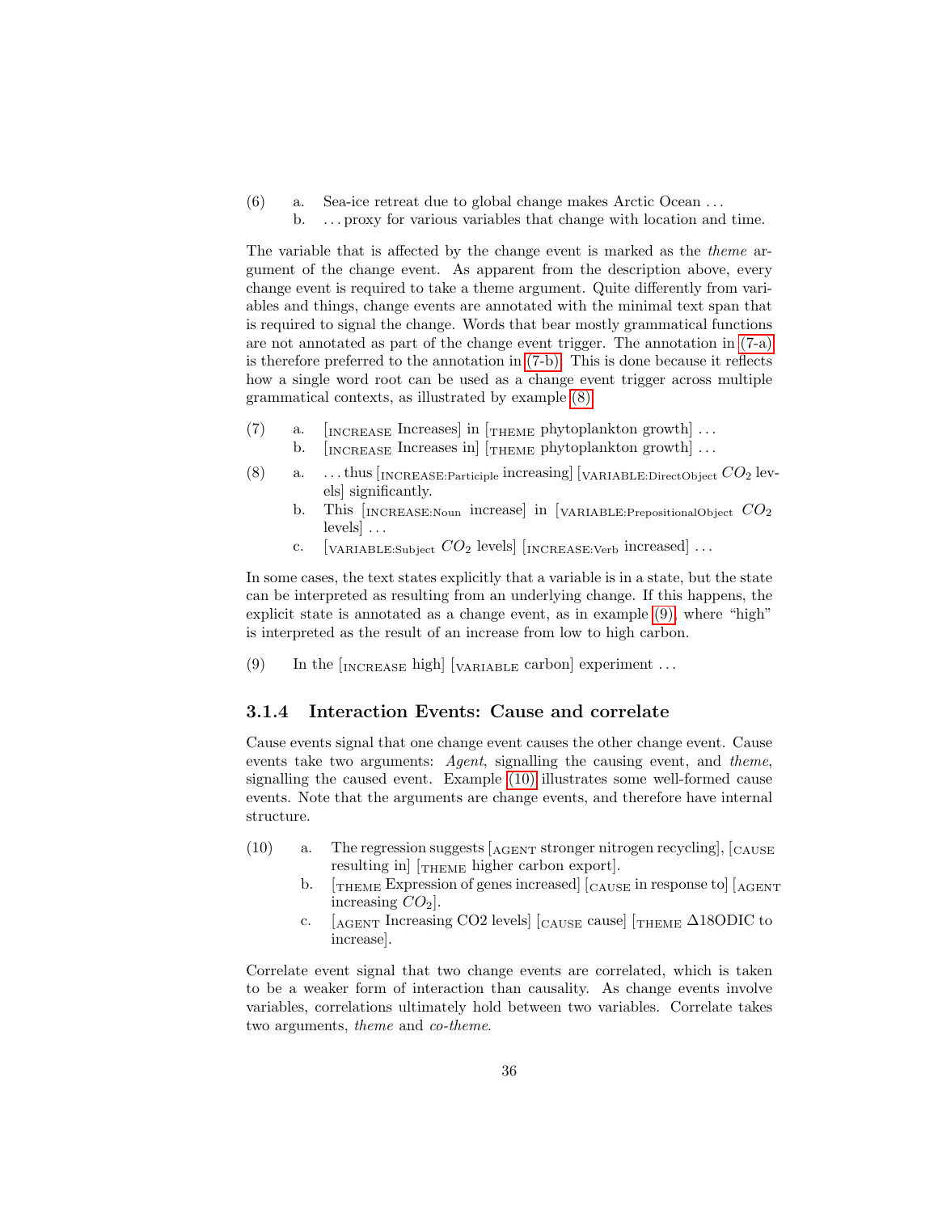(6) a. Sea-ice retreat due to global change makes Arctic Ocean ...
    b. ... proxy for various variables that change with location and time.

The variable that is affected by the change event is marked as the *theme* argument of the change event. As apparent from the description above, every change event is required to take a theme argument. Quite differently from variables and things, change events are annotated with the minimal text span that is required to signal the change. Words that bear mostly grammatical functions are not annotated as part of the change event trigger. The annotation in (7-a) is therefore preferred to the annotation in (7-b). This is done because it reflects how a single word root can be used as a change event trigger across multiple grammatical contexts, as illustrated by example (8).

(7) a. [INCREASE Increases] in [THEME phytoplankton growth] ...
    b. [INCREASE Increases in] [THEME phytoplankton growth] ...

(8) a. ... thus [INCREASE:Participle increasing] [VARIABLE:DirectObject $CO_2$ levels] significantly.
    b. This [INCREASE:Noun increase] in [VARIABLE:PrepositionalObject $CO_2$ levels] ...
    c. [VARIABLE:Subject $CO_2$ levels] [INCREASE:Verb increased] ...

In some cases, the text states explicitly that a variable is in a state, but the state can be interpreted as resulting from an underlying change. If this happens, the explicit state is annotated as a change event, as in example (9), where "high" is interpreted as the result of an increase from low to high carbon.

(9) In the [INCREASE high] [VARIABLE carbon] experiment ...

### 3.1.4 Interaction Events: Cause and correlate

Cause events signal that one change event causes the other change event. Cause events take two arguments: *Agent*, signalling the causing event, and *theme*, signalling the caused event. Example (10) illustrates some well-formed cause events. Note that the arguments are change events, and therefore have internal structure.

(10) a. The regression suggests [AGENT stronger nitrogen recycling], [CAUSE resulting in] [THEME higher carbon export].
     b. [THEME Expression of genes increased] [CAUSE in response to] [AGENT increasing $CO_2$].
     c. [AGENT Increasing CO2 levels] [CAUSE cause] [THEME Δ18ODIC to increase].

Correlate event signal that two change events are correlated, which is taken to be a weaker form of interaction than causality. As change events involve variables, correlations ultimately hold between two variables. Correlate takes two arguments, *theme* and *co-theme*.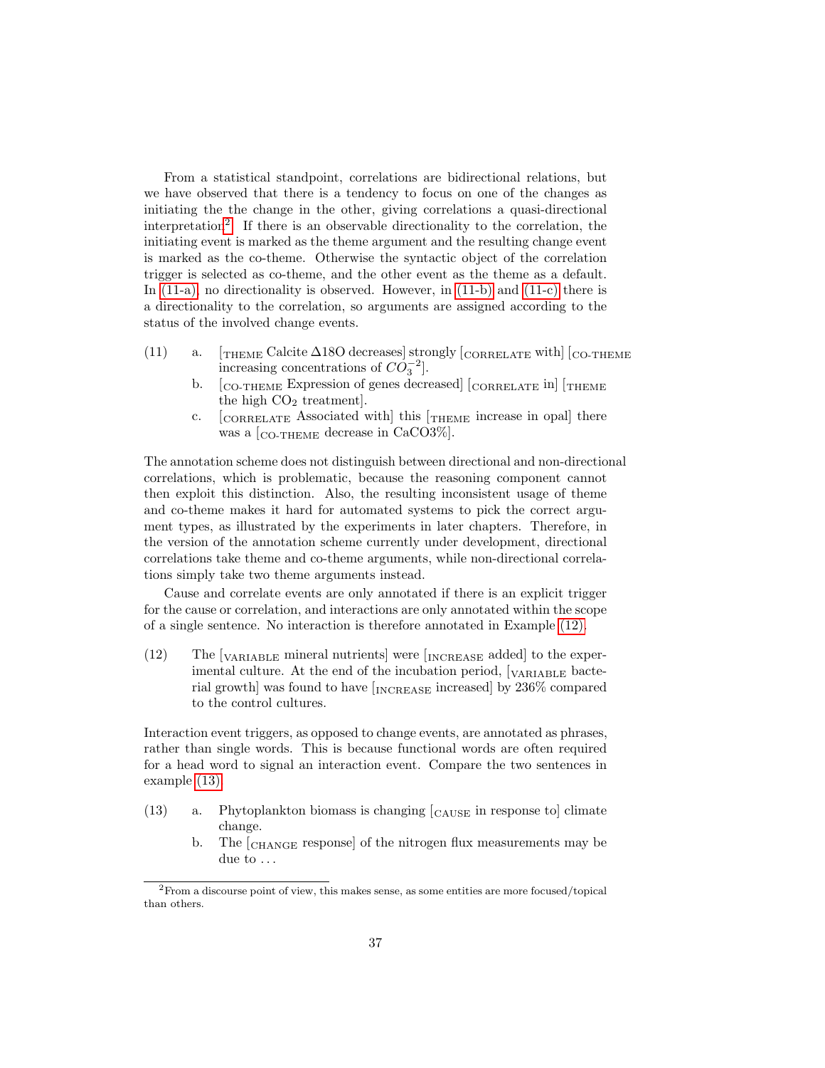From a statistical standpoint, correlations are bidirectional relations, but we have observed that there is a tendency to focus on one of the changes as initiating the the change in the other, giving correlations a quasi-directional interpretation[2]. If there is an observable directionality to the correlation, the initiating event is marked as the theme argument and the resulting change event is marked as the co-theme. Otherwise the syntactic object of the correlation trigger is selected as co-theme, and the other event as the theme as a default. In (11-a), no directionality is observed. However, in (11-b) and (11-c) there is a directionality to the correlation, so arguments are assigned according to the status of the involved change events.

(11) a. [THEME Calcite Δ18O decreases] strongly [CORRELATE with] [CO-THEME increasing concentrations of $CO_3^{-2}$].
b. [CO-THEME Expression of genes decreased] [CORRELATE in] [THEME the high $CO_2$ treatment].
c. [CORRELATE Associated with] this [THEME increase in opal] there was a [CO-THEME decrease in CaCO3%].

The annotation scheme does not distinguish between directional and non-directional correlations, which is problematic, because the reasoning component cannot then exploit this distinction. Also, the resulting inconsistent usage of theme and co-theme makes it hard for automated systems to pick the correct argument types, as illustrated by the experiments in later chapters. Therefore, in the version of the annotation scheme currently under development, directional correlations take theme and co-theme arguments, while non-directional correlations simply take two theme arguments instead.

Cause and correlate events are only annotated if there is an explicit trigger for the cause or correlation, and interactions are only annotated within the scope of a single sentence. No interaction is therefore annotated in Example (12).

(12) The [VARIABLE mineral nutrients] were [INCREASE added] to the experimental culture. At the end of the incubation period, [VARIABLE bacterial growth] was found to have [INCREASE increased] by 236% compared to the control cultures.

Interaction event triggers, as opposed to change events, are annotated as phrases, rather than single words. This is because functional words are often required for a head word to signal an interaction event. Compare the two sentences in example (13).

(13) a. Phytoplankton biomass is changing [CAUSE in response to] climate change.
b. The [CHANGE response] of the nitrogen flux measurements may be due to ...

[2] From a discourse point of view, this makes sense, as some entities are more focused/topical than others.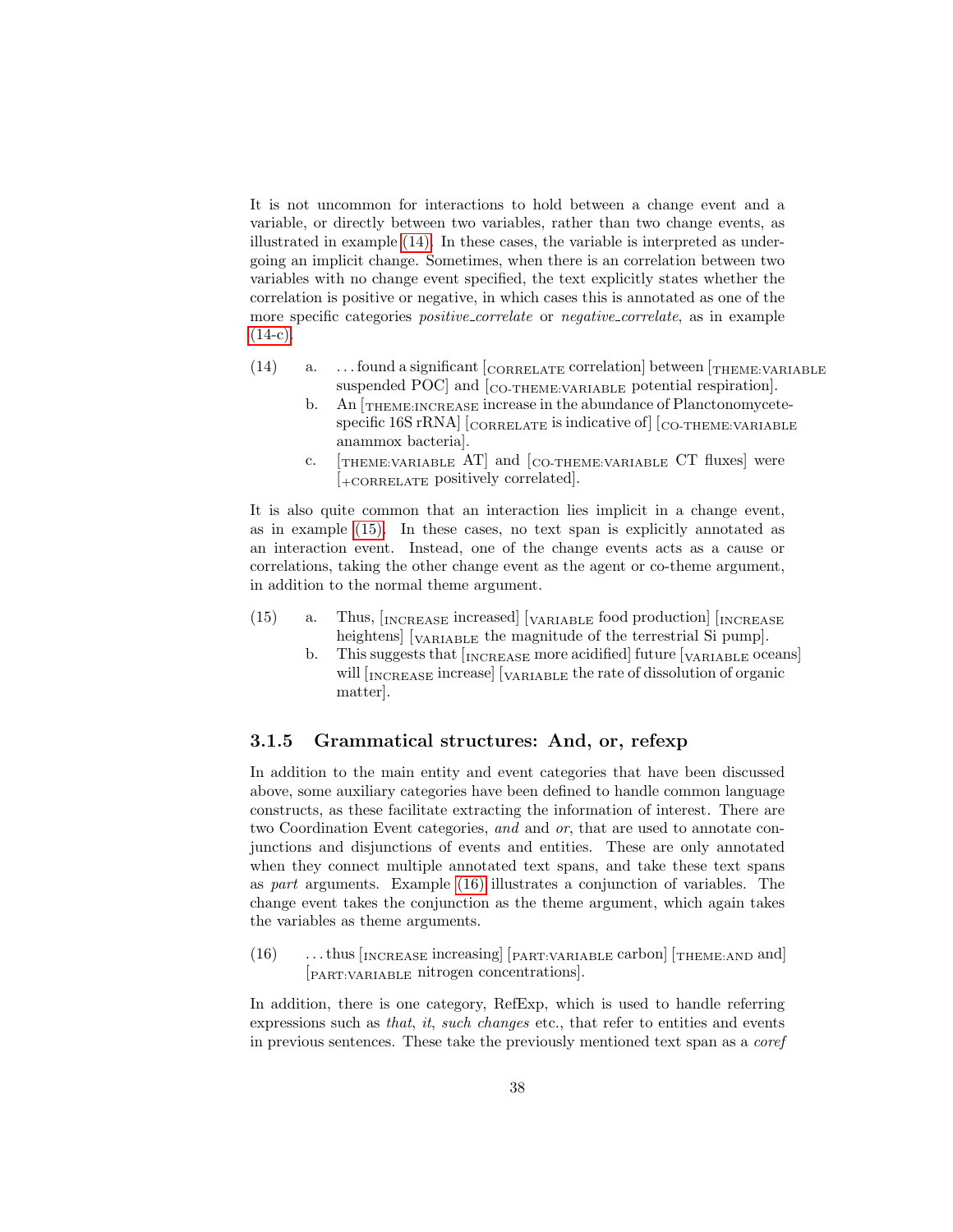It is not uncommon for interactions to hold between a change event and a variable, or directly between two variables, rather than two change events, as illustrated in example (14). In these cases, the variable is interpreted as undergoing an implicit change. Sometimes, when there is an correlation between two variables with no change event specified, the text explicitly states whether the correlation is positive or negative, in which cases this is annotated as one of the more specific categories *positive_correlate* or *negative_correlate*, as in example (14-c).

(14) a. ...found a significant [CORRELATE correlation] between [THEME:VARIABLE suspended POC] and [CO-THEME:VARIABLE potential respiration].

b. An [THEME:INCREASE increase in the abundance of Planctonomycete-specific 16S rRNA] [CORRELATE is indicative of] [CO-THEME:VARIABLE anammox bacteria].

c. [THEME:VARIABLE AT] and [CO-THEME:VARIABLE CT fluxes] were [+CORRELATE positively correlated].

It is also quite common that an interaction lies implicit in a change event, as in example (15). In these cases, no text span is explicitly annotated as an interaction event. Instead, one of the change events acts as a cause or correlations, taking the other change event as the agent or co-theme argument, in addition to the normal theme argument.

(15) a. Thus, [INCREASE increased] [VARIABLE food production] [INCREASE heightens] [VARIABLE the magnitude of the terrestrial Si pump].

b. This suggests that [INCREASE more acidified] future [VARIABLE oceans] will [INCREASE increase] [VARIABLE the rate of dissolution of organic matter].

### 3.1.5 Grammatical structures: And, or, refexp

In addition to the main entity and event categories that have been discussed above, some auxiliary categories have been defined to handle common language constructs, as these facilitate extracting the information of interest. There are two Coordination Event categories, *and* and *or*, that are used to annotate conjunctions and disjunctions of events and entities. These are only annotated when they connect multiple annotated text spans, and take these text spans as *part* arguments. Example (16) illustrates a conjunction of variables. The change event takes the conjunction as the theme argument, which again takes the variables as theme arguments.

(16) ...thus [INCREASE increasing] [PART:VARIABLE carbon] [THEME:AND and] [PART:VARIABLE nitrogen concentrations].

In addition, there is one category, RefExp, which is used to handle referring expressions such as *that*, *it*, *such changes* etc., that refer to entities and events in previous sentences. These take the previously mentioned text span as a *coref*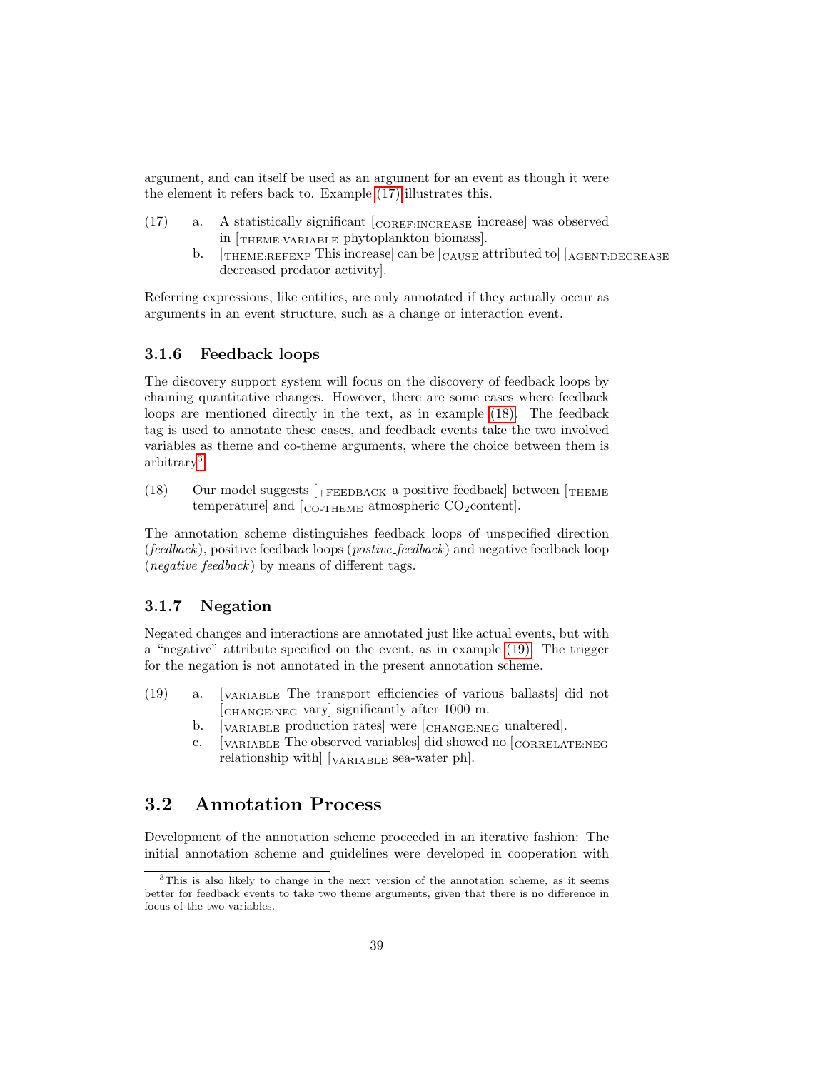argument, and can itself be used as an argument for an event as though it were the element it refers back to. Example (17) illustrates this.

(17) a. A statistically significant [$_{\text{COREF:INCREASE}}$ increase] was observed in [$_{\text{THEME:VARIABLE}}$ phytoplankton biomass].

b. [$_{\text{THEME:REFEXP}}$ This increase] can be [$_{\text{CAUSE}}$ attributed to] [$_{\text{AGENT:DECREASE}}$ decreased predator activity].

Referring expressions, like entities, are only annotated if they actually occur as arguments in an event structure, such as a change or interaction event.

### 3.1.6 Feedback loops

The discovery support system will focus on the discovery of feedback loops by chaining quantitative changes. However, there are some cases where feedback loops are mentioned directly in the text, as in example (18). The feedback tag is used to annotate these cases, and feedback events take the two involved variables as theme and co-theme arguments, where the choice between them is arbitrary[3].

(18) Our model suggests [$_{\text{+FEEDBACK}}$ a positive feedback] between [$_{\text{THEME}}$ temperature] and [$_{\text{CO-THEME}}$ atmospheric $CO_2$content].

The annotation scheme distinguishes feedback loops of unspecified direction (*feedback*), positive feedback loops (*postive_feedback*) and negative feedback loop (*negative_feedback*) by means of different tags.

### 3.1.7 Negation

Negated changes and interactions are annotated just like actual events, but with a "negative" attribute specified on the event, as in example (19). The trigger for the negation is not annotated in the present annotation scheme.

(19) a. [$_{\text{VARIABLE}}$ The transport efficiencies of various ballasts] did not [$_{\text{CHANGE:NEG}}$ vary] significantly after 1000 m.

b. [$_{\text{VARIABLE}}$ production rates] were [$_{\text{CHANGE:NEG}}$ unaltered].

c. [$_{\text{VARIABLE}}$ The observed variables] did showed no [$_{\text{CORRELATE:NEG}}$ relationship with] [$_{\text{VARIABLE}}$ sea-water ph].

## 3.2 Annotation Process

Development of the annotation scheme proceeded in an iterative fashion: The initial annotation scheme and guidelines were developed in cooperation with

[3]This is also likely to change in the next version of the annotation scheme, as it seems better for feedback events to take two theme arguments, given that there is no difference in focus of the two variables.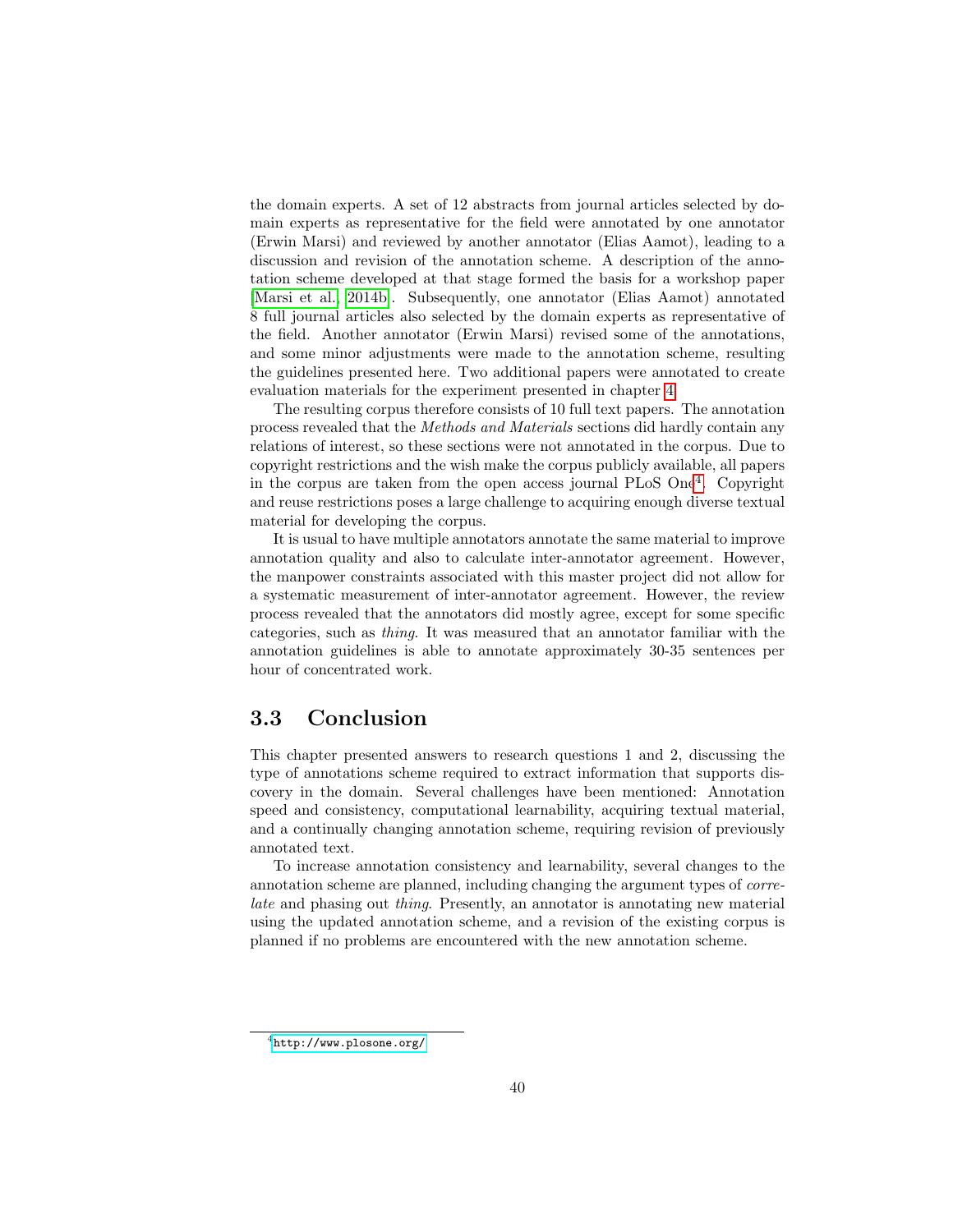the domain experts. A set of 12 abstracts from journal articles selected by domain experts as representative for the field were annotated by one annotator (Erwin Marsi) and reviewed by another annotator (Elias Aamot), leading to a discussion and revision of the annotation scheme. A description of the annotation scheme developed at that stage formed the basis for a workshop paper [Marsi et al., 2014b]. Subsequently, one annotator (Elias Aamot) annotated 8 full journal articles also selected by the domain experts as representative of the field. Another annotator (Erwin Marsi) revised some of the annotations, and some minor adjustments were made to the annotation scheme, resulting the guidelines presented here. Two additional papers were annotated to create evaluation materials for the experiment presented in chapter 4.

The resulting corpus therefore consists of 10 full text papers. The annotation process revealed that the *Methods and Materials* sections did hardly contain any relations of interest, so these sections were not annotated in the corpus. Due to copyright restrictions and the wish make the corpus publicly available, all papers in the corpus are taken from the open access journal PLoS One[4]. Copyright and reuse restrictions poses a large challenge to acquiring enough diverse textual material for developing the corpus.

It is usual to have multiple annotators annotate the same material to improve annotation quality and also to calculate inter-annotator agreement. However, the manpower constraints associated with this master project did not allow for a systematic measurement of inter-annotator agreement. However, the review process revealed that the annotators did mostly agree, except for some specific categories, such as *thing*. It was measured that an annotator familiar with the annotation guidelines is able to annotate approximately 30-35 sentences per hour of concentrated work.

## 3.3 Conclusion

This chapter presented answers to research questions 1 and 2, discussing the type of annotations scheme required to extract information that supports discovery in the domain. Several challenges have been mentioned: Annotation speed and consistency, computational learnability, acquiring textual material, and a continually changing annotation scheme, requiring revision of previously annotated text.

To increase annotation consistency and learnability, several changes to the annotation scheme are planned, including changing the argument types of *correlate* and phasing out *thing*. Presently, an annotator is annotating new material using the updated annotation scheme, and a revision of the existing corpus is planned if no problems are encountered with the new annotation scheme.

[4] http://www.plosone.org/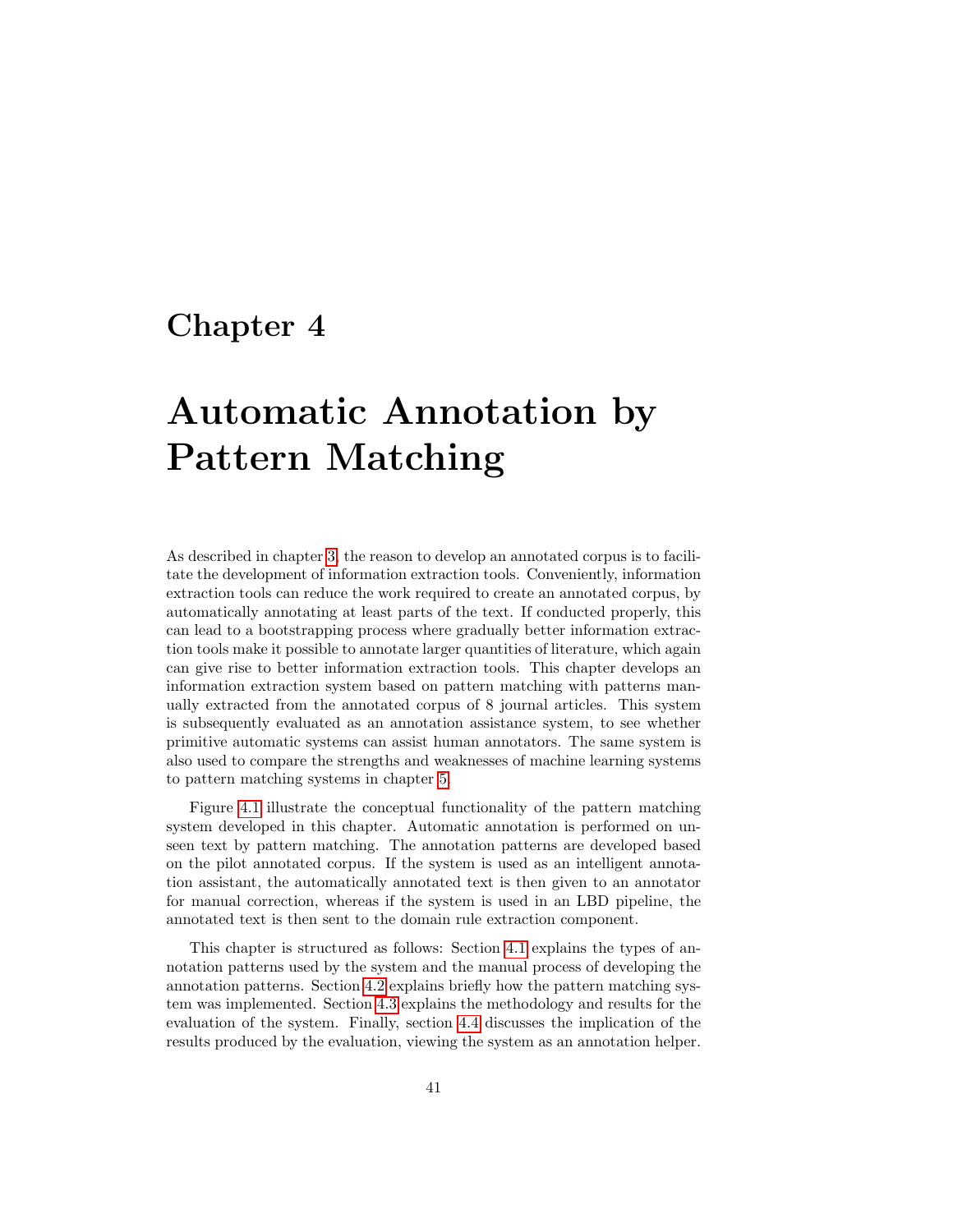# Chapter 4

# Automatic Annotation by Pattern Matching

As described in chapter 3, the reason to develop an annotated corpus is to facilitate the development of information extraction tools. Conveniently, information extraction tools can reduce the work required to create an annotated corpus, by automatically annotating at least parts of the text. If conducted properly, this can lead to a bootstrapping process where gradually better information extraction tools make it possible to annotate larger quantities of literature, which again can give rise to better information extraction tools. This chapter develops an information extraction system based on pattern matching with patterns manually extracted from the annotated corpus of 8 journal articles. This system is subsequently evaluated as an annotation assistance system, to see whether primitive automatic systems can assist human annotators. The same system is also used to compare the strengths and weaknesses of machine learning systems to pattern matching systems in chapter 5.

Figure 4.1 illustrate the conceptual functionality of the pattern matching system developed in this chapter. Automatic annotation is performed on unseen text by pattern matching. The annotation patterns are developed based on the pilot annotated corpus. If the system is used as an intelligent annotation assistant, the automatically annotated text is then given to an annotator for manual correction, whereas if the system is used in an LBD pipeline, the annotated text is then sent to the domain rule extraction component.

This chapter is structured as follows: Section 4.1 explains the types of annotation patterns used by the system and the manual process of developing the annotation patterns. Section 4.2 explains briefly how the pattern matching system was implemented. Section 4.3 explains the methodology and results for the evaluation of the system. Finally, section 4.4 discusses the implication of the results produced by the evaluation, viewing the system as an annotation helper.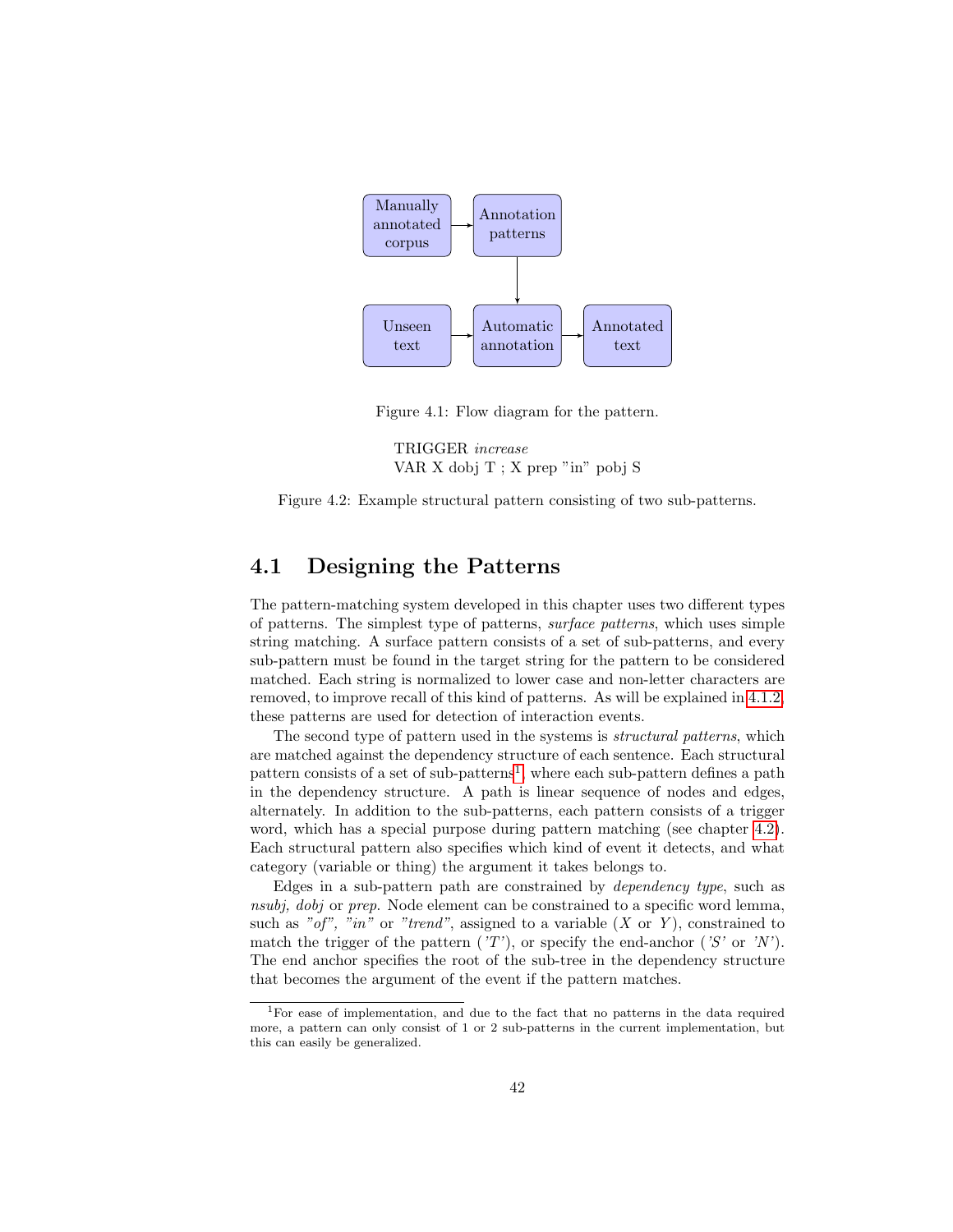Figure 4.1: Flow diagram for the pattern.

TRIGGER *increase*
VAR X dobj T ; X prep "in" pobj S

Figure 4.2: Example structural pattern consisting of two sub-patterns.

## 4.1 Designing the Patterns

The pattern-matching system developed in this chapter uses two different types of patterns. The simplest type of patterns, *surface patterns*, which uses simple string matching. A surface pattern consists of a set of sub-patterns, and every sub-pattern must be found in the target string for the pattern to be considered matched. Each string is normalized to lower case and non-letter characters are removed, to improve recall of this kind of patterns. As will be explained in 4.1.2, these patterns are used for detection of interaction events.

The second type of pattern used in the systems is *structural patterns*, which are matched against the dependency structure of each sentence. Each structural pattern consists of a set of sub-patterns[1], where each sub-pattern defines a path in the dependency structure. A path is linear sequence of nodes and edges, alternately. In addition to the sub-patterns, each pattern consists of a trigger word, which has a special purpose during pattern matching (see chapter 4.2). Each structural pattern also specifies which kind of event it detects, and what category (variable or thing) the argument it takes belongs to.

Edges in a sub-pattern path are constrained by *dependency type*, such as *nsubj, dobj* or *prep*. Node element can be constrained to a specific word lemma, such as *"of", "in"* or *"trend"*, assigned to a variable (*X* or *Y*), constrained to match the trigger of the pattern (*'T'*), or specify the end-anchor (*'S'* or *'N'*). The end anchor specifies the root of the sub-tree in the dependency structure that becomes the argument of the event if the pattern matches.

[1] For ease of implementation, and due to the fact that no patterns in the data required more, a pattern can only consist of 1 or 2 sub-patterns in the current implementation, but this can easily be generalized.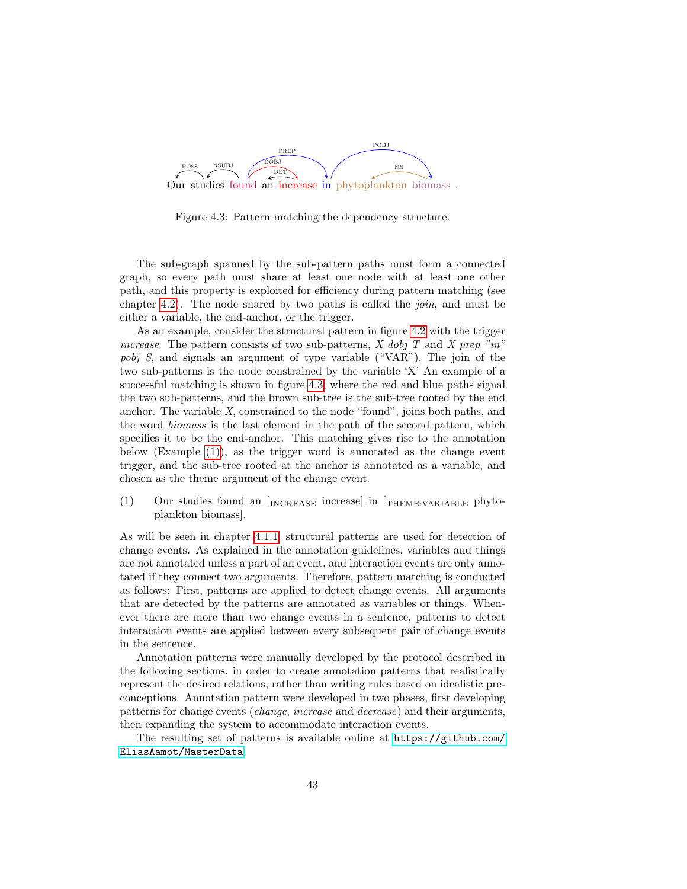Our studies found an increase in phytoplankton biomass .

Figure 4.3: Pattern matching the dependency structure.

The sub-graph spanned by the sub-pattern paths must form a connected graph, so every path must share at least one node with at least one other path, and this property is exploited for efficiency during pattern matching (see chapter 4.2). The node shared by two paths is called the *join*, and must be either a variable, the end-anchor, or the trigger.

As an example, consider the structural pattern in figure 4.2 with the trigger *increase*. The pattern consists of two sub-patterns, *X dobj T* and *X prep "in" pobj S*, and signals an argument of type variable ("VAR"). The join of the two sub-patterns is the node constrained by the variable 'X' An example of a successful matching is shown in figure 4.3, where the red and blue paths signal the two sub-patterns, and the brown sub-tree is the sub-tree rooted by the end anchor. The variable *X*, constrained to the node "found", joins both paths, and the word *biomass* is the last element in the path of the second pattern, which specifies it to be the end-anchor. This matching gives rise to the annotation below (Example (1)), as the trigger word is annotated as the change event trigger, and the sub-tree rooted at the anchor is annotated as a variable, and chosen as the theme argument of the change event.

(1) Our studies found an [INCREASE increase] in [THEME:VARIABLE phytoplankton biomass].

As will be seen in chapter 4.1.1, structural patterns are used for detection of change events. As explained in the annotation guidelines, variables and things are not annotated unless a part of an event, and interaction events are only annotated if they connect two arguments. Therefore, pattern matching is conducted as follows: First, patterns are applied to detect change events. All arguments that are detected by the patterns are annotated as variables or things. Whenever there are more than two change events in a sentence, patterns to detect interaction events are applied between every subsequent pair of change events in the sentence.

Annotation patterns were manually developed by the protocol described in the following sections, in order to create annotation patterns that realistically represent the desired relations, rather than writing rules based on idealistic preconceptions. Annotation pattern were developed in two phases, first developing patterns for change events (*change*, *increase* and *decrease*) and their arguments, then expanding the system to accommodate interaction events.

The resulting set of patterns is available online at `https://github.com/EliasAamot/MasterData`.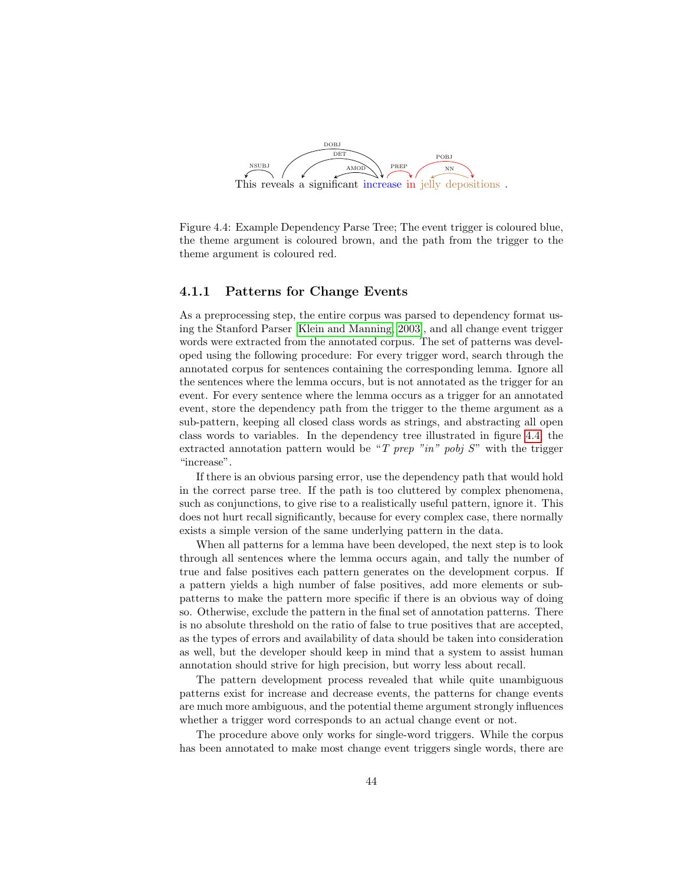This reveals a significant increase in jelly depositions .

Figure 4.4: Example Dependency Parse Tree; The event trigger is coloured blue, the theme argument is coloured brown, and the path from the trigger to the theme argument is coloured red.

### 4.1.1 Patterns for Change Events

As a preprocessing step, the entire corpus was parsed to dependency format using the Stanford Parser [Klein and Manning, 2003], and all change event trigger words were extracted from the annotated corpus. The set of patterns was developed using the following procedure: For every trigger word, search through the annotated corpus for sentences containing the corresponding lemma. Ignore all the sentences where the lemma occurs, but is not annotated as the trigger for an event. For every sentence where the lemma occurs as a trigger for an annotated event, store the dependency path from the trigger to the theme argument as a sub-pattern, keeping all closed class words as strings, and abstracting all open class words to variables. In the dependency tree illustrated in figure 4.4, the extracted annotation pattern would be "*T prep "in" pobj S*" with the trigger "increase".

If there is an obvious parsing error, use the dependency path that would hold in the correct parse tree. If the path is too cluttered by complex phenomena, such as conjunctions, to give rise to a realistically useful pattern, ignore it. This does not hurt recall significantly, because for every complex case, there normally exists a simple version of the same underlying pattern in the data.

When all patterns for a lemma have been developed, the next step is to look through all sentences where the lemma occurs again, and tally the number of true and false positives each pattern generates on the development corpus. If a pattern yields a high number of false positives, add more elements or sub-patterns to make the pattern more specific if there is an obvious way of doing so. Otherwise, exclude the pattern in the final set of annotation patterns. There is no absolute threshold on the ratio of false to true positives that are accepted, as the types of errors and availability of data should be taken into consideration as well, but the developer should keep in mind that a system to assist human annotation should strive for high precision, but worry less about recall.

The pattern development process revealed that while quite unambiguous patterns exist for increase and decrease events, the patterns for change events are much more ambiguous, and the potential theme argument strongly influences whether a trigger word corresponds to an actual change event or not.

The procedure above only works for single-word triggers. While the corpus has been annotated to make most change event triggers single words, there are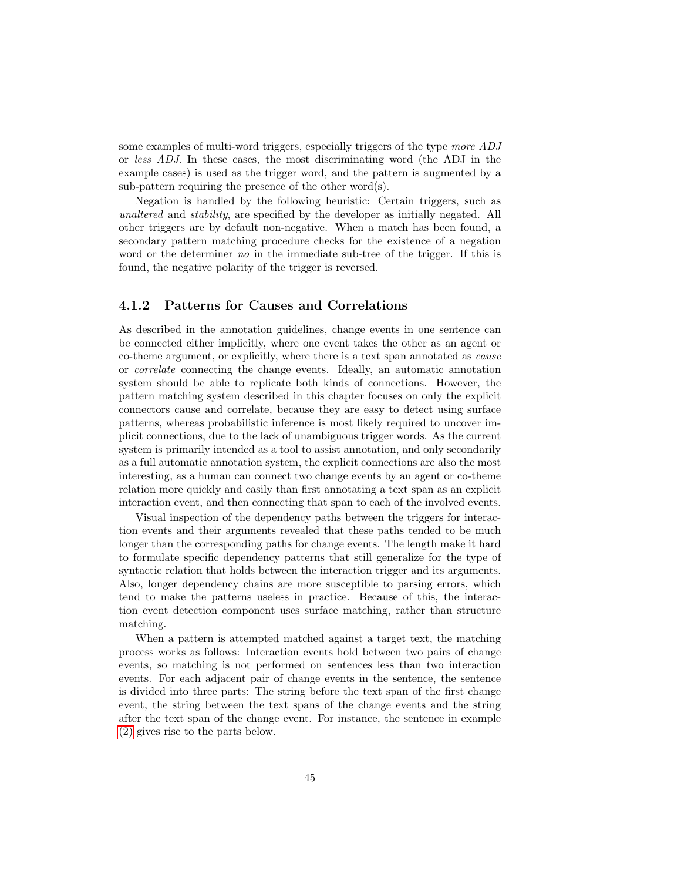some examples of multi-word triggers, especially triggers of the type *more ADJ* or *less ADJ*. In these cases, the most discriminating word (the ADJ in the example cases) is used as the trigger word, and the pattern is augmented by a sub-pattern requiring the presence of the other word(s).

Negation is handled by the following heuristic: Certain triggers, such as *unaltered* and *stability*, are specified by the developer as initially negated. All other triggers are by default non-negative. When a match has been found, a secondary pattern matching procedure checks for the existence of a negation word or the determiner *no* in the immediate sub-tree of the trigger. If this is found, the negative polarity of the trigger is reversed.

### 4.1.2 Patterns for Causes and Correlations

As described in the annotation guidelines, change events in one sentence can be connected either implicitly, where one event takes the other as an agent or co-theme argument, or explicitly, where there is a text span annotated as *cause* or *correlate* connecting the change events. Ideally, an automatic annotation system should be able to replicate both kinds of connections. However, the pattern matching system described in this chapter focuses on only the explicit connectors cause and correlate, because they are easy to detect using surface patterns, whereas probabilistic inference is most likely required to uncover implicit connections, due to the lack of unambiguous trigger words. As the current system is primarily intended as a tool to assist annotation, and only secondarily as a full automatic annotation system, the explicit connections are also the most interesting, as a human can connect two change events by an agent or co-theme relation more quickly and easily than first annotating a text span as an explicit interaction event, and then connecting that span to each of the involved events.

Visual inspection of the dependency paths between the triggers for interaction events and their arguments revealed that these paths tended to be much longer than the corresponding paths for change events. The length make it hard to formulate specific dependency patterns that still generalize for the type of syntactic relation that holds between the interaction trigger and its arguments. Also, longer dependency chains are more susceptible to parsing errors, which tend to make the patterns useless in practice. Because of this, the interaction event detection component uses surface matching, rather than structure matching.

When a pattern is attempted matched against a target text, the matching process works as follows: Interaction events hold between two pairs of change events, so matching is not performed on sentences less than two interaction events. For each adjacent pair of change events in the sentence, the sentence is divided into three parts: The string before the text span of the first change event, the string between the text spans of the change events and the string after the text span of the change event. For instance, the sentence in example (2) gives rise to the parts below.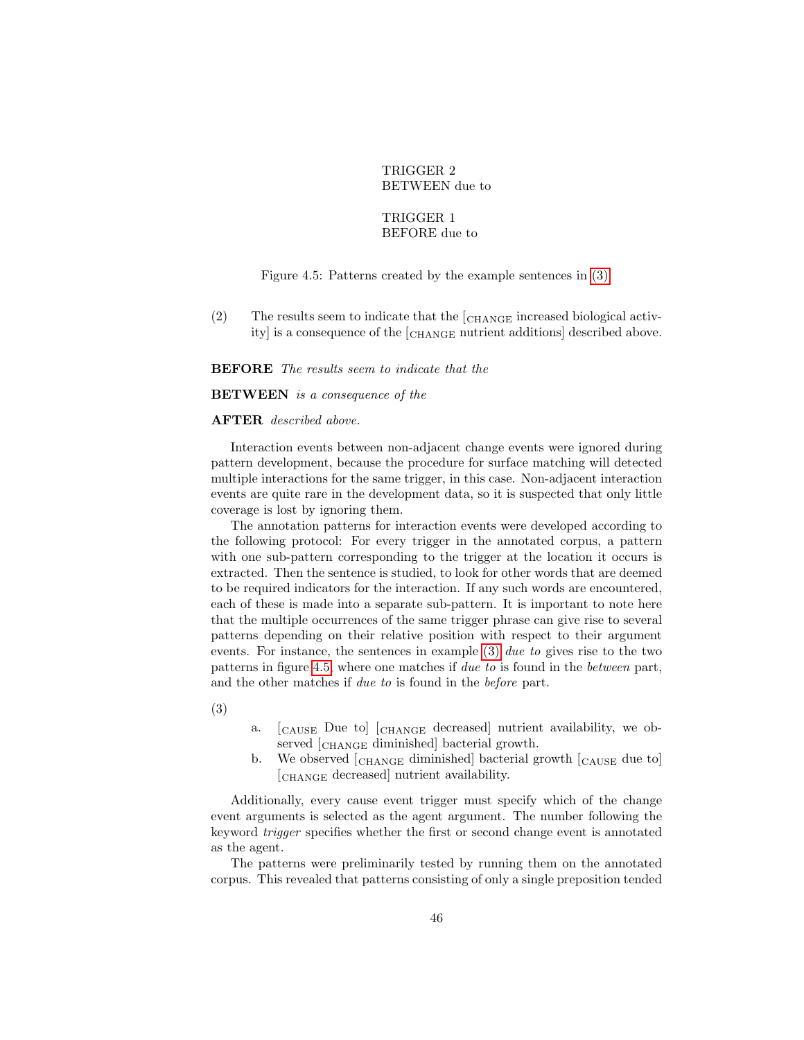TRIGGER 2
BETWEEN due to

TRIGGER 1
BEFORE due to

Figure 4.5: Patterns created by the example sentences in (3)

(2) The results seem to indicate that the [CHANGE increased biological activity] is a consequence of the [CHANGE nutrient additions] described above.

**BEFORE** *The results seem to indicate that the*

**BETWEEN** *is a consequence of the*

**AFTER** *described above.*

Interaction events between non-adjacent change events were ignored during pattern development, because the procedure for surface matching will detected multiple interactions for the same trigger, in this case. Non-adjacent interaction events are quite rare in the development data, so it is suspected that only little coverage is lost by ignoring them.

The annotation patterns for interaction events were developed according to the following protocol: For every trigger in the annotated corpus, a pattern with one sub-pattern corresponding to the trigger at the location it occurs is extracted. Then the sentence is studied, to look for other words that are deemed to be required indicators for the interaction. If any such words are encountered, each of these is made into a separate sub-pattern. It is important to note here that the multiple occurrences of the same trigger phrase can give rise to several patterns depending on their relative position with respect to their argument events. For instance, the sentences in example (3) *due to* gives rise to the two patterns in figure 4.5, where one matches if *due to* is found in the *between* part, and the other matches if *due to* is found in the *before* part.

(3)

a. [CAUSE Due to] [CHANGE decreased] nutrient availability, we observed [CHANGE diminished] bacterial growth.

b. We observed [CHANGE diminished] bacterial growth [CAUSE due to] [CHANGE decreased] nutrient availability.

Additionally, every cause event trigger must specify which of the change event arguments is selected as the agent argument. The number following the keyword *trigger* specifies whether the first or second change event is annotated as the agent.

The patterns were preliminarily tested by running them on the annotated corpus. This revealed that patterns consisting of only a single preposition tended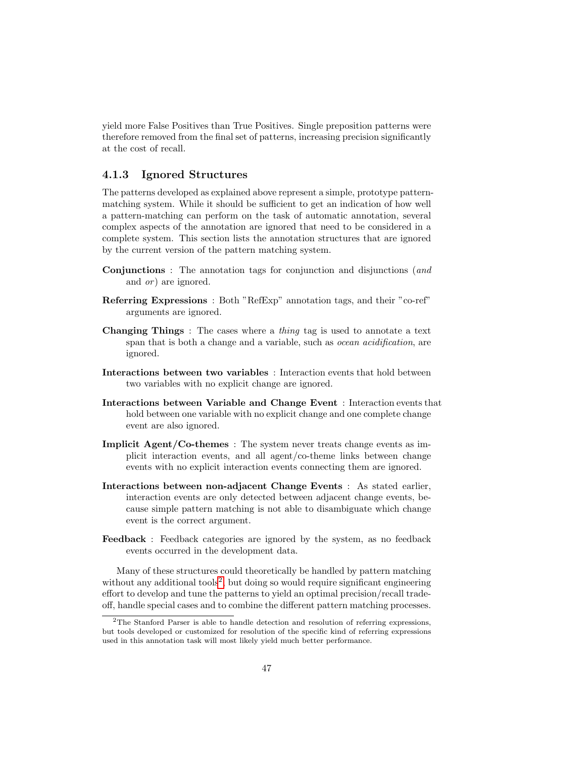yield more False Positives than True Positives. Single preposition patterns were therefore removed from the final set of patterns, increasing precision significantly at the cost of recall.

### 4.1.3 Ignored Structures

The patterns developed as explained above represent a simple, prototype pattern-matching system. While it should be sufficient to get an indication of how well a pattern-matching can perform on the task of automatic annotation, several complex aspects of the annotation are ignored that need to be considered in a complete system. This section lists the annotation structures that are ignored by the current version of the pattern matching system.

**Conjunctions** : The annotation tags for conjunction and disjunctions (*and* and *or*) are ignored.

**Referring Expressions** : Both "RefExp" annotation tags, and their "co-ref" arguments are ignored.

**Changing Things** : The cases where a *thing* tag is used to annotate a text span that is both a change and a variable, such as *ocean acidification*, are ignored.

**Interactions between two variables** : Interaction events that hold between two variables with no explicit change are ignored.

**Interactions between Variable and Change Event** : Interaction events that hold between one variable with no explicit change and one complete change event are also ignored.

**Implicit Agent/Co-themes** : The system never treats change events as implicit interaction events, and all agent/co-theme links between change events with no explicit interaction events connecting them are ignored.

**Interactions between non-adjacent Change Events** : As stated earlier, interaction events are only detected between adjacent change events, because simple pattern matching is not able to disambiguate which change event is the correct argument.

**Feedback** : Feedback categories are ignored by the system, as no feedback events occurred in the development data.

Many of these structures could theoretically be handled by pattern matching without any additional tools[2], but doing so would require significant engineering effort to develop and tune the patterns to yield an optimal precision/recall trade-off, handle special cases and to combine the different pattern matching processes.

---

[2] The Stanford Parser is able to handle detection and resolution of referring expressions, but tools developed or customized for resolution of the specific kind of referring expressions used in this annotation task will most likely yield much better performance.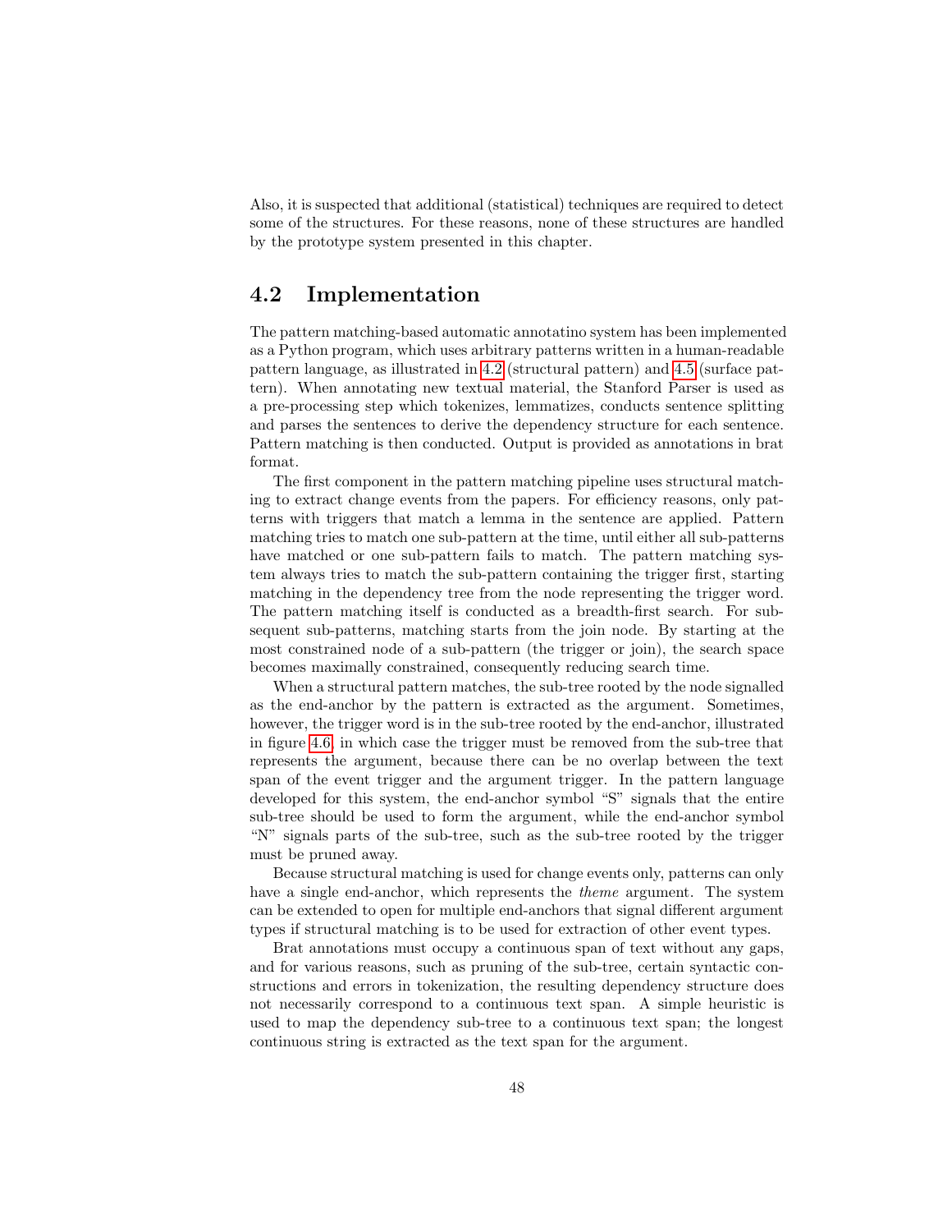Also, it is suspected that additional (statistical) techniques are required to detect some of the structures. For these reasons, none of these structures are handled by the prototype system presented in this chapter.

## 4.2 Implementation

The pattern matching-based automatic annotatino system has been implemented as a Python program, which uses arbitrary patterns written in a human-readable pattern language, as illustrated in 4.2 (structural pattern) and 4.5 (surface pattern). When annotating new textual material, the Stanford Parser is used as a pre-processing step which tokenizes, lemmatizes, conducts sentence splitting and parses the sentences to derive the dependency structure for each sentence. Pattern matching is then conducted. Output is provided as annotations in brat format.

The first component in the pattern matching pipeline uses structural matching to extract change events from the papers. For efficiency reasons, only patterns with triggers that match a lemma in the sentence are applied. Pattern matching tries to match one sub-pattern at the time, until either all sub-patterns have matched or one sub-pattern fails to match. The pattern matching system always tries to match the sub-pattern containing the trigger first, starting matching in the dependency tree from the node representing the trigger word. The pattern matching itself is conducted as a breadth-first search. For subsequent sub-patterns, matching starts from the join node. By starting at the most constrained node of a sub-pattern (the trigger or join), the search space becomes maximally constrained, consequently reducing search time.

When a structural pattern matches, the sub-tree rooted by the node signalled as the end-anchor by the pattern is extracted as the argument. Sometimes, however, the trigger word is in the sub-tree rooted by the end-anchor, illustrated in figure 4.6, in which case the trigger must be removed from the sub-tree that represents the argument, because there can be no overlap between the text span of the event trigger and the argument trigger. In the pattern language developed for this system, the end-anchor symbol "S" signals that the entire sub-tree should be used to form the argument, while the end-anchor symbol "N" signals parts of the sub-tree, such as the sub-tree rooted by the trigger must be pruned away.

Because structural matching is used for change events only, patterns can only have a single end-anchor, which represents the *theme* argument. The system can be extended to open for multiple end-anchors that signal different argument types if structural matching is to be used for extraction of other event types.

Brat annotations must occupy a continuous span of text without any gaps, and for various reasons, such as pruning of the sub-tree, certain syntactic constructions and errors in tokenization, the resulting dependency structure does not necessarily correspond to a continuous text span. A simple heuristic is used to map the dependency sub-tree to a continuous text span; the longest continuous string is extracted as the text span for the argument.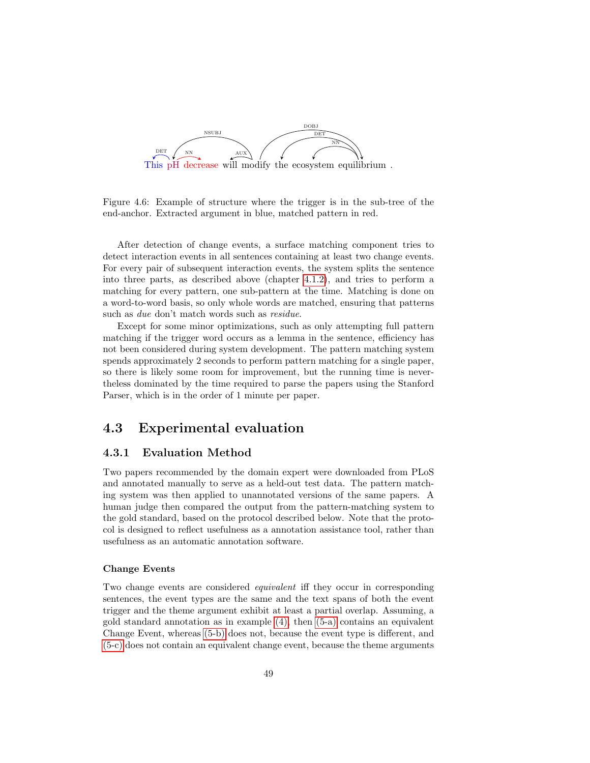This pH decrease will modify the ecosystem equilibrium .

Figure 4.6: Example of structure where the trigger is in the sub-tree of the end-anchor. Extracted argument in blue, matched pattern in red.

After detection of change events, a surface matching component tries to detect interaction events in all sentences containing at least two change events. For every pair of subsequent interaction events, the system splits the sentence into three parts, as described above (chapter 4.1.2), and tries to perform a matching for every pattern, one sub-pattern at the time. Matching is done on a word-to-word basis, so only whole words are matched, ensuring that patterns such as *due* don't match words such as *residue*.

Except for some minor optimizations, such as only attempting full pattern matching if the trigger word occurs as a lemma in the sentence, efficiency has not been considered during system development. The pattern matching system spends approximately 2 seconds to perform pattern matching for a single paper, so there is likely some room for improvement, but the running time is nevertheless dominated by the time required to parse the papers using the Stanford Parser, which is in the order of 1 minute per paper.

## 4.3 Experimental evaluation

### 4.3.1 Evaluation Method

Two papers recommended by the domain expert were downloaded from PLoS and annotated manually to serve as a held-out test data. The pattern matching system was then applied to unannotated versions of the same papers. A human judge then compared the output from the pattern-matching system to the gold standard, based on the protocol described below. Note that the protocol is designed to reflect usefulness as a annotation assistance tool, rather than usefulness as an automatic annotation software.

#### Change Events

Two change events are considered *equivalent* iff they occur in corresponding sentences, the event types are the same and the text spans of both the event trigger and the theme argument exhibit at least a partial overlap. Assuming, a gold standard annotation as in example (4), then (5-a) contains an equivalent Change Event, whereas (5-b) does not, because the event type is different, and (5-c) does not contain an equivalent change event, because the theme arguments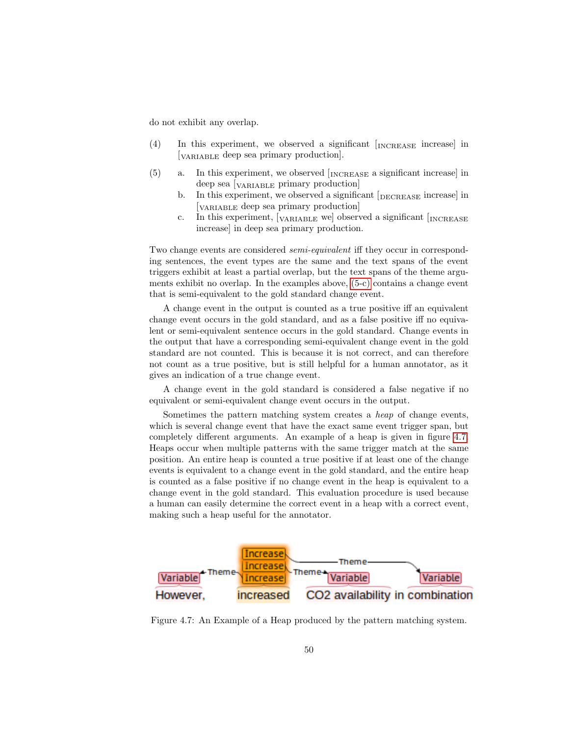do not exhibit any overlap.

(4) In this experiment, we observed a significant [INCREASE increase] in [VARIABLE deep sea primary production].

(5) a. In this experiment, we observed [INCREASE a significant increase] in deep sea [VARIABLE primary production]

b. In this experiment, we observed a significant [DECREASE increase] in [VARIABLE deep sea primary production]

c. In this experiment, [VARIABLE we] observed a significant [INCREASE increase] in deep sea primary production.

Two change events are considered *semi-equivalent* iff they occur in corresponding sentences, the event types are the same and the text spans of the event triggers exhibit at least a partial overlap, but the text spans of the theme arguments exhibit no overlap. In the examples above, (5-c) contains a change event that is semi-equivalent to the gold standard change event.

A change event in the output is counted as a true positive iff an equivalent change event occurs in the gold standard, and as a false positive iff no equivalent or semi-equivalent sentence occurs in the gold standard. Change events in the output that have a corresponding semi-equivalent change event in the gold standard are not counted. This is because it is not correct, and can therefore not count as a true positive, but is still helpful for a human annotator, as it gives an indication of a true change event.

A change event in the gold standard is considered a false negative if no equivalent or semi-equivalent change event occurs in the output.

Sometimes the pattern matching system creates a *heap* of change events, which is several change event that have the exact same event trigger span, but completely different arguments. An example of a heap is given in figure 4.7. Heaps occur when multiple patterns with the same trigger match at the same position. An entire heap is counted a true positive if at least one of the change events is equivalent to a change event in the gold standard, and the entire heap is counted as a false positive if no change event in the heap is equivalent to a change event in the gold standard. This evaluation procedure is used because a human can easily determine the correct event in a heap with a correct event, making such a heap useful for the annotator.

Figure 4.7: An Example of a Heap produced by the pattern matching system.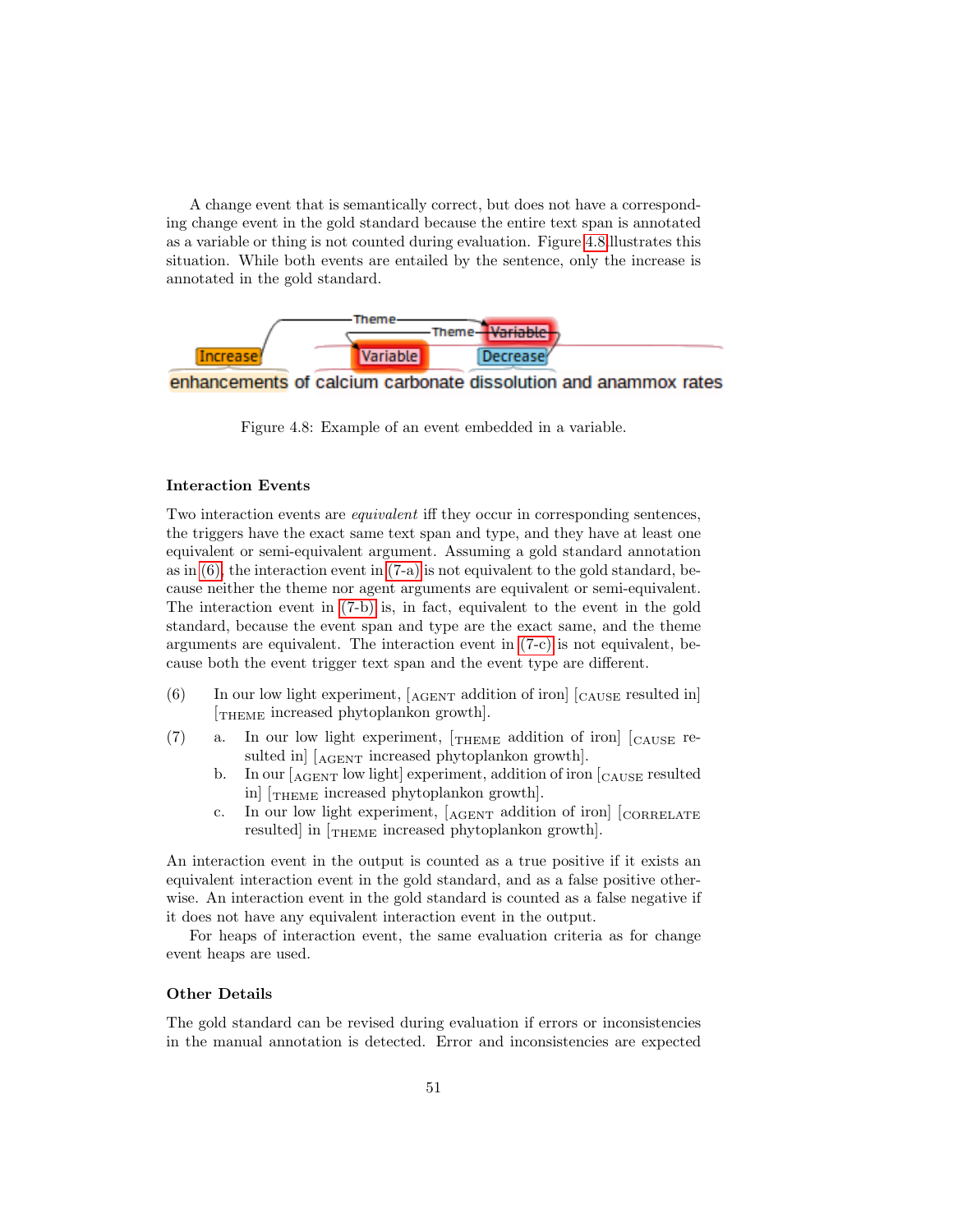A change event that is semantically correct, but does not have a corresponding change event in the gold standard because the entire text span is annotated as a variable or thing is not counted during evaluation. Figure 4.8 illustrates this situation. While both events are entailed by the sentence, only the increase is annotated in the gold standard.

Figure 4.8: Example of an event embedded in a variable.

### Interaction Events

Two interaction events are *equivalent* iff they occur in corresponding sentences, the triggers have the exact same text span and type, and they have at least one equivalent or semi-equivalent argument. Assuming a gold standard annotation as in (6), the interaction event in (7-a) is not equivalent to the gold standard, because neither the theme nor agent arguments are equivalent or semi-equivalent. The interaction event in (7-b) is, in fact, equivalent to the event in the gold standard, because the event span and type are the exact same, and the theme arguments are equivalent. The interaction event in (7-c) is not equivalent, because both the event trigger text span and the event type are different.

(6) In our low light experiment, [AGENT addition of iron] [CAUSE resulted in] [THEME increased phytoplankon growth].

(7) a. In our low light experiment, [THEME addition of iron] [CAUSE resulted in] [AGENT increased phytoplankon growth].
   b. In our [AGENT low light] experiment, addition of iron [CAUSE resulted in] [THEME increased phytoplankon growth].
   c. In our low light experiment, [AGENT addition of iron] [CORRELATE resulted] in [THEME increased phytoplankon growth].

An interaction event in the output is counted as a true positive if it exists an equivalent interaction event in the gold standard, and as a false positive otherwise. An interaction event in the gold standard is counted as a false negative if it does not have any equivalent interaction event in the output.

For heaps of interaction event, the same evaluation criteria as for change event heaps are used.

### Other Details

The gold standard can be revised during evaluation if errors or inconsistencies in the manual annotation is detected. Error and inconsistencies are expected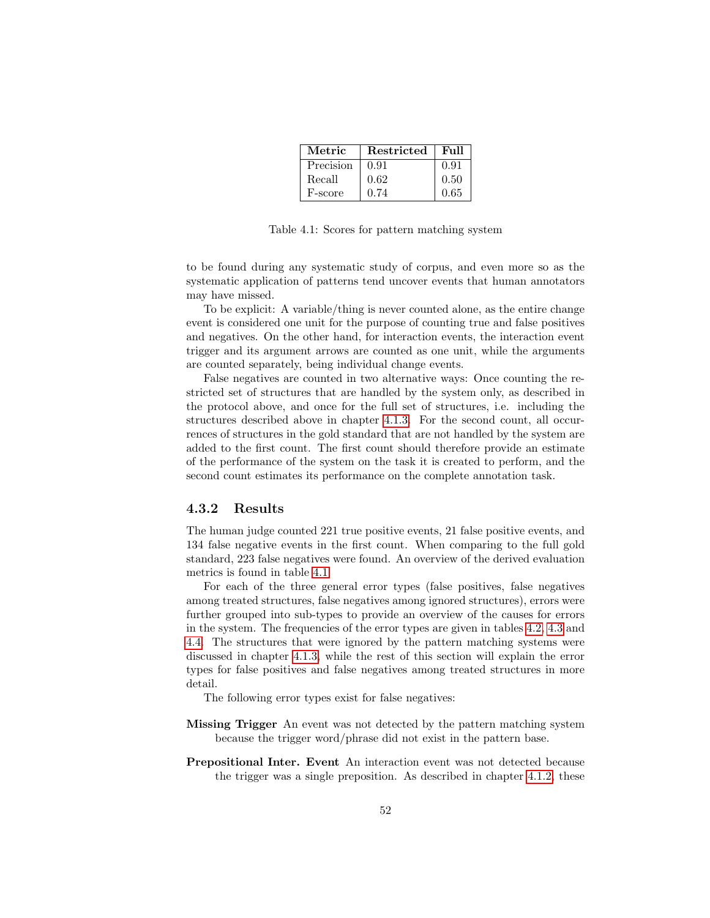| Metric | Restricted | Full |
|---|---|---|
| Precision | 0.91 | 0.91 |
| Recall | 0.62 | 0.50 |
| F-score | 0.74 | 0.65 |

Table 4.1: Scores for pattern matching system

to be found during any systematic study of corpus, and even more so as the systematic application of patterns tend uncover events that human annotators may have missed.

To be explicit: A variable/thing is never counted alone, as the entire change event is considered one unit for the purpose of counting true and false positives and negatives. On the other hand, for interaction events, the interaction event trigger and its argument arrows are counted as one unit, while the arguments are counted separately, being individual change events.

False negatives are counted in two alternative ways: Once counting the restricted set of structures that are handled by the system only, as described in the protocol above, and once for the full set of structures, i.e. including the structures described above in chapter 4.1.3. For the second count, all occurrences of structures in the gold standard that are not handled by the system are added to the first count. The first count should therefore provide an estimate of the performance of the system on the task it is created to perform, and the second count estimates its performance on the complete annotation task.

### 4.3.2 Results

The human judge counted 221 true positive events, 21 false positive events, and 134 false negative events in the first count. When comparing to the full gold standard, 223 false negatives were found. An overview of the derived evaluation metrics is found in table 4.1.

For each of the three general error types (false positives, false negatives among treated structures, false negatives among ignored structures), errors were further grouped into sub-types to provide an overview of the causes for errors in the system. The frequencies of the error types are given in tables 4.2, 4.3 and 4.4. The structures that were ignored by the pattern matching systems were discussed in chapter 4.1.3, while the rest of this section will explain the error types for false positives and false negatives among treated structures in more detail.

The following error types exist for false negatives:

**Missing Trigger** An event was not detected by the pattern matching system because the trigger word/phrase did not exist in the pattern base.

**Prepositional Inter. Event** An interaction event was not detected because the trigger was a single preposition. As described in chapter 4.1.2, these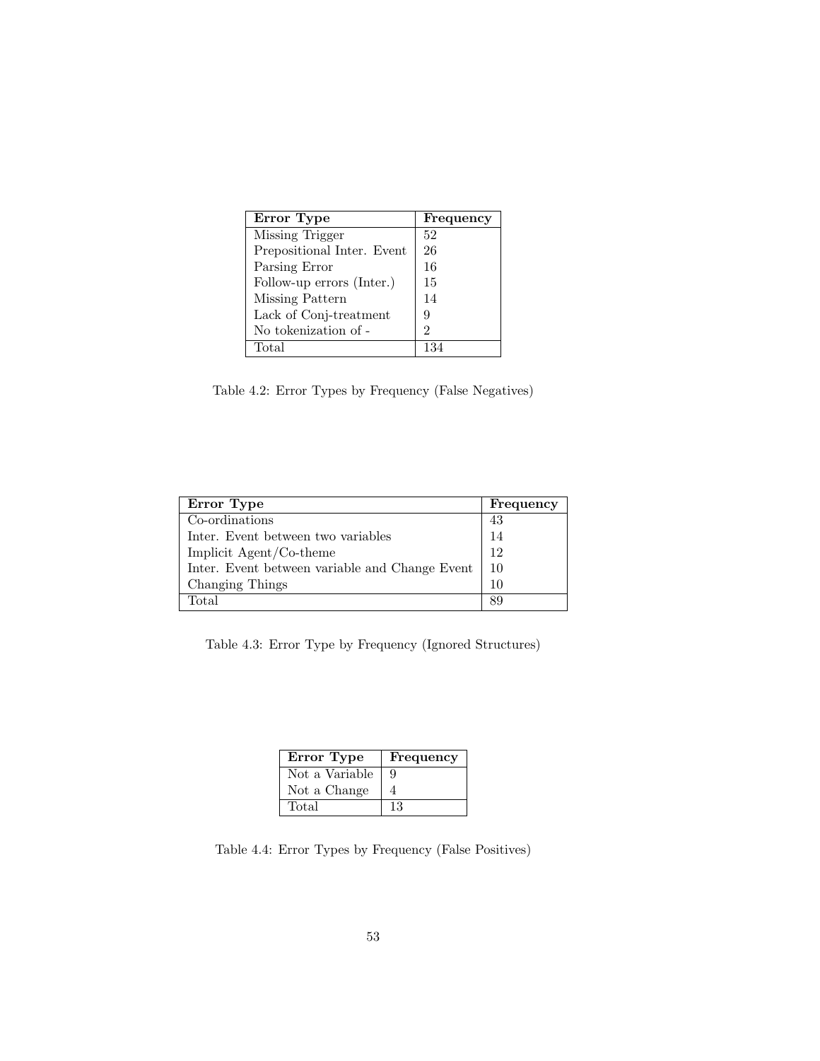| Error Type | Frequency |
|---|---|
| Missing Trigger | 52 |
| Prepositional Inter. Event | 26 |
| Parsing Error | 16 |
| Follow-up errors (Inter.) | 15 |
| Missing Pattern | 14 |
| Lack of Conj-treatment | 9 |
| No tokenization of - | 2 |
| Total | 134 |

Table 4.2: Error Types by Frequency (False Negatives)

| Error Type | Frequency |
|---|---|
| Co-ordinations | 43 |
| Inter. Event between two variables | 14 |
| Implicit Agent/Co-theme | 12 |
| Inter. Event between variable and Change Event | 10 |
| Changing Things | 10 |
| Total | 89 |

Table 4.3: Error Type by Frequency (Ignored Structures)

| Error Type | Frequency |
|---|---|
| Not a Variable | 9 |
| Not a Change | 4 |
| Total | 13 |

Table 4.4: Error Types by Frequency (False Positives)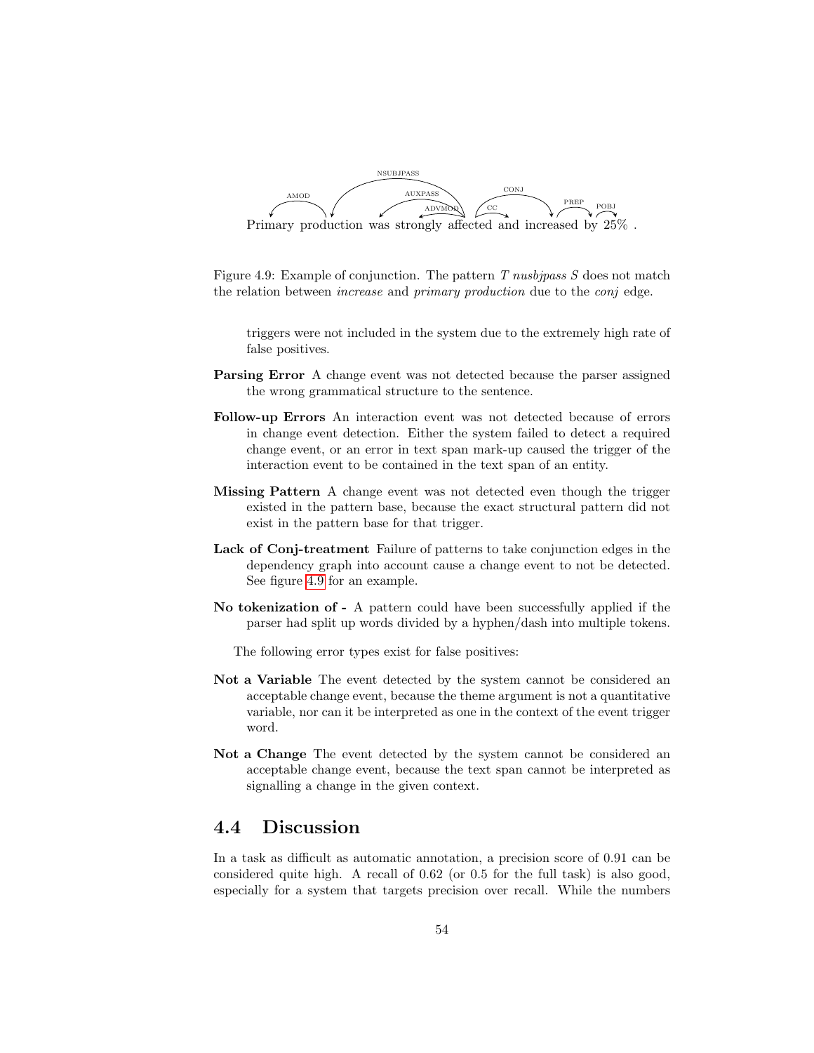Primary production was strongly affected and increased by 25% .

Figure 4.9: Example of conjunction. The pattern *T nusbjpass S* does not match the relation between *increase* and *primary production* due to the *conj* edge.

triggers were not included in the system due to the extremely high rate of false positives.

**Parsing Error** A change event was not detected because the parser assigned the wrong grammatical structure to the sentence.

**Follow-up Errors** An interaction event was not detected because of errors in change event detection. Either the system failed to detect a required change event, or an error in text span mark-up caused the trigger of the interaction event to be contained in the text span of an entity.

**Missing Pattern** A change event was not detected even though the trigger existed in the pattern base, because the exact structural pattern did not exist in the pattern base for that trigger.

**Lack of Conj-treatment** Failure of patterns to take conjunction edges in the dependency graph into account cause a change event to not be detected. See figure 4.9 for an example.

**No tokenization of -** A pattern could have been successfully applied if the parser had split up words divided by a hyphen/dash into multiple tokens.

The following error types exist for false positives:

**Not a Variable** The event detected by the system cannot be considered an acceptable change event, because the theme argument is not a quantitative variable, nor can it be interpreted as one in the context of the event trigger word.

**Not a Change** The event detected by the system cannot be considered an acceptable change event, because the text span cannot be interpreted as signalling a change in the given context.

## 4.4 Discussion

In a task as difficult as automatic annotation, a precision score of 0.91 can be considered quite high. A recall of 0.62 (or 0.5 for the full task) is also good, especially for a system that targets precision over recall. While the numbers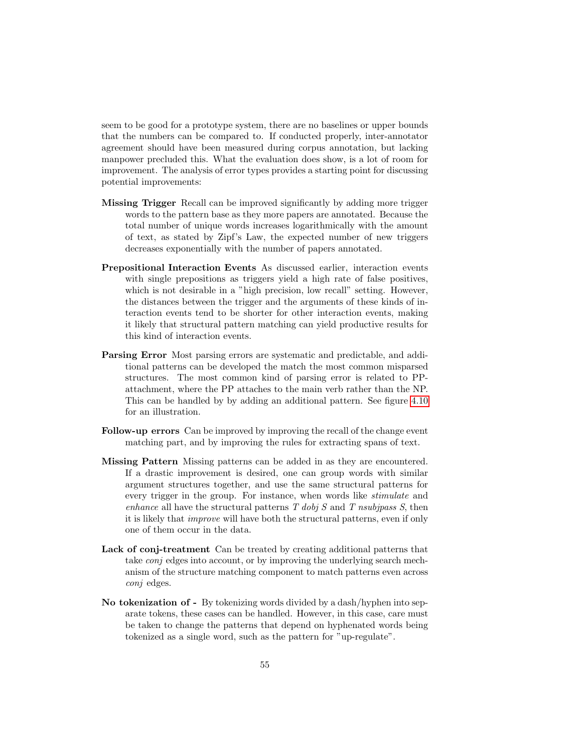seem to be good for a prototype system, there are no baselines or upper bounds that the numbers can be compared to. If conducted properly, inter-annotator agreement should have been measured during corpus annotation, but lacking manpower precluded this. What the evaluation does show, is a lot of room for improvement. The analysis of error types provides a starting point for discussing potential improvements:

**Missing Trigger** Recall can be improved significantly by adding more trigger words to the pattern base as they more papers are annotated. Because the total number of unique words increases logarithmically with the amount of text, as stated by Zipf's Law, the expected number of new triggers decreases exponentially with the number of papers annotated.

**Prepositional Interaction Events** As discussed earlier, interaction events with single prepositions as triggers yield a high rate of false positives, which is not desirable in a "high precision, low recall" setting. However, the distances between the trigger and the arguments of these kinds of interaction events tend to be shorter for other interaction events, making it likely that structural pattern matching can yield productive results for this kind of interaction events.

**Parsing Error** Most parsing errors are systematic and predictable, and additional patterns can be developed the match the most common misparsed structures. The most common kind of parsing error is related to PP-attachment, where the PP attaches to the main verb rather than the NP. This can be handled by by adding an additional pattern. See figure 4.10 for an illustration.

**Follow-up errors** Can be improved by improving the recall of the change event matching part, and by improving the rules for extracting spans of text.

**Missing Pattern** Missing patterns can be added in as they are encountered. If a drastic improvement is desired, one can group words with similar argument structures together, and use the same structural patterns for every trigger in the group. For instance, when words like *stimulate* and *enhance* all have the structural patterns *T dobj S* and *T nsubjpass S*, then it is likely that *improve* will have both the structural patterns, even if only one of them occur in the data.

**Lack of conj-treatment** Can be treated by creating additional patterns that take *conj* edges into account, or by improving the underlying search mechanism of the structure matching component to match patterns even across *conj* edges.

**No tokenization of -** By tokenizing words divided by a dash/hyphen into separate tokens, these cases can be handled. However, in this case, care must be taken to change the patterns that depend on hyphenated words being tokenized as a single word, such as the pattern for "up-regulate".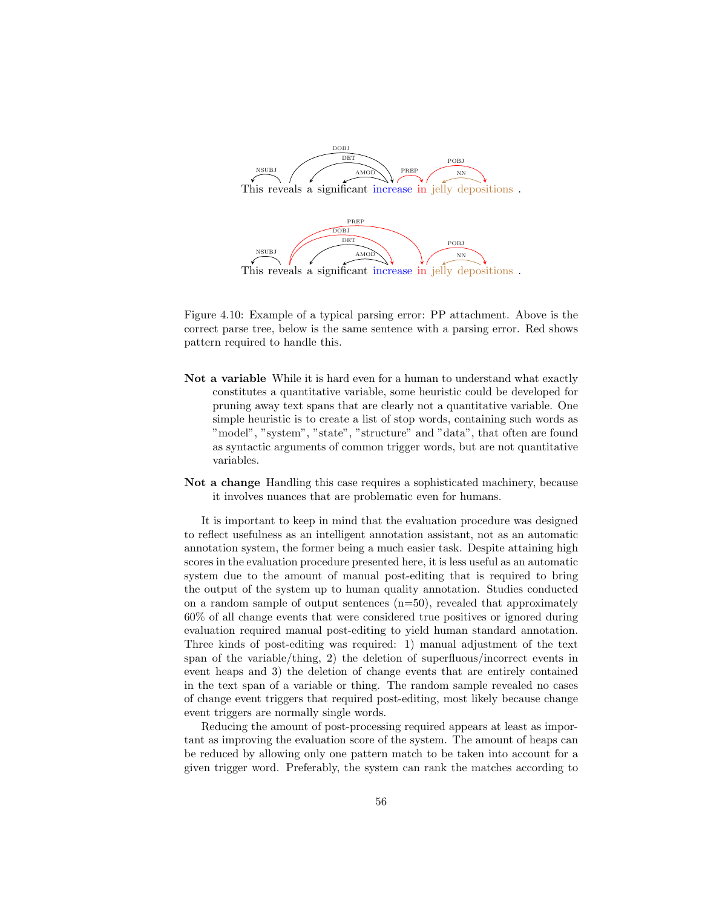This reveals a significant increase in jelly depositions .

This reveals a significant increase in jelly depositions .

Figure 4.10: Example of a typical parsing error: PP attachment. Above is the correct parse tree, below is the same sentence with a parsing error. Red shows pattern required to handle this.

**Not a variable** While it is hard even for a human to understand what exactly constitutes a quantitative variable, some heuristic could be developed for pruning away text spans that are clearly not a quantitative variable. One simple heuristic is to create a list of stop words, containing such words as "model", "system", "state", "structure" and "data", that often are found as syntactic arguments of common trigger words, but are not quantitative variables.

**Not a change** Handling this case requires a sophisticated machinery, because it involves nuances that are problematic even for humans.

It is important to keep in mind that the evaluation procedure was designed to reflect usefulness as an intelligent annotation assistant, not as an automatic annotation system, the former being a much easier task. Despite attaining high scores in the evaluation procedure presented here, it is less useful as an automatic system due to the amount of manual post-editing that is required to bring the output of the system up to human quality annotation. Studies conducted on a random sample of output sentences (n=50), revealed that approximately 60% of all change events that were considered true positives or ignored during evaluation required manual post-editing to yield human standard annotation. Three kinds of post-editing was required: 1) manual adjustment of the text span of the variable/thing, 2) the deletion of superfluous/incorrect events in event heaps and 3) the deletion of change events that are entirely contained in the text span of a variable or thing. The random sample revealed no cases of change event triggers that required post-editing, most likely because change event triggers are normally single words.

Reducing the amount of post-processing required appears at least as important as improving the evaluation score of the system. The amount of heaps can be reduced by allowing only one pattern match to be taken into account for a given trigger word. Preferably, the system can rank the matches according to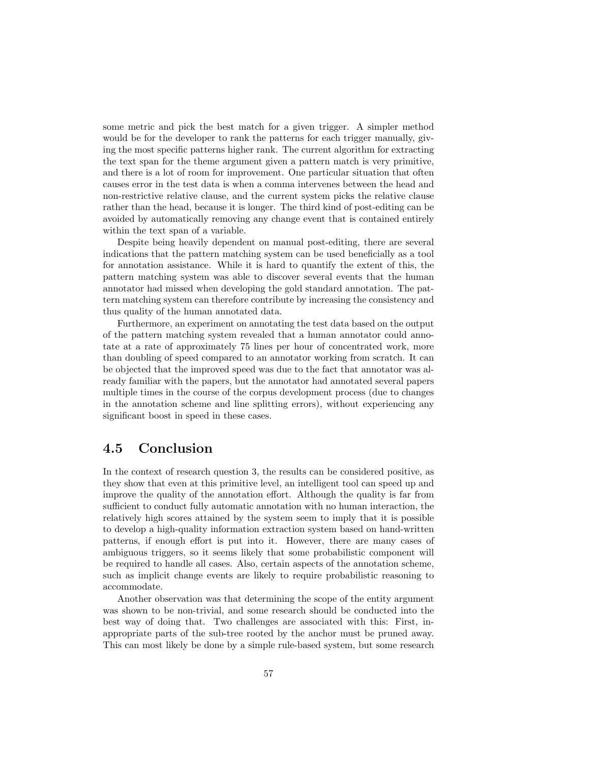some metric and pick the best match for a given trigger. A simpler method would be for the developer to rank the patterns for each trigger manually, giving the most specific patterns higher rank. The current algorithm for extracting the text span for the theme argument given a pattern match is very primitive, and there is a lot of room for improvement. One particular situation that often causes error in the test data is when a comma intervenes between the head and non-restrictive relative clause, and the current system picks the relative clause rather than the head, because it is longer. The third kind of post-editing can be avoided by automatically removing any change event that is contained entirely within the text span of a variable.

Despite being heavily dependent on manual post-editing, there are several indications that the pattern matching system can be used beneficially as a tool for annotation assistance. While it is hard to quantify the extent of this, the pattern matching system was able to discover several events that the human annotator had missed when developing the gold standard annotation. The pattern matching system can therefore contribute by increasing the consistency and thus quality of the human annotated data.

Furthermore, an experiment on annotating the test data based on the output of the pattern matching system revealed that a human annotator could annotate at a rate of approximately 75 lines per hour of concentrated work, more than doubling of speed compared to an annotator working from scratch. It can be objected that the improved speed was due to the fact that annotator was already familiar with the papers, but the annotator had annotated several papers multiple times in the course of the corpus development process (due to changes in the annotation scheme and line splitting errors), without experiencing any significant boost in speed in these cases.

## 4.5 Conclusion

In the context of research question 3, the results can be considered positive, as they show that even at this primitive level, an intelligent tool can speed up and improve the quality of the annotation effort. Although the quality is far from sufficient to conduct fully automatic annotation with no human interaction, the relatively high scores attained by the system seem to imply that it is possible to develop a high-quality information extraction system based on hand-written patterns, if enough effort is put into it. However, there are many cases of ambiguous triggers, so it seems likely that some probabilistic component will be required to handle all cases. Also, certain aspects of the annotation scheme, such as implicit change events are likely to require probabilistic reasoning to accommodate.

Another observation was that determining the scope of the entity argument was shown to be non-trivial, and some research should be conducted into the best way of doing that. Two challenges are associated with this: First, inappropriate parts of the sub-tree rooted by the anchor must be pruned away. This can most likely be done by a simple rule-based system, but some research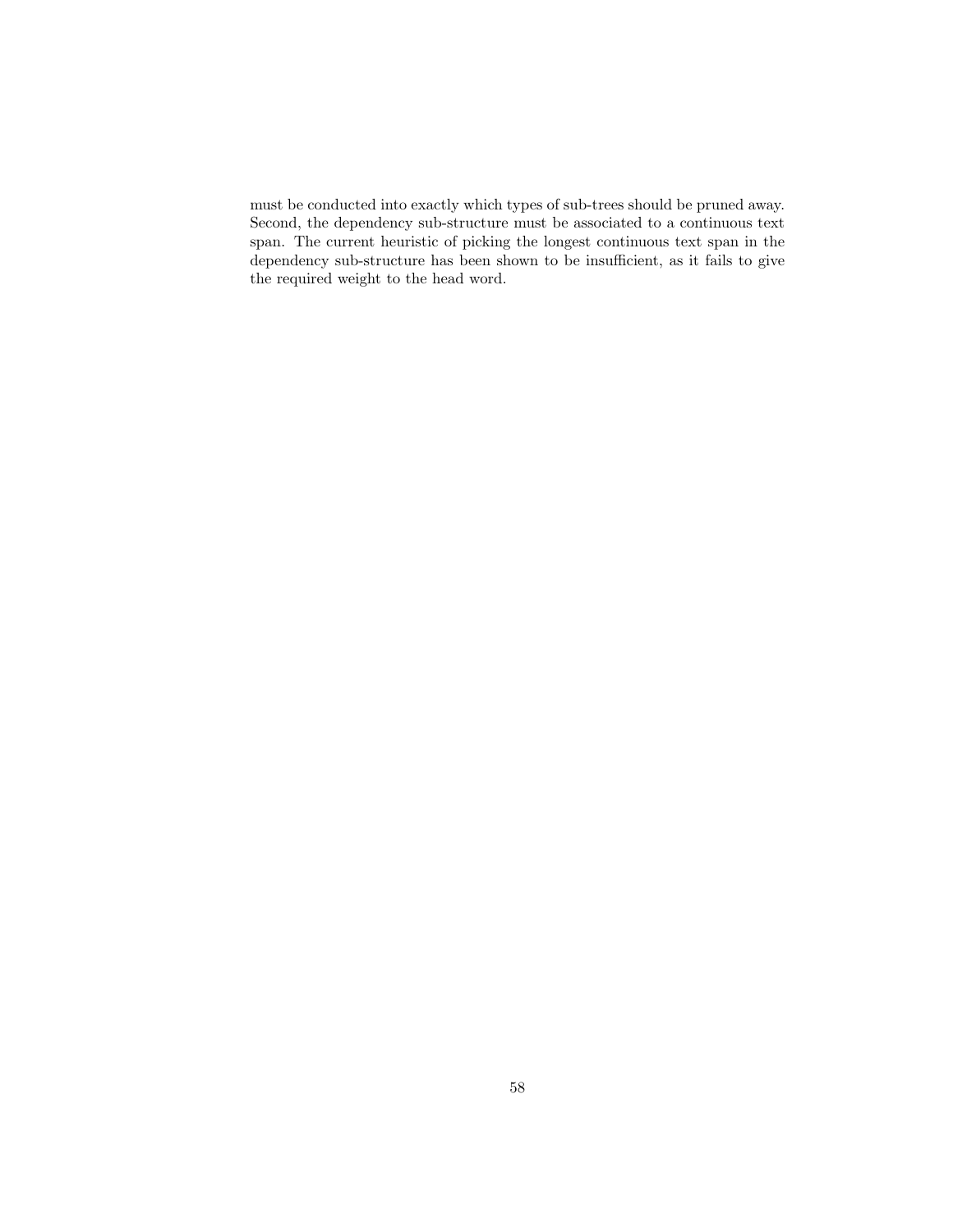must be conducted into exactly which types of sub-trees should be pruned away. Second, the dependency sub-structure must be associated to a continuous text span. The current heuristic of picking the longest continuous text span in the dependency sub-structure has been shown to be insufficient, as it fails to give the required weight to the head word.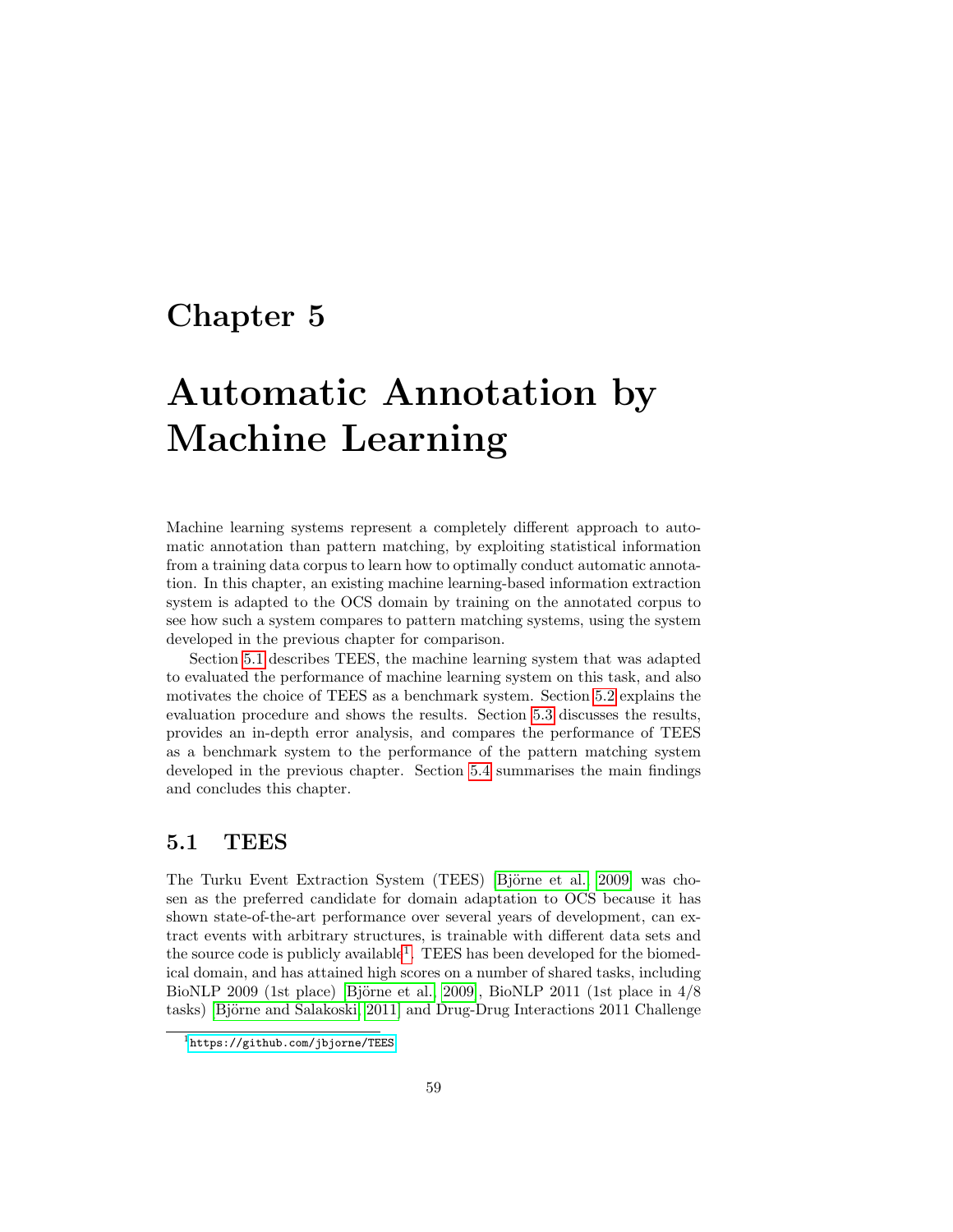# Chapter 5

# Automatic Annotation by Machine Learning

Machine learning systems represent a completely different approach to automatic annotation than pattern matching, by exploiting statistical information from a training data corpus to learn how to optimally conduct automatic annotation. In this chapter, an existing machine learning-based information extraction system is adapted to the OCS domain by training on the annotated corpus to see how such a system compares to pattern matching systems, using the system developed in the previous chapter for comparison.

Section 5.1 describes TEES, the machine learning system that was adapted to evaluated the performance of machine learning system on this task, and also motivates the choice of TEES as a benchmark system. Section 5.2 explains the evaluation procedure and shows the results. Section 5.3 discusses the results, provides an in-depth error analysis, and compares the performance of TEES as a benchmark system to the performance of the pattern matching system developed in the previous chapter. Section 5.4 summarises the main findings and concludes this chapter.

## 5.1 TEES

The Turku Event Extraction System (TEES) [Björne et al., 2009] was chosen as the preferred candidate for domain adaptation to OCS because it has shown state-of-the-art performance over several years of development, can extract events with arbitrary structures, is trainable with different data sets and the source code is publicly available[1]. TEES has been developed for the biomedical domain, and has attained high scores on a number of shared tasks, including BioNLP 2009 (1st place) [Björne et al., 2009], BioNLP 2011 (1st place in 4/8 tasks) [Björne and Salakoski, 2011] and Drug-Drug Interactions 2011 Challenge

[1] https://github.com/jbjorne/TEES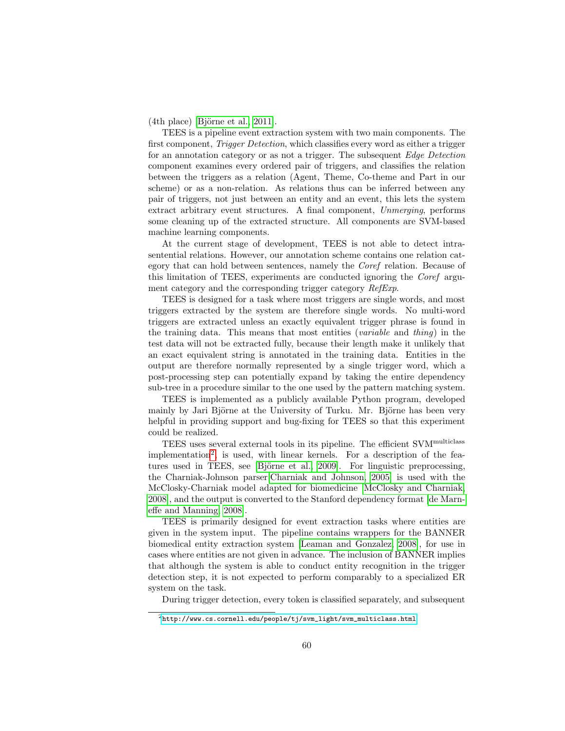(4th place) [Björne et al., 2011].

TEES is a pipeline event extraction system with two main components. The first component, *Trigger Detection*, which classifies every word as either a trigger for an annotation category or as not a trigger. The subsequent *Edge Detection* component examines every ordered pair of triggers, and classifies the relation between the triggers as a relation (Agent, Theme, Co-theme and Part in our scheme) or as a non-relation. As relations thus can be inferred between any pair of triggers, not just between an entity and an event, this lets the system extract arbitrary event structures. A final component, *Unmerging*, performs some cleaning up of the extracted structure. All components are SVM-based machine learning components.

At the current stage of development, TEES is not able to detect intra-sentential relations. However, our annotation scheme contains one relation category that can hold between sentences, namely the *Coref* relation. Because of this limitation of TEES, experiments are conducted ignoring the *Coref* argument category and the corresponding trigger category *RefExp*.

TEES is designed for a task where most triggers are single words, and most triggers extracted by the system are therefore single words. No multi-word triggers are extracted unless an exactly equivalent trigger phrase is found in the training data. This means that most entities (*variable* and *thing*) in the test data will not be extracted fully, because their length make it unlikely that an exact equivalent string is annotated in the training data. Entities in the output are therefore normally represented by a single trigger word, which a post-processing step can potentially expand by taking the entire dependency sub-tree in a procedure similar to the one used by the pattern matching system.

TEES is implemented as a publicly available Python program, developed mainly by Jari Björne at the University of Turku. Mr. Björne has been very helpful in providing support and bug-fixing for TEES so that this experiment could be realized.

TEES uses several external tools in its pipeline. The efficient SVM$^{\text{multiclass}}$ implementation[2], is used, with linear kernels. For a description of the features used in TEES, see [Björne et al., 2009]. For linguistic preprocessing, the Charniak-Johnson parser[Charniak and Johnson, 2005] is used with the McClosky-Charniak model adapted for biomedicine [McClosky and Charniak, 2008], and the output is converted to the Stanford dependency format [de Marneffe and Manning, 2008].

TEES is primarily designed for event extraction tasks where entities are given in the system input. The pipeline contains wrappers for the BANNER biomedical entity extraction system [Leaman and Gonzalez, 2008], for use in cases where entities are not given in advance. The inclusion of BANNER implies that although the system is able to conduct entity recognition in the trigger detection step, it is not expected to perform comparably to a specialized ER system on the task.

During trigger detection, every token is classified separately, and subsequent

[2] http://www.cs.cornell.edu/people/tj/svm_light/svm_multiclass.html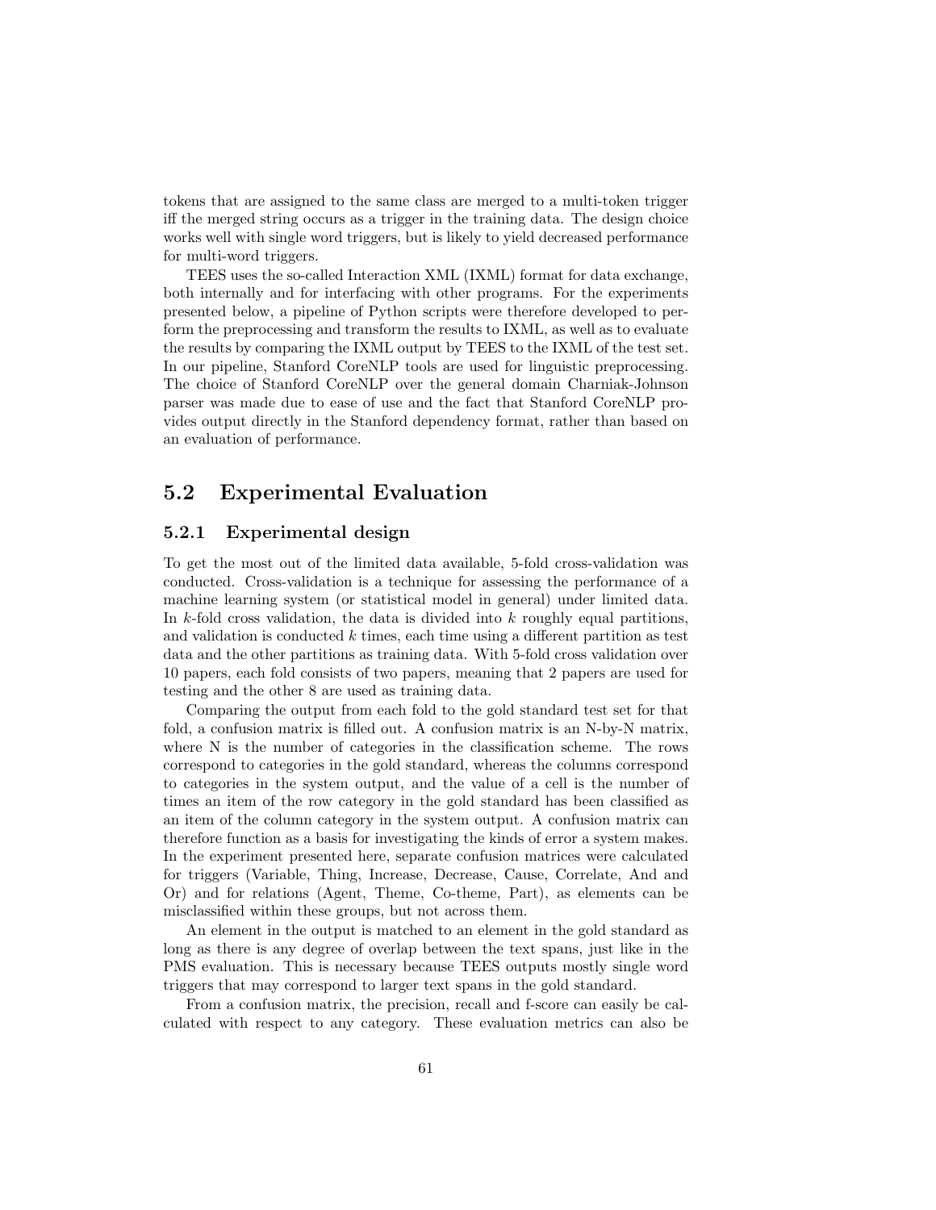tokens that are assigned to the same class are merged to a multi-token trigger iff the merged string occurs as a trigger in the training data. The design choice works well with single word triggers, but is likely to yield decreased performance for multi-word triggers.

TEES uses the so-called Interaction XML (IXML) format for data exchange, both internally and for interfacing with other programs. For the experiments presented below, a pipeline of Python scripts were therefore developed to perform the preprocessing and transform the results to IXML, as well as to evaluate the results by comparing the IXML output by TEES to the IXML of the test set. In our pipeline, Stanford CoreNLP tools are used for linguistic preprocessing. The choice of Stanford CoreNLP over the general domain Charniak-Johnson parser was made due to ease of use and the fact that Stanford CoreNLP provides output directly in the Stanford dependency format, rather than based on an evaluation of performance.

## 5.2 Experimental Evaluation

### 5.2.1 Experimental design

To get the most out of the limited data available, 5-fold cross-validation was conducted. Cross-validation is a technique for assessing the performance of a machine learning system (or statistical model in general) under limited data. In $k$-fold cross validation, the data is divided into $k$ roughly equal partitions, and validation is conducted $k$ times, each time using a different partition as test data and the other partitions as training data. With 5-fold cross validation over 10 papers, each fold consists of two papers, meaning that 2 papers are used for testing and the other 8 are used as training data.

Comparing the output from each fold to the gold standard test set for that fold, a confusion matrix is filled out. A confusion matrix is an N-by-N matrix, where N is the number of categories in the classification scheme. The rows correspond to categories in the gold standard, whereas the columns correspond to categories in the system output, and the value of a cell is the number of times an item of the row category in the gold standard has been classified as an item of the column category in the system output. A confusion matrix can therefore function as a basis for investigating the kinds of error a system makes. In the experiment presented here, separate confusion matrices were calculated for triggers (Variable, Thing, Increase, Decrease, Cause, Correlate, And and Or) and for relations (Agent, Theme, Co-theme, Part), as elements can be misclassified within these groups, but not across them.

An element in the output is matched to an element in the gold standard as long as there is any degree of overlap between the text spans, just like in the PMS evaluation. This is necessary because TEES outputs mostly single word triggers that may correspond to larger text spans in the gold standard.

From a confusion matrix, the precision, recall and f-score can easily be calculated with respect to any category. These evaluation metrics can also be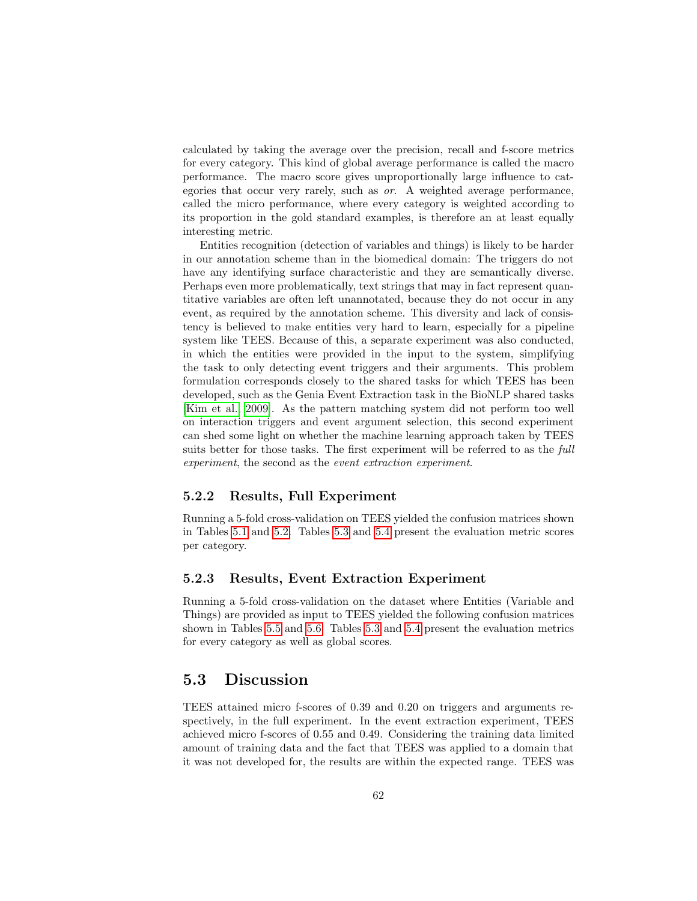calculated by taking the average over the precision, recall and f-score metrics for every category. This kind of global average performance is called the macro performance. The macro score gives unproportionally large influence to categories that occur very rarely, such as *or*. A weighted average performance, called the micro performance, where every category is weighted according to its proportion in the gold standard examples, is therefore an at least equally interesting metric.

Entities recognition (detection of variables and things) is likely to be harder in our annotation scheme than in the biomedical domain: The triggers do not have any identifying surface characteristic and they are semantically diverse. Perhaps even more problematically, text strings that may in fact represent quantitative variables are often left unannotated, because they do not occur in any event, as required by the annotation scheme. This diversity and lack of consistency is believed to make entities very hard to learn, especially for a pipeline system like TEES. Because of this, a separate experiment was also conducted, in which the entities were provided in the input to the system, simplifying the task to only detecting event triggers and their arguments. This problem formulation corresponds closely to the shared tasks for which TEES has been developed, such as the Genia Event Extraction task in the BioNLP shared tasks [Kim et al., 2009]. As the pattern matching system did not perform too well on interaction triggers and event argument selection, this second experiment can shed some light on whether the machine learning approach taken by TEES suits better for those tasks. The first experiment will be referred to as the *full experiment*, the second as the *event extraction experiment*.

### 5.2.2 Results, Full Experiment

Running a 5-fold cross-validation on TEES yielded the confusion matrices shown in Tables 5.1 and 5.2. Tables 5.3 and 5.4 present the evaluation metric scores per category.

### 5.2.3 Results, Event Extraction Experiment

Running a 5-fold cross-validation on the dataset where Entities (Variable and Things) are provided as input to TEES yielded the following confusion matrices shown in Tables 5.5 and 5.6. Tables 5.3 and 5.4 present the evaluation metrics for every category as well as global scores.

## 5.3 Discussion

TEES attained micro f-scores of 0.39 and 0.20 on triggers and arguments respectively, in the full experiment. In the event extraction experiment, TEES achieved micro f-scores of 0.55 and 0.49. Considering the training data limited amount of training data and the fact that TEES was applied to a domain that it was not developed for, the results are within the expected range. TEES was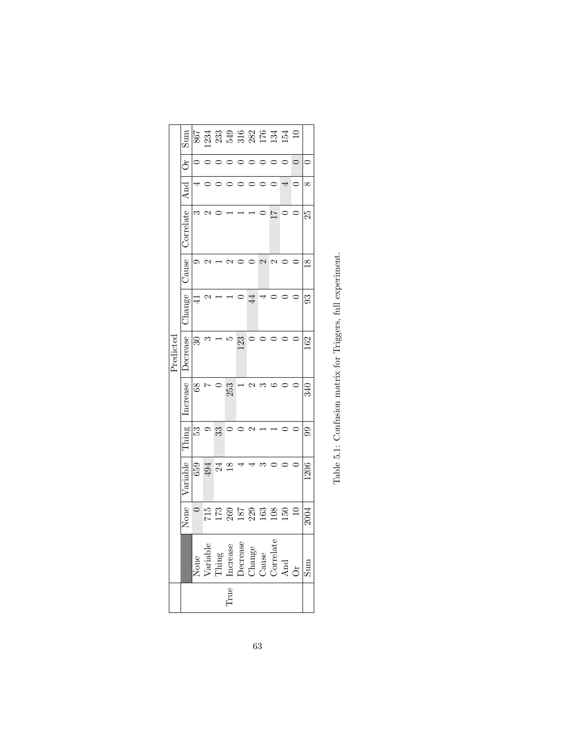| | | Predicted | | | | | | | | | | |
|---|---|---|---|---|---|---|---|---|---|---|---|---|
| | | None | Variable | Thing | Increase | Decrease | Change | Cause | Correlate | And | Or | Sum |
| True | None | 0 | 659 | 53 | 68 | 30 | 41 | 9 | 3 | 4 | 0 | 867 |
| | Variable | 715 | 494 | 9 | 7 | 3 | 2 | 2 | 2 | 0 | 0 | 1234 |
| | Thing | 173 | 24 | 33 | 0 | 1 | 1 | 1 | 0 | 0 | 0 | 233 |
| | Increase | 269 | 18 | 0 | 253 | 5 | 1 | 2 | 1 | 0 | 0 | 549 |
| | Decrease | 187 | 4 | 0 | 1 | 123 | 0 | 0 | 1 | 0 | 0 | 316 |
| | Change | 229 | 4 | 2 | 2 | 0 | 44 | 0 | 1 | 0 | 0 | 282 |
| | Cause | 163 | 3 | 1 | 3 | 0 | 4 | 2 | 0 | 0 | 0 | 176 |
| | Correlate | 108 | 0 | 1 | 6 | 0 | 0 | 2 | 17 | 0 | 0 | 134 |
| | And | 150 | 0 | 0 | 0 | 0 | 0 | 0 | 0 | 4 | 0 | 154 |
| | Or | 10 | 0 | 0 | 0 | 0 | 0 | 0 | 0 | 0 | 0 | 10 |
| | Sum | 2004 | 1206 | 99 | 340 | 162 | 93 | 18 | 25 | 8 | 0 | |

Table 5.1: Confusion matrix for Triggers, full experiment.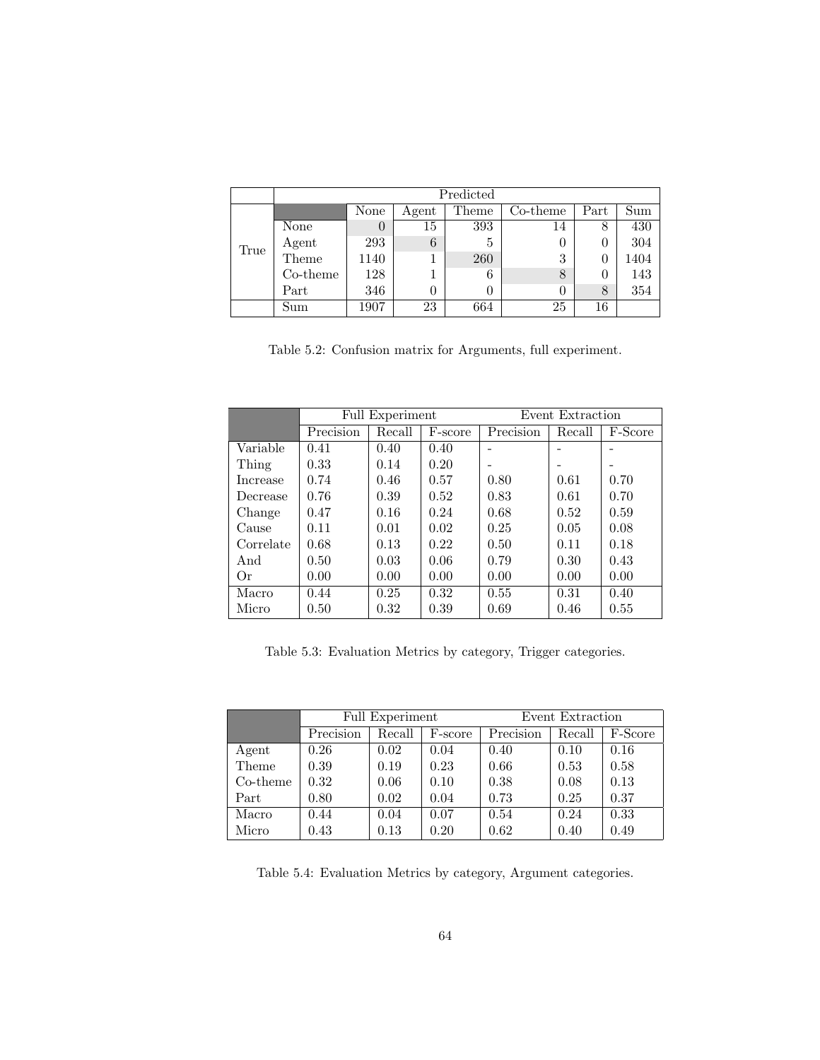| | | Predicted | | | | | |
|---|---|---|---|---|---|---|---|
| | | None | Agent | Theme | Co-theme | Part | Sum |
| True | None | 0 | 15 | 393 | 14 | 8 | 430 |
| | Agent | 293 | 6 | 5 | 0 | 0 | 304 |
| | Theme | 1140 | 1 | 260 | 3 | 0 | 1404 |
| | Co-theme | 128 | 1 | 6 | 8 | 0 | 143 |
| | Part | 346 | 0 | 0 | 0 | 8 | 354 |
| | Sum | 1907 | 23 | 664 | 25 | 16 | |

Table 5.2: Confusion matrix for Arguments, full experiment.

| | Full Experiment | | | Event Extraction | | |
|---|---|---|---|---|---|---|
| | Precision | Recall | F-score | Precision | Recall | F-Score |
| Variable | 0.41 | 0.40 | 0.40 | - | - | - |
| Thing | 0.33 | 0.14 | 0.20 | - | - | - |
| Increase | 0.74 | 0.46 | 0.57 | 0.80 | 0.61 | 0.70 |
| Decrease | 0.76 | 0.39 | 0.52 | 0.83 | 0.61 | 0.70 |
| Change | 0.47 | 0.16 | 0.24 | 0.68 | 0.52 | 0.59 |
| Cause | 0.11 | 0.01 | 0.02 | 0.25 | 0.05 | 0.08 |
| Correlate | 0.68 | 0.13 | 0.22 | 0.50 | 0.11 | 0.18 |
| And | 0.50 | 0.03 | 0.06 | 0.79 | 0.30 | 0.43 |
| Or | 0.00 | 0.00 | 0.00 | 0.00 | 0.00 | 0.00 |
| Macro | 0.44 | 0.25 | 0.32 | 0.55 | 0.31 | 0.40 |
| Micro | 0.50 | 0.32 | 0.39 | 0.69 | 0.46 | 0.55 |

Table 5.3: Evaluation Metrics by category, Trigger categories.

| | Full Experiment | | | Event Extraction | | |
|---|---|---|---|---|---|---|
| | Precision | Recall | F-score | Precision | Recall | F-Score |
| Agent | 0.26 | 0.02 | 0.04 | 0.40 | 0.10 | 0.16 |
| Theme | 0.39 | 0.19 | 0.23 | 0.66 | 0.53 | 0.58 |
| Co-theme | 0.32 | 0.06 | 0.10 | 0.38 | 0.08 | 0.13 |
| Part | 0.80 | 0.02 | 0.04 | 0.73 | 0.25 | 0.37 |
| Macro | 0.44 | 0.04 | 0.07 | 0.54 | 0.24 | 0.33 |
| Micro | 0.43 | 0.13 | 0.20 | 0.62 | 0.40 | 0.49 |

Table 5.4: Evaluation Metrics by category, Argument categories.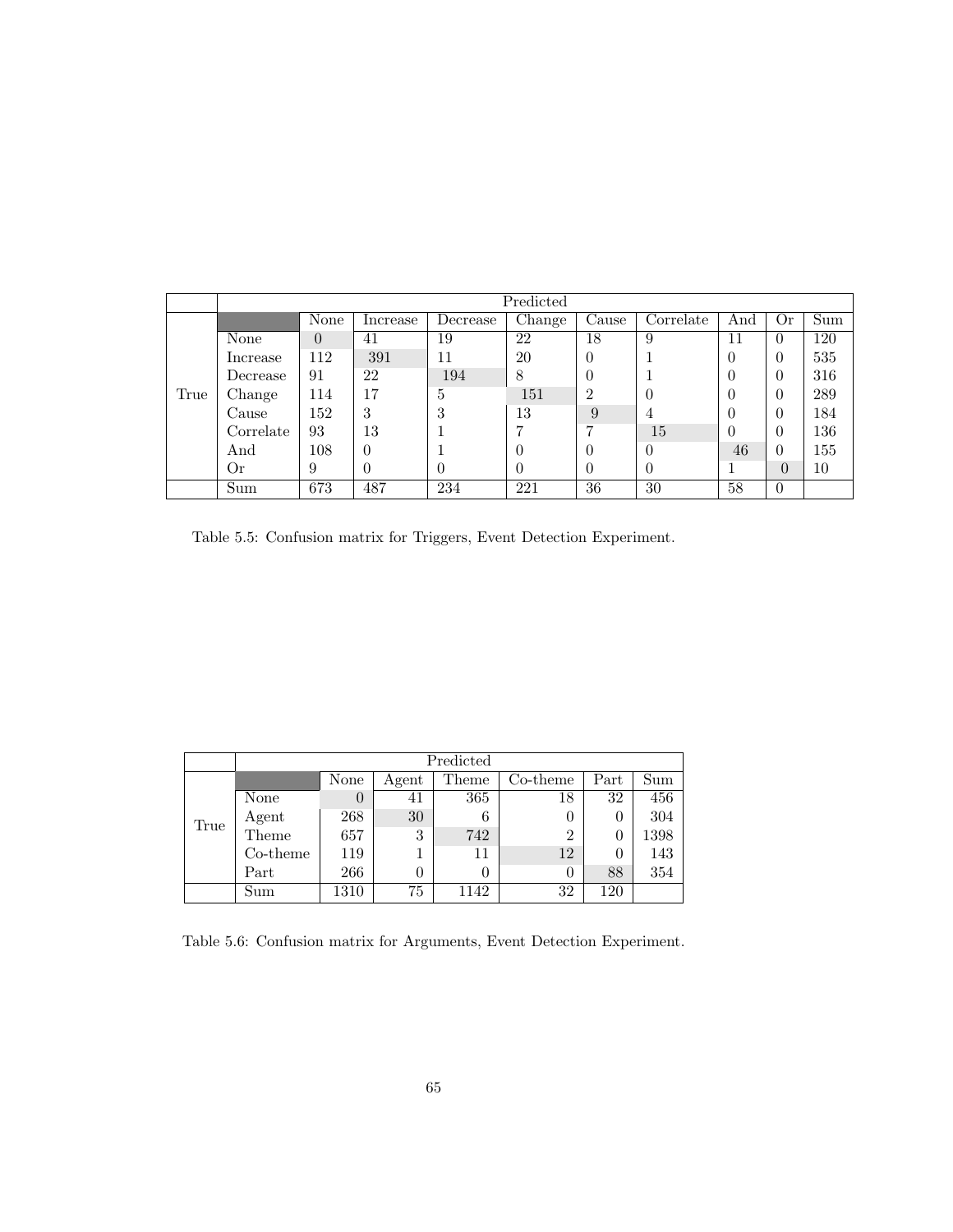| | Predicted | | | | | | | | | |
|---|---|---|---|---|---|---|---|---|---|---|
| | | None | Increase | Decrease | Change | Cause | Correlate | And | Or | Sum |
| True | None | 0 | 41 | 19 | 22 | 18 | 9 | 11 | 0 | 120 |
| | Increase | 112 | 391 | 11 | 20 | 0 | 1 | 0 | 0 | 535 |
| | Decrease | 91 | 22 | 194 | 8 | 0 | 1 | 0 | 0 | 316 |
| | Change | 114 | 17 | 5 | 151 | 2 | 0 | 0 | 0 | 289 |
| | Cause | 152 | 3 | 3 | 13 | 9 | 4 | 0 | 0 | 184 |
| | Correlate | 93 | 13 | 1 | 7 | 7 | 15 | 0 | 0 | 136 |
| | And | 108 | 0 | 1 | 0 | 0 | 0 | 46 | 0 | 155 |
| | Or | 9 | 0 | 0 | 0 | 0 | 0 | 1 | 0 | 10 |
| | Sum | 673 | 487 | 234 | 221 | 36 | 30 | 58 | 0 | |

Table 5.5: Confusion matrix for Triggers, Event Detection Experiment.

| | Predicted | | | | | | |
|---|---|---|---|---|---|---|---|
| | | None | Agent | Theme | Co-theme | Part | Sum |
| True | None | 0 | 41 | 365 | 18 | 32 | 456 |
| | Agent | 268 | 30 | 6 | 0 | 0 | 304 |
| | Theme | 657 | 3 | 742 | 2 | 0 | 1398 |
| | Co-theme | 119 | 1 | 11 | 12 | 0 | 143 |
| | Part | 266 | 0 | 0 | 0 | 88 | 354 |
| | Sum | 1310 | 75 | 1142 | 32 | 120 | |

Table 5.6: Confusion matrix for Arguments, Event Detection Experiment.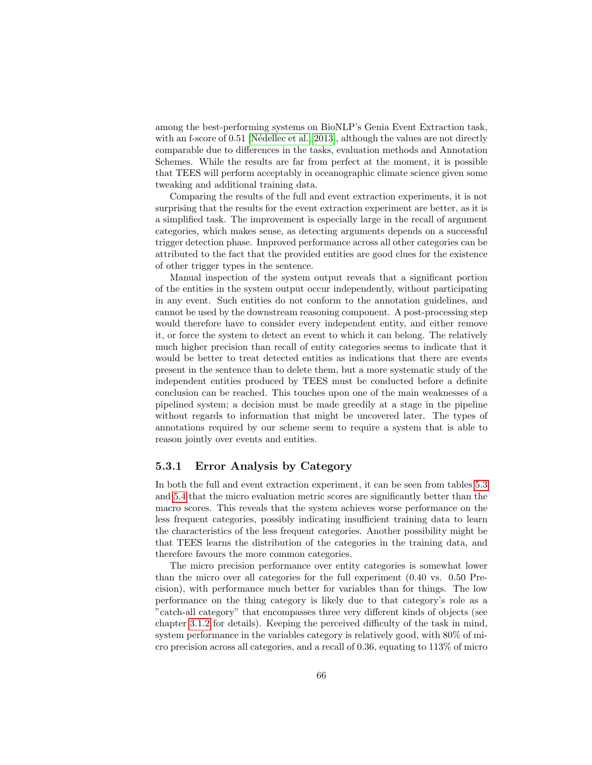among the best-performing systems on BioNLP's Genia Event Extraction task, with an f-score of 0.51 [Nédellec et al., 2013], although the values are not directly comparable due to differences in the tasks, evaluation methods and Annotation Schemes. While the results are far from perfect at the moment, it is possible that TEES will perform acceptably in oceanographic climate science given some tweaking and additional training data.

Comparing the results of the full and event extraction experiments, it is not surprising that the results for the event extraction experiment are better, as it is a simplified task. The improvement is especially large in the recall of argument categories, which makes sense, as detecting arguments depends on a successful trigger detection phase. Improved performance across all other categories can be attributed to the fact that the provided entities are good clues for the existence of other trigger types in the sentence.

Manual inspection of the system output reveals that a significant portion of the entities in the system output occur independently, without participating in any event. Such entities do not conform to the annotation guidelines, and cannot be used by the downstream reasoning component. A post-processing step would therefore have to consider every independent entity, and either remove it, or force the system to detect an event to which it can belong. The relatively much higher precision than recall of entity categories seems to indicate that it would be better to treat detected entities as indications that there are events present in the sentence than to delete them, but a more systematic study of the independent entities produced by TEES must be conducted before a definite conclusion can be reached. This touches upon one of the main weaknesses of a pipelined system; a decision must be made greedily at a stage in the pipeline without regards to information that might be uncovered later. The types of annotations required by our scheme seem to require a system that is able to reason jointly over events and entities.

### 5.3.1 Error Analysis by Category

In both the full and event extraction experiment, it can be seen from tables 5.3 and 5.4 that the micro evaluation metric scores are significantly better than the macro scores. This reveals that the system achieves worse performance on the less frequent categories, possibly indicating insufficient training data to learn the characteristics of the less frequent categories. Another possibility might be that TEES learns the distribution of the categories in the training data, and therefore favours the more common categories.

The micro precision performance over entity categories is somewhat lower than the micro over all categories for the full experiment (0.40 vs. 0.50 Precision), with performance much better for variables than for things. The low performance on the thing category is likely due to that category's role as a "catch-all category" that encompasses three very different kinds of objects (see chapter 3.1.2 for details). Keeping the perceived difficulty of the task in mind, system performance in the variables category is relatively good, with 80% of micro precision across all categories, and a recall of 0.36, equating to 113% of micro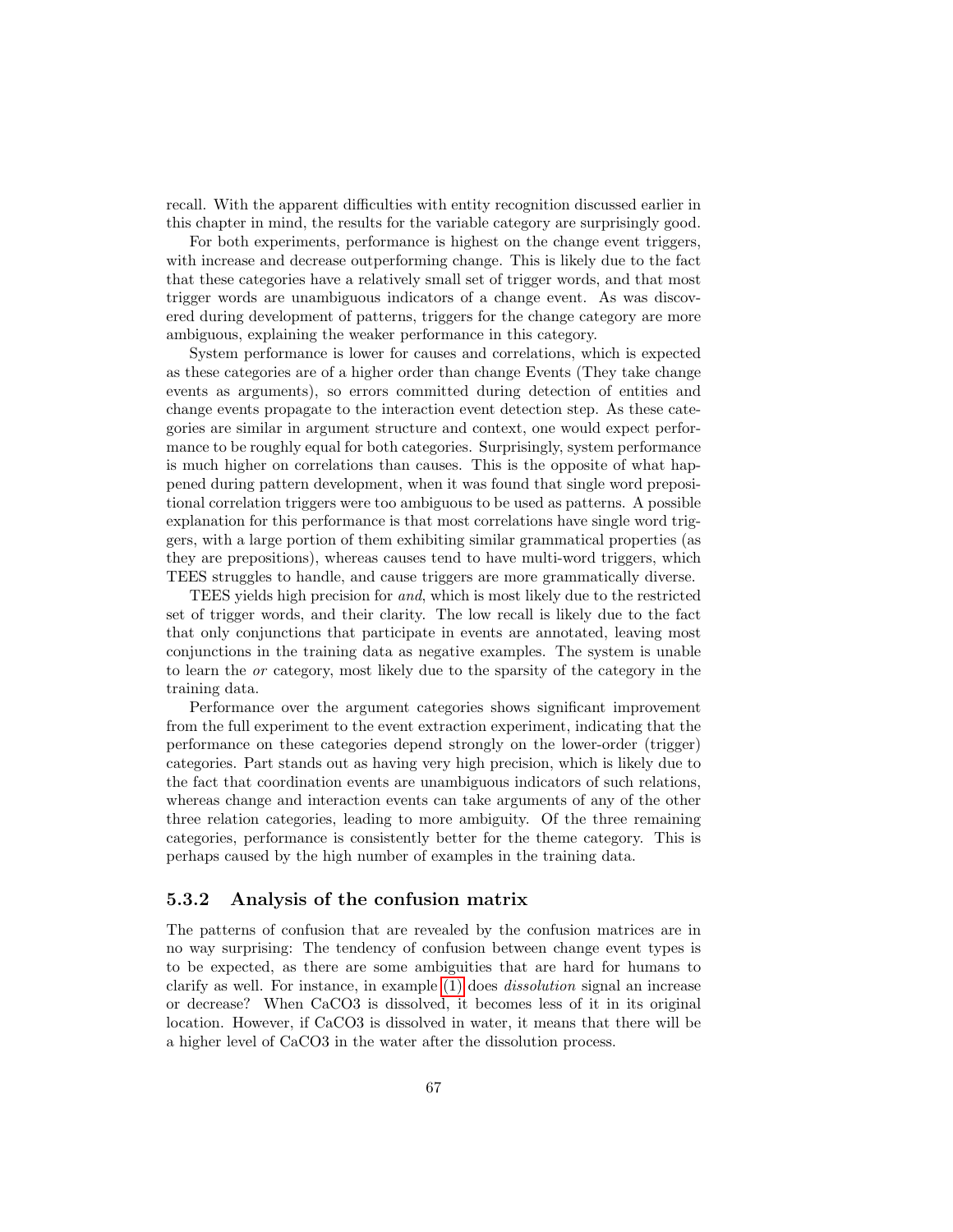recall. With the apparent difficulties with entity recognition discussed earlier in this chapter in mind, the results for the variable category are surprisingly good.

For both experiments, performance is highest on the change event triggers, with increase and decrease outperforming change. This is likely due to the fact that these categories have a relatively small set of trigger words, and that most trigger words are unambiguous indicators of a change event. As was discovered during development of patterns, triggers for the change category are more ambiguous, explaining the weaker performance in this category.

System performance is lower for causes and correlations, which is expected as these categories are of a higher order than change Events (They take change events as arguments), so errors committed during detection of entities and change events propagate to the interaction event detection step. As these categories are similar in argument structure and context, one would expect performance to be roughly equal for both categories. Surprisingly, system performance is much higher on correlations than causes. This is the opposite of what happened during pattern development, when it was found that single word prepositional correlation triggers were too ambiguous to be used as patterns. A possible explanation for this performance is that most correlations have single word triggers, with a large portion of them exhibiting similar grammatical properties (as they are prepositions), whereas causes tend to have multi-word triggers, which TEES struggles to handle, and cause triggers are more grammatically diverse.

TEES yields high precision for *and*, which is most likely due to the restricted set of trigger words, and their clarity. The low recall is likely due to the fact that only conjunctions that participate in events are annotated, leaving most conjunctions in the training data as negative examples. The system is unable to learn the *or* category, most likely due to the sparsity of the category in the training data.

Performance over the argument categories shows significant improvement from the full experiment to the event extraction experiment, indicating that the performance on these categories depend strongly on the lower-order (trigger) categories. Part stands out as having very high precision, which is likely due to the fact that coordination events are unambiguous indicators of such relations, whereas change and interaction events can take arguments of any of the other three relation categories, leading to more ambiguity. Of the three remaining categories, performance is consistently better for the theme category. This is perhaps caused by the high number of examples in the training data.

### 5.3.2 Analysis of the confusion matrix

The patterns of confusion that are revealed by the confusion matrices are in no way surprising: The tendency of confusion between change event types is to be expected, as there are some ambiguities that are hard for humans to clarify as well. For instance, in example (1) does *dissolution* signal an increase or decrease? When $CaCO_3$ is dissolved, it becomes less of it in its original location. However, if $CaCO_3$ is dissolved in water, it means that there will be a higher level of $CaCO_3$ in the water after the dissolution process.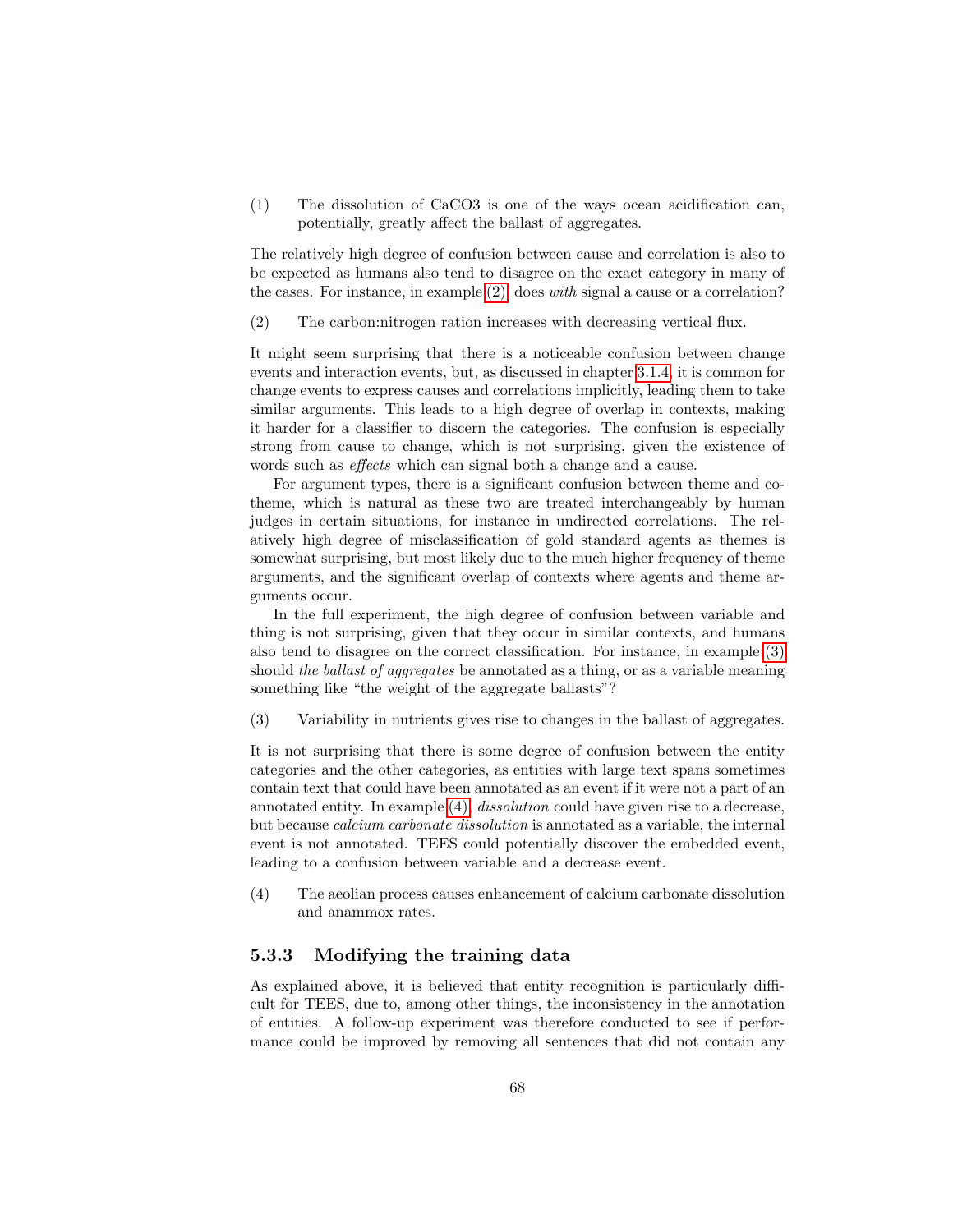(1) The dissolution of CaCO3 is one of the ways ocean acidification can, potentially, greatly affect the ballast of aggregates.

The relatively high degree of confusion between cause and correlation is also to be expected as humans also tend to disagree on the exact category in many of the cases. For instance, in example (2), does *with* signal a cause or a correlation?

(2) The carbon:nitrogen ration increases with decreasing vertical flux.

It might seem surprising that there is a noticeable confusion between change events and interaction events, but, as discussed in chapter 3.1.4, it is common for change events to express causes and correlations implicitly, leading them to take similar arguments. This leads to a high degree of overlap in contexts, making it harder for a classifier to discern the categories. The confusion is especially strong from cause to change, which is not surprising, given the existence of words such as *effects* which can signal both a change and a cause.

For argument types, there is a significant confusion between theme and co-theme, which is natural as these two are treated interchangeably by human judges in certain situations, for instance in undirected correlations. The relatively high degree of misclassification of gold standard agents as themes is somewhat surprising, but most likely due to the much higher frequency of theme arguments, and the significant overlap of contexts where agents and theme arguments occur.

In the full experiment, the high degree of confusion between variable and thing is not surprising, given that they occur in similar contexts, and humans also tend to disagree on the correct classification. For instance, in example (3) should *the ballast of aggregates* be annotated as a thing, or as a variable meaning something like "the weight of the aggregate ballasts"?

(3) Variability in nutrients gives rise to changes in the ballast of aggregates.

It is not surprising that there is some degree of confusion between the entity categories and the other categories, as entities with large text spans sometimes contain text that could have been annotated as an event if it were not a part of an annotated entity. In example (4), *dissolution* could have given rise to a decrease, but because *calcium carbonate dissolution* is annotated as a variable, the internal event is not annotated. TEES could potentially discover the embedded event, leading to a confusion between variable and a decrease event.

(4) The aeolian process causes enhancement of calcium carbonate dissolution and anammox rates.

### 5.3.3 Modifying the training data

As explained above, it is believed that entity recognition is particularly difficult for TEES, due to, among other things, the inconsistency in the annotation of entities. A follow-up experiment was therefore conducted to see if performance could be improved by removing all sentences that did not contain any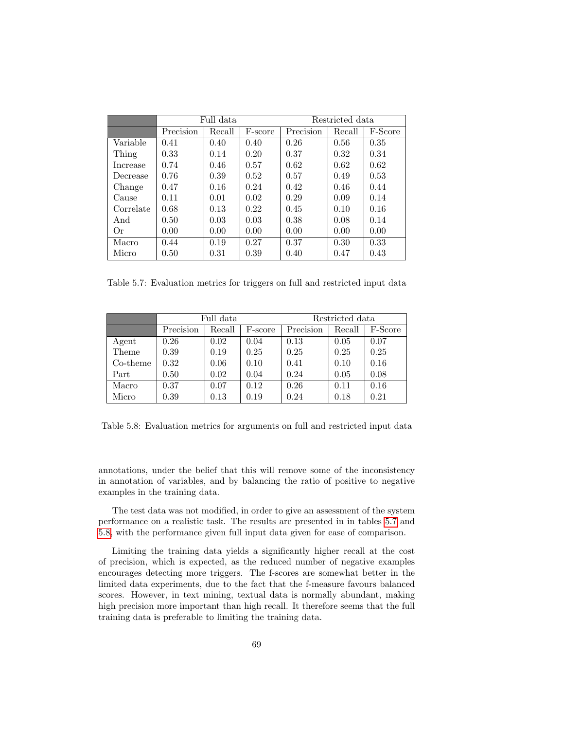| | Full data | | | Restricted data | | |
|---|---|---|---|---|---|---|
| | Precision | Recall | F-score | Precision | Recall | F-Score |
| Variable | 0.41 | 0.40 | 0.40 | 0.26 | 0.56 | 0.35 |
| Thing | 0.33 | 0.14 | 0.20 | 0.37 | 0.32 | 0.34 |
| Increase | 0.74 | 0.46 | 0.57 | 0.62 | 0.62 | 0.62 |
| Decrease | 0.76 | 0.39 | 0.52 | 0.57 | 0.49 | 0.53 |
| Change | 0.47 | 0.16 | 0.24 | 0.42 | 0.46 | 0.44 |
| Cause | 0.11 | 0.01 | 0.02 | 0.29 | 0.09 | 0.14 |
| Correlate | 0.68 | 0.13 | 0.22 | 0.45 | 0.10 | 0.16 |
| And | 0.50 | 0.03 | 0.03 | 0.38 | 0.08 | 0.14 |
| Or | 0.00 | 0.00 | 0.00 | 0.00 | 0.00 | 0.00 |
| Macro | 0.44 | 0.19 | 0.27 | 0.37 | 0.30 | 0.33 |
| Micro | 0.50 | 0.31 | 0.39 | 0.40 | 0.47 | 0.43 |

Table 5.7: Evaluation metrics for triggers on full and restricted input data

| | Full data | | | Restricted data | | |
|---|---|---|---|---|---|---|
| | Precision | Recall | F-score | Precision | Recall | F-Score |
| Agent | 0.26 | 0.02 | 0.04 | 0.13 | 0.05 | 0.07 |
| Theme | 0.39 | 0.19 | 0.25 | 0.25 | 0.25 | 0.25 |
| Co-theme | 0.32 | 0.06 | 0.10 | 0.41 | 0.10 | 0.16 |
| Part | 0.50 | 0.02 | 0.04 | 0.24 | 0.05 | 0.08 |
| Macro | 0.37 | 0.07 | 0.12 | 0.26 | 0.11 | 0.16 |
| Micro | 0.39 | 0.13 | 0.19 | 0.24 | 0.18 | 0.21 |

Table 5.8: Evaluation metrics for arguments on full and restricted input data

annotations, under the belief that this will remove some of the inconsistency in annotation of variables, and by balancing the ratio of positive to negative examples in the training data.

The test data was not modified, in order to give an assessment of the system performance on a realistic task. The results are presented in in tables 5.7 and 5.8, with the performance given full input data given for ease of comparison.

Limiting the training data yields a significantly higher recall at the cost of precision, which is expected, as the reduced number of negative examples encourages detecting more triggers. The f-scores are somewhat better in the limited data experiments, due to the fact that the f-measure favours balanced scores. However, in text mining, textual data is normally abundant, making high precision more important than high recall. It therefore seems that the full training data is preferable to limiting the training data.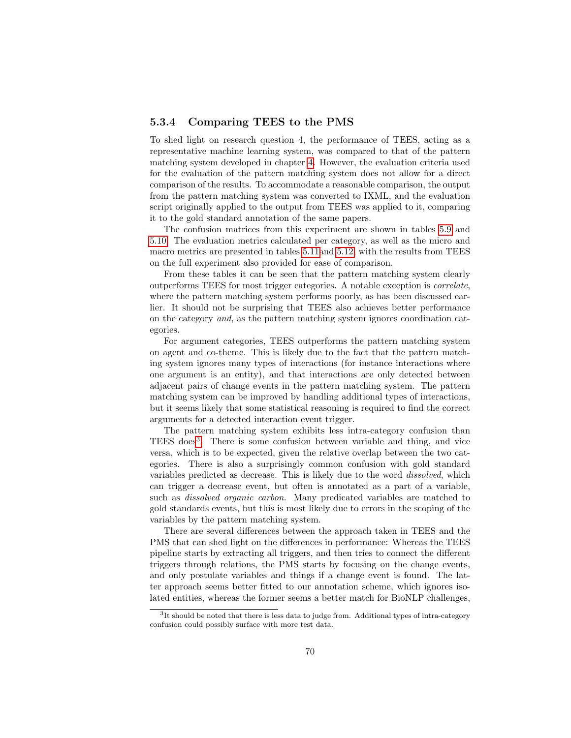### 5.3.4 Comparing TEES to the PMS

To shed light on research question 4, the performance of TEES, acting as a representative machine learning system, was compared to that of the pattern matching system developed in chapter 4. However, the evaluation criteria used for the evaluation of the pattern matching system does not allow for a direct comparison of the results. To accommodate a reasonable comparison, the output from the pattern matching system was converted to IXML, and the evaluation script originally applied to the output from TEES was applied to it, comparing it to the gold standard annotation of the same papers.

The confusion matrices from this experiment are shown in tables 5.9 and 5.10. The evaluation metrics calculated per category, as well as the micro and macro metrics are presented in tables 5.11and 5.12, with the results from TEES on the full experiment also provided for ease of comparison.

From these tables it can be seen that the pattern matching system clearly outperforms TEES for most trigger categories. A notable exception is *correlate*, where the pattern matching system performs poorly, as has been discussed earlier. It should not be surprising that TEES also achieves better performance on the category *and*, as the pattern matching system ignores coordination categories.

For argument categories, TEES outperforms the pattern matching system on agent and co-theme. This is likely due to the fact that the pattern matching system ignores many types of interactions (for instance interactions where one argument is an entity), and that interactions are only detected between adjacent pairs of change events in the pattern matching system. The pattern matching system can be improved by handling additional types of interactions, but it seems likely that some statistical reasoning is required to find the correct arguments for a detected interaction event trigger.

The pattern matching system exhibits less intra-category confusion than TEES does[3]. There is some confusion between variable and thing, and vice versa, which is to be expected, given the relative overlap between the two categories. There is also a surprisingly common confusion with gold standard variables predicted as decrease. This is likely due to the word *dissolved*, which can trigger a decrease event, but often is annotated as a part of a variable, such as *dissolved organic carbon*. Many predicated variables are matched to gold standards events, but this is most likely due to errors in the scoping of the variables by the pattern matching system.

There are several differences between the approach taken in TEES and the PMS that can shed light on the differences in performance: Whereas the TEES pipeline starts by extracting all triggers, and then tries to connect the different triggers through relations, the PMS starts by focusing on the change events, and only postulate variables and things if a change event is found. The latter approach seems better fitted to our annotation scheme, which ignores isolated entities, whereas the former seems a better match for BioNLP challenges,

[3] It should be noted that there is less data to judge from. Additional types of intra-category confusion could possibly surface with more test data.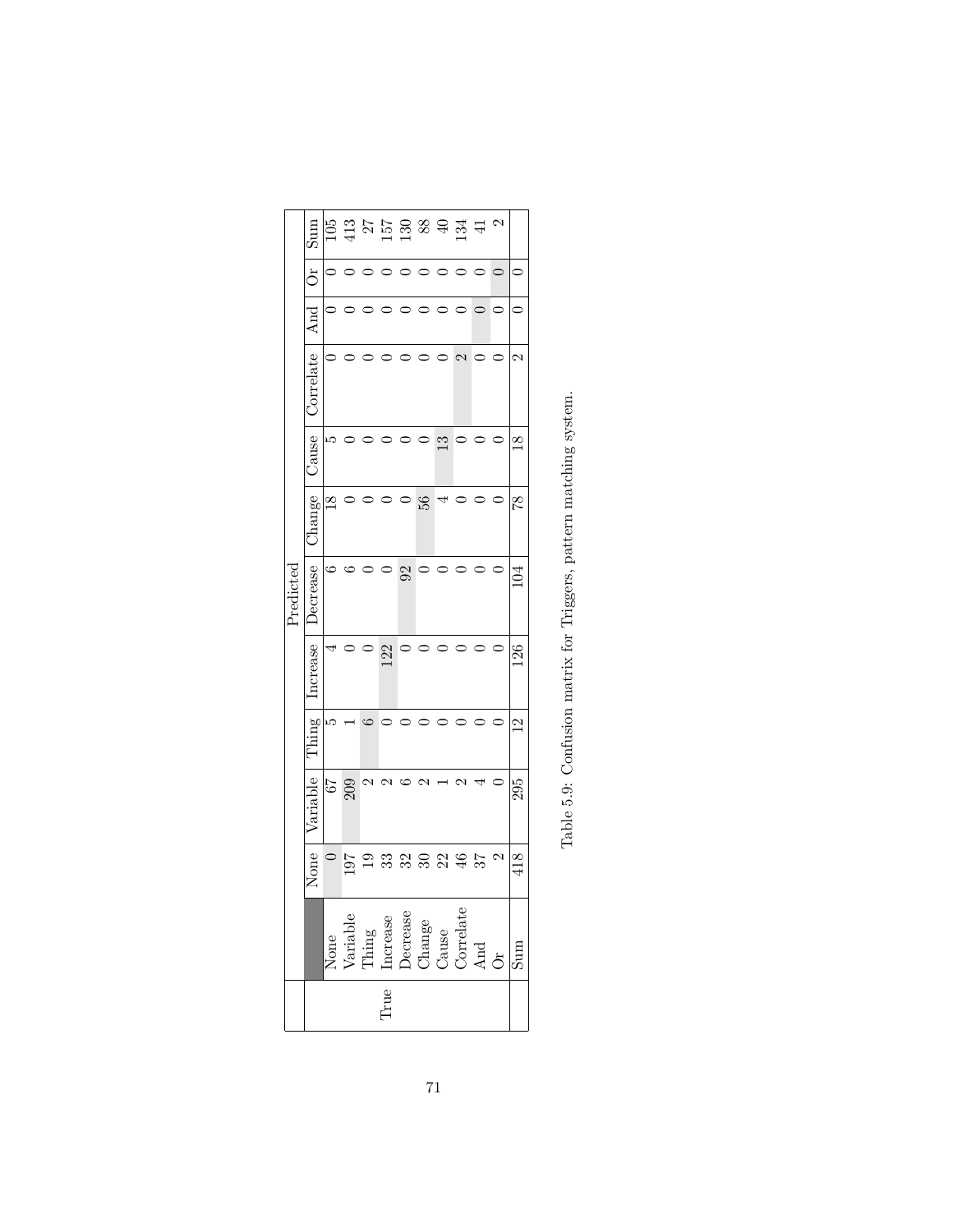| | Predicted | | | | | | | | | | |
|---|---|---|---|---|---|---|---|---|---|---|---|
| True | None | Variable | Thing | Increase | Decrease | Change | Cause | Correlate | And | Or | Sum |
| None | 0 | 67 | 5 | 4 | 6 | 18 | 5 | 0 | 0 | 0 | 105 |
| Variable | 197 | 209 | 1 | 0 | 6 | 0 | 0 | 0 | 0 | 0 | 413 |
| Thing | 19 | 2 | 6 | 0 | 0 | 0 | 0 | 0 | 0 | 0 | 27 |
| Increase | 33 | 2 | 0 | 122 | 0 | 0 | 0 | 0 | 0 | 0 | 157 |
| Decrease | 32 | 6 | 0 | 0 | 92 | 0 | 0 | 0 | 0 | 0 | 130 |
| Change | 30 | 2 | 0 | 0 | 0 | 56 | 0 | 0 | 0 | 0 | 88 |
| Cause | 22 | 1 | 0 | 0 | 0 | 4 | 13 | 0 | 0 | 0 | 40 |
| Correlate | 46 | 2 | 0 | 0 | 0 | 0 | 0 | 2 | 0 | 0 | 134 |
| And | 37 | 4 | 0 | 0 | 0 | 0 | 0 | 0 | 0 | 0 | 41 |
| Or | 2 | 0 | 0 | 0 | 0 | 0 | 0 | 0 | 0 | 0 | 2 |
| Sum | 418 | 295 | 12 | 126 | 104 | 78 | 18 | 2 | 0 | 0 | |

Table 5.9: Confusion matrix for Triggers, pattern matching system.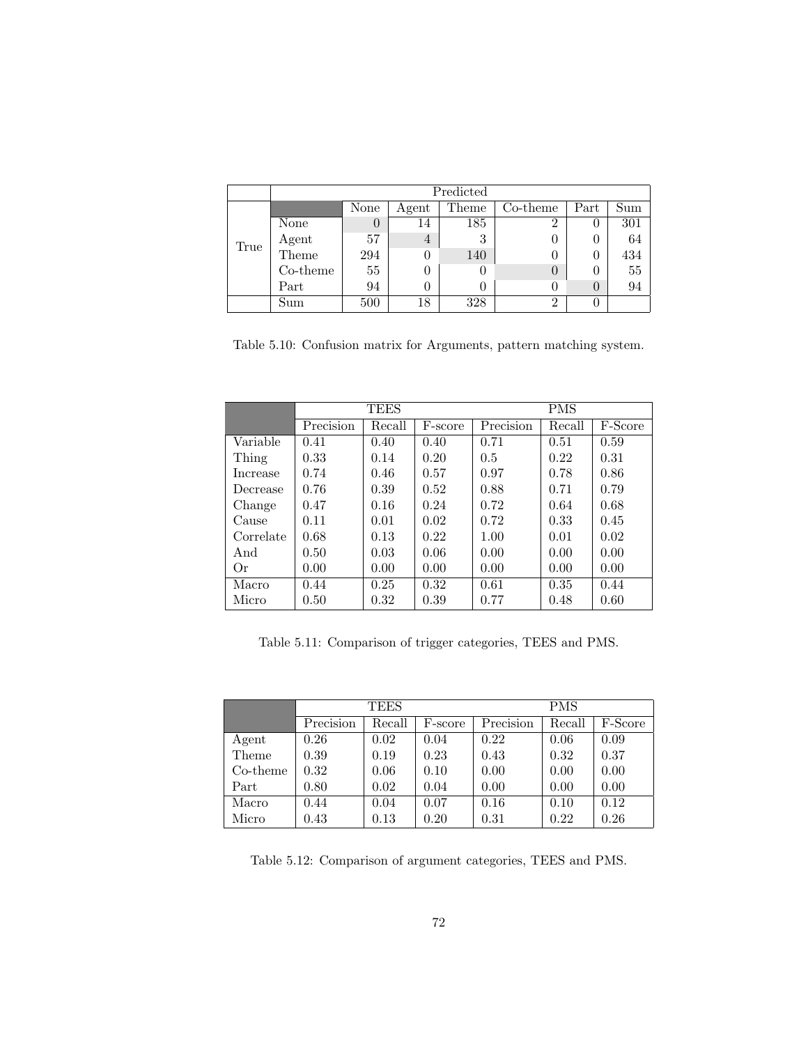| | | Predicted | | | | | |
|---|---|---|---|---|---|---|---|
| | | None | Agent | Theme | Co-theme | Part | Sum |
| True | None | 0 | 14 | 185 | 2 | 0 | 301 |
| | Agent | 57 | 4 | 3 | 0 | 0 | 64 |
| | Theme | 294 | 0 | 140 | 0 | 0 | 434 |
| | Co-theme | 55 | 0 | 0 | 0 | 0 | 55 |
| | Part | 94 | 0 | 0 | 0 | 0 | 94 |
| | Sum | 500 | 18 | 328 | 2 | 0 | |

Table 5.10: Confusion matrix for Arguments, pattern matching system.

| | TEES | | | PMS | | |
|---|---|---|---|---|---|---|
| | Precision | Recall | F-score | Precision | Recall | F-Score |
| Variable | 0.41 | 0.40 | 0.40 | 0.71 | 0.51 | 0.59 |
| Thing | 0.33 | 0.14 | 0.20 | 0.5 | 0.22 | 0.31 |
| Increase | 0.74 | 0.46 | 0.57 | 0.97 | 0.78 | 0.86 |
| Decrease | 0.76 | 0.39 | 0.52 | 0.88 | 0.71 | 0.79 |
| Change | 0.47 | 0.16 | 0.24 | 0.72 | 0.64 | 0.68 |
| Cause | 0.11 | 0.01 | 0.02 | 0.72 | 0.33 | 0.45 |
| Correlate | 0.68 | 0.13 | 0.22 | 1.00 | 0.01 | 0.02 |
| And | 0.50 | 0.03 | 0.06 | 0.00 | 0.00 | 0.00 |
| Or | 0.00 | 0.00 | 0.00 | 0.00 | 0.00 | 0.00 |
| Macro | 0.44 | 0.25 | 0.32 | 0.61 | 0.35 | 0.44 |
| Micro | 0.50 | 0.32 | 0.39 | 0.77 | 0.48 | 0.60 |

Table 5.11: Comparison of trigger categories, TEES and PMS.

| | TEES | | | PMS | | |
|---|---|---|---|---|---|---|
| | Precision | Recall | F-score | Precision | Recall | F-Score |
| Agent | 0.26 | 0.02 | 0.04 | 0.22 | 0.06 | 0.09 |
| Theme | 0.39 | 0.19 | 0.23 | 0.43 | 0.32 | 0.37 |
| Co-theme | 0.32 | 0.06 | 0.10 | 0.00 | 0.00 | 0.00 |
| Part | 0.80 | 0.02 | 0.04 | 0.00 | 0.00 | 0.00 |
| Macro | 0.44 | 0.04 | 0.07 | 0.16 | 0.10 | 0.12 |
| Micro | 0.43 | 0.13 | 0.20 | 0.31 | 0.22 | 0.26 |

Table 5.12: Comparison of argument categories, TEES and PMS.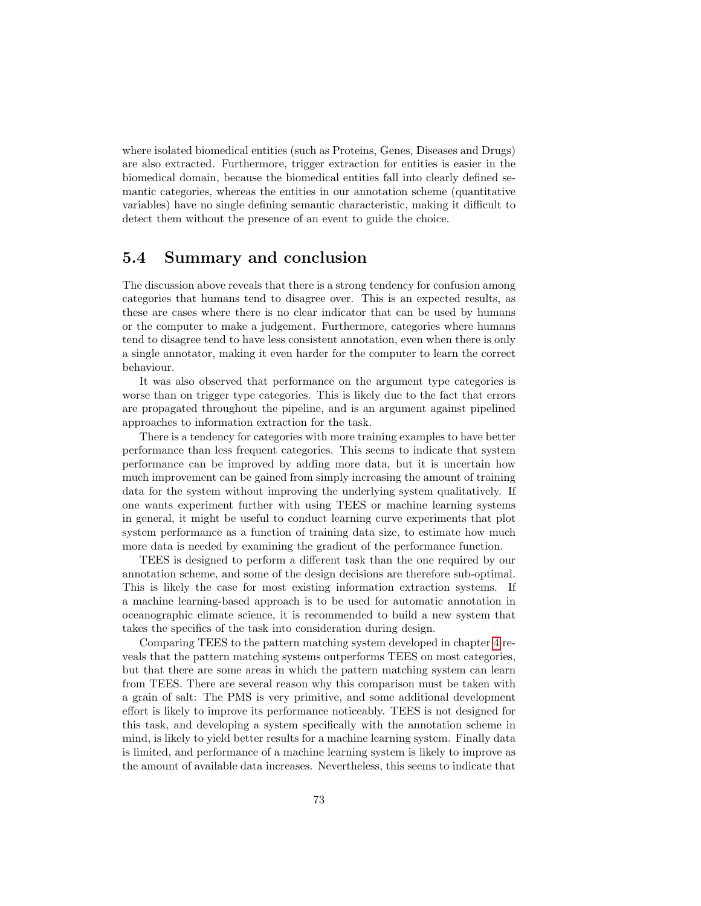where isolated biomedical entities (such as Proteins, Genes, Diseases and Drugs) are also extracted. Furthermore, trigger extraction for entities is easier in the biomedical domain, because the biomedical entities fall into clearly defined semantic categories, whereas the entities in our annotation scheme (quantitative variables) have no single defining semantic characteristic, making it difficult to detect them without the presence of an event to guide the choice.

## 5.4 Summary and conclusion

The discussion above reveals that there is a strong tendency for confusion among categories that humans tend to disagree over. This is an expected results, as these are cases where there is no clear indicator that can be used by humans or the computer to make a judgement. Furthermore, categories where humans tend to disagree tend to have less consistent annotation, even when there is only a single annotator, making it even harder for the computer to learn the correct behaviour.

It was also observed that performance on the argument type categories is worse than on trigger type categories. This is likely due to the fact that errors are propagated throughout the pipeline, and is an argument against pipelined approaches to information extraction for the task.

There is a tendency for categories with more training examples to have better performance than less frequent categories. This seems to indicate that system performance can be improved by adding more data, but it is uncertain how much improvement can be gained from simply increasing the amount of training data for the system without improving the underlying system qualitatively. If one wants experiment further with using TEES or machine learning systems in general, it might be useful to conduct learning curve experiments that plot system performance as a function of training data size, to estimate how much more data is needed by examining the gradient of the performance function.

TEES is designed to perform a different task than the one required by our annotation scheme, and some of the design decisions are therefore sub-optimal. This is likely the case for most existing information extraction systems. If a machine learning-based approach is to be used for automatic annotation in oceanographic climate science, it is recommended to build a new system that takes the specifics of the task into consideration during design.

Comparing TEES to the pattern matching system developed in chapter 4 reveals that the pattern matching systems outperforms TEES on most categories, but that there are some areas in which the pattern matching system can learn from TEES. There are several reason why this comparison must be taken with a grain of salt: The PMS is very primitive, and some additional development effort is likely to improve its performance noticeably. TEES is not designed for this task, and developing a system specifically with the annotation scheme in mind, is likely to yield better results for a machine learning system. Finally data is limited, and performance of a machine learning system is likely to improve as the amount of available data increases. Nevertheless, this seems to indicate that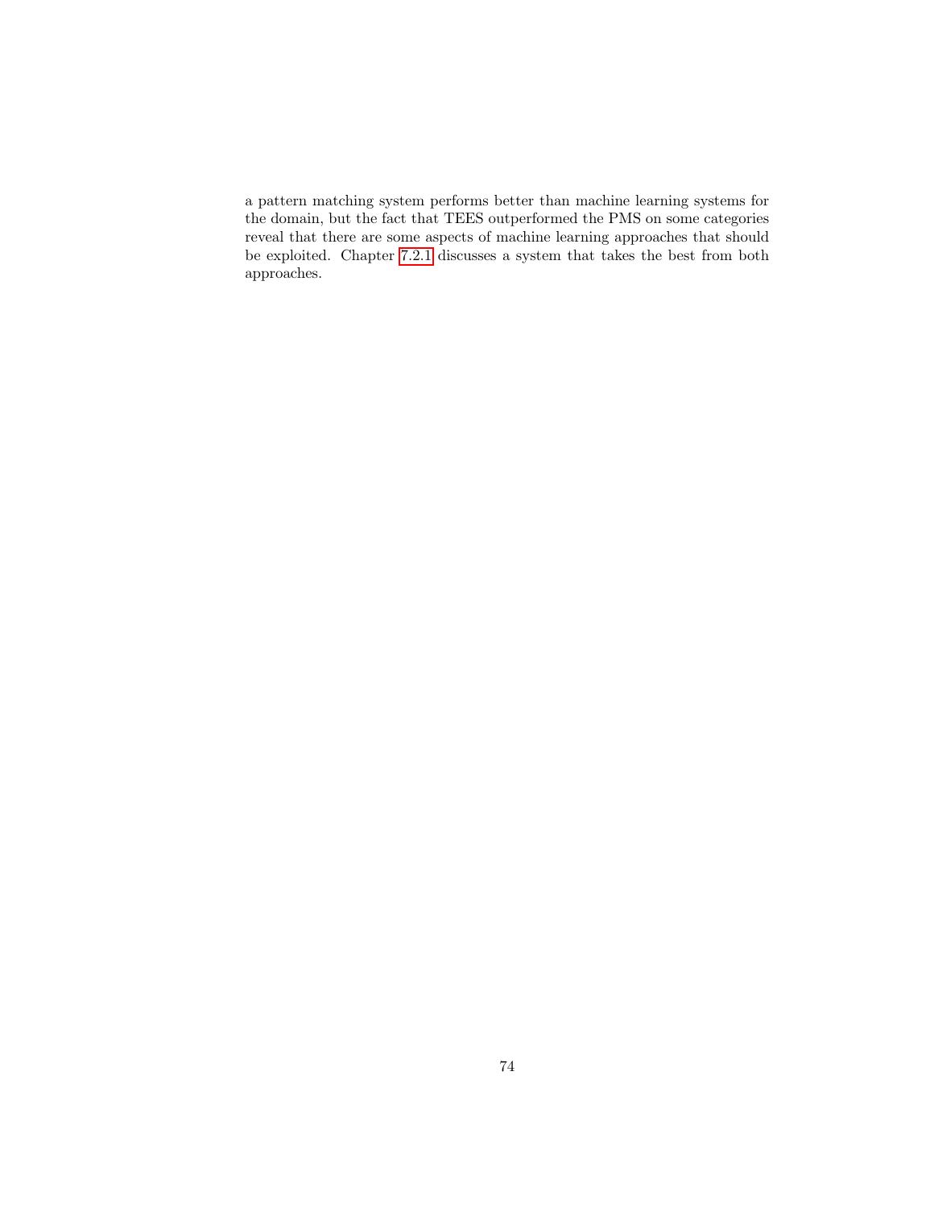a pattern matching system performs better than machine learning systems for the domain, but the fact that TEES outperformed the PMS on some categories reveal that there are some aspects of machine learning approaches that should be exploited. Chapter 7.2.1 discusses a system that takes the best from both approaches.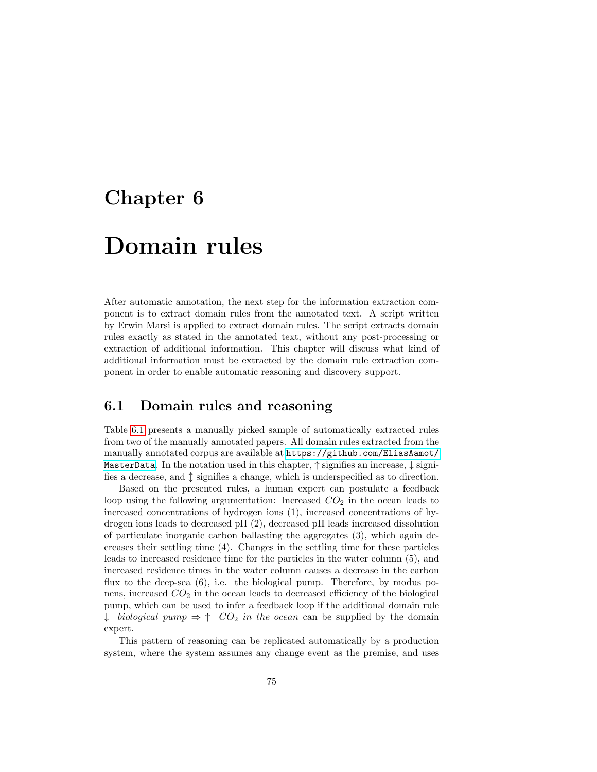# Chapter 6

# Domain rules

After automatic annotation, the next step for the information extraction component is to extract domain rules from the annotated text. A script written by Erwin Marsi is applied to extract domain rules. The script extracts domain rules exactly as stated in the annotated text, without any post-processing or extraction of additional information. This chapter will discuss what kind of additional information must be extracted by the domain rule extraction component in order to enable automatic reasoning and discovery support.

## 6.1 Domain rules and reasoning

Table 6.1 presents a manually picked sample of automatically extracted rules from two of the manually annotated papers. All domain rules extracted from the manually annotated corpus are available at https://github.com/EliasAamot/MasterData. In the notation used in this chapter, $\uparrow$ signifies an increase, $\downarrow$ signifies a decrease, and $\updownarrow$ signifies a change, which is underspecified as to direction.

Based on the presented rules, a human expert can postulate a feedback loop using the following argumentation: Increased $CO_2$ in the ocean leads to increased concentrations of hydrogen ions (1), increased concentrations of hydrogen ions leads to decreased pH (2), decreased pH leads increased dissolution of particulate inorganic carbon ballasting the aggregates (3), which again decreases their settling time (4). Changes in the settling time for these particles leads to increased residence time for the particles in the water column (5), and increased residence times in the water column causes a decrease in the carbon flux to the deep-sea (6), i.e. the biological pump. Therefore, by modus ponens, increased $CO_2$ in the ocean leads to decreased efficiency of the biological pump, which can be used to infer a feedback loop if the additional domain rule $\downarrow$ *biological pump* $\Rightarrow \uparrow$ *$CO_2$ in the ocean* can be supplied by the domain expert.

This pattern of reasoning can be replicated automatically by a production system, where the system assumes any change event as the premise, and uses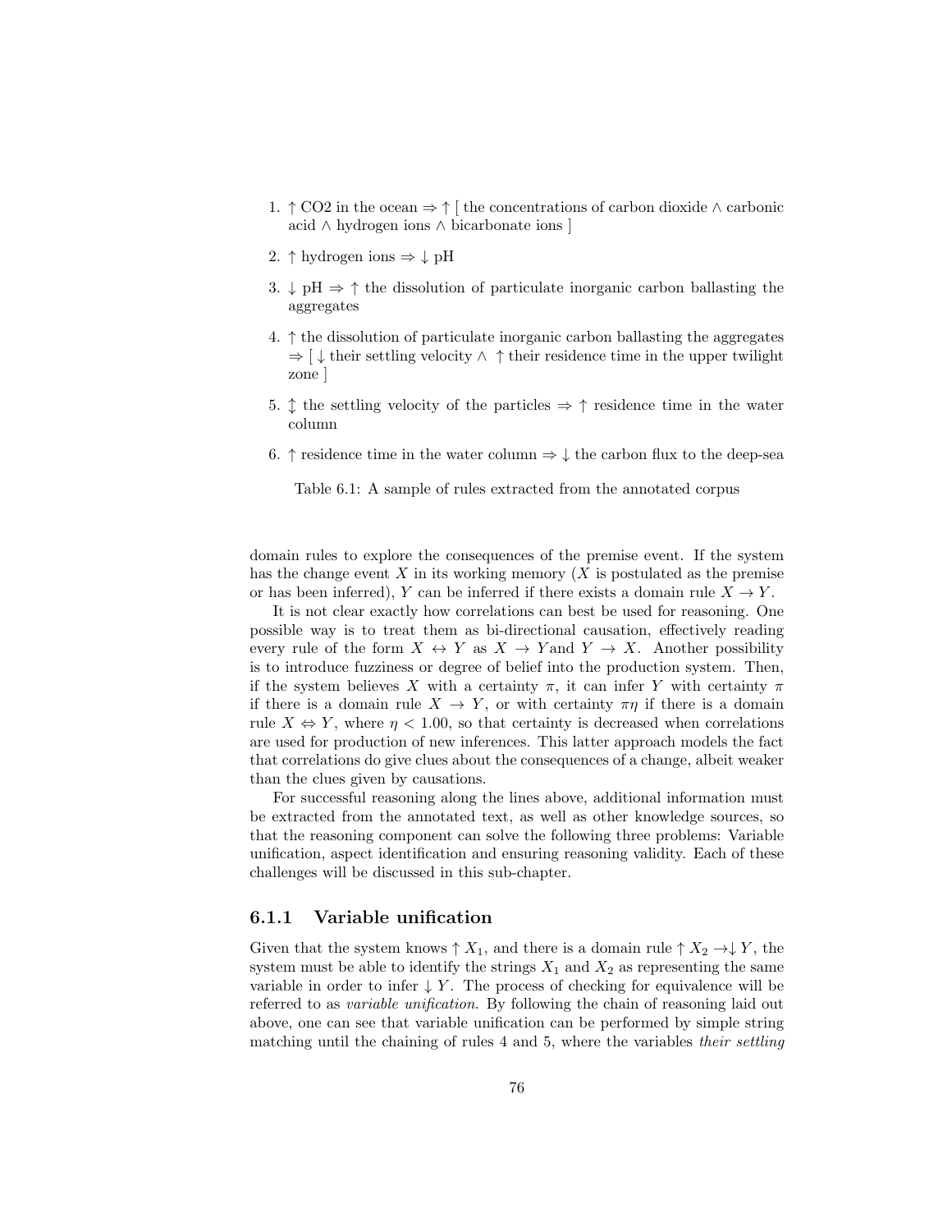1. ↑ CO2 in the ocean ⇒ ↑ [ the concentrations of carbon dioxide ∧ carbonic acid ∧ hydrogen ions ∧ bicarbonate ions ]
2. ↑ hydrogen ions ⇒ ↓ pH
3. ↓ pH ⇒ ↑ the dissolution of particulate inorganic carbon ballasting the aggregates
4. ↑ the dissolution of particulate inorganic carbon ballasting the aggregates ⇒ [ ↓ their settling velocity ∧ ↑ their residence time in the upper twilight zone ]
5. ↕ the settling velocity of the particles ⇒ ↑ residence time in the water column
6. ↑ residence time in the water column ⇒ ↓ the carbon flux to the deep-sea

Table 6.1: A sample of rules extracted from the annotated corpus

domain rules to explore the consequences of the premise event. If the system has the change event $X$ in its working memory ($X$ is postulated as the premise or has been inferred), $Y$ can be inferred if there exists a domain rule $X \rightarrow Y$.

It is not clear exactly how correlations can best be used for reasoning. One possible way is to treat them as bi-directional causation, effectively reading every rule of the form $X \leftrightarrow Y$ as $X \rightarrow Y$and $Y \rightarrow X$. Another possibility is to introduce fuzziness or degree of belief into the production system. Then, if the system believes $X$ with a certainty $\pi$, it can infer $Y$ with certainty $\pi$ if there is a domain rule $X \rightarrow Y$, or with certainty $\pi\eta$ if there is a domain rule $X \Leftrightarrow Y$, where $\eta < 1.00$, so that certainty is decreased when correlations are used for production of new inferences. This latter approach models the fact that correlations do give clues about the consequences of a change, albeit weaker than the clues given by causations.

For successful reasoning along the lines above, additional information must be extracted from the annotated text, as well as other knowledge sources, so that the reasoning component can solve the following three problems: Variable unification, aspect identification and ensuring reasoning validity. Each of these challenges will be discussed in this sub-chapter.

### 6.1.1 Variable unification

Given that the system knows $\uparrow X_1$, and there is a domain rule $\uparrow X_2 \rightarrow \downarrow Y$, the system must be able to identify the strings $X_1$ and $X_2$ as representing the same variable in order to infer $\downarrow Y$. The process of checking for equivalence will be referred to as *variable unification*. By following the chain of reasoning laid out above, one can see that variable unification can be performed by simple string matching until the chaining of rules 4 and 5, where the variables *their settling*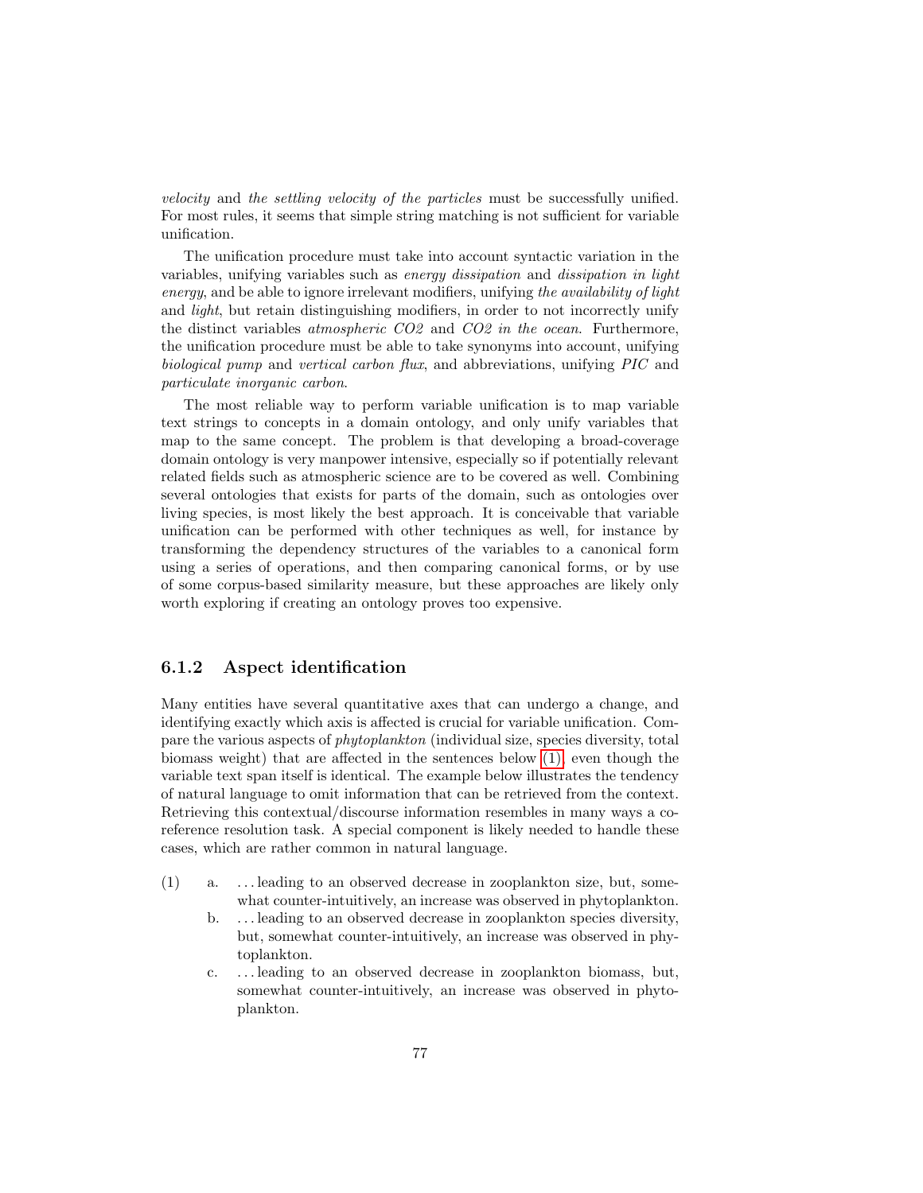*velocity* and *the settling velocity of the particles* must be successfully unified. For most rules, it seems that simple string matching is not sufficient for variable unification.

The unification procedure must take into account syntactic variation in the variables, unifying variables such as *energy dissipation* and *dissipation in light energy*, and be able to ignore irrelevant modifiers, unifying *the availability of light* and *light*, but retain distinguishing modifiers, in order to not incorrectly unify the distinct variables *atmospheric CO2* and *CO2 in the ocean*. Furthermore, the unification procedure must be able to take synonyms into account, unifying *biological pump* and *vertical carbon flux*, and abbreviations, unifying *PIC* and *particulate inorganic carbon*.

The most reliable way to perform variable unification is to map variable text strings to concepts in a domain ontology, and only unify variables that map to the same concept. The problem is that developing a broad-coverage domain ontology is very manpower intensive, especially so if potentially relevant related fields such as atmospheric science are to be covered as well. Combining several ontologies that exists for parts of the domain, such as ontologies over living species, is most likely the best approach. It is conceivable that variable unification can be performed with other techniques as well, for instance by transforming the dependency structures of the variables to a canonical form using a series of operations, and then comparing canonical forms, or by use of some corpus-based similarity measure, but these approaches are likely only worth exploring if creating an ontology proves too expensive.

### 6.1.2 Aspect identification

Many entities have several quantitative axes that can undergo a change, and identifying exactly which axis is affected is crucial for variable unification. Compare the various aspects of *phytoplankton* (individual size, species diversity, total biomass weight) that are affected in the sentences below (1), even though the variable text span itself is identical. The example below illustrates the tendency of natural language to omit information that can be retrieved from the context. Retrieving this contextual/discourse information resembles in many ways a co-reference resolution task. A special component is likely needed to handle these cases, which are rather common in natural language.

(1)
a. ... leading to an observed decrease in zooplankton size, but, somewhat counter-intuitively, an increase was observed in phytoplankton.
b. ... leading to an observed decrease in zooplankton species diversity, but, somewhat counter-intuitively, an increase was observed in phytoplankton.
c. ... leading to an observed decrease in zooplankton biomass, but, somewhat counter-intuitively, an increase was observed in phytoplankton.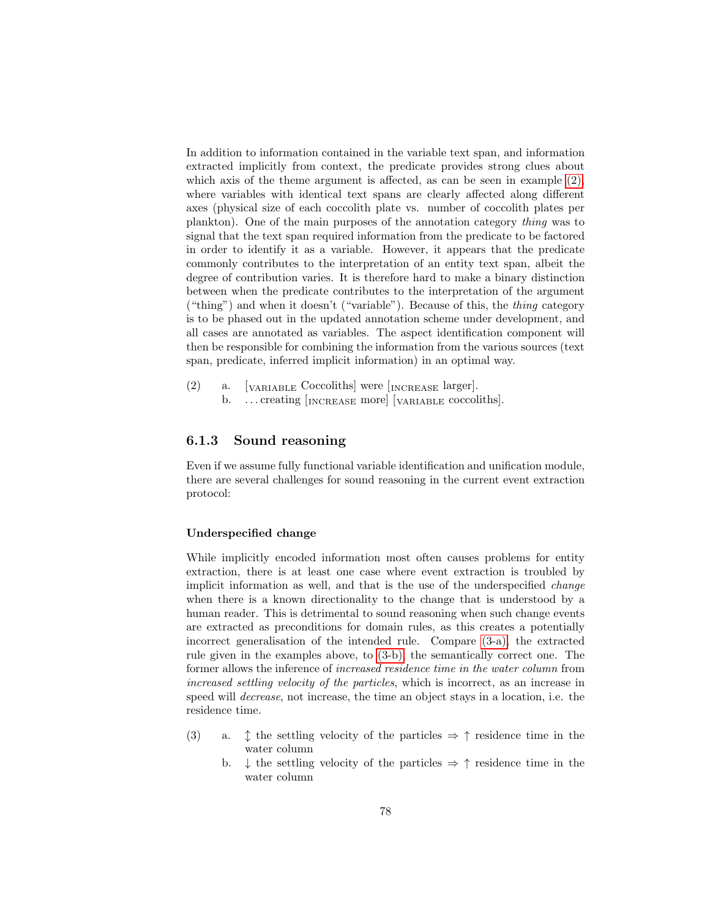In addition to information contained in the variable text span, and information extracted implicitly from context, the predicate provides strong clues about which axis of the theme argument is affected, as can be seen in example (2), where variables with identical text spans are clearly affected along different axes (physical size of each coccolith plate vs. number of coccolith plates per plankton). One of the main purposes of the annotation category *thing* was to signal that the text span required information from the predicate to be factored in order to identify it as a variable. However, it appears that the predicate commonly contributes to the interpretation of an entity text span, albeit the degree of contribution varies. It is therefore hard to make a binary distinction between when the predicate contributes to the interpretation of the argument ("thing") and when it doesn't ("variable"). Because of this, the *thing* category is to be phased out in the updated annotation scheme under development, and all cases are annotated as variables. The aspect identification component will then be responsible for combining the information from the various sources (text span, predicate, inferred implicit information) in an optimal way.

(2) a. [VARIABLE Coccoliths] were [INCREASE larger].
  b. …creating [INCREASE more] [VARIABLE coccoliths].

### 6.1.3 Sound reasoning

Even if we assume fully functional variable identification and unification module, there are several challenges for sound reasoning in the current event extraction protocol:

#### Underspecified change

While implicitly encoded information most often causes problems for entity extraction, there is at least one case where event extraction is troubled by implicit information as well, and that is the use of the underspecified *change* when there is a known directionality to the change that is understood by a human reader. This is detrimental to sound reasoning when such change events are extracted as preconditions for domain rules, as this creates a potentially incorrect generalisation of the intended rule. Compare (3-a), the extracted rule given in the examples above, to (3-b), the semantically correct one. The former allows the inference of *increased residence time in the water column* from *increased settling velocity of the particles*, which is incorrect, as an increase in speed will *decrease*, not increase, the time an object stays in a location, i.e. the residence time.

(3) a. $\updownarrow$ the settling velocity of the particles $\Rightarrow$ $\uparrow$ residence time in the water column
  b. $\downarrow$ the settling velocity of the particles $\Rightarrow$ $\uparrow$ residence time in the water column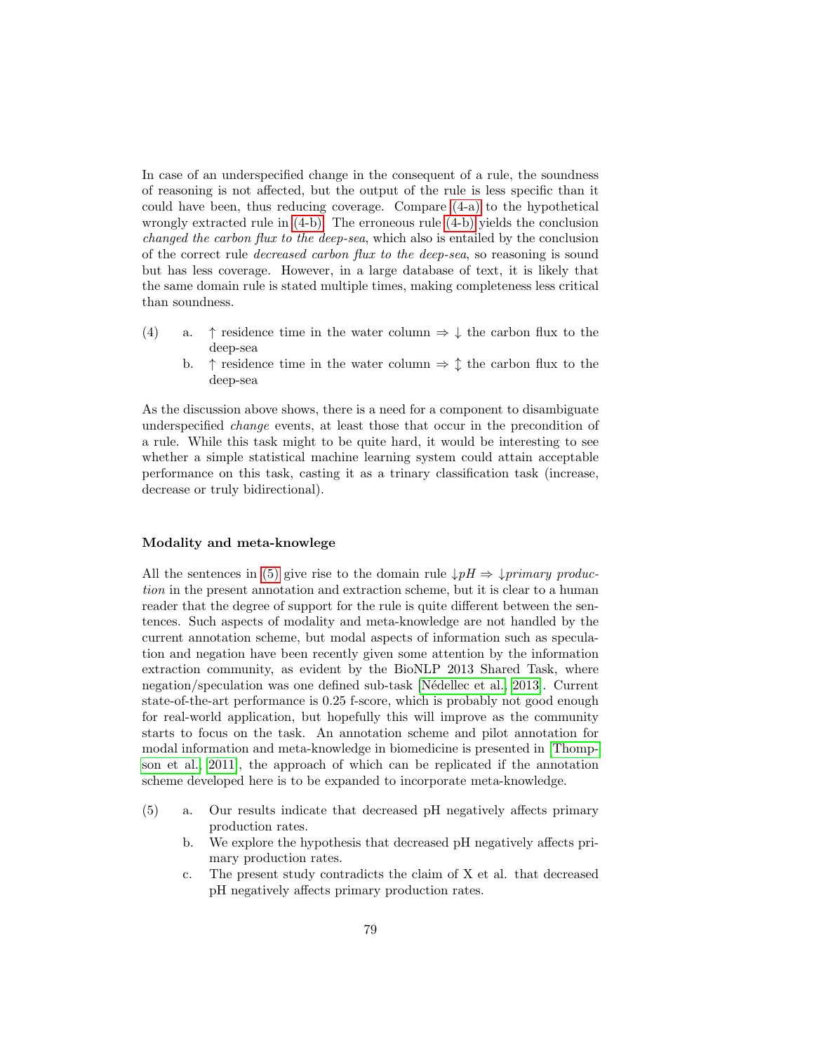In case of an underspecified change in the consequent of a rule, the soundness of reasoning is not affected, but the output of the rule is less specific than it could have been, thus reducing coverage. Compare (4-a) to the hypothetical wrongly extracted rule in (4-b). The erroneous rule (4-b) yields the conclusion *changed the carbon flux to the deep-sea*, which also is entailed by the conclusion of the correct rule *decreased carbon flux to the deep-sea*, so reasoning is sound but has less coverage. However, in a large database of text, it is likely that the same domain rule is stated multiple times, making completeness less critical than soundness.

(4) a. $\uparrow$ residence time in the water column $\Rightarrow$ $\downarrow$ the carbon flux to the deep-sea
&nbsp;&nbsp;&nbsp;&nbsp;b. $\uparrow$ residence time in the water column $\Rightarrow$ $\updownarrow$ the carbon flux to the deep-sea

As the discussion above shows, there is a need for a component to disambiguate underspecified *change* events, at least those that occur in the precondition of a rule. While this task might to be quite hard, it would be interesting to see whether a simple statistical machine learning system could attain acceptable performance on this task, casting it as a trinary classification task (increase, decrease or truly bidirectional).

#### Modality and meta-knowlege

All the sentences in (5) give rise to the domain rule $\downarrow pH \Rightarrow \downarrow$*primary production* in the present annotation and extraction scheme, but it is clear to a human reader that the degree of support for the rule is quite different between the sentences. Such aspects of modality and meta-knowledge are not handled by the current annotation scheme, but modal aspects of information such as speculation and negation have been recently given some attention by the information extraction community, as evident by the BioNLP 2013 Shared Task, where negation/speculation was one defined sub-task [Nédellec et al., 2013]. Current state-of-the-art performance is 0.25 f-score, which is probably not good enough for real-world application, but hopefully this will improve as the community starts to focus on the task. An annotation scheme and pilot annotation for modal information and meta-knowledge in biomedicine is presented in [Thompson et al., 2011], the approach of which can be replicated if the annotation scheme developed here is to be expanded to incorporate meta-knowledge.

(5) a. Our results indicate that decreased pH negatively affects primary production rates.
&nbsp;&nbsp;&nbsp;&nbsp;b. We explore the hypothesis that decreased pH negatively affects primary production rates.
&nbsp;&nbsp;&nbsp;&nbsp;c. The present study contradicts the claim of X et al. that decreased pH negatively affects primary production rates.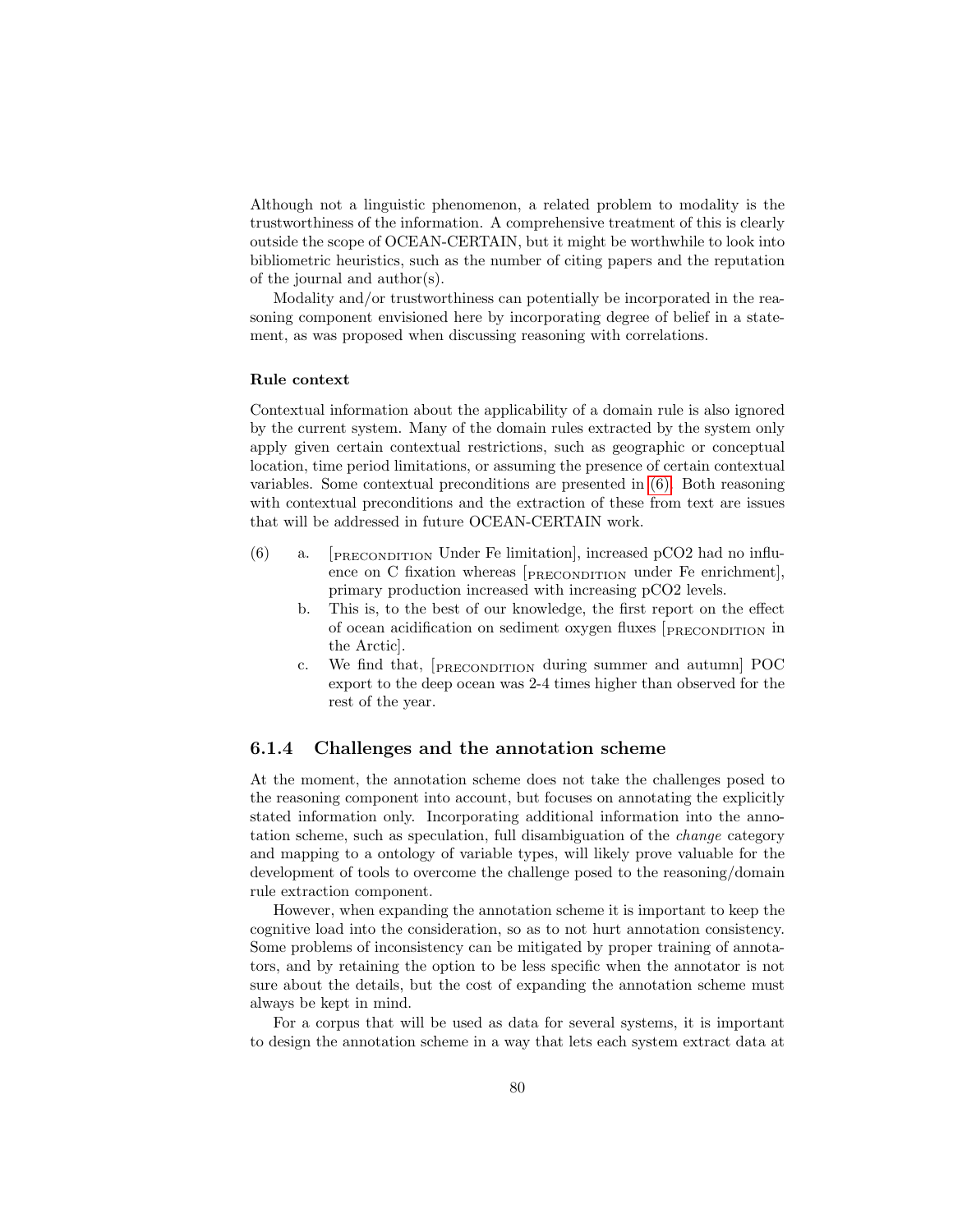Although not a linguistic phenomenon, a related problem to modality is the trustworthiness of the information. A comprehensive treatment of this is clearly outside the scope of OCEAN-CERTAIN, but it might be worthwhile to look into bibliometric heuristics, such as the number of citing papers and the reputation of the journal and author(s).

Modality and/or trustworthiness can potentially be incorporated in the reasoning component envisioned here by incorporating degree of belief in a statement, as was proposed when discussing reasoning with correlations.

**Rule context**

Contextual information about the applicability of a domain rule is also ignored by the current system. Many of the domain rules extracted by the system only apply given certain contextual restrictions, such as geographic or conceptual location, time period limitations, or assuming the presence of certain contextual variables. Some contextual preconditions are presented in (6). Both reasoning with contextual preconditions and the extraction of these from text are issues that will be addressed in future OCEAN-CERTAIN work.

(6)
a. [PRECONDITION Under Fe limitation], increased pCO2 had no influence on C fixation whereas [PRECONDITION under Fe enrichment], primary production increased with increasing pCO2 levels.
b. This is, to the best of our knowledge, the first report on the effect of ocean acidification on sediment oxygen fluxes [PRECONDITION in the Arctic].
c. We find that, [PRECONDITION during summer and autumn] POC export to the deep ocean was 2-4 times higher than observed for the rest of the year.

### 6.1.4 Challenges and the annotation scheme

At the moment, the annotation scheme does not take the challenges posed to the reasoning component into account, but focuses on annotating the explicitly stated information only. Incorporating additional information into the annotation scheme, such as speculation, full disambiguation of the *change* category and mapping to a ontology of variable types, will likely prove valuable for the development of tools to overcome the challenge posed to the reasoning/domain rule extraction component.

However, when expanding the annotation scheme it is important to keep the cognitive load into the consideration, so as to not hurt annotation consistency. Some problems of inconsistency can be mitigated by proper training of annotators, and by retaining the option to be less specific when the annotator is not sure about the details, but the cost of expanding the annotation scheme must always be kept in mind.

For a corpus that will be used as data for several systems, it is important to design the annotation scheme in a way that lets each system extract data at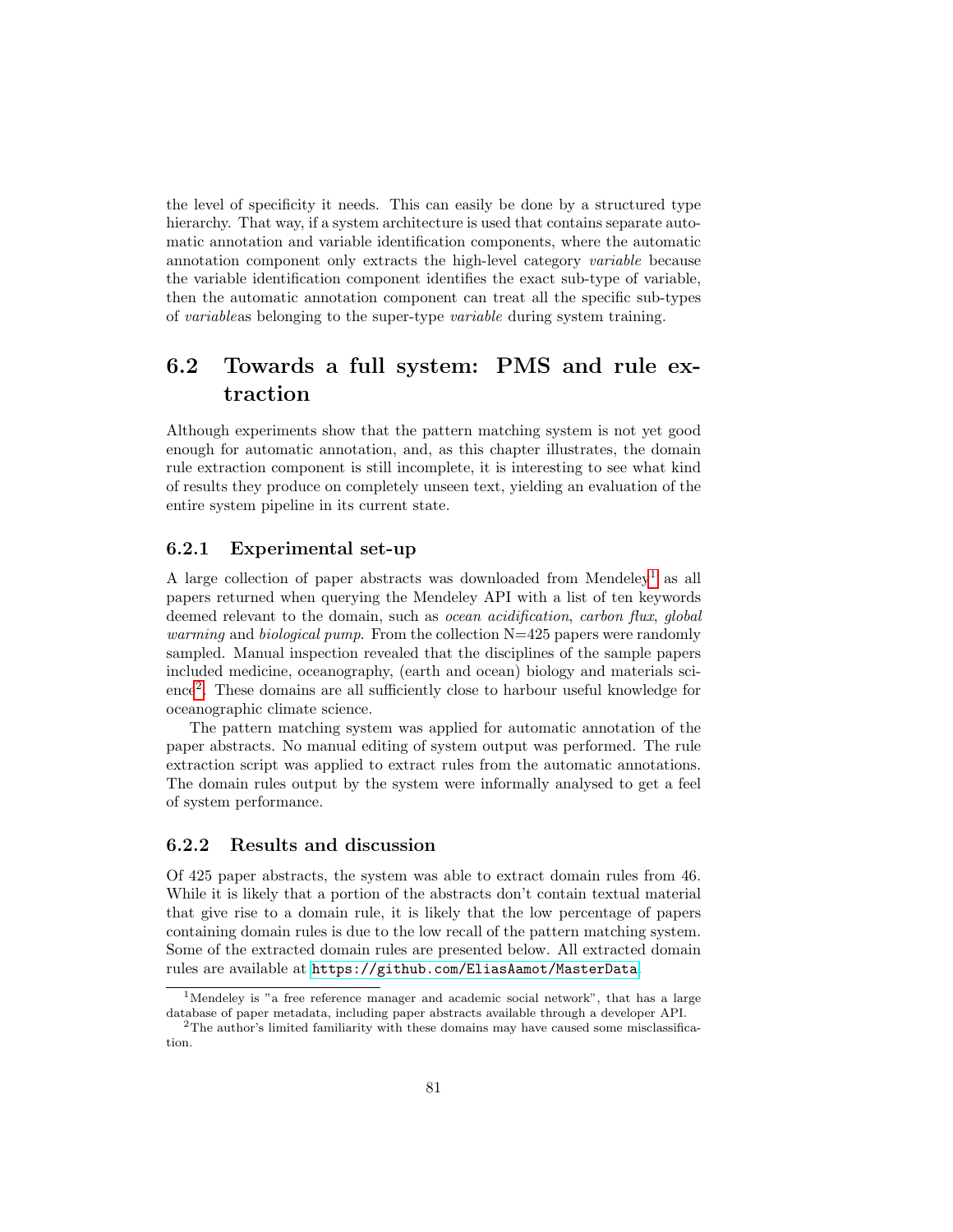the level of specificity it needs. This can easily be done by a structured type hierarchy. That way, if a system architecture is used that contains separate automatic annotation and variable identification components, where the automatic annotation component only extracts the high-level category *variable* because the variable identification component identifies the exact sub-type of variable, then the automatic annotation component can treat all the specific sub-types of *variable*as belonging to the super-type *variable* during system training.

## 6.2 Towards a full system: PMS and rule extraction

Although experiments show that the pattern matching system is not yet good enough for automatic annotation, and, as this chapter illustrates, the domain rule extraction component is still incomplete, it is interesting to see what kind of results they produce on completely unseen text, yielding an evaluation of the entire system pipeline in its current state.

### 6.2.1 Experimental set-up

A large collection of paper abstracts was downloaded from Mendeley[1] as all papers returned when querying the Mendeley API with a list of ten keywords deemed relevant to the domain, such as *ocean acidification*, *carbon flux*, *global warming* and *biological pump*. From the collection N=425 papers were randomly sampled. Manual inspection revealed that the disciplines of the sample papers included medicine, oceanography, (earth and ocean) biology and materials science[2]. These domains are all sufficiently close to harbour useful knowledge for oceanographic climate science.

The pattern matching system was applied for automatic annotation of the paper abstracts. No manual editing of system output was performed. The rule extraction script was applied to extract rules from the automatic annotations. The domain rules output by the system were informally analysed to get a feel of system performance.

### 6.2.2 Results and discussion

Of 425 paper abstracts, the system was able to extract domain rules from 46. While it is likely that a portion of the abstracts don't contain textual material that give rise to a domain rule, it is likely that the low percentage of papers containing domain rules is due to the low recall of the pattern matching system. Some of the extracted domain rules are presented below. All extracted domain rules are available at https://github.com/EliasAamot/MasterData.

---

[1] Mendeley is "a free reference manager and academic social network", that has a large database of paper metadata, including paper abstracts available through a developer API.

[2] The author's limited familiarity with these domains may have caused some misclassification.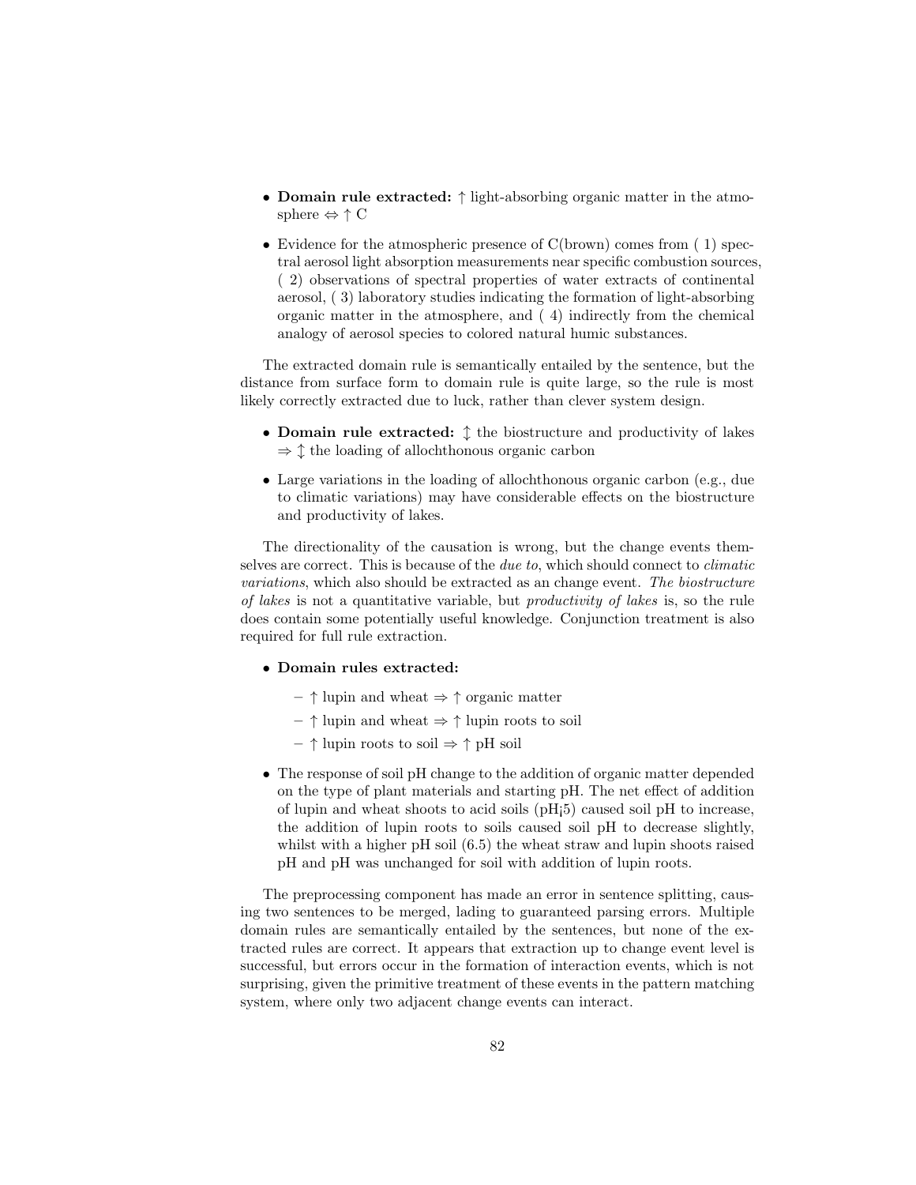- **Domain rule extracted:** ↑ light-absorbing organic matter in the atmosphere ⇔ ↑ C
- Evidence for the atmospheric presence of C(brown) comes from ( 1) spectral aerosol light absorption measurements near specific combustion sources, ( 2) observations of spectral properties of water extracts of continental aerosol, ( 3) laboratory studies indicating the formation of light-absorbing organic matter in the atmosphere, and ( 4) indirectly from the chemical analogy of aerosol species to colored natural humic substances.

The extracted domain rule is semantically entailed by the sentence, but the distance from surface form to domain rule is quite large, so the rule is most likely correctly extracted due to luck, rather than clever system design.

- **Domain rule extracted:** ↕ the biostructure and productivity of lakes ⇒ ↕ the loading of allochthonous organic carbon
- Large variations in the loading of allochthonous organic carbon (e.g., due to climatic variations) may have considerable effects on the biostructure and productivity of lakes.

The directionality of the causation is wrong, but the change events themselves are correct. This is because of the *due to*, which should connect to *climatic variations*, which also should be extracted as an change event. *The biostructure of lakes* is not a quantitative variable, but *productivity of lakes* is, so the rule does contain some potentially useful knowledge. Conjunction treatment is also required for full rule extraction.

- **Domain rules extracted:**
  - ↑ lupin and wheat ⇒ ↑ organic matter
  - ↑ lupin and wheat ⇒ ↑ lupin roots to soil
  - ↑ lupin roots to soil ⇒ ↑ pH soil
- The response of soil pH change to the addition of organic matter depended on the type of plant materials and starting pH. The net effect of addition of lupin and wheat shoots to acid soils (pH¡5) caused soil pH to increase, the addition of lupin roots to soils caused soil pH to decrease slightly, whilst with a higher pH soil (6.5) the wheat straw and lupin shoots raised pH and pH was unchanged for soil with addition of lupin roots.

The preprocessing component has made an error in sentence splitting, causing two sentences to be merged, lading to guaranteed parsing errors. Multiple domain rules are semantically entailed by the sentences, but none of the extracted rules are correct. It appears that extraction up to change event level is successful, but errors occur in the formation of interaction events, which is not surprising, given the primitive treatment of these events in the pattern matching system, where only two adjacent change events can interact.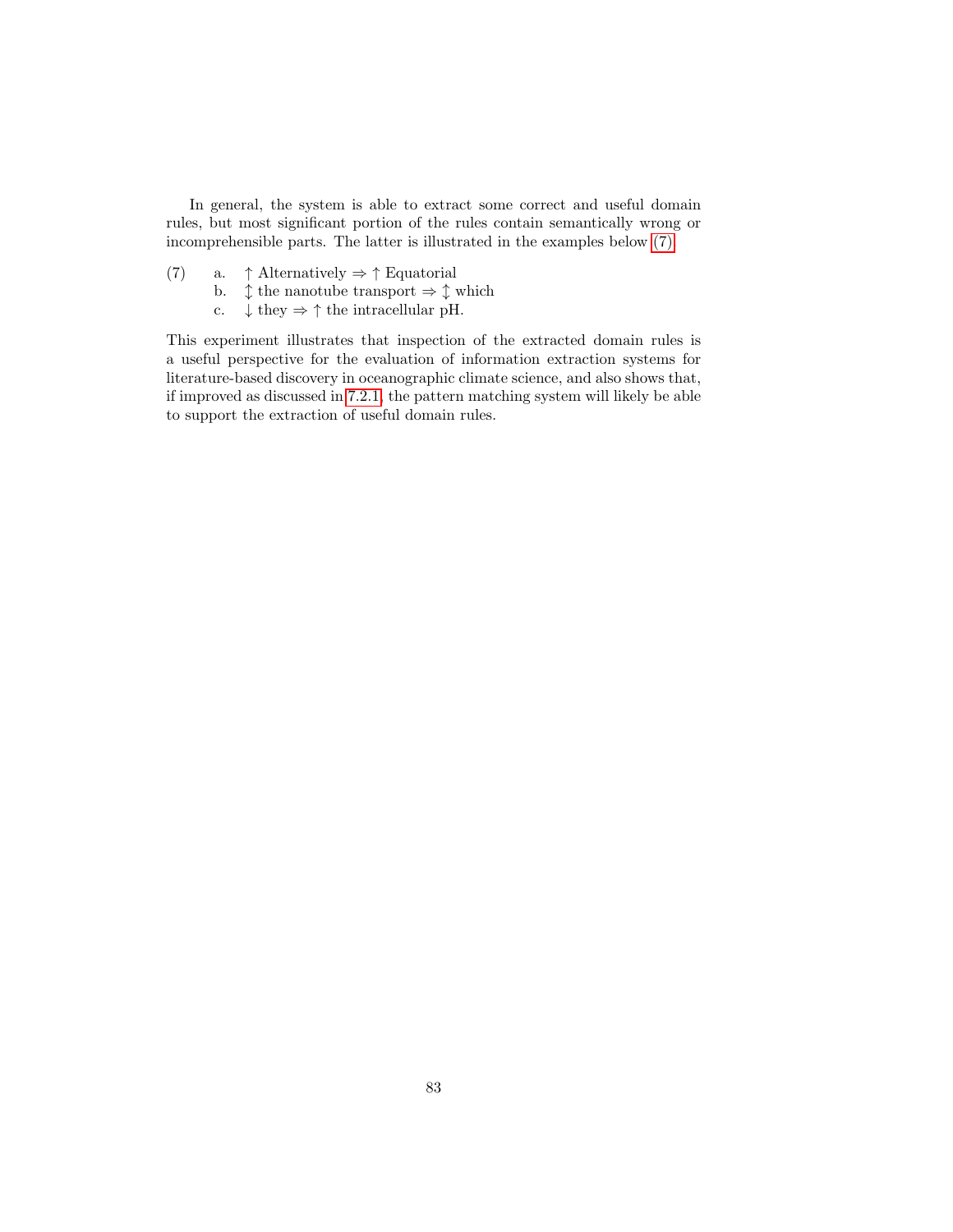In general, the system is able to extract some correct and useful domain rules, but most significant portion of the rules contain semantically wrong or incomprehensible parts. The latter is illustrated in the examples below (7)

(7)
  a. ↑ Alternatively ⇒ ↑ Equatorial
  b. ↕ the nanotube transport ⇒ ↕ which
  c. ↓ they ⇒ ↑ the intracellular pH.

This experiment illustrates that inspection of the extracted domain rules is a useful perspective for the evaluation of information extraction systems for literature-based discovery in oceanographic climate science, and also shows that, if improved as discussed in 7.2.1, the pattern matching system will likely be able to support the extraction of useful domain rules.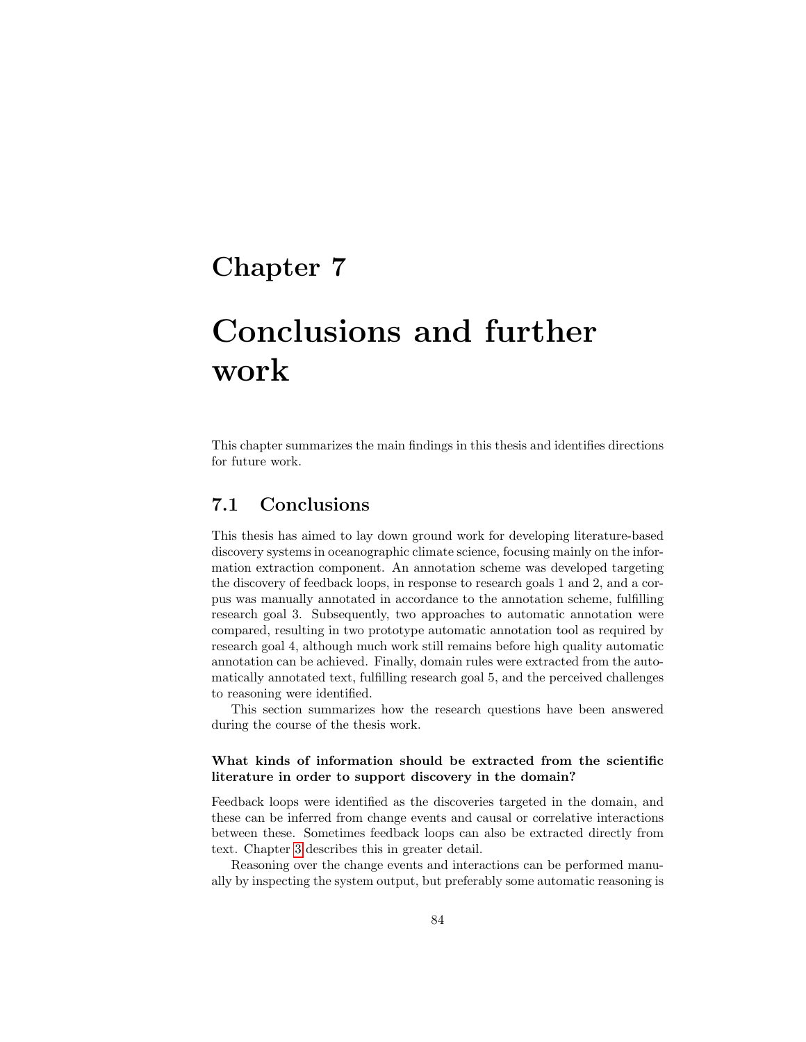# Chapter 7

# Conclusions and further work

This chapter summarizes the main findings in this thesis and identifies directions for future work.

## 7.1 Conclusions

This thesis has aimed to lay down ground work for developing literature-based discovery systems in oceanographic climate science, focusing mainly on the information extraction component. An annotation scheme was developed targeting the discovery of feedback loops, in response to research goals 1 and 2, and a corpus was manually annotated in accordance to the annotation scheme, fulfilling research goal 3. Subsequently, two approaches to automatic annotation were compared, resulting in two prototype automatic annotation tool as required by research goal 4, although much work still remains before high quality automatic annotation can be achieved. Finally, domain rules were extracted from the automatically annotated text, fulfilling research goal 5, and the perceived challenges to reasoning were identified.

This section summarizes how the research questions have been answered during the course of the thesis work.

#### What kinds of information should be extracted from the scientific literature in order to support discovery in the domain?

Feedback loops were identified as the discoveries targeted in the domain, and these can be inferred from change events and causal or correlative interactions between these. Sometimes feedback loops can also be extracted directly from text. Chapter 3 describes this in greater detail.

Reasoning over the change events and interactions can be performed manually by inspecting the system output, but preferably some automatic reasoning is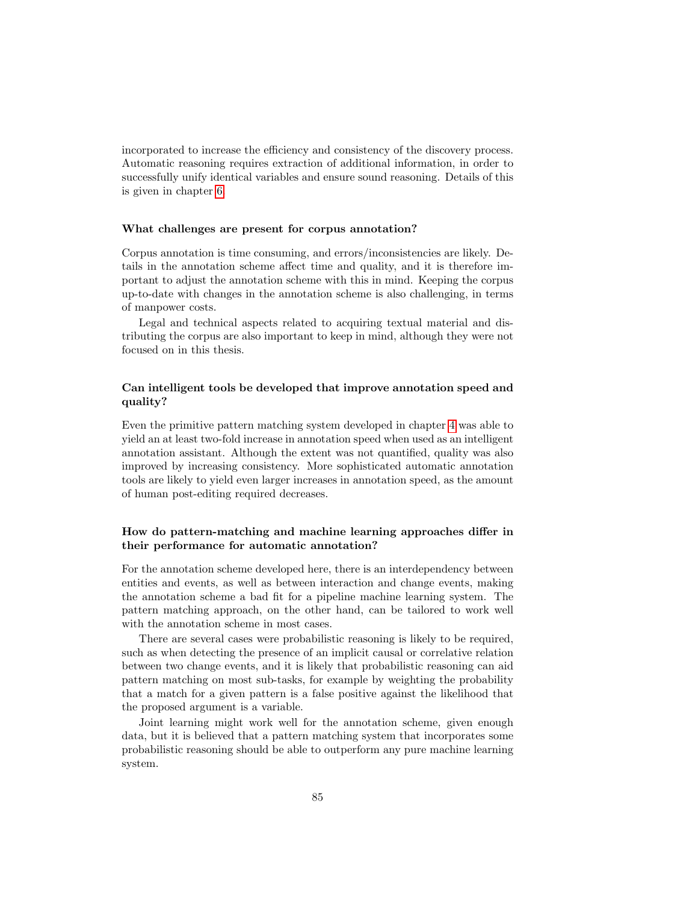incorporated to increase the efficiency and consistency of the discovery process. Automatic reasoning requires extraction of additional information, in order to successfully unify identical variables and ensure sound reasoning. Details of this is given in chapter 6.

#### What challenges are present for corpus annotation?

Corpus annotation is time consuming, and errors/inconsistencies are likely. Details in the annotation scheme affect time and quality, and it is therefore important to adjust the annotation scheme with this in mind. Keeping the corpus up-to-date with changes in the annotation scheme is also challenging, in terms of manpower costs.

Legal and technical aspects related to acquiring textual material and distributing the corpus are also important to keep in mind, although they were not focused on in this thesis.

#### Can intelligent tools be developed that improve annotation speed and quality?

Even the primitive pattern matching system developed in chapter 4 was able to yield an at least two-fold increase in annotation speed when used as an intelligent annotation assistant. Although the extent was not quantified, quality was also improved by increasing consistency. More sophisticated automatic annotation tools are likely to yield even larger increases in annotation speed, as the amount of human post-editing required decreases.

#### How do pattern-matching and machine learning approaches differ in their performance for automatic annotation?

For the annotation scheme developed here, there is an interdependency between entities and events, as well as between interaction and change events, making the annotation scheme a bad fit for a pipeline machine learning system. The pattern matching approach, on the other hand, can be tailored to work well with the annotation scheme in most cases.

There are several cases were probabilistic reasoning is likely to be required, such as when detecting the presence of an implicit causal or correlative relation between two change events, and it is likely that probabilistic reasoning can aid pattern matching on most sub-tasks, for example by weighting the probability that a match for a given pattern is a false positive against the likelihood that the proposed argument is a variable.

Joint learning might work well for the annotation scheme, given enough data, but it is believed that a pattern matching system that incorporates some probabilistic reasoning should be able to outperform any pure machine learning system.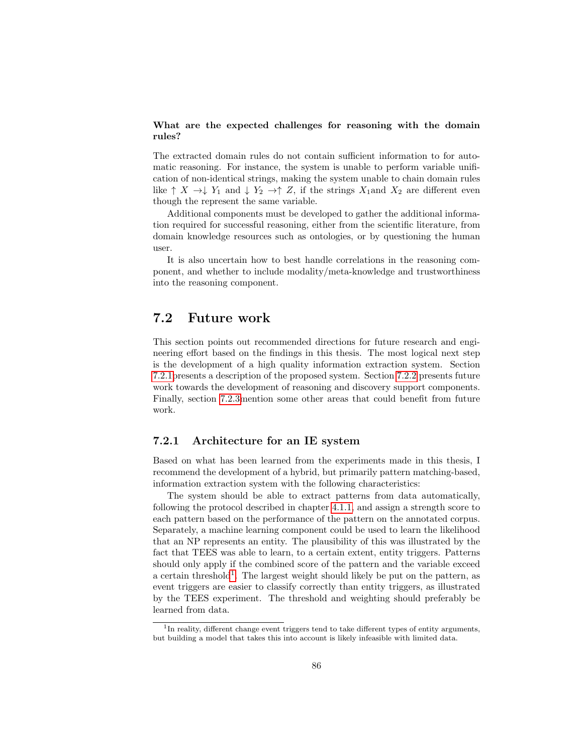**What are the expected challenges for reasoning with the domain rules?**

The extracted domain rules do not contain sufficient information to for automatic reasoning. For instance, the system is unable to perform variable unification of non-identical strings, making the system unable to chain domain rules like $\uparrow X \rightarrow \downarrow Y_1$ and $\downarrow Y_2 \rightarrow \uparrow Z$, if the strings $X_1$and $X_2$ are different even though the represent the same variable.

Additional components must be developed to gather the additional information required for successful reasoning, either from the scientific literature, from domain knowledge resources such as ontologies, or by questioning the human user.

It is also uncertain how to best handle correlations in the reasoning component, and whether to include modality/meta-knowledge and trustworthiness into the reasoning component.

## 7.2 Future work

This section points out recommended directions for future research and engineering effort based on the findings in this thesis. The most logical next step is the development of a high quality information extraction system. Section 7.2.1presents a description of the proposed system. Section 7.2.2 presents future work towards the development of reasoning and discovery support components. Finally, section 7.2.3mention some other areas that could benefit from future work.

### 7.2.1 Architecture for an IE system

Based on what has been learned from the experiments made in this thesis, I recommend the development of a hybrid, but primarily pattern matching-based, information extraction system with the following characteristics:

The system should be able to extract patterns from data automatically, following the protocol described in chapter 4.1.1, and assign a strength score to each pattern based on the performance of the pattern on the annotated corpus. Separately, a machine learning component could be used to learn the likelihood that an NP represents an entity. The plausibility of this was illustrated by the fact that TEES was able to learn, to a certain extent, entity triggers. Patterns should only apply if the combined score of the pattern and the variable exceed a certain threshold[1]. The largest weight should likely be put on the pattern, as event triggers are easier to classify correctly than entity triggers, as illustrated by the TEES experiment. The threshold and weighting should preferably be learned from data.

[1] In reality, different change event triggers tend to take different types of entity arguments, but building a model that takes this into account is likely infeasible with limited data.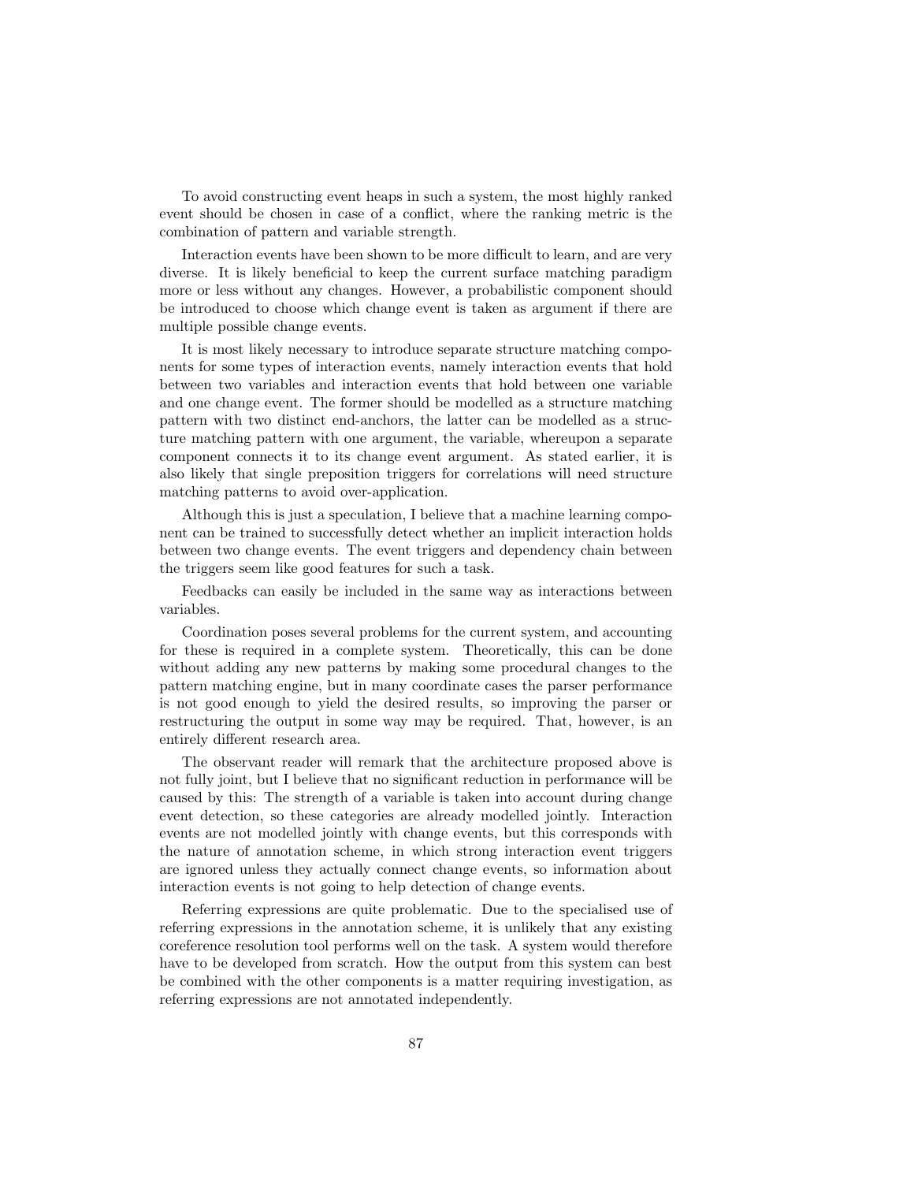To avoid constructing event heaps in such a system, the most highly ranked event should be chosen in case of a conflict, where the ranking metric is the combination of pattern and variable strength.

Interaction events have been shown to be more difficult to learn, and are very diverse. It is likely beneficial to keep the current surface matching paradigm more or less without any changes. However, a probabilistic component should be introduced to choose which change event is taken as argument if there are multiple possible change events.

It is most likely necessary to introduce separate structure matching components for some types of interaction events, namely interaction events that hold between two variables and interaction events that hold between one variable and one change event. The former should be modelled as a structure matching pattern with two distinct end-anchors, the latter can be modelled as a structure matching pattern with one argument, the variable, whereupon a separate component connects it to its change event argument. As stated earlier, it is also likely that single preposition triggers for correlations will need structure matching patterns to avoid over-application.

Although this is just a speculation, I believe that a machine learning component can be trained to successfully detect whether an implicit interaction holds between two change events. The event triggers and dependency chain between the triggers seem like good features for such a task.

Feedbacks can easily be included in the same way as interactions between variables.

Coordination poses several problems for the current system, and accounting for these is required in a complete system. Theoretically, this can be done without adding any new patterns by making some procedural changes to the pattern matching engine, but in many coordinate cases the parser performance is not good enough to yield the desired results, so improving the parser or restructuring the output in some way may be required. That, however, is an entirely different research area.

The observant reader will remark that the architecture proposed above is not fully joint, but I believe that no significant reduction in performance will be caused by this: The strength of a variable is taken into account during change event detection, so these categories are already modelled jointly. Interaction events are not modelled jointly with change events, but this corresponds with the nature of annotation scheme, in which strong interaction event triggers are ignored unless they actually connect change events, so information about interaction events is not going to help detection of change events.

Referring expressions are quite problematic. Due to the specialised use of referring expressions in the annotation scheme, it is unlikely that any existing coreference resolution tool performs well on the task. A system would therefore have to be developed from scratch. How the output from this system can best be combined with the other components is a matter requiring investigation, as referring expressions are not annotated independently.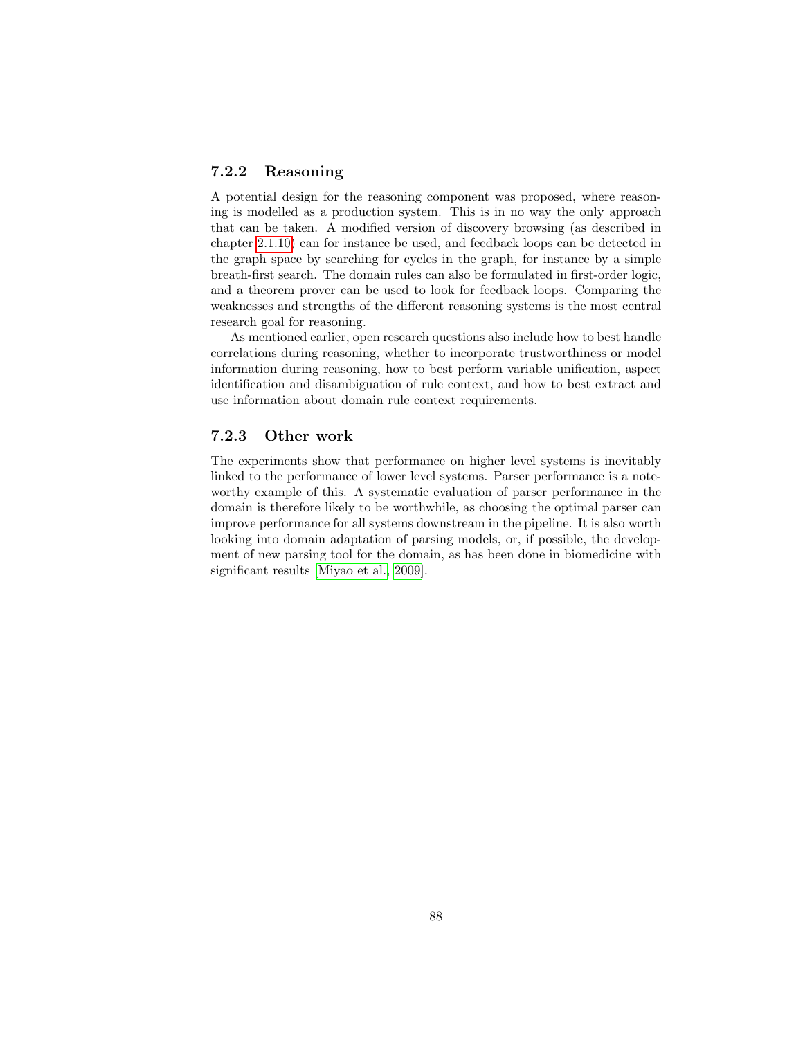### 7.2.2 Reasoning

A potential design for the reasoning component was proposed, where reasoning is modelled as a production system. This is in no way the only approach that can be taken. A modified version of discovery browsing (as described in chapter 2.1.10) can for instance be used, and feedback loops can be detected in the graph space by searching for cycles in the graph, for instance by a simple breath-first search. The domain rules can also be formulated in first-order logic, and a theorem prover can be used to look for feedback loops. Comparing the weaknesses and strengths of the different reasoning systems is the most central research goal for reasoning.

As mentioned earlier, open research questions also include how to best handle correlations during reasoning, whether to incorporate trustworthiness or model information during reasoning, how to best perform variable unification, aspect identification and disambiguation of rule context, and how to best extract and use information about domain rule context requirements.

### 7.2.3 Other work

The experiments show that performance on higher level systems is inevitably linked to the performance of lower level systems. Parser performance is a noteworthy example of this. A systematic evaluation of parser performance in the domain is therefore likely to be worthwhile, as choosing the optimal parser can improve performance for all systems downstream in the pipeline. It is also worth looking into domain adaptation of parsing models, or, if possible, the development of new parsing tool for the domain, as has been done in biomedicine with significant results [Miyao et al., 2009].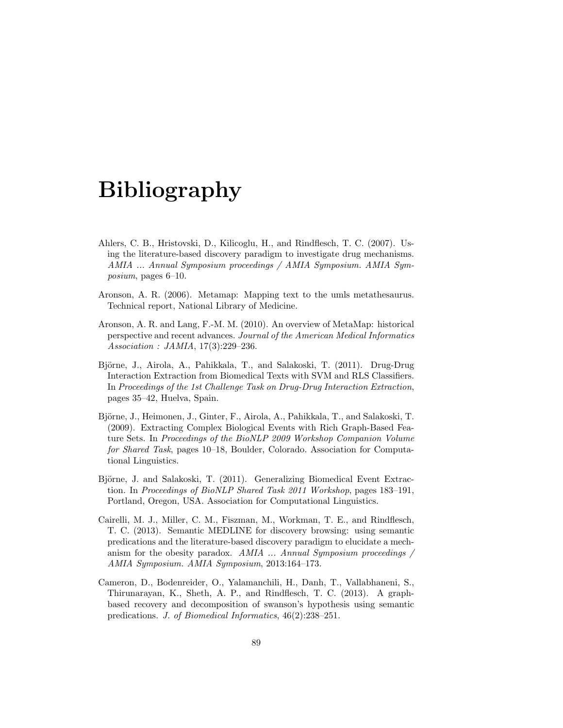# Bibliography

Ahlers, C. B., Hristovski, D., Kilicoglu, H., and Rindflesch, T. C. (2007). Using the literature-based discovery paradigm to investigate drug mechanisms. *AMIA ... Annual Symposium proceedings / AMIA Symposium. AMIA Symposium*, pages 6–10.

Aronson, A. R. (2006). Metamap: Mapping text to the umls metathesaurus. Technical report, National Library of Medicine.

Aronson, A. R. and Lang, F.-M. M. (2010). An overview of MetaMap: historical perspective and recent advances. *Journal of the American Medical Informatics Association : JAMIA*, 17(3):229–236.

Björne, J., Airola, A., Pahikkala, T., and Salakoski, T. (2011). Drug-Drug Interaction Extraction from Biomedical Texts with SVM and RLS Classifiers. In *Proceedings of the 1st Challenge Task on Drug-Drug Interaction Extraction*, pages 35–42, Huelva, Spain.

Björne, J., Heimonen, J., Ginter, F., Airola, A., Pahikkala, T., and Salakoski, T. (2009). Extracting Complex Biological Events with Rich Graph-Based Feature Sets. In *Proceedings of the BioNLP 2009 Workshop Companion Volume for Shared Task*, pages 10–18, Boulder, Colorado. Association for Computational Linguistics.

Björne, J. and Salakoski, T. (2011). Generalizing Biomedical Event Extraction. In *Proceedings of BioNLP Shared Task 2011 Workshop*, pages 183–191, Portland, Oregon, USA. Association for Computational Linguistics.

Cairelli, M. J., Miller, C. M., Fiszman, M., Workman, T. E., and Rindflesch, T. C. (2013). Semantic MEDLINE for discovery browsing: using semantic predications and the literature-based discovery paradigm to elucidate a mechanism for the obesity paradox. *AMIA ... Annual Symposium proceedings / AMIA Symposium. AMIA Symposium*, 2013:164–173.

Cameron, D., Bodenreider, O., Yalamanchili, H., Danh, T., Vallabhaneni, S., Thirunarayan, K., Sheth, A. P., and Rindflesch, T. C. (2013). A graph-based recovery and decomposition of swanson's hypothesis using semantic predications. *J. of Biomedical Informatics*, 46(2):238–251.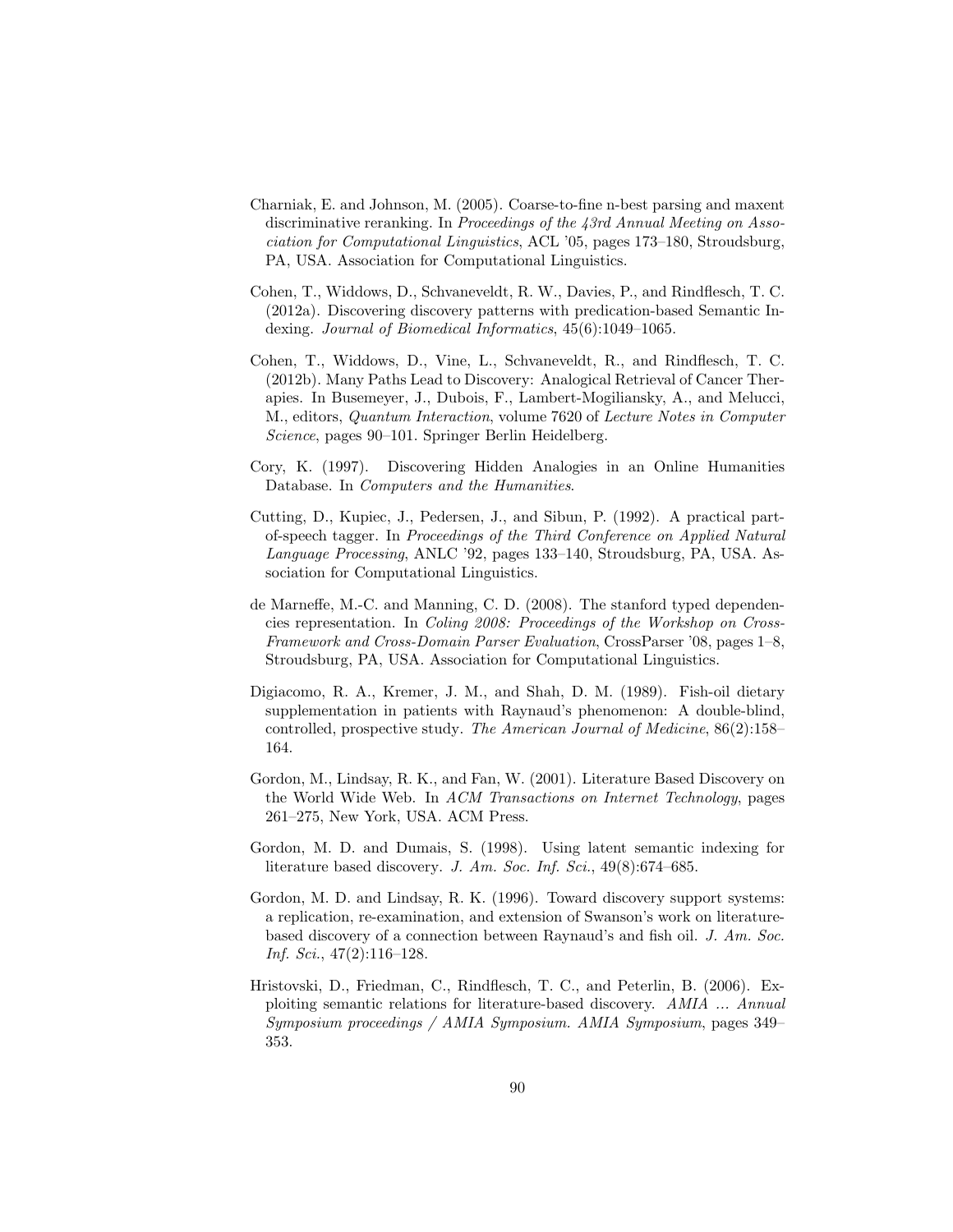Charniak, E. and Johnson, M. (2005). Coarse-to-fine n-best parsing and maxent discriminative reranking. In *Proceedings of the 43rd Annual Meeting on Association for Computational Linguistics*, ACL '05, pages 173–180, Stroudsburg, PA, USA. Association for Computational Linguistics.

Cohen, T., Widdows, D., Schvaneveldt, R. W., Davies, P., and Rindflesch, T. C. (2012a). Discovering discovery patterns with predication-based Semantic Indexing. *Journal of Biomedical Informatics*, 45(6):1049–1065.

Cohen, T., Widdows, D., Vine, L., Schvaneveldt, R., and Rindflesch, T. C. (2012b). Many Paths Lead to Discovery: Analogical Retrieval of Cancer Therapies. In Busemeyer, J., Dubois, F., Lambert-Mogiliansky, A., and Melucci, M., editors, *Quantum Interaction*, volume 7620 of *Lecture Notes in Computer Science*, pages 90–101. Springer Berlin Heidelberg.

Cory, K. (1997). Discovering Hidden Analogies in an Online Humanities Database. In *Computers and the Humanities*.

Cutting, D., Kupiec, J., Pedersen, J., and Sibun, P. (1992). A practical part-of-speech tagger. In *Proceedings of the Third Conference on Applied Natural Language Processing*, ANLC '92, pages 133–140, Stroudsburg, PA, USA. Association for Computational Linguistics.

de Marneffe, M.-C. and Manning, C. D. (2008). The stanford typed dependencies representation. In *Coling 2008: Proceedings of the Workshop on Cross-Framework and Cross-Domain Parser Evaluation*, CrossParser '08, pages 1–8, Stroudsburg, PA, USA. Association for Computational Linguistics.

Digiacomo, R. A., Kremer, J. M., and Shah, D. M. (1989). Fish-oil dietary supplementation in patients with Raynaud's phenomenon: A double-blind, controlled, prospective study. *The American Journal of Medicine*, 86(2):158–164.

Gordon, M., Lindsay, R. K., and Fan, W. (2001). Literature Based Discovery on the World Wide Web. In *ACM Transactions on Internet Technology*, pages 261–275, New York, USA. ACM Press.

Gordon, M. D. and Dumais, S. (1998). Using latent semantic indexing for literature based discovery. *J. Am. Soc. Inf. Sci.*, 49(8):674–685.

Gordon, M. D. and Lindsay, R. K. (1996). Toward discovery support systems: a replication, re-examination, and extension of Swanson's work on literature-based discovery of a connection between Raynaud's and fish oil. *J. Am. Soc. Inf. Sci.*, 47(2):116–128.

Hristovski, D., Friedman, C., Rindflesch, T. C., and Peterlin, B. (2006). Exploiting semantic relations for literature-based discovery. *AMIA ... Annual Symposium proceedings / AMIA Symposium. AMIA Symposium*, pages 349–353.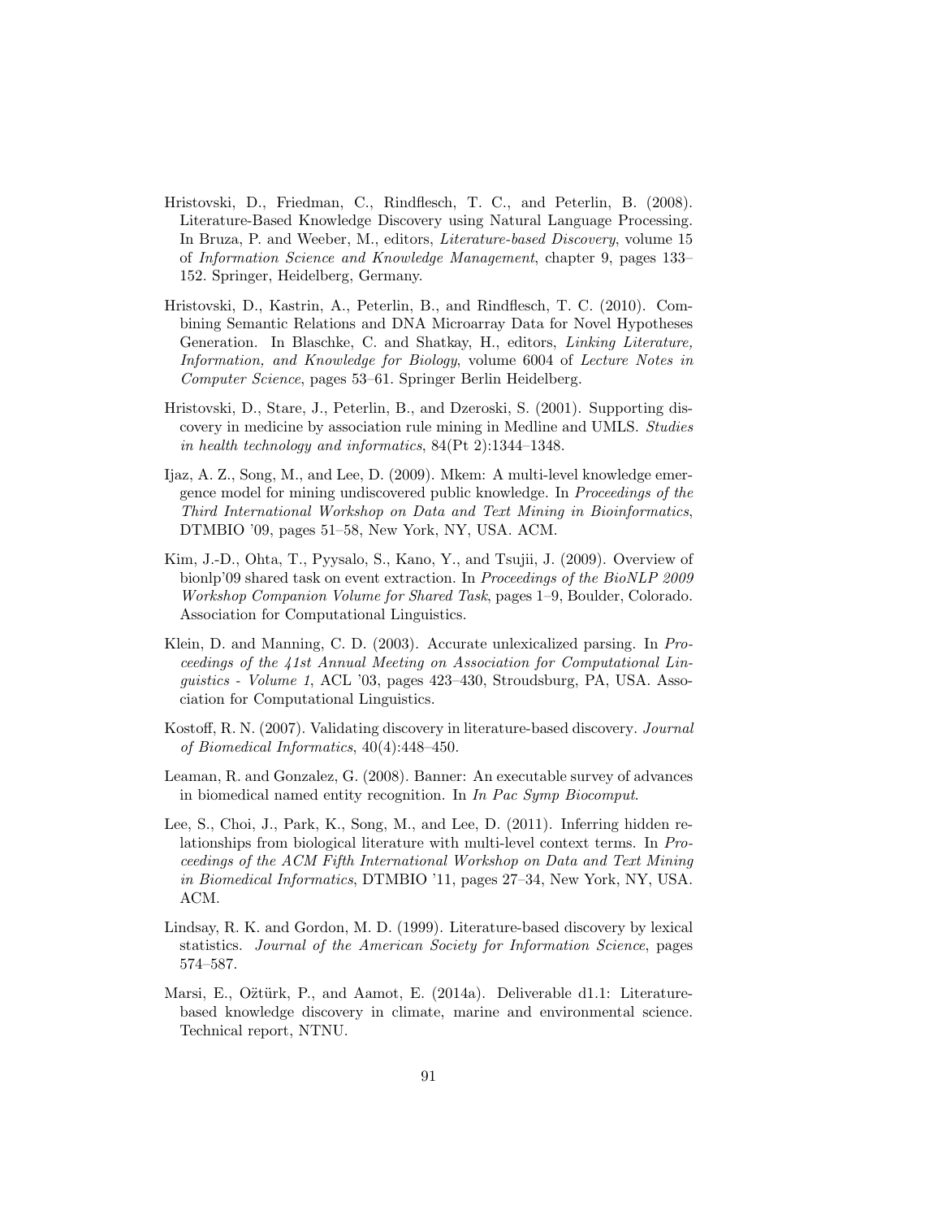Hristovski, D., Friedman, C., Rindflesch, T. C., and Peterlin, B. (2008). Literature-Based Knowledge Discovery using Natural Language Processing. In Bruza, P. and Weeber, M., editors, *Literature-based Discovery*, volume 15 of *Information Science and Knowledge Management*, chapter 9, pages 133–152. Springer, Heidelberg, Germany.

Hristovski, D., Kastrin, A., Peterlin, B., and Rindflesch, T. C. (2010). Combining Semantic Relations and DNA Microarray Data for Novel Hypotheses Generation. In Blaschke, C. and Shatkay, H., editors, *Linking Literature, Information, and Knowledge for Biology*, volume 6004 of *Lecture Notes in Computer Science*, pages 53–61. Springer Berlin Heidelberg.

Hristovski, D., Stare, J., Peterlin, B., and Dzeroski, S. (2001). Supporting discovery in medicine by association rule mining in Medline and UMLS. *Studies in health technology and informatics*, 84(Pt 2):1344–1348.

Ijaz, A. Z., Song, M., and Lee, D. (2009). Mkem: A multi-level knowledge emergence model for mining undiscovered public knowledge. In *Proceedings of the Third International Workshop on Data and Text Mining in Bioinformatics*, DTMBIO '09, pages 51–58, New York, NY, USA. ACM.

Kim, J.-D., Ohta, T., Pyysalo, S., Kano, Y., and Tsujii, J. (2009). Overview of bionlp'09 shared task on event extraction. In *Proceedings of the BioNLP 2009 Workshop Companion Volume for Shared Task*, pages 1–9, Boulder, Colorado. Association for Computational Linguistics.

Klein, D. and Manning, C. D. (2003). Accurate unlexicalized parsing. In *Proceedings of the 41st Annual Meeting on Association for Computational Linguistics - Volume 1*, ACL '03, pages 423–430, Stroudsburg, PA, USA. Association for Computational Linguistics.

Kostoff, R. N. (2007). Validating discovery in literature-based discovery. *Journal of Biomedical Informatics*, 40(4):448–450.

Leaman, R. and Gonzalez, G. (2008). Banner: An executable survey of advances in biomedical named entity recognition. In *In Pac Symp Biocomput*.

Lee, S., Choi, J., Park, K., Song, M., and Lee, D. (2011). Inferring hidden relationships from biological literature with multi-level context terms. In *Proceedings of the ACM Fifth International Workshop on Data and Text Mining in Biomedical Informatics*, DTMBIO '11, pages 27–34, New York, NY, USA. ACM.

Lindsay, R. K. and Gordon, M. D. (1999). Literature-based discovery by lexical statistics. *Journal of the American Society for Information Science*, pages 574–587.

Marsi, E., Ožtürk, P., and Aamot, E. (2014a). Deliverable d1.1: Literature-based knowledge discovery in climate, marine and environmental science. Technical report, NTNU.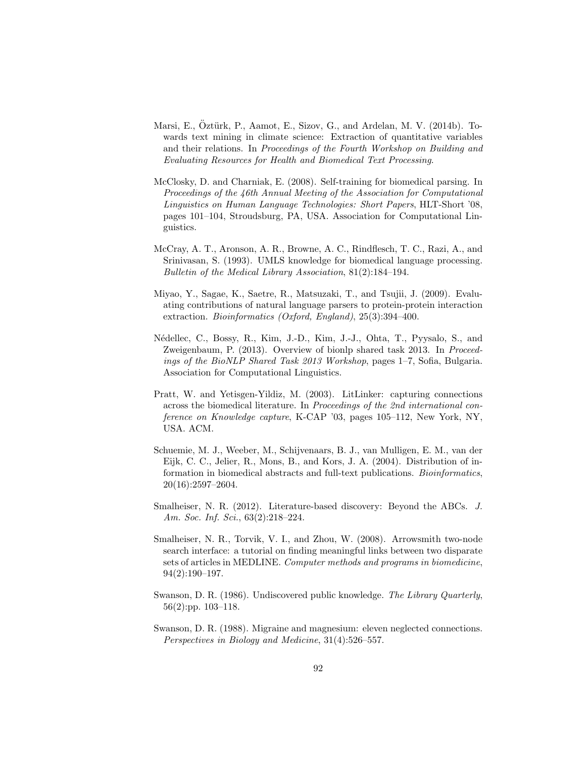Marsi, E., Öztürk, P., Aamot, E., Sizov, G., and Ardelan, M. V. (2014b). Towards text mining in climate science: Extraction of quantitative variables and their relations. In *Proceedings of the Fourth Workshop on Building and Evaluating Resources for Health and Biomedical Text Processing*.

McClosky, D. and Charniak, E. (2008). Self-training for biomedical parsing. In *Proceedings of the 46th Annual Meeting of the Association for Computational Linguistics on Human Language Technologies: Short Papers*, HLT-Short '08, pages 101–104, Stroudsburg, PA, USA. Association for Computational Linguistics.

McCray, A. T., Aronson, A. R., Browne, A. C., Rindflesch, T. C., Razi, A., and Srinivasan, S. (1993). UMLS knowledge for biomedical language processing. *Bulletin of the Medical Library Association*, 81(2):184–194.

Miyao, Y., Sagae, K., Saetre, R., Matsuzaki, T., and Tsujii, J. (2009). Evaluating contributions of natural language parsers to protein-protein interaction extraction. *Bioinformatics (Oxford, England)*, 25(3):394–400.

Nédellec, C., Bossy, R., Kim, J.-D., Kim, J.-J., Ohta, T., Pyysalo, S., and Zweigenbaum, P. (2013). Overview of bionlp shared task 2013. In *Proceedings of the BioNLP Shared Task 2013 Workshop*, pages 1–7, Sofia, Bulgaria. Association for Computational Linguistics.

Pratt, W. and Yetisgen-Yildiz, M. (2003). LitLinker: capturing connections across the biomedical literature. In *Proceedings of the 2nd international conference on Knowledge capture*, K-CAP '03, pages 105–112, New York, NY, USA. ACM.

Schuemie, M. J., Weeber, M., Schijvenaars, B. J., van Mulligen, E. M., van der Eijk, C. C., Jelier, R., Mons, B., and Kors, J. A. (2004). Distribution of information in biomedical abstracts and full-text publications. *Bioinformatics*, 20(16):2597–2604.

Smalheiser, N. R. (2012). Literature-based discovery: Beyond the ABCs. *J. Am. Soc. Inf. Sci.*, 63(2):218–224.

Smalheiser, N. R., Torvik, V. I., and Zhou, W. (2008). Arrowsmith two-node search interface: a tutorial on finding meaningful links between two disparate sets of articles in MEDLINE. *Computer methods and programs in biomedicine*, 94(2):190–197.

Swanson, D. R. (1986). Undiscovered public knowledge. *The Library Quarterly*, 56(2):pp. 103–118.

Swanson, D. R. (1988). Migraine and magnesium: eleven neglected connections. *Perspectives in Biology and Medicine*, 31(4):526–557.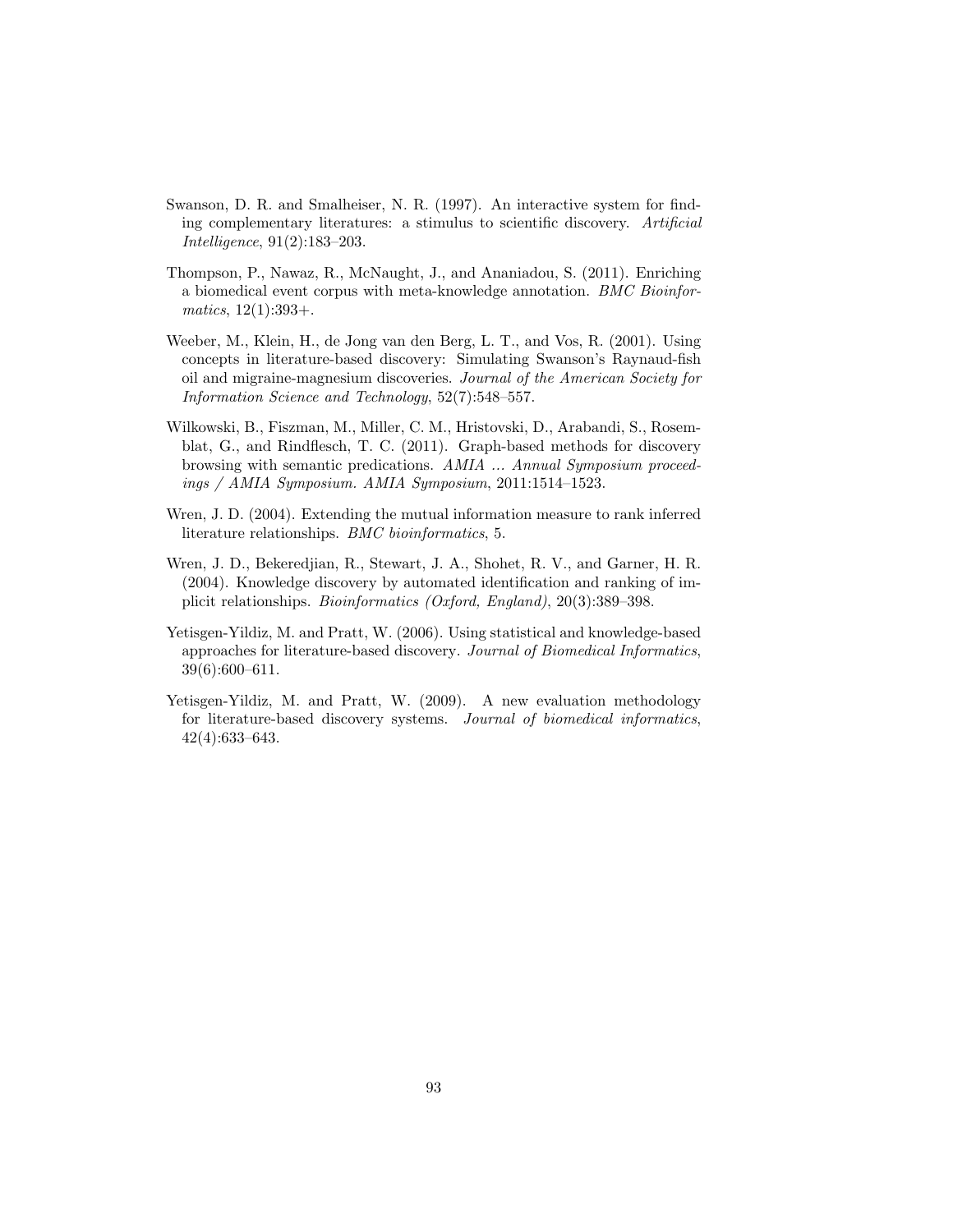Swanson, D. R. and Smalheiser, N. R. (1997). An interactive system for finding complementary literatures: a stimulus to scientific discovery. *Artificial Intelligence*, 91(2):183–203.

Thompson, P., Nawaz, R., McNaught, J., and Ananiadou, S. (2011). Enriching a biomedical event corpus with meta-knowledge annotation. *BMC Bioinformatics*, 12(1):393+.

Weeber, M., Klein, H., de Jong van den Berg, L. T., and Vos, R. (2001). Using concepts in literature-based discovery: Simulating Swanson's Raynaud-fish oil and migraine-magnesium discoveries. *Journal of the American Society for Information Science and Technology*, 52(7):548–557.

Wilkowski, B., Fiszman, M., Miller, C. M., Hristovski, D., Arabandi, S., Rosemblat, G., and Rindflesch, T. C. (2011). Graph-based methods for discovery browsing with semantic predications. *AMIA ... Annual Symposium proceedings / AMIA Symposium. AMIA Symposium*, 2011:1514–1523.

Wren, J. D. (2004). Extending the mutual information measure to rank inferred literature relationships. *BMC bioinformatics*, 5.

Wren, J. D., Bekeredjian, R., Stewart, J. A., Shohet, R. V., and Garner, H. R. (2004). Knowledge discovery by automated identification and ranking of implicit relationships. *Bioinformatics (Oxford, England)*, 20(3):389–398.

Yetisgen-Yildiz, M. and Pratt, W. (2006). Using statistical and knowledge-based approaches for literature-based discovery. *Journal of Biomedical Informatics*, 39(6):600–611.

Yetisgen-Yildiz, M. and Pratt, W. (2009). A new evaluation methodology for literature-based discovery systems. *Journal of biomedical informatics*, 42(4):633–643.